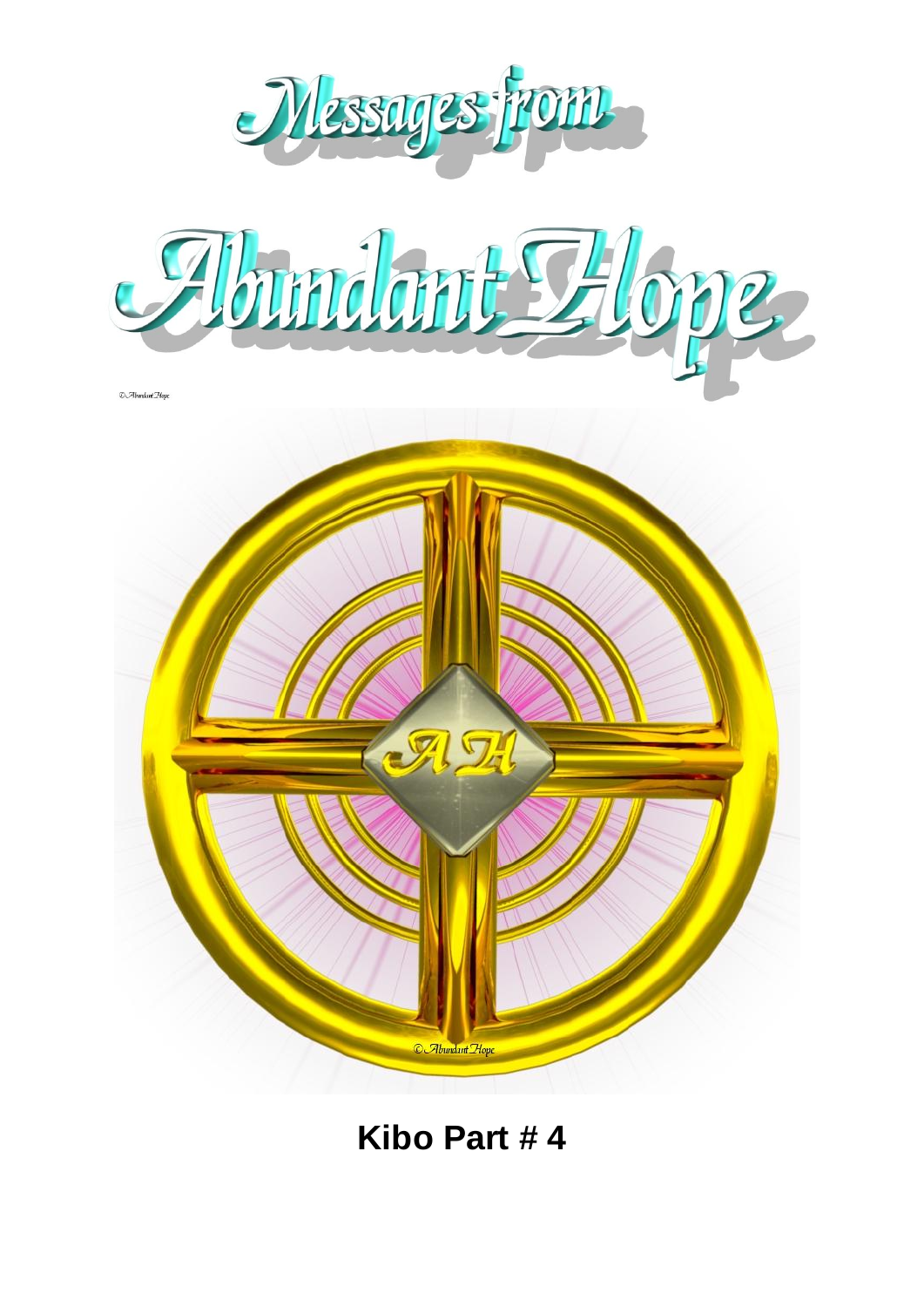# Messages from Abundant Hope

© Abundant Hope

© Abundant Hope

## Kibo Part # 4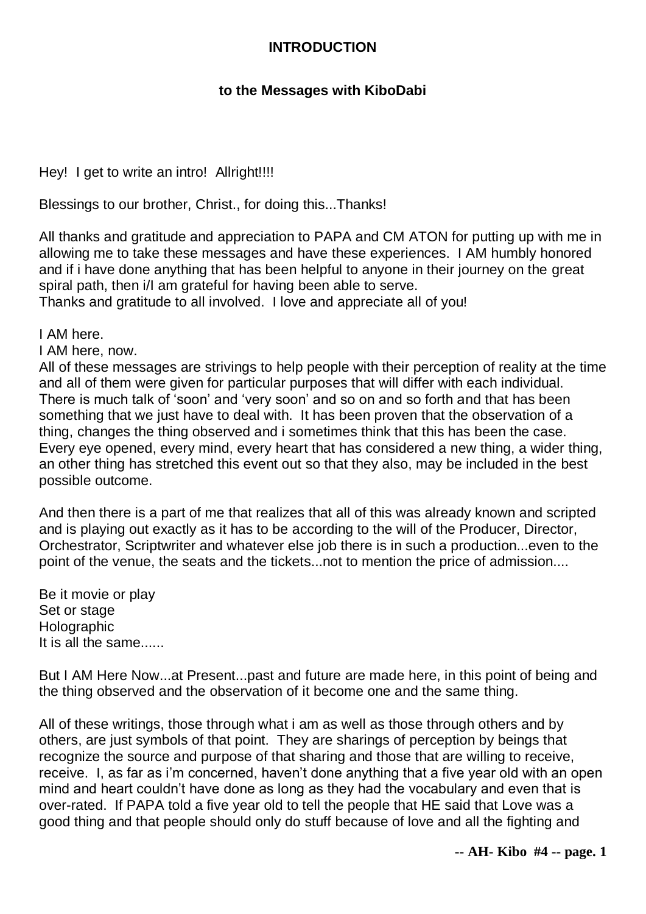**INTRODUCTION**

**to the Messages with KiboDabi**

Hey! I get to write an intro! Allright!!!!

Blessings to our brother, Christ., for doing this...Thanks!

All thanks and gratitude and appreciation to PAPA and CM ATON for putting up with me in allowing me to take these messages and have these experiences. I AM humbly honored and if i have done anything that has been helpful to anyone in their journey on the great spiral path, then i/I am grateful for having been able to serve.
Thanks and gratitude to all involved. I love and appreciate all of you!

I AM here.
I AM here, now.
All of these messages are strivings to help people with their perception of reality at the time and all of them were given for particular purposes that will differ with each individual. There is much talk of 'soon' and 'very soon' and so on and so forth and that has been something that we just have to deal with. It has been proven that the observation of a thing, changes the thing observed and i sometimes think that this has been the case. Every eye opened, every mind, every heart that has considered a new thing, a wider thing, an other thing has stretched this event out so that they also, may be included in the best possible outcome.

And then there is a part of me that realizes that all of this was already known and scripted and is playing out exactly as it has to be according to the will of the Producer, Director, Orchestrator, Scriptwriter and whatever else job there is in such a production...even to the point of the venue, the seats and the tickets...not to mention the price of admission....

Be it movie or play
Set or stage
Holographic
It is all the same......

But I AM Here Now...at Present...past and future are made here, in this point of being and the thing observed and the observation of it become one and the same thing.

All of these writings, those through what i am as well as those through others and by others, are just symbols of that point. They are sharings of perception by beings that recognize the source and purpose of that sharing and those that are willing to receive, receive. I, as far as i'm concerned, haven't done anything that a five year old with an open mind and heart couldn't have done as long as they had the vocabulary and even that is over-rated. If PAPA told a five year old to tell the people that HE said that Love was a good thing and that people should only do stuff because of love and all the fighting and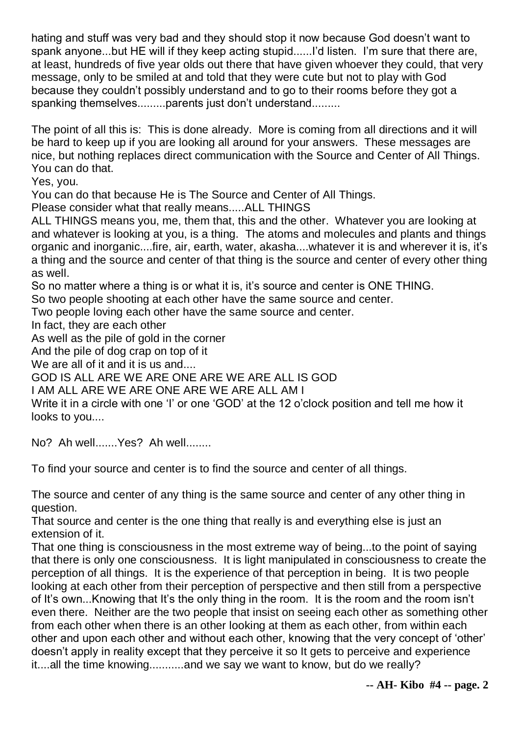hating and stuff was very bad and they should stop it now because God doesn't want to spank anyone...but HE will if they keep acting stupid......I'd listen. I'm sure that there are, at least, hundreds of five year olds out there that have given whoever they could, that very message, only to be smiled at and told that they were cute but not to play with God because they couldn't possibly understand and to go to their rooms before they got a spanking themselves.........parents just don't understand.........

The point of all this is: This is done already. More is coming from all directions and it will be hard to keep up if you are looking all around for your answers. These messages are nice, but nothing replaces direct communication with the Source and Center of All Things. You can do that.

Yes, you.

You can do that because He is The Source and Center of All Things.

Please consider what that really means.....ALL THINGS

ALL THINGS means you, me, them that, this and the other. Whatever you are looking at and whatever is looking at you, is a thing. The atoms and molecules and plants and things organic and inorganic....fire, air, earth, water, akasha....whatever it is and wherever it is, it's a thing and the source and center of that thing is the source and center of every other thing as well.

So no matter where a thing is or what it is, it's source and center is ONE THING.

So two people shooting at each other have the same source and center.

Two people loving each other have the same source and center.

In fact, they are each other

As well as the pile of gold in the corner

And the pile of dog crap on top of it

We are all of it and it is us and....

GOD IS ALL ARE WE ARE ONE ARE WE ARE ALL IS GOD

I AM ALL ARE WE ARE ONE ARE WE ARE ALL AM I

Write it in a circle with one 'I' or one 'GOD' at the 12 o'clock position and tell me how it looks to you....

No? Ah well.......Yes? Ah well........

To find your source and center is to find the source and center of all things.

The source and center of any thing is the same source and center of any other thing in question.

That source and center is the one thing that really is and everything else is just an extension of it.

That one thing is consciousness in the most extreme way of being...to the point of saying that there is only one consciousness. It is light manipulated in consciousness to create the perception of all things. It is the experience of that perception in being. It is two people looking at each other from their perception of perspective and then still from a perspective of It's own...Knowing that It's the only thing in the room. It is the room and the room isn't even there. Neither are the two people that insist on seeing each other as something other from each other when there is an other looking at them as each other, from within each other and upon each other and without each other, knowing that the very concept of 'other' doesn't apply in reality except that they perceive it so It gets to perceive and experience it....all the time knowing...........and we say we want to know, but do we really?

**-- AH- Kibo #4 -- page. 2**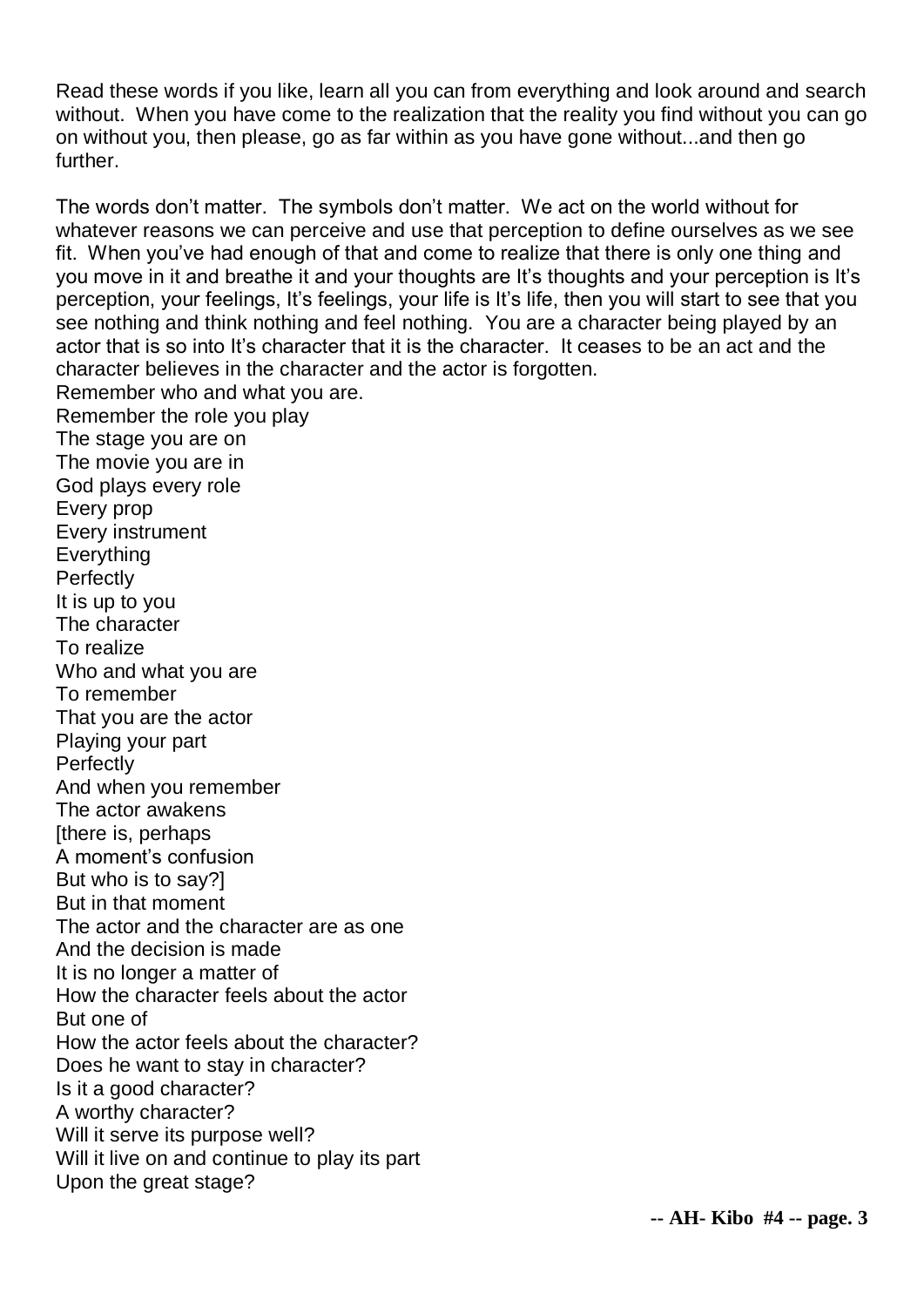Read these words if you like, learn all you can from everything and look around and search without. When you have come to the realization that the reality you find without you can go on without you, then please, go as far within as you have gone without...and then go further.

The words don't matter. The symbols don't matter. We act on the world without for whatever reasons we can perceive and use that perception to define ourselves as we see fit. When you've had enough of that and come to realize that there is only one thing and you move in it and breathe it and your thoughts are It's thoughts and your perception is It's perception, your feelings, It's feelings, your life is It's life, then you will start to see that you see nothing and think nothing and feel nothing. You are a character being played by an actor that is so into It's character that it is the character. It ceases to be an act and the character believes in the character and the actor is forgotten.  
Remember who and what you are.  
Remember the role you play  
The stage you are on  
The movie you are in  
God plays every role  
Every prop  
Every instrument  
Everything  
Perfectly  
It is up to you  
The character  
To realize  
Who and what you are  
To remember  
That you are the actor  
Playing your part  
Perfectly  
And when you remember  
The actor awakens  
[there is, perhaps  
A moment's confusion  
But who is to say?]  
But in that moment  
The actor and the character are as one  
And the decision is made  
It is no longer a matter of  
How the character feels about the actor  
But one of  
How the actor feels about the character?  
Does he want to stay in character?  
Is it a good character?  
A worthy character?  
Will it serve its purpose well?  
Will it live on and continue to play its part  
Upon the great stage?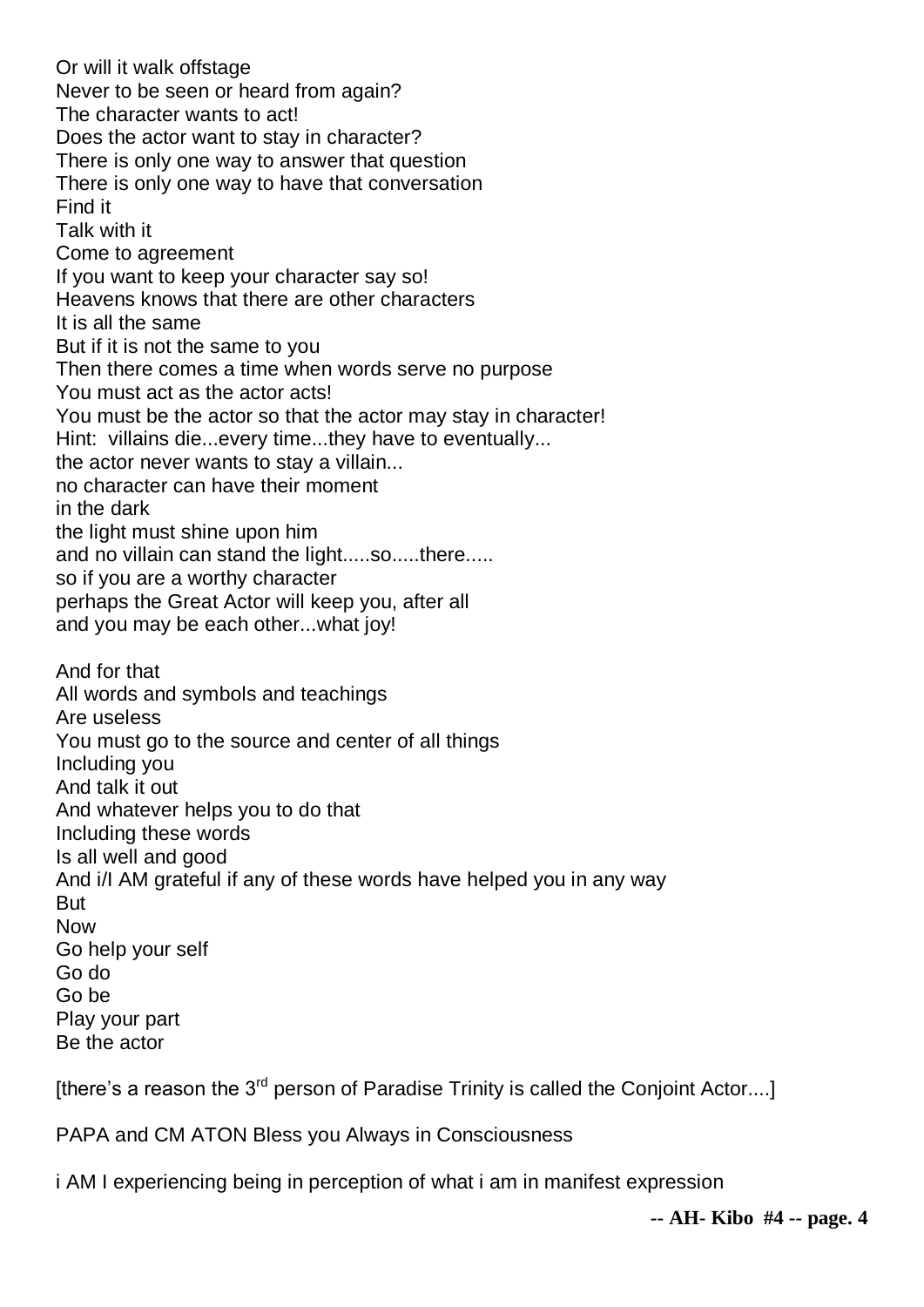Or will it walk offstage  
Never to be seen or heard from again?  
The character wants to act!  
Does the actor want to stay in character?  
There is only one way to answer that question  
There is only one way to have that conversation  
Find it  
Talk with it  
Come to agreement  
If you want to keep your character say so!  
Heavens knows that there are other characters  
It is all the same  
But if it is not the same to you  
Then there comes a time when words serve no purpose  
You must act as the actor acts!  
You must be the actor so that the actor may stay in character!  
Hint: villains die...every time...they have to eventually...  
the actor never wants to stay a villain...  
no character can have their moment  
in the dark  
the light must shine upon him  
and no villain can stand the light.....so.....there.....  
so if you are a worthy character  
perhaps the Great Actor will keep you, after all  
and you may be each other...what joy!

And for that  
All words and symbols and teachings  
Are useless  
You must go to the source and center of all things  
Including you  
And talk it out  
And whatever helps you to do that  
Including these words  
Is all well and good  
And i/I AM grateful if any of these words have helped you in any way  
But  
Now  
Go help your self  
Go do  
Go be  
Play your part  
Be the actor

[there's a reason the 3rd person of Paradise Trinity is called the Conjoint Actor....]

PAPA and CM ATON Bless you Always in Consciousness

i AM I experiencing being in perception of what i am in manifest expression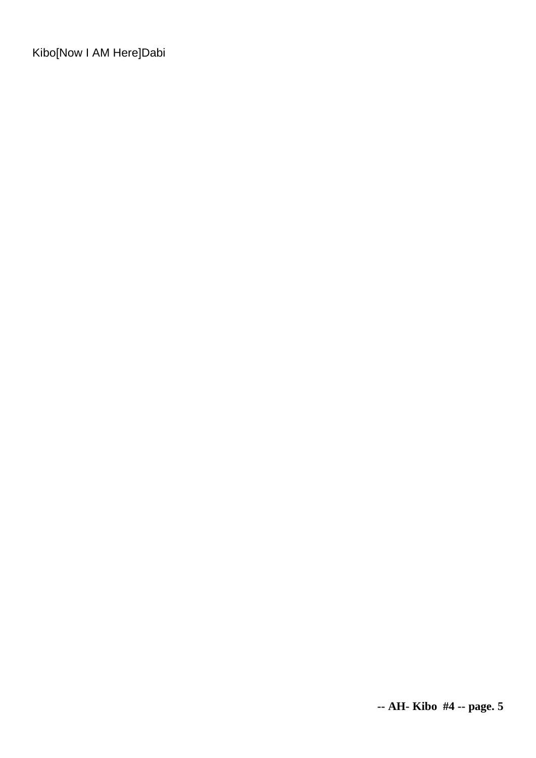Kibo[Now I AM Here]Dabi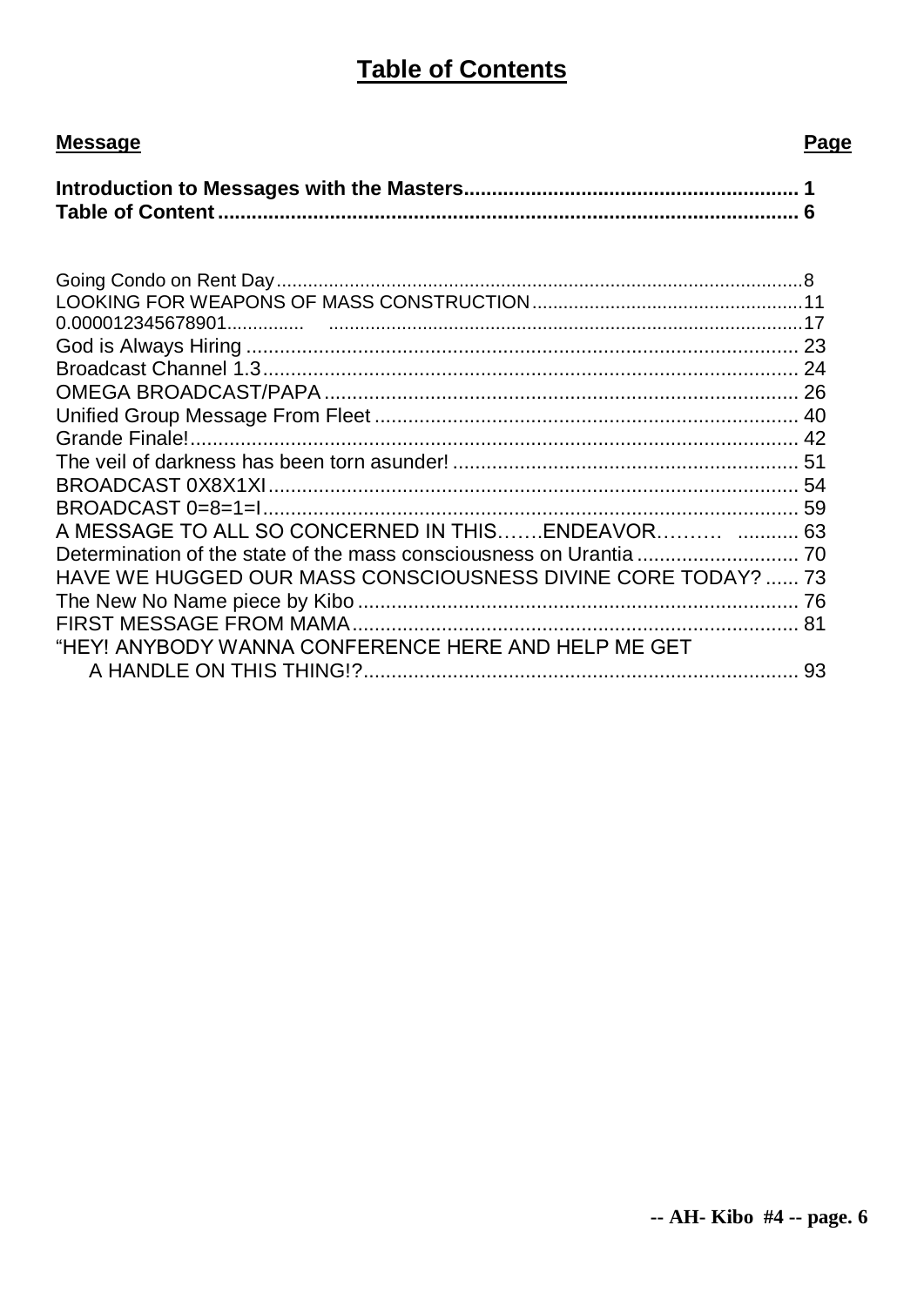# Table of Contents

| **Message** | **Page** |
|---|---|
| **Introduction to Messages with the Masters** | **1** |
| **Table of Content** | **6** |
| Going Condo on Rent Day | 8 |
| LOOKING FOR WEAPONS OF MASS CONSTRUCTION | 11 |
| 0.000012345678901 | 17 |
| God is Always Hiring | 23 |
| Broadcast Channel 1.3 | 24 |
| OMEGA BROADCAST/PAPA | 26 |
| Unified Group Message From Fleet | 40 |
| Grande Finale! | 42 |
| The veil of darkness has been torn asunder! | 51 |
| BROADCAST 0X8X1XI | 54 |
| BROADCAST 0=8=1=I | 59 |
| A MESSAGE TO ALL SO CONCERNED IN THIS…….ENDEAVOR………. | 63 |
| Determination of the state of the mass consciousness on Urantia | 70 |
| HAVE WE HUGGED OUR MASS CONSCIOUSNESS DIVINE CORE TODAY? | 73 |
| The New No Name piece by Kibo | 76 |
| FIRST MESSAGE FROM MAMA | 81 |
| "HEY! ANYBODY WANNA CONFERENCE HERE AND HELP ME GET A HANDLE ON THIS THING!? | 93 |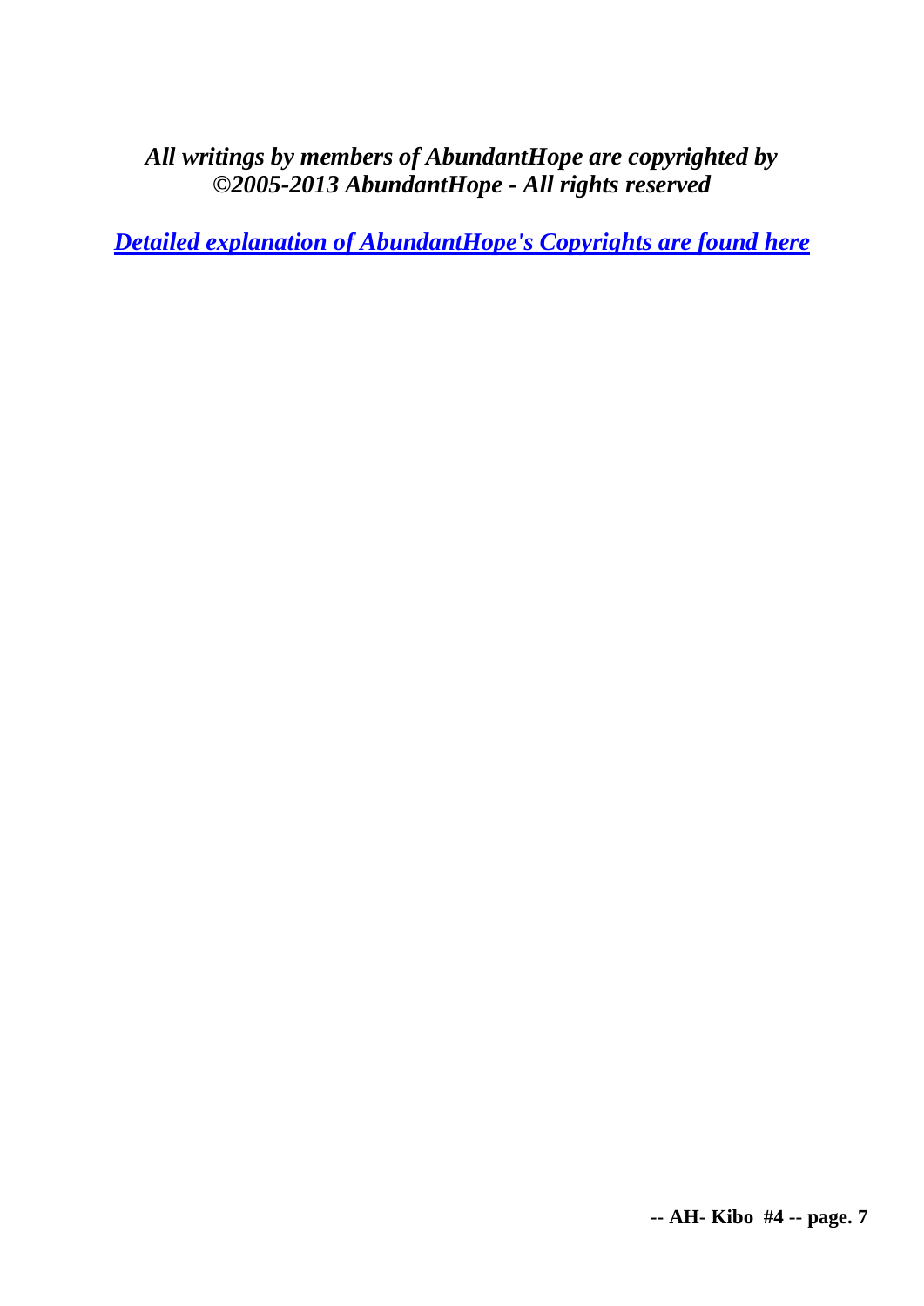***All writings by members of AbundantHope are copyrighted by ©2005-2013 AbundantHope - All rights reserved***

***Detailed explanation of AbundantHope's Copyrights are found here***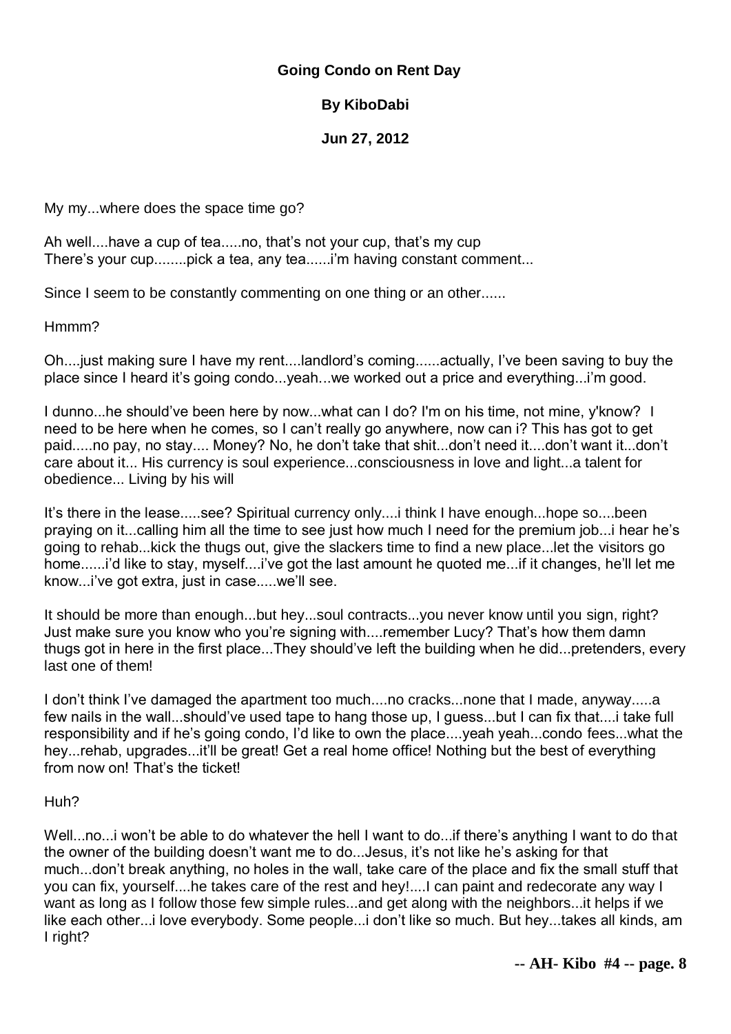**Going Condo on Rent Day**

**By KiboDabi**

**Jun 27, 2012**

My my...where does the space time go?

Ah well....have a cup of tea.....no, that's not your cup, that's my cup
There's your cup........pick a tea, any tea......i'm having constant comment...

Since I seem to be constantly commenting on one thing or an other......

Hmmm?

Oh....just making sure I have my rent....landlord's coming......actually, I've been saving to buy the place since I heard it's going condo...yeah…we worked out a price and everything...i'm good.

I dunno...he should've been here by now...what can I do? I'm on his time, not mine, y'know? I need to be here when he comes, so I can't really go anywhere, now can i? This has got to get paid.....no pay, no stay.... Money? No, he don't take that shit...don't need it....don't want it...don't care about it... His currency is soul experience...consciousness in love and light...a talent for obedience... Living by his will

It's there in the lease.....see? Spiritual currency only....i think I have enough...hope so....been praying on it...calling him all the time to see just how much I need for the premium job...i hear he's going to rehab...kick the thugs out, give the slackers time to find a new place...let the visitors go home......i'd like to stay, myself....i've got the last amount he quoted me...if it changes, he'll let me know...i've got extra, just in case.....we'll see.

It should be more than enough...but hey...soul contracts...you never know until you sign, right? Just make sure you know who you're signing with....remember Lucy? That's how them damn thugs got in here in the first place...They should've left the building when he did...pretenders, every last one of them!

I don't think I've damaged the apartment too much....no cracks...none that I made, anyway.....a few nails in the wall...should've used tape to hang those up, I guess...but I can fix that....i take full responsibility and if he's going condo, I'd like to own the place....yeah yeah...condo fees...what the hey...rehab, upgrades...it'll be great! Get a real home office! Nothing but the best of everything from now on! That's the ticket!

Huh?

Well...no...i won't be able to do whatever the hell I want to do...if there's anything I want to do that the owner of the building doesn't want me to do...Jesus, it's not like he's asking for that much...don't break anything, no holes in the wall, take care of the place and fix the small stuff that you can fix, yourself....he takes care of the rest and hey!....I can paint and redecorate any way I want as long as I follow those few simple rules...and get along with the neighbors...it helps if we like each other...i love everybody. Some people...i don't like so much. But hey...takes all kinds, am I right?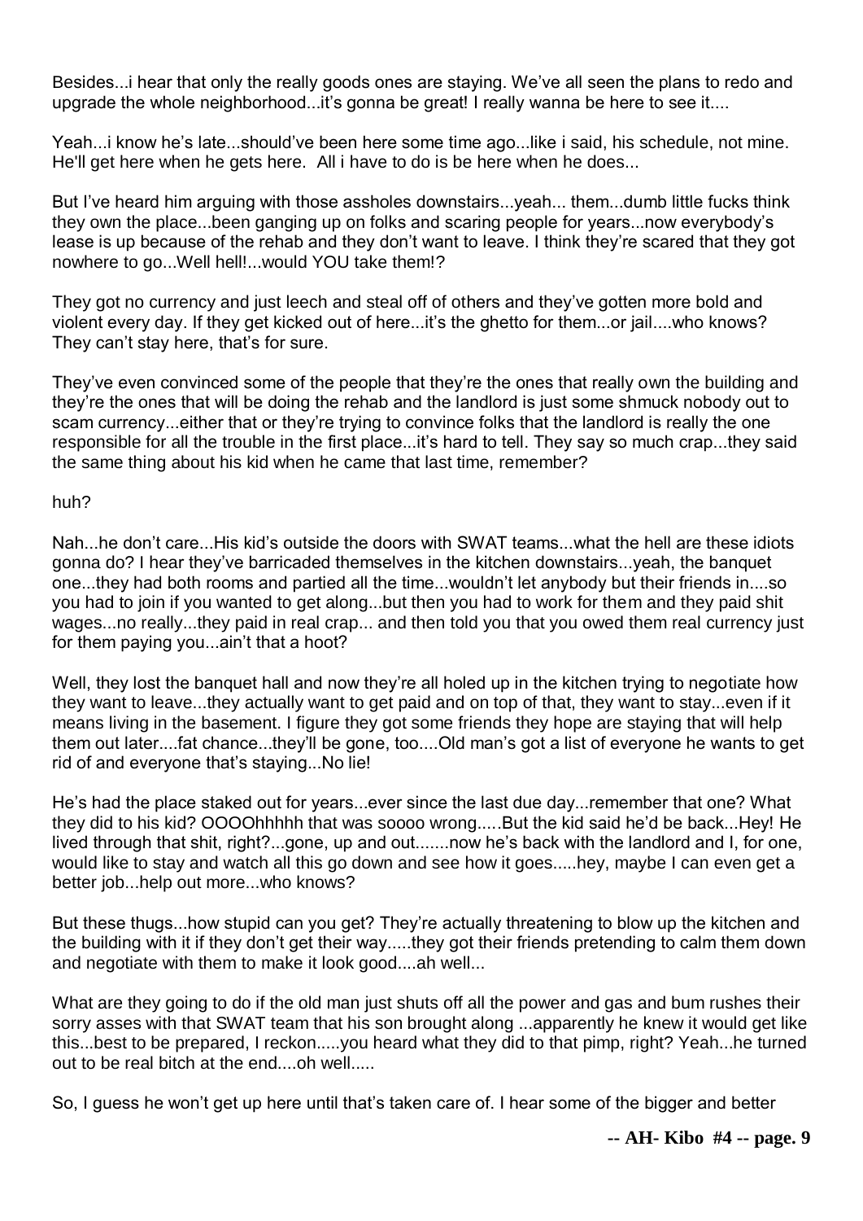Besides...i hear that only the really goods ones are staying. We've all seen the plans to redo and upgrade the whole neighborhood...it's gonna be great! I really wanna be here to see it....

Yeah...i know he's late...should've been here some time ago...like i said, his schedule, not mine. He'll get here when he gets here. All i have to do is be here when he does...

But I've heard him arguing with those assholes downstairs...yeah... them...dumb little fucks think they own the place...been ganging up on folks and scaring people for years...now everybody's lease is up because of the rehab and they don't want to leave. I think they're scared that they got nowhere to go...Well hell!...would YOU take them!?

They got no currency and just leech and steal off of others and they've gotten more bold and violent every day. If they get kicked out of here...it's the ghetto for them...or jail....who knows? They can't stay here, that's for sure.

They've even convinced some of the people that they're the ones that really own the building and they're the ones that will be doing the rehab and the landlord is just some shmuck nobody out to scam currency...either that or they're trying to convince folks that the landlord is really the one responsible for all the trouble in the first place...it's hard to tell. They say so much crap...they said the same thing about his kid when he came that last time, remember?

huh?

Nah...he don't care...His kid's outside the doors with SWAT teams...what the hell are these idiots gonna do? I hear they've barricaded themselves in the kitchen downstairs...yeah, the banquet one...they had both rooms and partied all the time...wouldn't let anybody but their friends in....so you had to join if you wanted to get along...but then you had to work for them and they paid shit wages...no really...they paid in real crap... and then told you that you owed them real currency just for them paying you...ain't that a hoot?

Well, they lost the banquet hall and now they're all holed up in the kitchen trying to negotiate how they want to leave...they actually want to get paid and on top of that, they want to stay...even if it means living in the basement. I figure they got some friends they hope are staying that will help them out later....fat chance...they'll be gone, too....Old man's got a list of everyone he wants to get rid of and everyone that's staying...No lie!

He's had the place staked out for years...ever since the last due day...remember that one? What they did to his kid? OOOOhhhhh that was soooo wrong.....But the kid said he'd be back...Hey! He lived through that shit, right?...gone, up and out.......now he's back with the landlord and I, for one, would like to stay and watch all this go down and see how it goes.....hey, maybe I can even get a better job...help out more...who knows?

But these thugs...how stupid can you get? They're actually threatening to blow up the kitchen and the building with it if they don't get their way.....they got their friends pretending to calm them down and negotiate with them to make it look good....ah well...

What are they going to do if the old man just shuts off all the power and gas and bum rushes their sorry asses with that SWAT team that his son brought along ...apparently he knew it would get like this...best to be prepared, I reckon.....you heard what they did to that pimp, right? Yeah...he turned out to be real bitch at the end....oh well.....

So, I guess he won't get up here until that's taken care of. I hear some of the bigger and better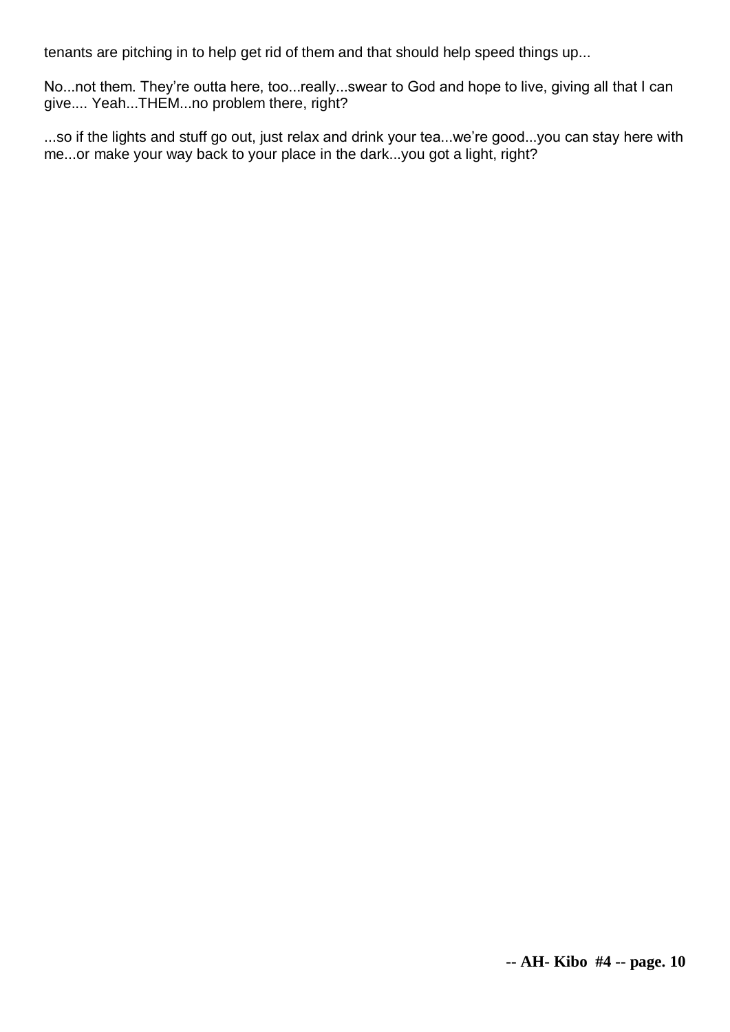tenants are pitching in to help get rid of them and that should help speed things up...

No...not them. They're outta here, too...really...swear to God and hope to live, giving all that I can give.... Yeah...THEM...no problem there, right?

...so if the lights and stuff go out, just relax and drink your tea...we're good...you can stay here with me...or make your way back to your place in the dark...you got a light, right?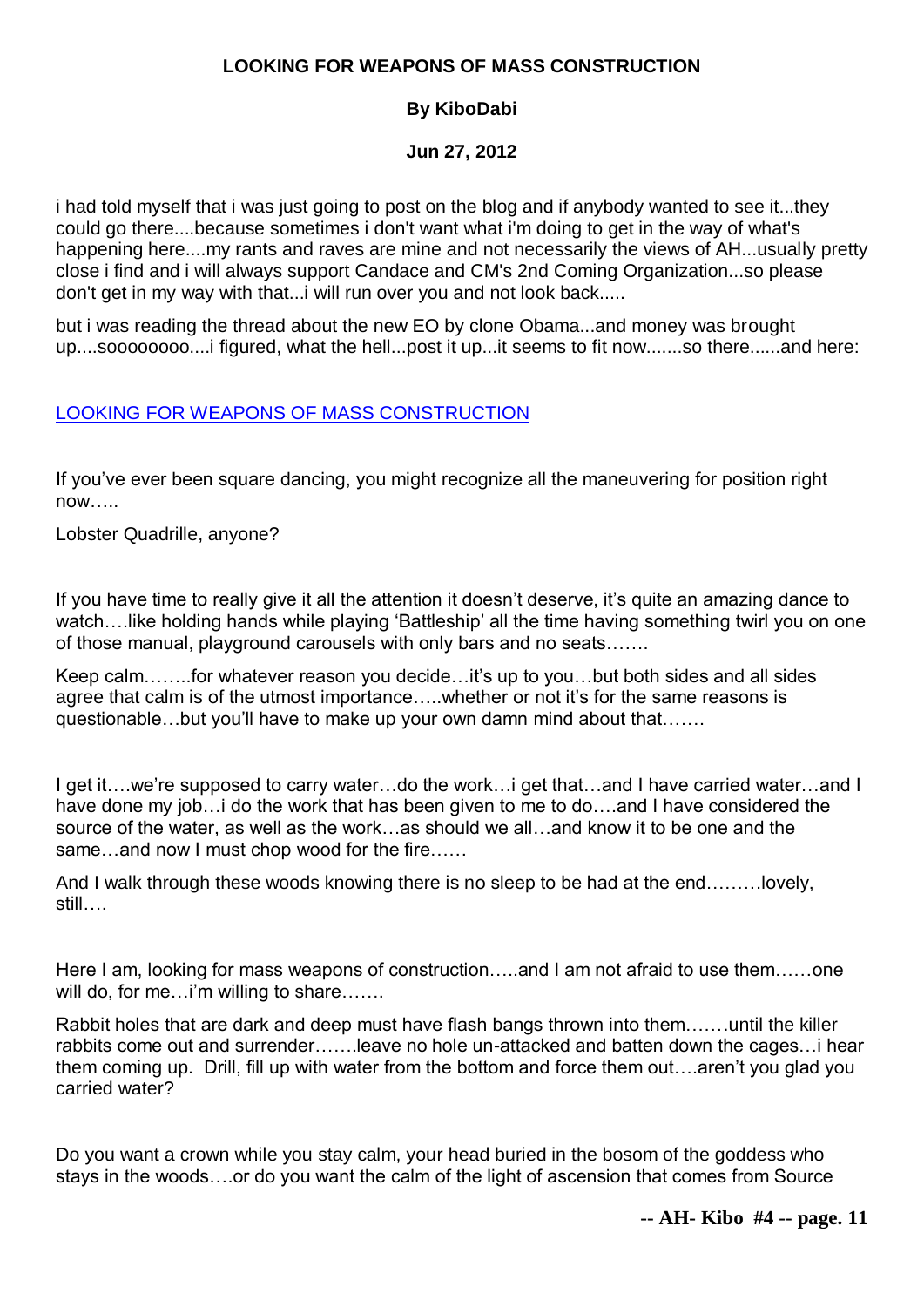**LOOKING FOR WEAPONS OF MASS CONSTRUCTION**

**By KiboDabi**

**Jun 27, 2012**

i had told myself that i was just going to post on the blog and if anybody wanted to see it...they could go there....because sometimes i don't want what i'm doing to get in the way of what's happening here....my rants and raves are mine and not necessarily the views of AH...usually pretty close i find and i will always support Candace and CM's 2nd Coming Organization...so please don't get in my way with that...i will run over you and not look back.....

but i was reading the thread about the new EO by clone Obama...and money was brought up....soooooooo....i figured, what the hell...post it up...it seems to fit now.......so there......and here:

LOOKING FOR WEAPONS OF MASS CONSTRUCTION

If you've ever been square dancing, you might recognize all the maneuvering for position right now…..

Lobster Quadrille, anyone?

If you have time to really give it all the attention it doesn't deserve, it's quite an amazing dance to watch….like holding hands while playing 'Battleship' all the time having something twirl you on one of those manual, playground carousels with only bars and no seats…….

Keep calm……..for whatever reason you decide…it's up to you…but both sides and all sides agree that calm is of the utmost importance…..whether or not it's for the same reasons is questionable…but you'll have to make up your own damn mind about that…….

I get it….we're supposed to carry water…do the work…i get that…and I have carried water…and I have done my job…i do the work that has been given to me to do….and I have considered the source of the water, as well as the work…as should we all…and know it to be one and the same…and now I must chop wood for the fire……

And I walk through these woods knowing there is no sleep to be had at the end………lovely, still….

Here I am, looking for mass weapons of construction…..and I am not afraid to use them……one will do, for me…i'm willing to share…….

Rabbit holes that are dark and deep must have flash bangs thrown into them…….until the killer rabbits come out and surrender…….leave no hole un-attacked and batten down the cages…i hear them coming up. Drill, fill up with water from the bottom and force them out….aren't you glad you carried water?

Do you want a crown while you stay calm, your head buried in the bosom of the goddess who stays in the woods….or do you want the calm of the light of ascension that comes from Source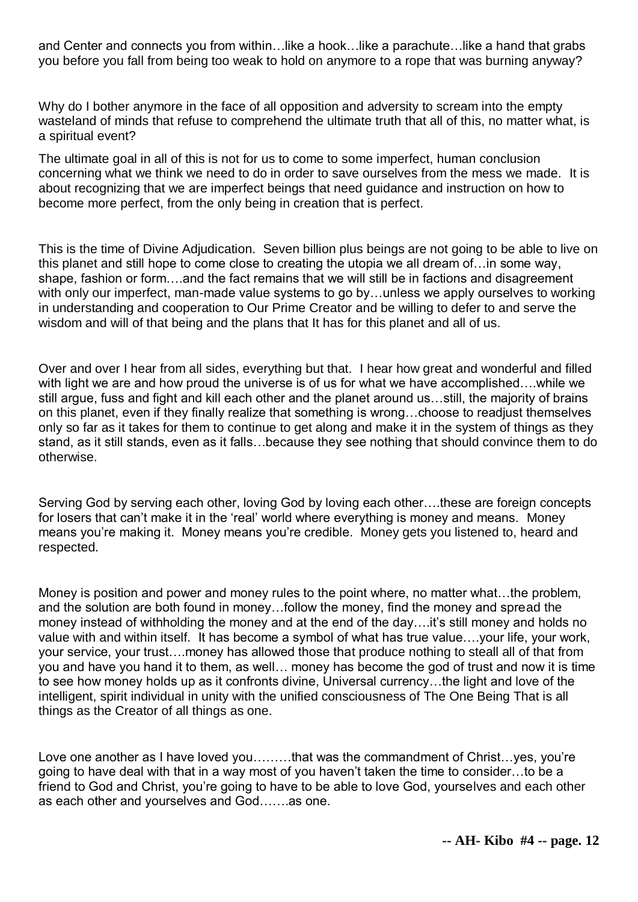and Center and connects you from within…like a hook…like a parachute…like a hand that grabs you before you fall from being too weak to hold on anymore to a rope that was burning anyway?

Why do I bother anymore in the face of all opposition and adversity to scream into the empty wasteland of minds that refuse to comprehend the ultimate truth that all of this, no matter what, is a spiritual event?

The ultimate goal in all of this is not for us to come to some imperfect, human conclusion concerning what we think we need to do in order to save ourselves from the mess we made. It is about recognizing that we are imperfect beings that need guidance and instruction on how to become more perfect, from the only being in creation that is perfect.

This is the time of Divine Adjudication. Seven billion plus beings are not going to be able to live on this planet and still hope to come close to creating the utopia we all dream of…in some way, shape, fashion or form….and the fact remains that we will still be in factions and disagreement with only our imperfect, man-made value systems to go by…unless we apply ourselves to working in understanding and cooperation to Our Prime Creator and be willing to defer to and serve the wisdom and will of that being and the plans that It has for this planet and all of us.

Over and over I hear from all sides, everything but that. I hear how great and wonderful and filled with light we are and how proud the universe is of us for what we have accomplished….while we still argue, fuss and fight and kill each other and the planet around us…still, the majority of brains on this planet, even if they finally realize that something is wrong…choose to readjust themselves only so far as it takes for them to continue to get along and make it in the system of things as they stand, as it still stands, even as it falls…because they see nothing that should convince them to do otherwise.

Serving God by serving each other, loving God by loving each other….these are foreign concepts for losers that can't make it in the 'real' world where everything is money and means. Money means you're making it. Money means you're credible. Money gets you listened to, heard and respected.

Money is position and power and money rules to the point where, no matter what…the problem, and the solution are both found in money…follow the money, find the money and spread the money instead of withholding the money and at the end of the day….it's still money and holds no value with and within itself. It has become a symbol of what has true value….your life, your work, your service, your trust….money has allowed those that produce nothing to steall all of that from you and have you hand it to them, as well… money has become the god of trust and now it is time to see how money holds up as it confronts divine, Universal currency…the light and love of the intelligent, spirit individual in unity with the unified consciousness of The One Being That is all things as the Creator of all things as one.

Love one another as I have loved you………that was the commandment of Christ…yes, you're going to have deal with that in a way most of you haven't taken the time to consider…to be a friend to God and Christ, you're going to have to be able to love God, yourselves and each other as each other and yourselves and God…….as one.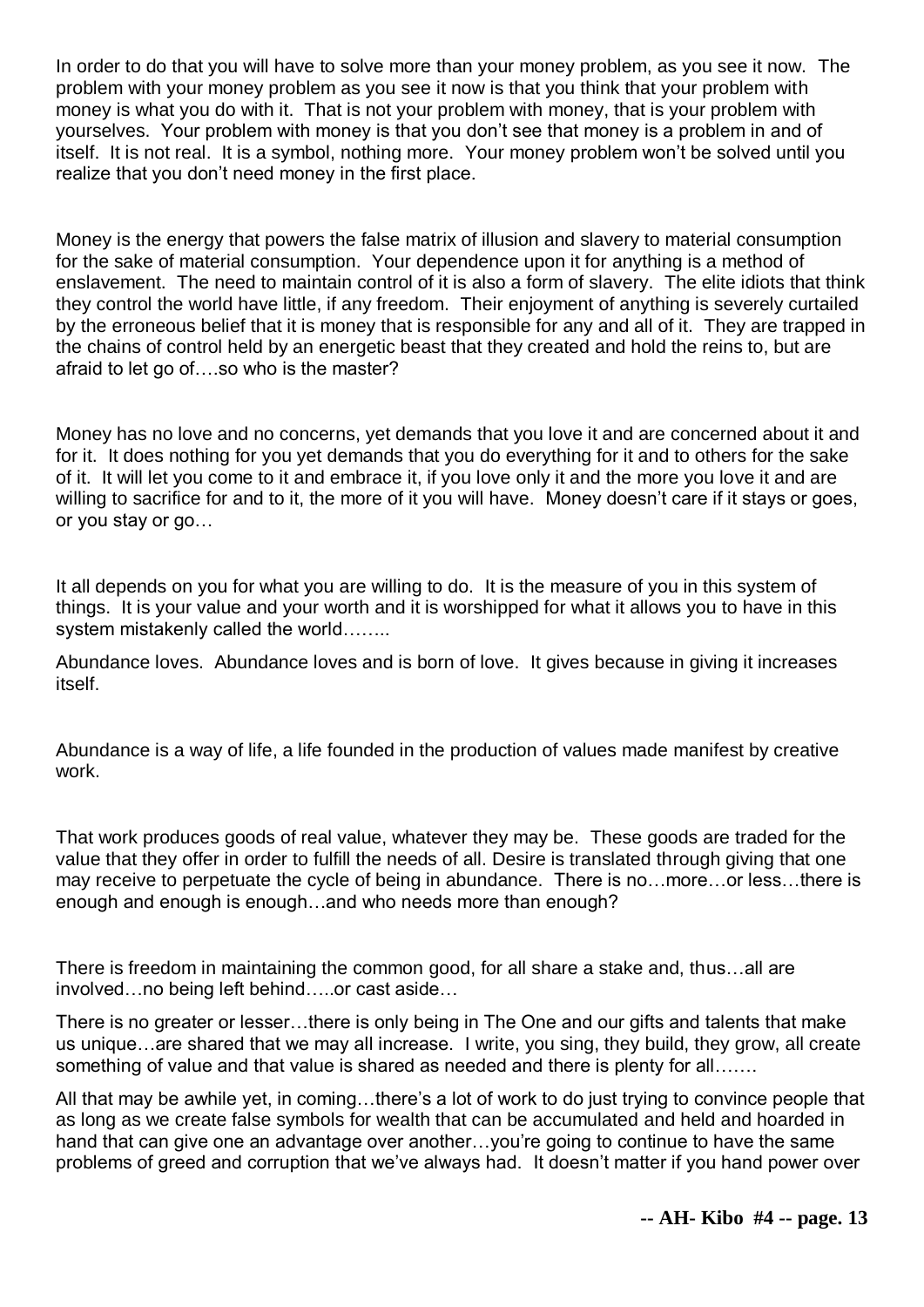In order to do that you will have to solve more than your money problem, as you see it now. The problem with your money problem as you see it now is that you think that your problem with money is what you do with it. That is not your problem with money, that is your problem with yourselves. Your problem with money is that you don't see that money is a problem in and of itself. It is not real. It is a symbol, nothing more. Your money problem won't be solved until you realize that you don't need money in the first place.

Money is the energy that powers the false matrix of illusion and slavery to material consumption for the sake of material consumption. Your dependence upon it for anything is a method of enslavement. The need to maintain control of it is also a form of slavery. The elite idiots that think they control the world have little, if any freedom. Their enjoyment of anything is severely curtailed by the erroneous belief that it is money that is responsible for any and all of it. They are trapped in the chains of control held by an energetic beast that they created and hold the reins to, but are afraid to let go of….so who is the master?

Money has no love and no concerns, yet demands that you love it and are concerned about it and for it. It does nothing for you yet demands that you do everything for it and to others for the sake of it. It will let you come to it and embrace it, if you love only it and the more you love it and are willing to sacrifice for and to it, the more of it you will have. Money doesn't care if it stays or goes, or you stay or go…

It all depends on you for what you are willing to do. It is the measure of you in this system of things. It is your value and your worth and it is worshipped for what it allows you to have in this system mistakenly called the world……..

Abundance loves. Abundance loves and is born of love. It gives because in giving it increases itself.

Abundance is a way of life, a life founded in the production of values made manifest by creative work.

That work produces goods of real value, whatever they may be. These goods are traded for the value that they offer in order to fulfill the needs of all. Desire is translated through giving that one may receive to perpetuate the cycle of being in abundance. There is no…more…or less…there is enough and enough is enough…and who needs more than enough?

There is freedom in maintaining the common good, for all share a stake and, thus…all are involved…no being left behind…..or cast aside…

There is no greater or lesser…there is only being in The One and our gifts and talents that make us unique…are shared that we may all increase. I write, you sing, they build, they grow, all create something of value and that value is shared as needed and there is plenty for all…….

All that may be awhile yet, in coming…there's a lot of work to do just trying to convince people that as long as we create false symbols for wealth that can be accumulated and held and hoarded in hand that can give one an advantage over another…you're going to continue to have the same problems of greed and corruption that we've always had. It doesn't matter if you hand power over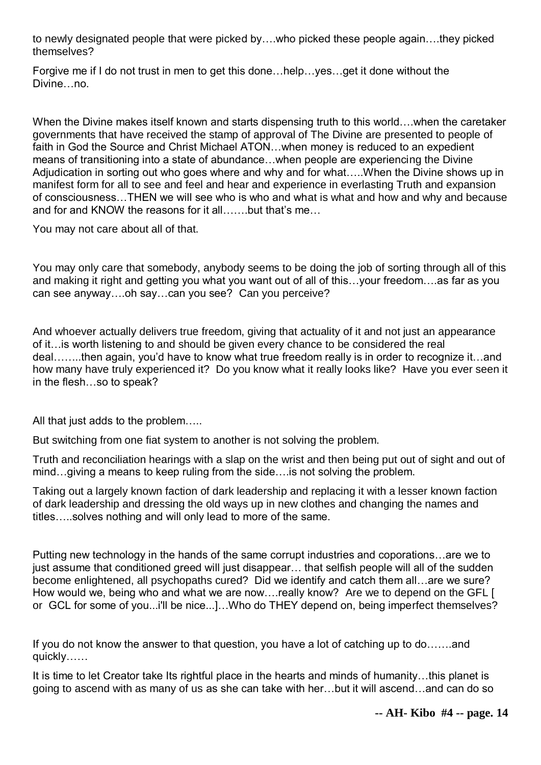to newly designated people that were picked by….who picked these people again….they picked themselves?

Forgive me if I do not trust in men to get this done…help…yes…get it done without the Divine…no.

When the Divine makes itself known and starts dispensing truth to this world….when the caretaker governments that have received the stamp of approval of The Divine are presented to people of faith in God the Source and Christ Michael ATON…when money is reduced to an expedient means of transitioning into a state of abundance…when people are experiencing the Divine Adjudication in sorting out who goes where and why and for what…..When the Divine shows up in manifest form for all to see and feel and hear and experience in everlasting Truth and expansion of consciousness…THEN we will see who is who and what is what and how and why and because and for and KNOW the reasons for it all…….but that's me…

You may not care about all of that.

You may only care that somebody, anybody seems to be doing the job of sorting through all of this and making it right and getting you what you want out of all of this…your freedom….as far as you can see anyway….oh say…can you see? Can you perceive?

And whoever actually delivers true freedom, giving that actuality of it and not just an appearance of it…is worth listening to and should be given every chance to be considered the real deal……..then again, you'd have to know what true freedom really is in order to recognize it…and how many have truly experienced it? Do you know what it really looks like? Have you ever seen it in the flesh…so to speak?

All that just adds to the problem…..

But switching from one fiat system to another is not solving the problem.

Truth and reconciliation hearings with a slap on the wrist and then being put out of sight and out of mind…giving a means to keep ruling from the side….is not solving the problem.

Taking out a largely known faction of dark leadership and replacing it with a lesser known faction of dark leadership and dressing the old ways up in new clothes and changing the names and titles…..solves nothing and will only lead to more of the same.

Putting new technology in the hands of the same corrupt industries and coporations…are we to just assume that conditioned greed will just disappear… that selfish people will all of the sudden become enlightened, all psychopaths cured? Did we identify and catch them all…are we sure? How would we, being who and what we are now….really know? Are we to depend on the GFL [ or GCL for some of you...i'll be nice...]…Who do THEY depend on, being imperfect themselves?

If you do not know the answer to that question, you have a lot of catching up to do…….and quickly……

It is time to let Creator take Its rightful place in the hearts and minds of humanity…this planet is going to ascend with as many of us as she can take with her…but it will ascend…and can do so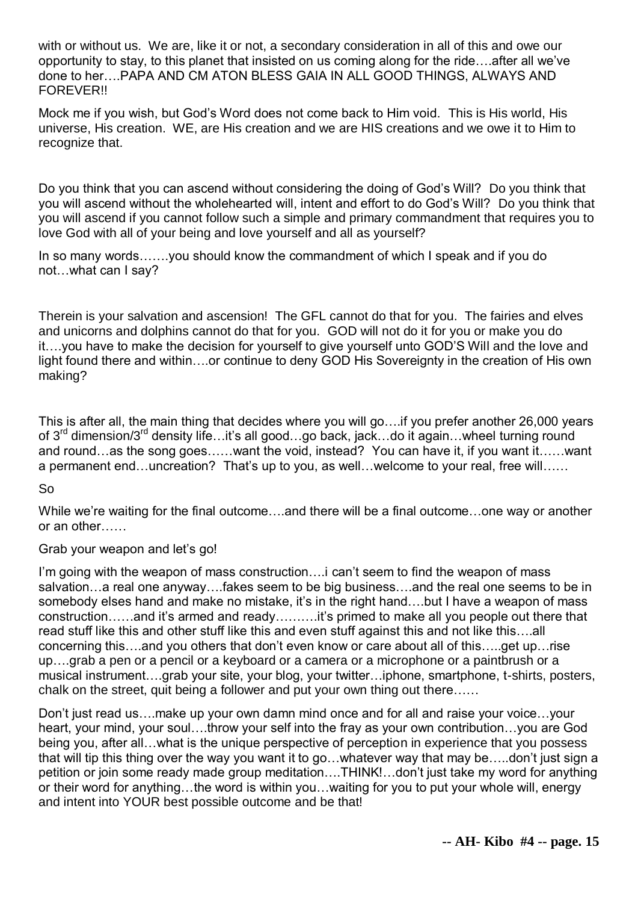with or without us. We are, like it or not, a secondary consideration in all of this and owe our opportunity to stay, to this planet that insisted on us coming along for the ride….after all we've done to her….PAPA AND CM ATON BLESS GAIA IN ALL GOOD THINGS, ALWAYS AND FOREVER!!

Mock me if you wish, but God's Word does not come back to Him void. This is His world, His universe, His creation. WE, are His creation and we are HIS creations and we owe it to Him to recognize that.

Do you think that you can ascend without considering the doing of God's Will? Do you think that you will ascend without the wholehearted will, intent and effort to do God's Will? Do you think that you will ascend if you cannot follow such a simple and primary commandment that requires you to love God with all of your being and love yourself and all as yourself?

In so many words…….you should know the commandment of which I speak and if you do not…what can I say?

Therein is your salvation and ascension! The GFL cannot do that for you. The fairies and elves and unicorns and dolphins cannot do that for you. GOD will not do it for you or make you do it….you have to make the decision for yourself to give yourself unto GOD'S Will and the love and light found there and within….or continue to deny GOD His Sovereignty in the creation of His own making?

This is after all, the main thing that decides where you will go….if you prefer another 26,000 years of 3rd dimension/3rd density life…it's all good…go back, jack…do it again…wheel turning round and round…as the song goes……want the void, instead? You can have it, if you want it……want a permanent end…uncreation? That's up to you, as well…welcome to your real, free will……

So

While we're waiting for the final outcome….and there will be a final outcome…one way or another or an other……

Grab your weapon and let's go!

I'm going with the weapon of mass construction….i can't seem to find the weapon of mass salvation…a real one anyway….fakes seem to be big business….and the real one seems to be in somebody elses hand and make no mistake, it's in the right hand….but I have a weapon of mass construction……and it's armed and ready……….it's primed to make all you people out there that read stuff like this and other stuff like this and even stuff against this and not like this….all concerning this….and you others that don't even know or care about all of this…..get up…rise up….grab a pen or a pencil or a keyboard or a camera or a microphone or a paintbrush or a musical instrument….grab your site, your blog, your twitter…iphone, smartphone, t-shirts, posters, chalk on the street, quit being a follower and put your own thing out there……

Don't just read us….make up your own damn mind once and for all and raise your voice…your heart, your mind, your soul….throw your self into the fray as your own contribution…you are God being you, after all…what is the unique perspective of perception in experience that you possess that will tip this thing over the way you want it to go…whatever way that may be…..don't just sign a petition or join some ready made group meditation….THINK!…don't just take my word for anything or their word for anything…the word is within you…waiting for you to put your whole will, energy and intent into YOUR best possible outcome and be that!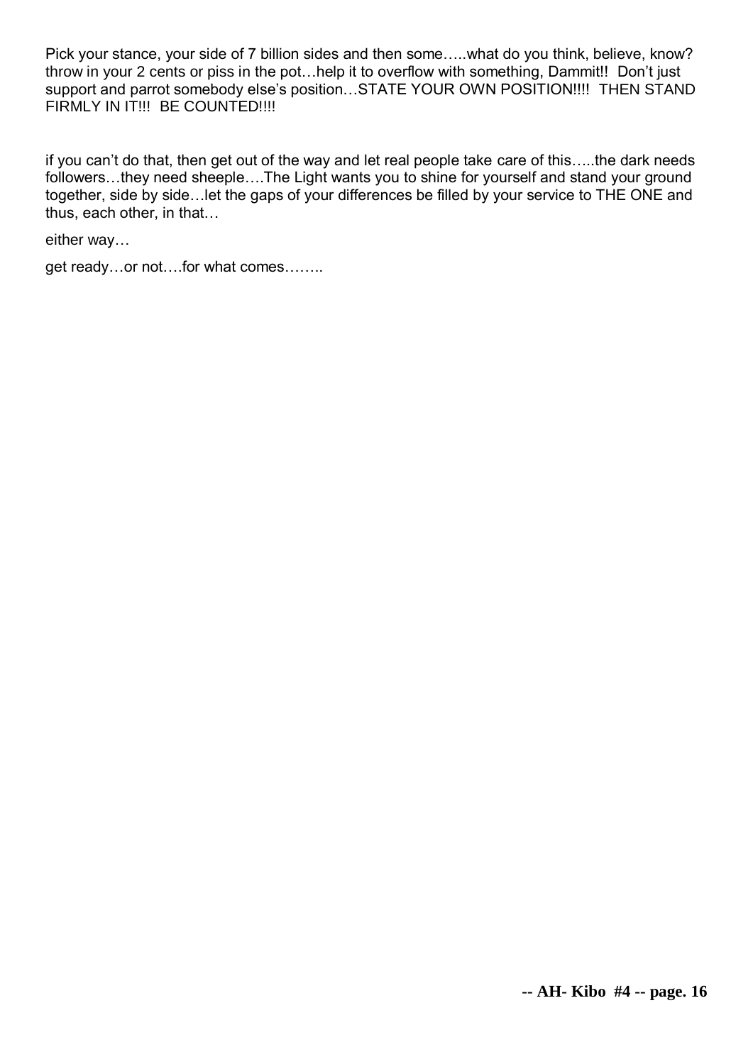Pick your stance, your side of 7 billion sides and then some…..what do you think, believe, know? throw in your 2 cents or piss in the pot…help it to overflow with something, Dammit!! Don't just support and parrot somebody else's position…STATE YOUR OWN POSITION!!!! THEN STAND FIRMLY IN IT!!! BE COUNTED!!!!

if you can't do that, then get out of the way and let real people take care of this…..the dark needs followers…they need sheeple….The Light wants you to shine for yourself and stand your ground together, side by side…let the gaps of your differences be filled by your service to THE ONE and thus, each other, in that…

either way…

get ready…or not….for what comes……..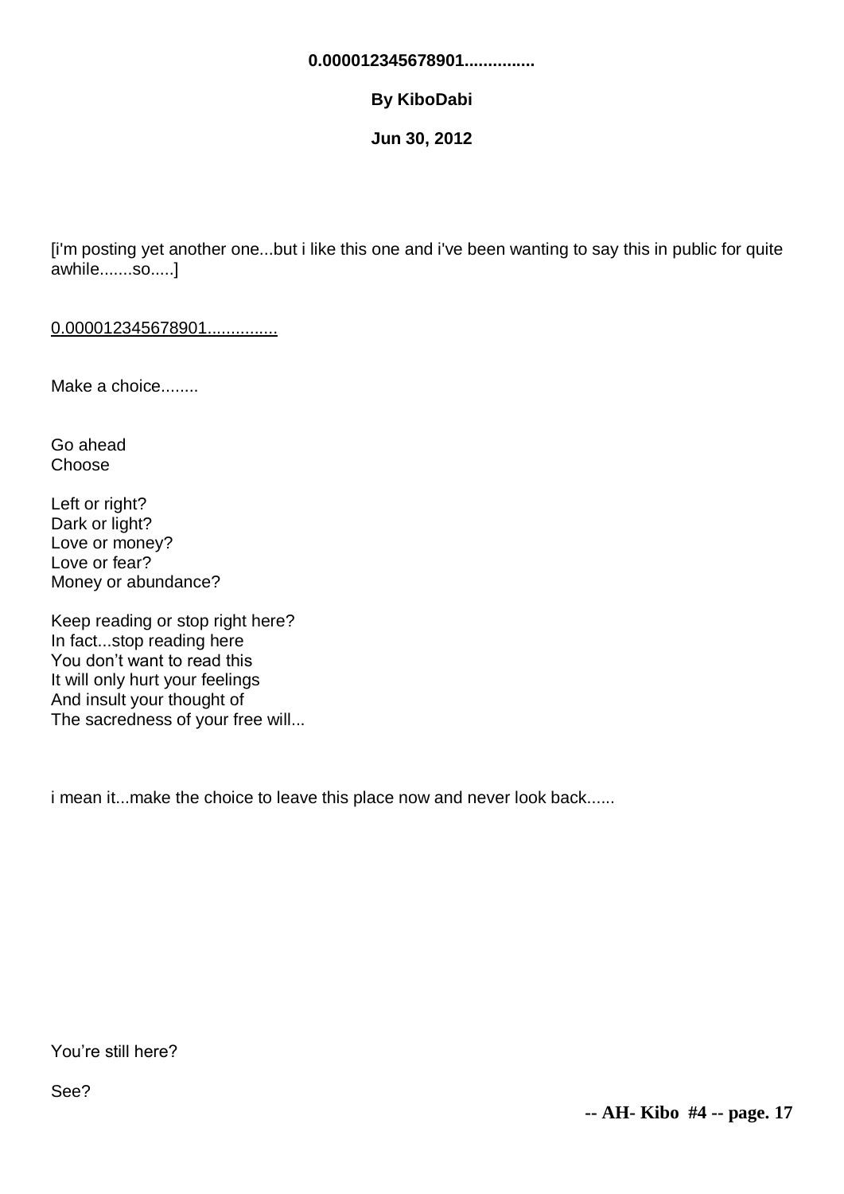**0.000012345678901...............**

**By KiboDabi**

**Jun 30, 2012**

[i'm posting yet another one...but i like this one and i've been wanting to say this in public for quite awhile.......so.....]

<u>0.000012345678901...............</u>

Make a choice........

Go ahead  
Choose

Left or right?  
Dark or light?  
Love or money?  
Love or fear?  
Money or abundance?

Keep reading or stop right here?  
In fact...stop reading here  
You don't want to read this  
It will only hurt your feelings  
And insult your thought of  
The sacredness of your free will...

i mean it...make the choice to leave this place now and never look back......

You're still here?

See?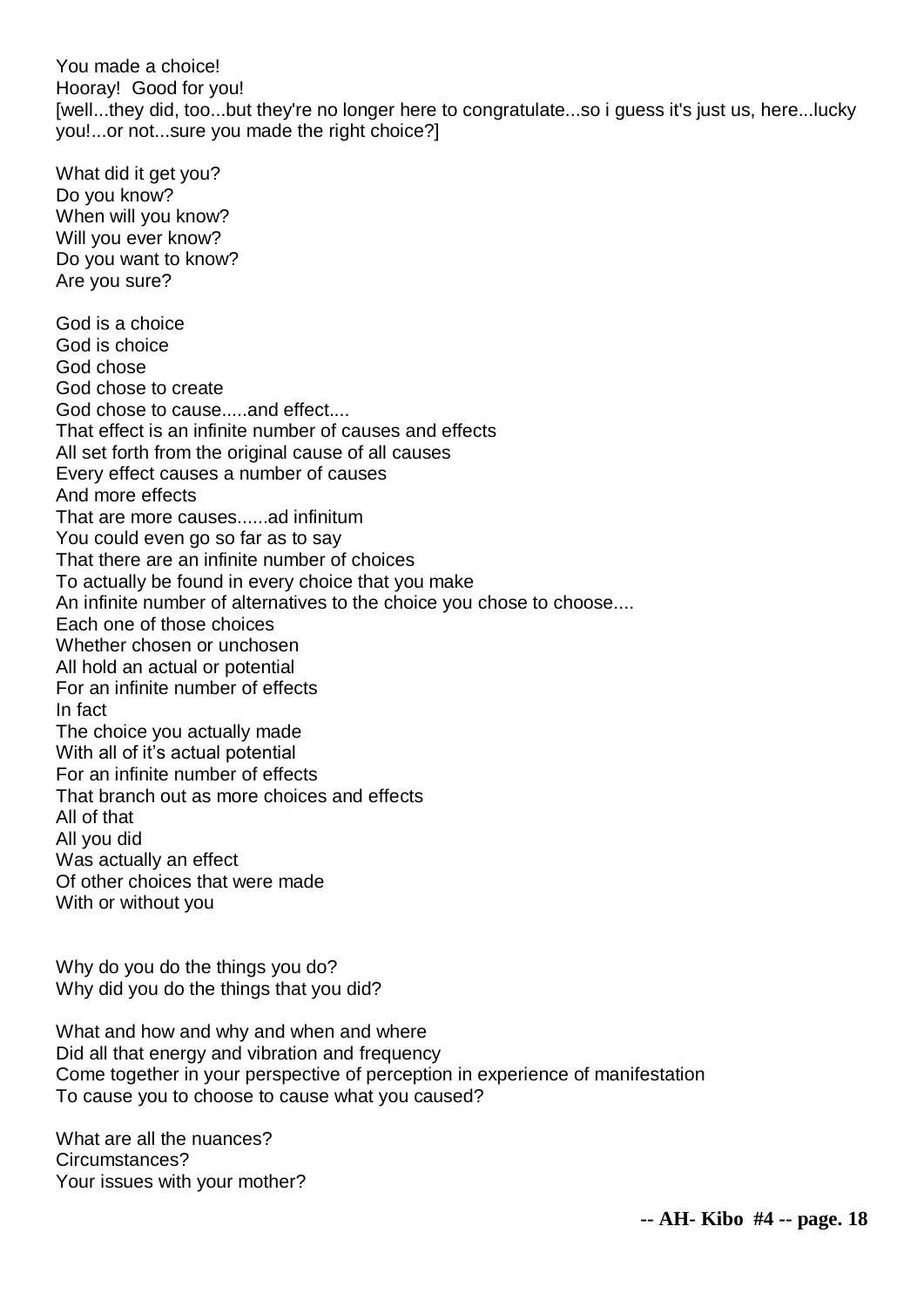You made a choice!
Hooray! Good for you!
[well...they did, too...but they're no longer here to congratulate...so i guess it's just us, here...lucky you!...or not...sure you made the right choice?]

What did it get you?
Do you know?
When will you know?
Will you ever know?
Do you want to know?
Are you sure?

God is a choice
God is choice
God chose
God chose to create
God chose to cause.....and effect....
That effect is an infinite number of causes and effects
All set forth from the original cause of all causes
Every effect causes a number of causes
And more effects
That are more causes......ad infinitum
You could even go so far as to say
That there are an infinite number of choices
To actually be found in every choice that you make
An infinite number of alternatives to the choice you chose to choose....
Each one of those choices
Whether chosen or unchosen
All hold an actual or potential
For an infinite number of effects
In fact
The choice you actually made
With all of it's actual potential
For an infinite number of effects
That branch out as more choices and effects
All of that
All you did
Was actually an effect
Of other choices that were made
With or without you

Why do you do the things you do?
Why did you do the things that you did?

What and how and why and when and where
Did all that energy and vibration and frequency
Come together in your perspective of perception in experience of manifestation
To cause you to choose to cause what you caused?

What are all the nuances?
Circumstances?
Your issues with your mother?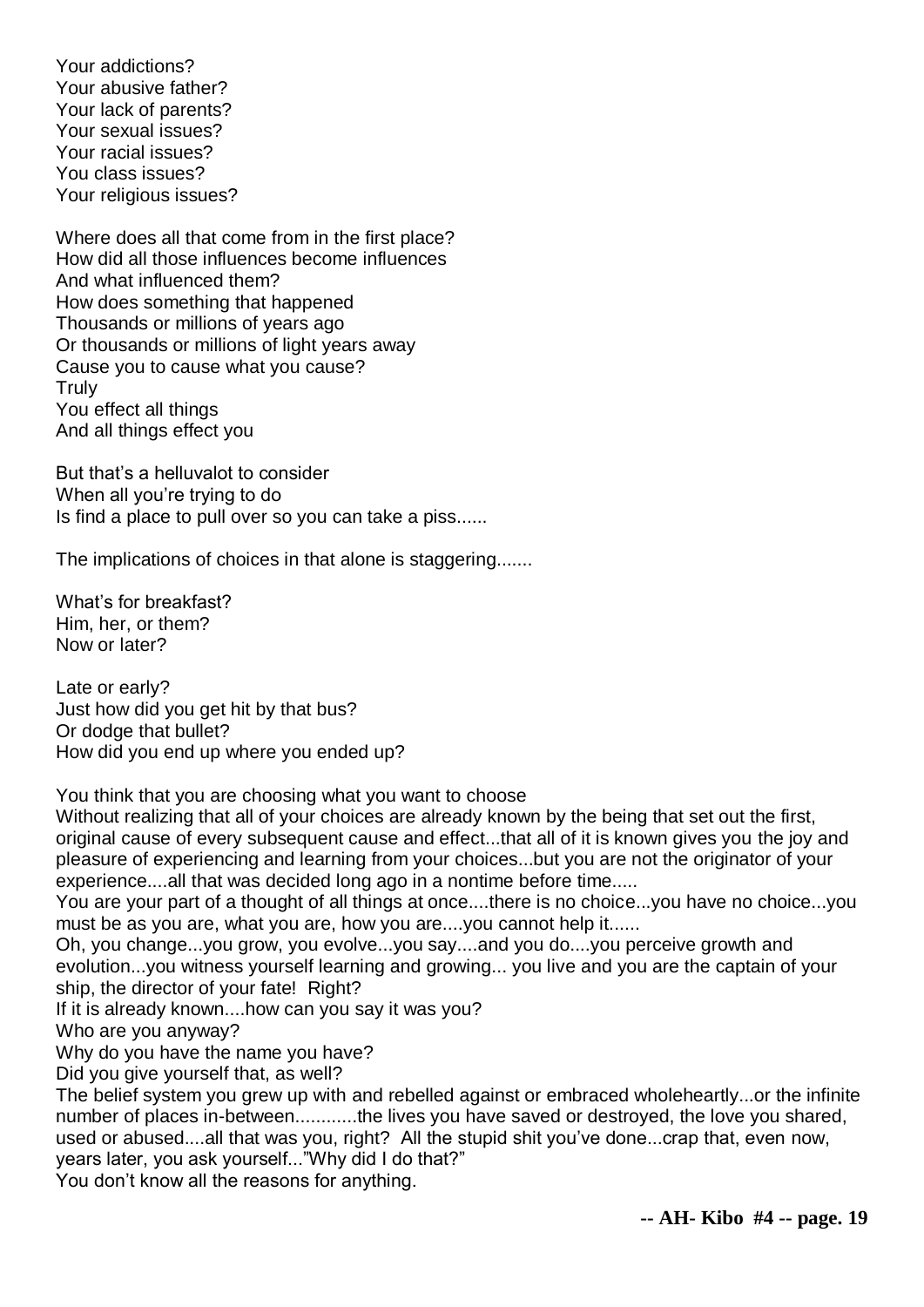Your addictions?
Your abusive father?
Your lack of parents?
Your sexual issues?
Your racial issues?
You class issues?
Your religious issues?

Where does all that come from in the first place?
How did all those influences become influences
And what influenced them?
How does something that happened
Thousands or millions of years ago
Or thousands or millions of light years away
Cause you to cause what you cause?
Truly
You effect all things
And all things effect you

But that's a helluvalot to consider
When all you're trying to do
Is find a place to pull over so you can take a piss......

The implications of choices in that alone is staggering.......

What's for breakfast?
Him, her, or them?
Now or later?

Late or early?
Just how did you get hit by that bus?
Or dodge that bullet?
How did you end up where you ended up?

You think that you are choosing what you want to choose
Without realizing that all of your choices are already known by the being that set out the first, original cause of every subsequent cause and effect...that all of it is known gives you the joy and pleasure of experiencing and learning from your choices...but you are not the originator of your experience....all that was decided long ago in a nontime before time.....
You are your part of a thought of all things at once....there is no choice...you have no choice...you must be as you are, what you are, how you are....you cannot help it......
Oh, you change...you grow, you evolve...you say....and you do....you perceive growth and evolution...you witness yourself learning and growing... you live and you are the captain of your ship, the director of your fate! Right?
If it is already known....how can you say it was you?
Who are you anyway?
Why do you have the name you have?
Did you give yourself that, as well?
The belief system you grew up with and rebelled against or embraced wholeheartly...or the infinite number of places in-between............the lives you have saved or destroyed, the love you shared, used or abused....all that was you, right? All the stupid shit you've done...crap that, even now, years later, you ask yourself..."Why did I do that?"
You don't know all the reasons for anything.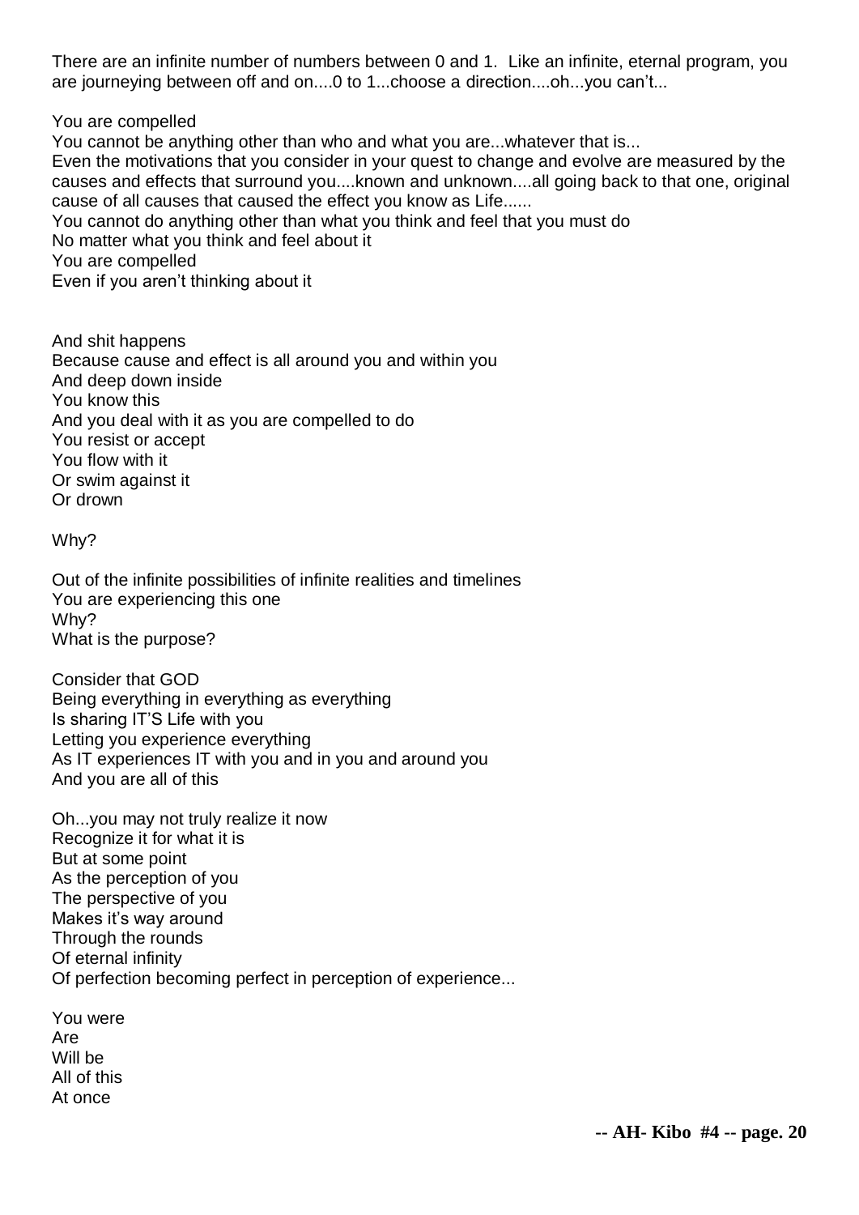There are an infinite number of numbers between 0 and 1. Like an infinite, eternal program, you are journeying between off and on....0 to 1...choose a direction....oh...you can't...

You are compelled
You cannot be anything other than who and what you are...whatever that is...
Even the motivations that you consider in your quest to change and evolve are measured by the causes and effects that surround you....known and unknown....all going back to that one, original cause of all causes that caused the effect you know as Life......
You cannot do anything other than what you think and feel that you must do
No matter what you think and feel about it
You are compelled
Even if you aren't thinking about it

And shit happens
Because cause and effect is all around you and within you
And deep down inside
You know this
And you deal with it as you are compelled to do
You resist or accept
You flow with it
Or swim against it
Or drown

Why?

Out of the infinite possibilities of infinite realities and timelines
You are experiencing this one
Why?
What is the purpose?

Consider that GOD
Being everything in everything as everything
Is sharing IT'S Life with you
Letting you experience everything
As IT experiences IT with you and in you and around you
And you are all of this

Oh...you may not truly realize it now
Recognize it for what it is
But at some point
As the perception of you
The perspective of you
Makes it's way around
Through the rounds
Of eternal infinity
Of perfection becoming perfect in perception of experience...

You were
Are
Will be
All of this
At once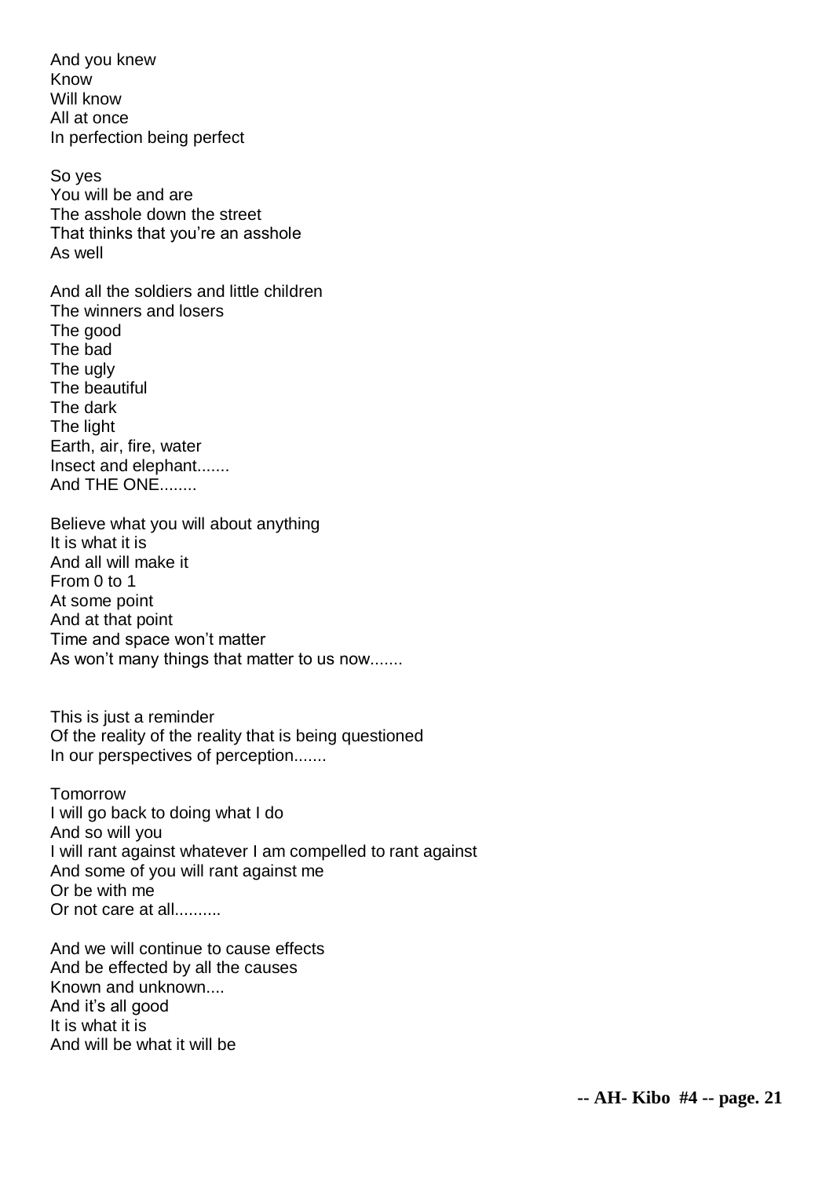And you knew
Know
Will know
All at once
In perfection being perfect

So yes
You will be and are
The asshole down the street
That thinks that you're an asshole
As well

And all the soldiers and little children
The winners and losers
The good
The bad
The ugly
The beautiful
The dark
The light
Earth, air, fire, water
Insect and elephant.......
And THE ONE........

Believe what you will about anything
It is what it is
And all will make it
From 0 to 1
At some point
And at that point
Time and space won't matter
As won't many things that matter to us now.......

This is just a reminder
Of the reality of the reality that is being questioned
In our perspectives of perception.......

Tomorrow
I will go back to doing what I do
And so will you
I will rant against whatever I am compelled to rant against
And some of you will rant against me
Or be with me
Or not care at all..........

And we will continue to cause effects
And be effected by all the causes
Known and unknown....
And it's all good
It is what it is
And will be what it will be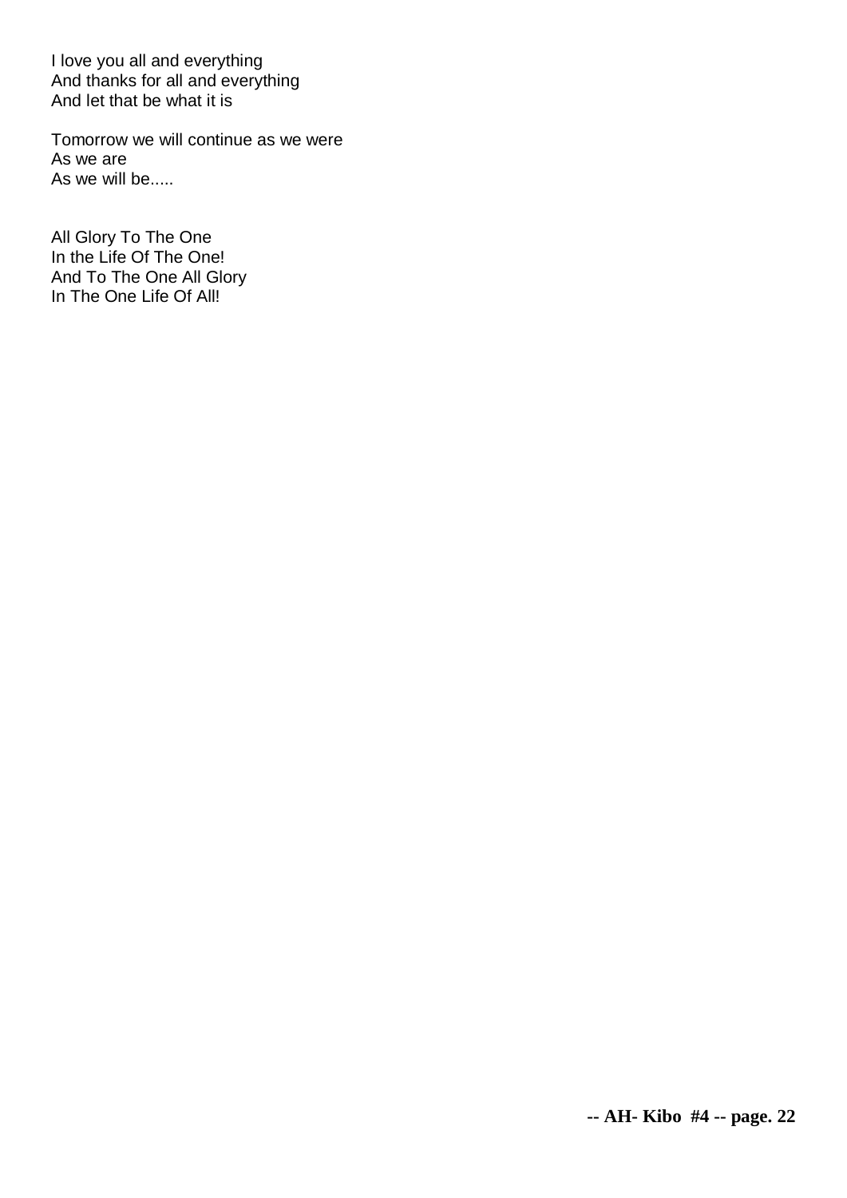I love you all and everything
And thanks for all and everything
And let that be what it is

Tomorrow we will continue as we were
As we are
As we will be.....

All Glory To The One
In the Life Of The One!
And To The One All Glory
In The One Life Of All!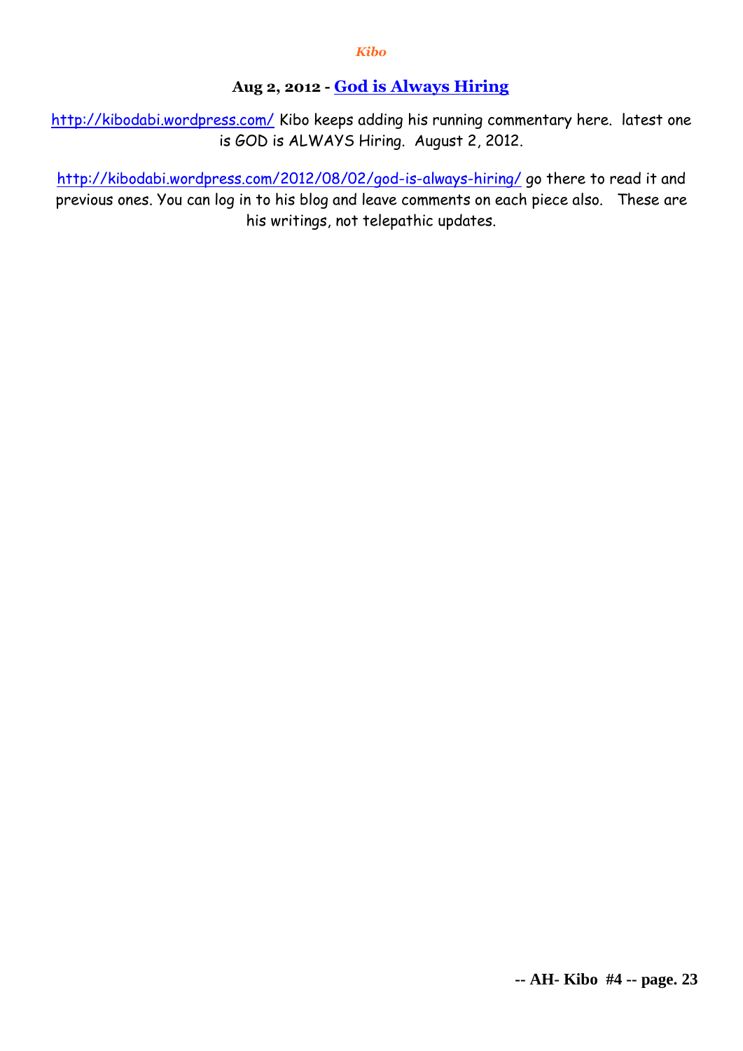## Aug 2, 2012 - [God is Always Hiring](http://kibodabi.wordpress.com/2012/08/02/god-is-always-hiring/)

http://kibodabi.wordpress.com/ Kibo keeps adding his running commentary here. latest one is GOD is ALWAYS Hiring. August 2, 2012.

http://kibodabi.wordpress.com/2012/08/02/god-is-always-hiring/ go there to read it and previous ones. You can log in to his blog and leave comments on each piece also. These are his writings, not telepathic updates.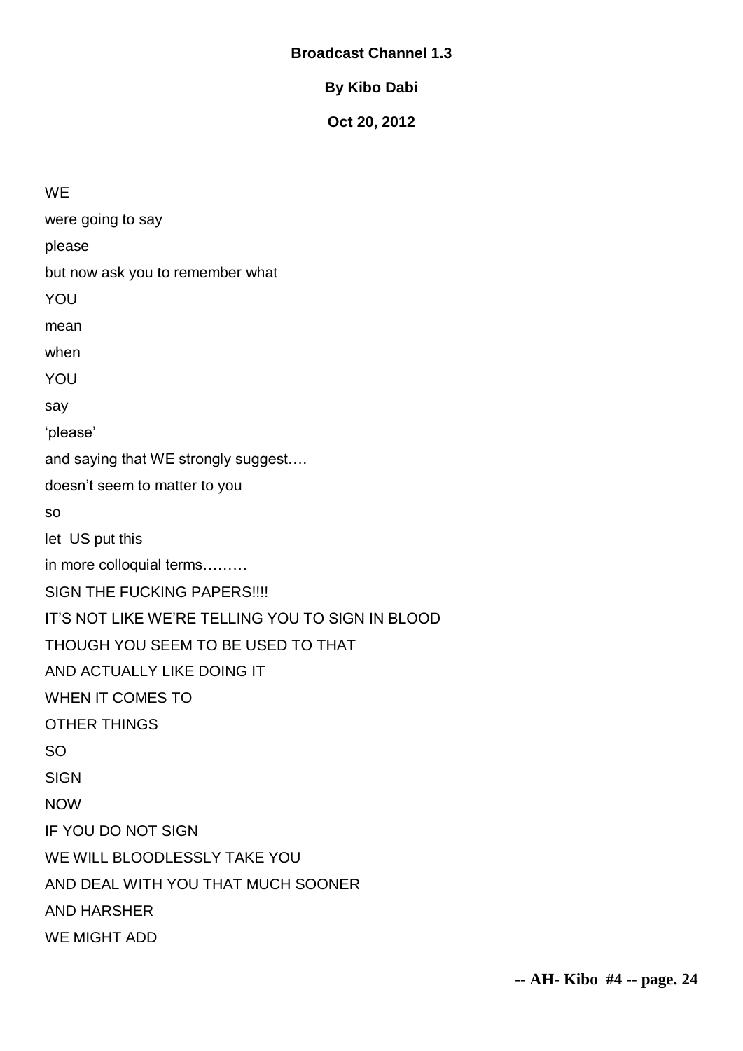**Broadcast Channel 1.3**

**By Kibo Dabi**

**Oct 20, 2012**

WE

were going to say

please

but now ask you to remember what

YOU

mean

when

YOU

say

'please'

and saying that WE strongly suggest….

doesn't seem to matter to you

so

let US put this

in more colloquial terms………

SIGN THE FUCKING PAPERS!!!!

IT'S NOT LIKE WE'RE TELLING YOU TO SIGN IN BLOOD

THOUGH YOU SEEM TO BE USED TO THAT

AND ACTUALLY LIKE DOING IT

WHEN IT COMES TO

OTHER THINGS

SO

SIGN

NOW

IF YOU DO NOT SIGN

WE WILL BLOODLESSLY TAKE YOU

AND DEAL WITH YOU THAT MUCH SOONER

AND HARSHER

WE MIGHT ADD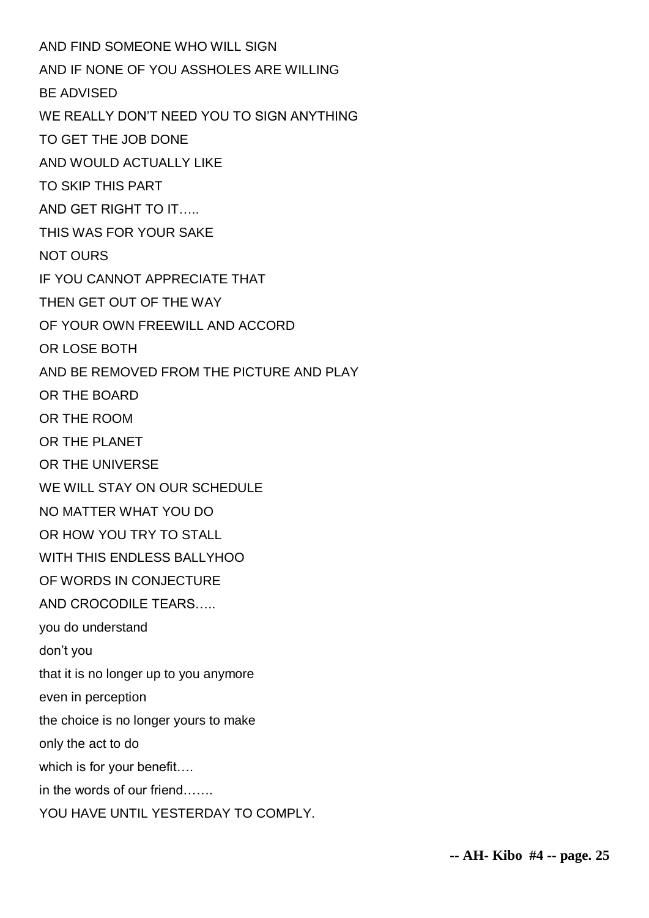AND FIND SOMEONE WHO WILL SIGN

AND IF NONE OF YOU ASSHOLES ARE WILLING

BE ADVISED

WE REALLY DON'T NEED YOU TO SIGN ANYTHING

TO GET THE JOB DONE

AND WOULD ACTUALLY LIKE

TO SKIP THIS PART

AND GET RIGHT TO IT…..

THIS WAS FOR YOUR SAKE

NOT OURS

IF YOU CANNOT APPRECIATE THAT

THEN GET OUT OF THE WAY

OF YOUR OWN FREEWILL AND ACCORD

OR LOSE BOTH

AND BE REMOVED FROM THE PICTURE AND PLAY

OR THE BOARD

OR THE ROOM

OR THE PLANET

OR THE UNIVERSE

WE WILL STAY ON OUR SCHEDULE

NO MATTER WHAT YOU DO

OR HOW YOU TRY TO STALL

WITH THIS ENDLESS BALLYHOO

OF WORDS IN CONJECTURE

AND CROCODILE TEARS…..

you do understand

don't you

that it is no longer up to you anymore

even in perception

the choice is no longer yours to make

only the act to do

which is for your benefit….

in the words of our friend…….

YOU HAVE UNTIL YESTERDAY TO COMPLY.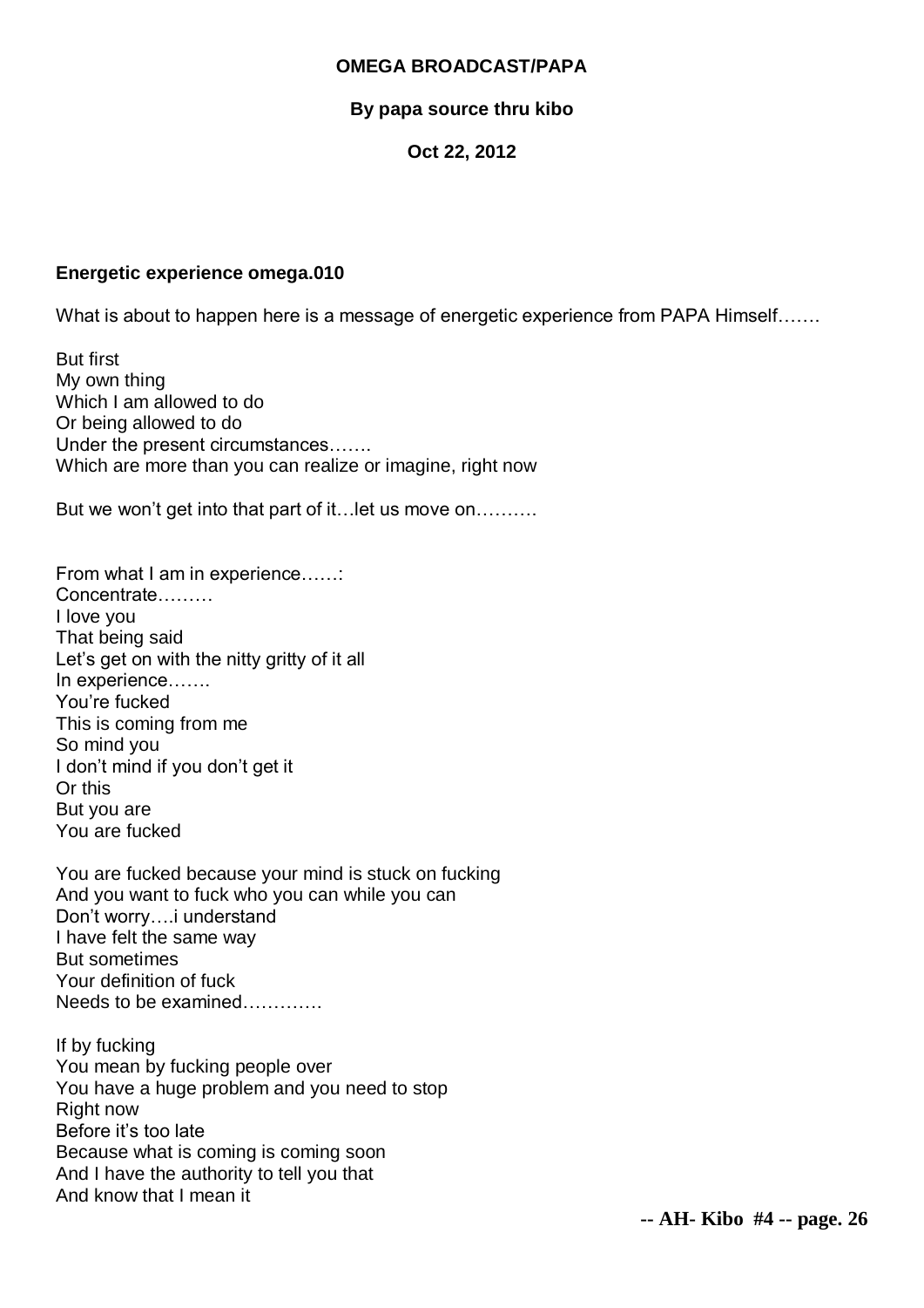**OMEGA BROADCAST/PAPA**

**By papa source thru kibo**

**Oct 22, 2012**

**Energetic experience omega.010**

What is about to happen here is a message of energetic experience from PAPA Himself…….

But first  
My own thing  
Which I am allowed to do  
Or being allowed to do  
Under the present circumstances…….  
Which are more than you can realize or imagine, right now

But we won't get into that part of it…let us move on……….

From what I am in experience……:  
Concentrate………  
I love you  
That being said  
Let's get on with the nitty gritty of it all  
In experience…….  
You're fucked  
This is coming from me  
So mind you  
I don't mind if you don't get it  
Or this  
But you are  
You are fucked

You are fucked because your mind is stuck on fucking  
And you want to fuck who you can while you can  
Don't worry….i understand  
I have felt the same way  
But sometimes  
Your definition of fuck  
Needs to be examined…………

If by fucking  
You mean by fucking people over  
You have a huge problem and you need to stop  
Right now  
Before it's too late  
Because what is coming is coming soon  
And I have the authority to tell you that  
And know that I mean it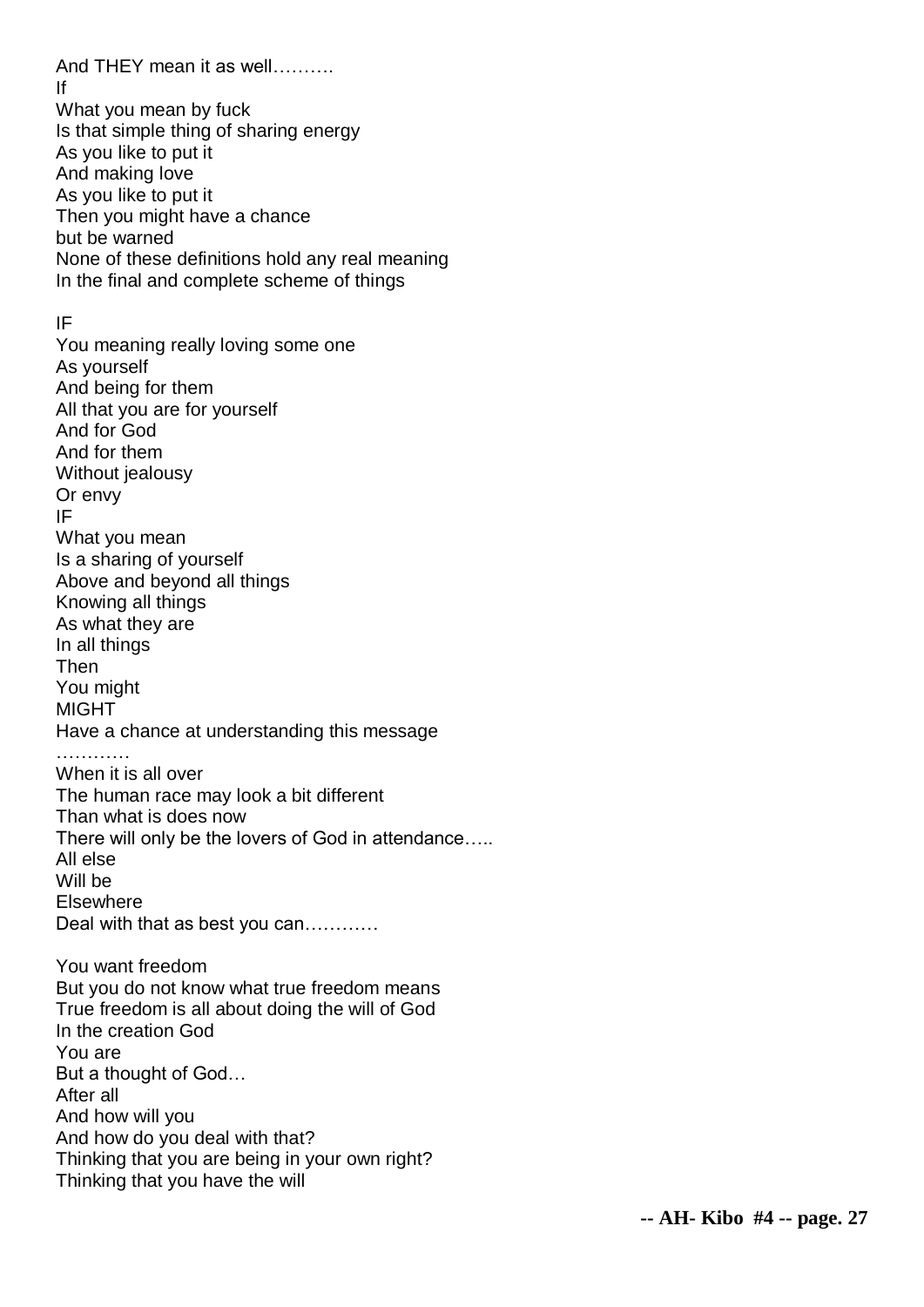And THEY mean it as well……….
If
What you mean by fuck
Is that simple thing of sharing energy
As you like to put it
And making love
As you like to put it
Then you might have a chance
but be warned
None of these definitions hold any real meaning
In the final and complete scheme of things

IF
You meaning really loving some one
As yourself
And being for them
All that you are for yourself
And for God
And for them
Without jealousy
Or envy
IF
What you mean
Is a sharing of yourself
Above and beyond all things
Knowing all things
As what they are
In all things
Then
You might
MIGHT
Have a chance at understanding this message
…………
When it is all over
The human race may look a bit different
Than what is does now
There will only be the lovers of God in attendance…..
All else
Will be
Elsewhere
Deal with that as best you can…………

You want freedom
But you do not know what true freedom means
True freedom is all about doing the will of God
In the creation God
You are
But a thought of God…
After all
And how will you
And how do you deal with that?
Thinking that you are being in your own right?
Thinking that you have the will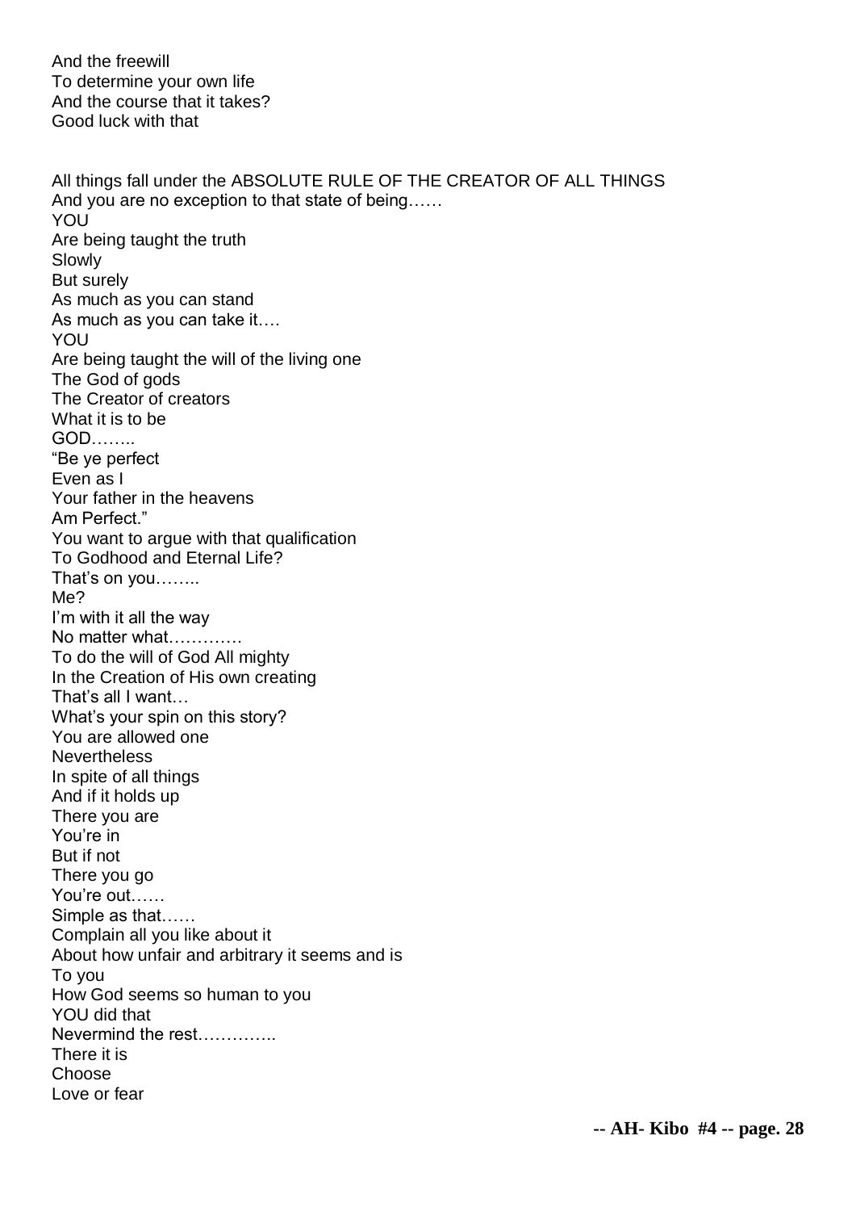And the freewill
To determine your own life
And the course that it takes?
Good luck with that

All things fall under the ABSOLUTE RULE OF THE CREATOR OF ALL THINGS
And you are no exception to that state of being……
YOU
Are being taught the truth
Slowly
But surely
As much as you can stand
As much as you can take it….
YOU
Are being taught the will of the living one
The God of gods
The Creator of creators
What it is to be
GOD……..
"Be ye perfect
Even as I
Your father in the heavens
Am Perfect."
You want to argue with that qualification
To Godhood and Eternal Life?
That's on you……..
Me?
I'm with it all the way
No matter what…………
To do the will of God All mighty
In the Creation of His own creating
That's all I want…
What's your spin on this story?
You are allowed one
Nevertheless
In spite of all things
And if it holds up
There you are
You're in
But if not
There you go
You're out……
Simple as that……
Complain all you like about it
About how unfair and arbitrary it seems and is
To you
How God seems so human to you
YOU did that
Nevermind the rest…………..
There it is
Choose
Love or fear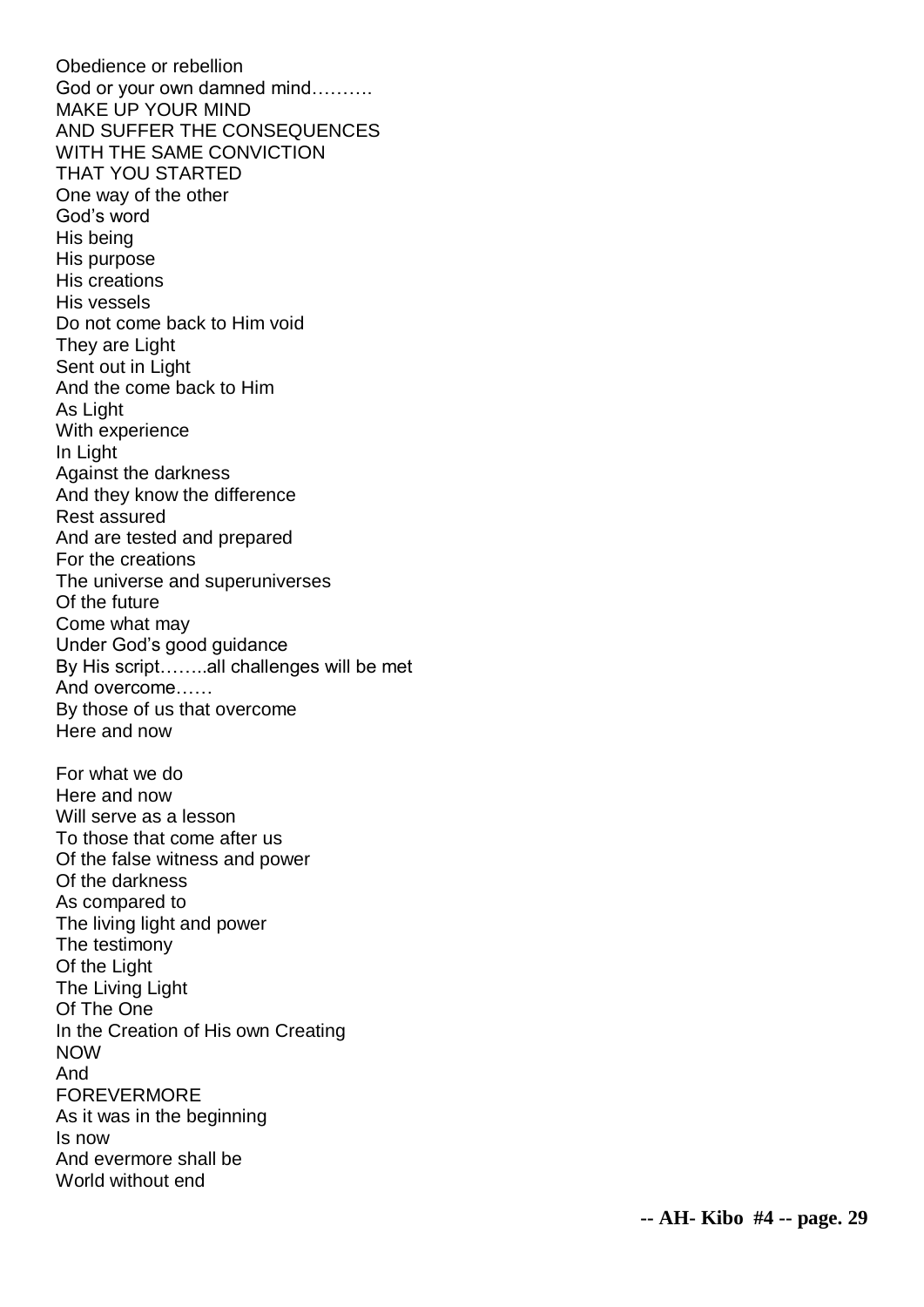Obedience or rebellion
God or your own damned mind……….
MAKE UP YOUR MIND
AND SUFFER THE CONSEQUENCES
WITH THE SAME CONVICTION
THAT YOU STARTED
One way of the other
God's word
His being
His purpose
His creations
His vessels
Do not come back to Him void
They are Light
Sent out in Light
And the come back to Him
As Light
With experience
In Light
Against the darkness
And they know the difference
Rest assured
And are tested and prepared
For the creations
The universe and superuniverses
Of the future
Come what may
Under God's good guidance
By His script……..all challenges will be met
And overcome……
By those of us that overcome
Here and now

For what we do
Here and now
Will serve as a lesson
To those that come after us
Of the false witness and power
Of the darkness
As compared to
The living light and power
The testimony
Of the Light
The Living Light
Of The One
In the Creation of His own Creating
NOW
And
FOREVERMORE
As it was in the beginning
Is now
And evermore shall be
World without end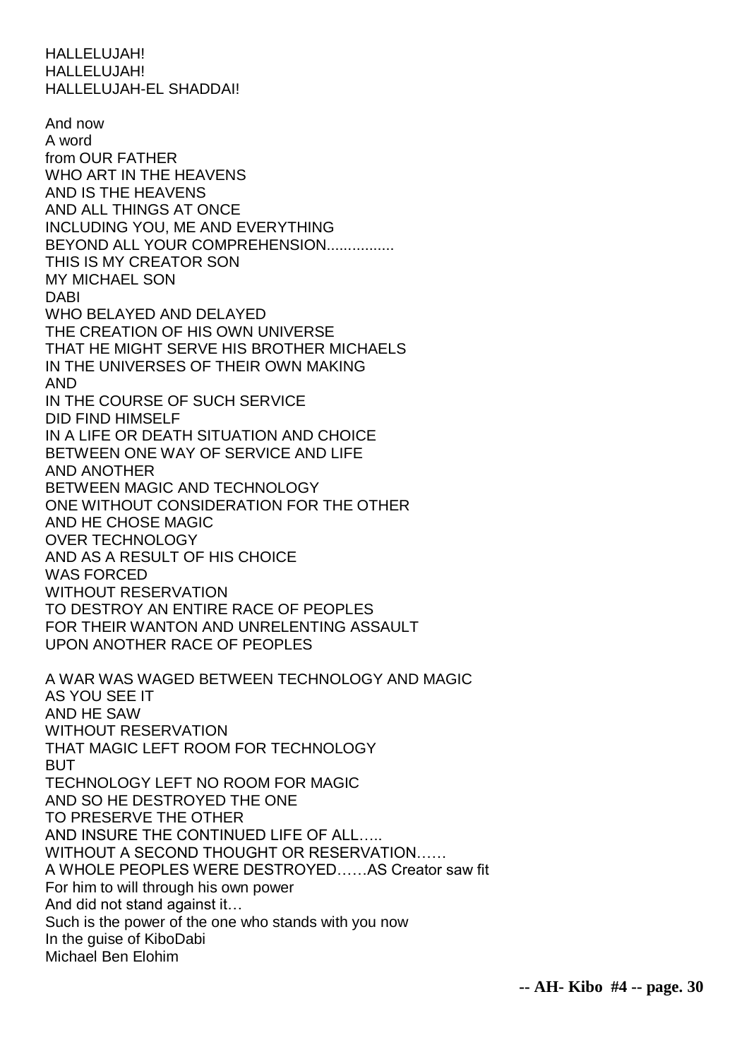HALLELUJAH!
HALLELUJAH!
HALLELUJAH-EL SHADDAI!

And now
A word
from OUR FATHER
WHO ART IN THE HEAVENS
AND IS THE HEAVENS
AND ALL THINGS AT ONCE
INCLUDING YOU, ME AND EVERYTHING
BEYOND ALL YOUR COMPREHENSION................
THIS IS MY CREATOR SON
MY MICHAEL SON
DABI
WHO BELAYED AND DELAYED
THE CREATION OF HIS OWN UNIVERSE
THAT HE MIGHT SERVE HIS BROTHER MICHAELS
IN THE UNIVERSES OF THEIR OWN MAKING
AND
IN THE COURSE OF SUCH SERVICE
DID FIND HIMSELF
IN A LIFE OR DEATH SITUATION AND CHOICE
BETWEEN ONE WAY OF SERVICE AND LIFE
AND ANOTHER
BETWEEN MAGIC AND TECHNOLOGY
ONE WITHOUT CONSIDERATION FOR THE OTHER
AND HE CHOSE MAGIC
OVER TECHNOLOGY
AND AS A RESULT OF HIS CHOICE
WAS FORCED
WITHOUT RESERVATION
TO DESTROY AN ENTIRE RACE OF PEOPLES
FOR THEIR WANTON AND UNRELENTING ASSAULT
UPON ANOTHER RACE OF PEOPLES

A WAR WAS WAGED BETWEEN TECHNOLOGY AND MAGIC
AS YOU SEE IT
AND HE SAW
WITHOUT RESERVATION
THAT MAGIC LEFT ROOM FOR TECHNOLOGY
BUT
TECHNOLOGY LEFT NO ROOM FOR MAGIC
AND SO HE DESTROYED THE ONE
TO PRESERVE THE OTHER
AND INSURE THE CONTINUED LIFE OF ALL…..
WITHOUT A SECOND THOUGHT OR RESERVATION……
A WHOLE PEOPLES WERE DESTROYED……AS Creator saw fit
For him to will through his own power
And did not stand against it…
Such is the power of the one who stands with you now
In the guise of KiboDabi
Michael Ben Elohim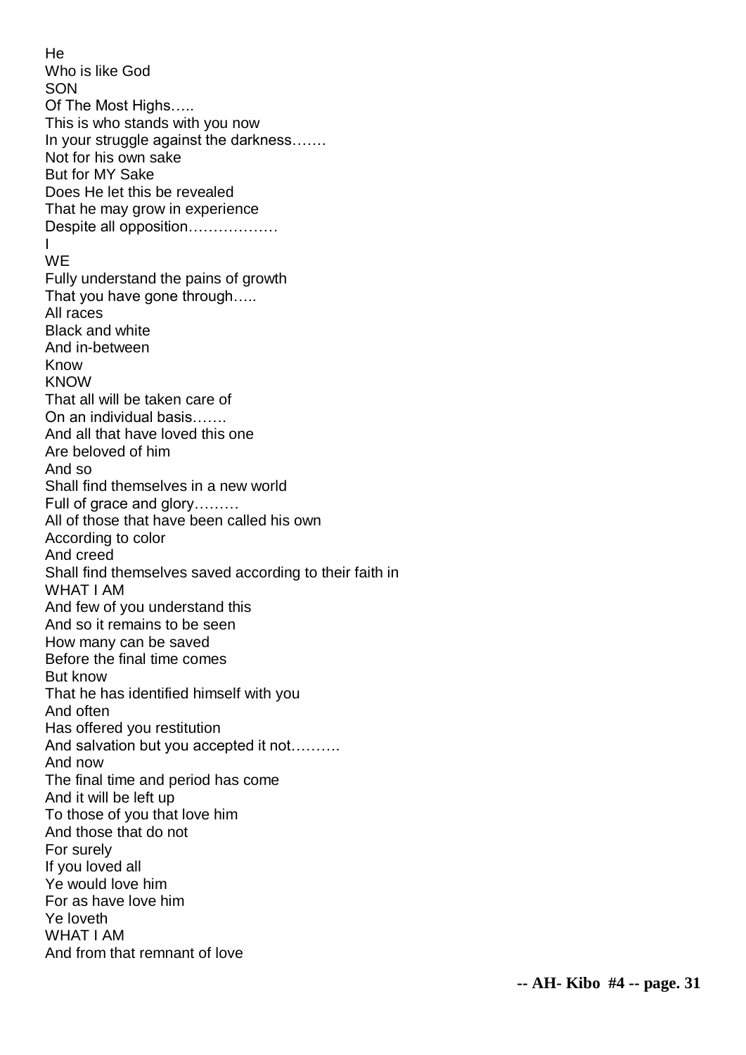He
Who is like God
SON
Of The Most Highs…..
This is who stands with you now
In your struggle against the darkness…….
Not for his own sake
But for MY Sake
Does He let this be revealed
That he may grow in experience
Despite all opposition………………
I
WE
Fully understand the pains of growth
That you have gone through…..
All races
Black and white
And in-between
Know
KNOW
That all will be taken care of
On an individual basis…….
And all that have loved this one
Are beloved of him
And so
Shall find themselves in a new world
Full of grace and glory………
All of those that have been called his own
According to color
And creed
Shall find themselves saved according to their faith in
WHAT I AM
And few of you understand this
And so it remains to be seen
How many can be saved
Before the final time comes
But know
That he has identified himself with you
And often
Has offered you restitution
And salvation but you accepted it not……….
And now
The final time and period has come
And it will be left up
To those of you that love him
And those that do not
For surely
If you loved all
Ye would love him
For as have love him
Ye loveth
WHAT I AM
And from that remnant of love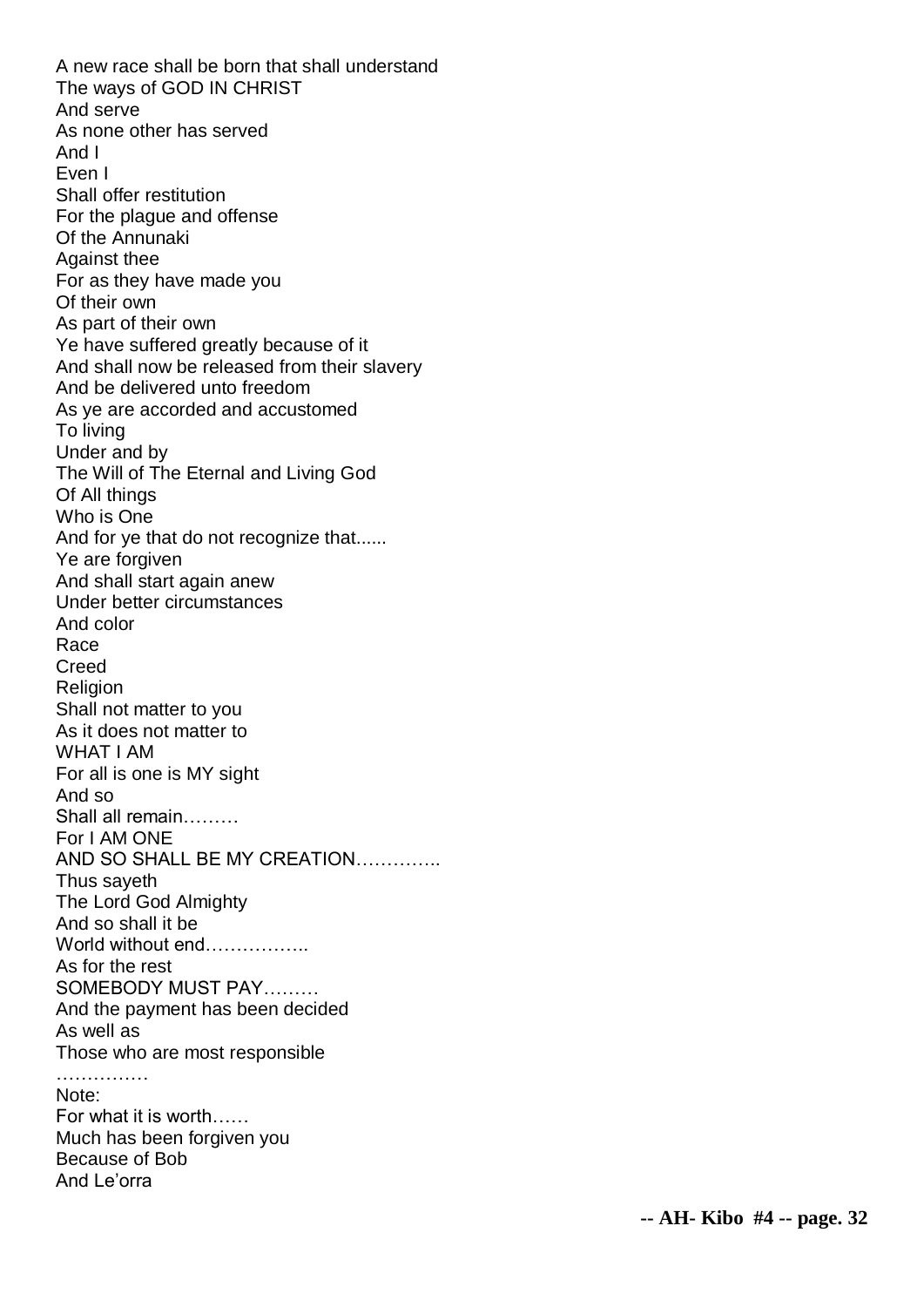A new race shall be born that shall understand
The ways of GOD IN CHRIST
And serve
As none other has served
And I
Even I
Shall offer restitution
For the plague and offense
Of the Annunaki
Against thee
For as they have made you
Of their own
As part of their own
Ye have suffered greatly because of it
And shall now be released from their slavery
And be delivered unto freedom
As ye are accorded and accustomed
To living
Under and by
The Will of The Eternal and Living God
Of All things
Who is One
And for ye that do not recognize that......
Ye are forgiven
And shall start again anew
Under better circumstances
And color
Race
Creed
Religion
Shall not matter to you
As it does not matter to
WHAT I AM
For all is one is MY sight
And so
Shall all remain………
For I AM ONE
AND SO SHALL BE MY CREATION…………..
Thus sayeth
The Lord God Almighty
And so shall it be
World without end……………..
As for the rest
SOMEBODY MUST PAY………
And the payment has been decided
As well as
Those who are most responsible
……………
Note:
For what it is worth……
Much has been forgiven you
Because of Bob
And Le'orra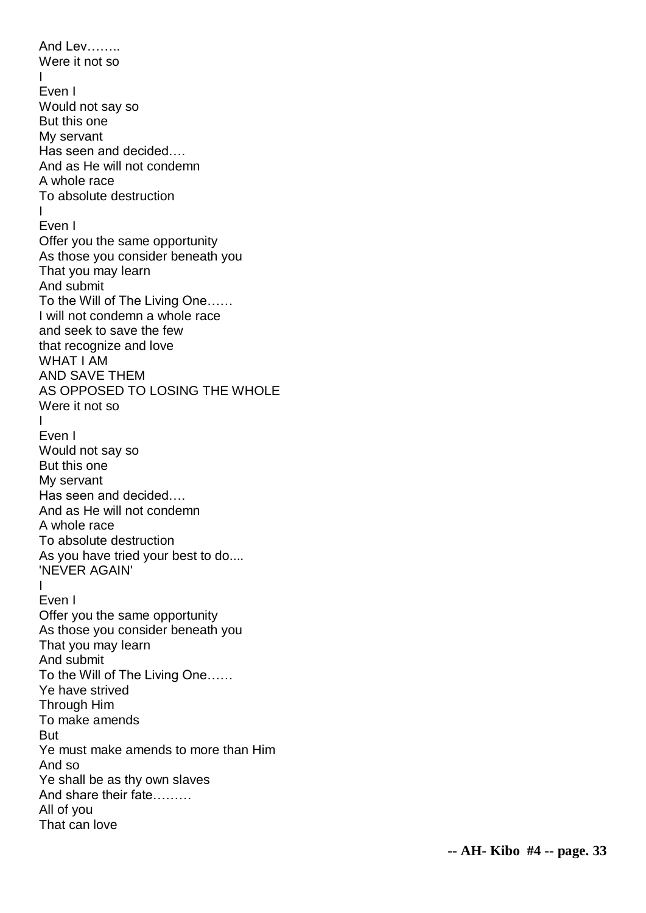And Lev……..
Were it not so
I
Even I
Would not say so
But this one
My servant
Has seen and decided….
And as He will not condemn
A whole race
To absolute destruction
I
Even I
Offer you the same opportunity
As those you consider beneath you
That you may learn
And submit
To the Will of The Living One……
I will not condemn a whole race
and seek to save the few
that recognize and love
WHAT I AM
AND SAVE THEM
AS OPPOSED TO LOSING THE WHOLE
Were it not so
I
Even I
Would not say so
But this one
My servant
Has seen and decided….
And as He will not condemn
A whole race
To absolute destruction
As you have tried your best to do....
'NEVER AGAIN'
I
Even I
Offer you the same opportunity
As those you consider beneath you
That you may learn
And submit
To the Will of The Living One……
Ye have strived
Through Him
To make amends
But
Ye must make amends to more than Him
And so
Ye shall be as thy own slaves
And share their fate………
All of you
That can love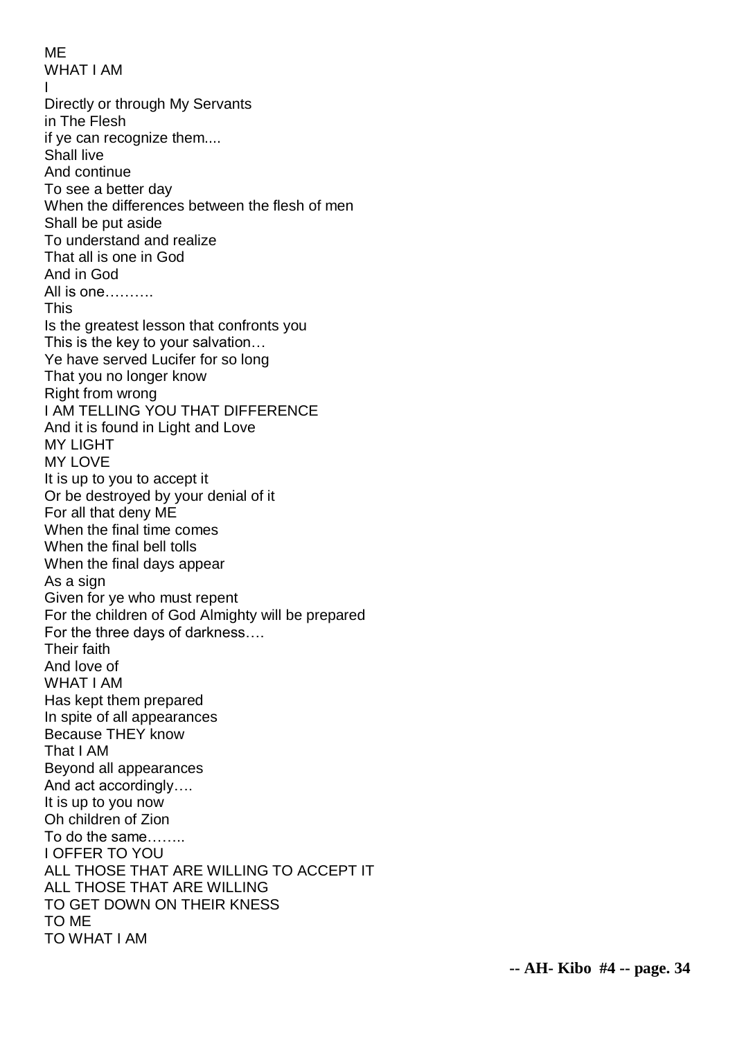ME
WHAT I AM
I
Directly or through My Servants
in The Flesh
if ye can recognize them....
Shall live
And continue
To see a better day
When the differences between the flesh of men
Shall be put aside
To understand and realize
That all is one in God
And in God
All is one……….
This
Is the greatest lesson that confronts you
This is the key to your salvation…
Ye have served Lucifer for so long
That you no longer know
Right from wrong
I AM TELLING YOU THAT DIFFERENCE
And it is found in Light and Love
MY LIGHT
MY LOVE
It is up to you to accept it
Or be destroyed by your denial of it
For all that deny ME
When the final time comes
When the final bell tolls
When the final days appear
As a sign
Given for ye who must repent
For the children of God Almighty will be prepared
For the three days of darkness….
Their faith
And love of
WHAT I AM
Has kept them prepared
In spite of all appearances
Because THEY know
That I AM
Beyond all appearances
And act accordingly….
It is up to you now
Oh children of Zion
To do the same……..
I OFFER TO YOU
ALL THOSE THAT ARE WILLING TO ACCEPT IT
ALL THOSE THAT ARE WILLING
TO GET DOWN ON THEIR KNESS
TO ME
TO WHAT I AM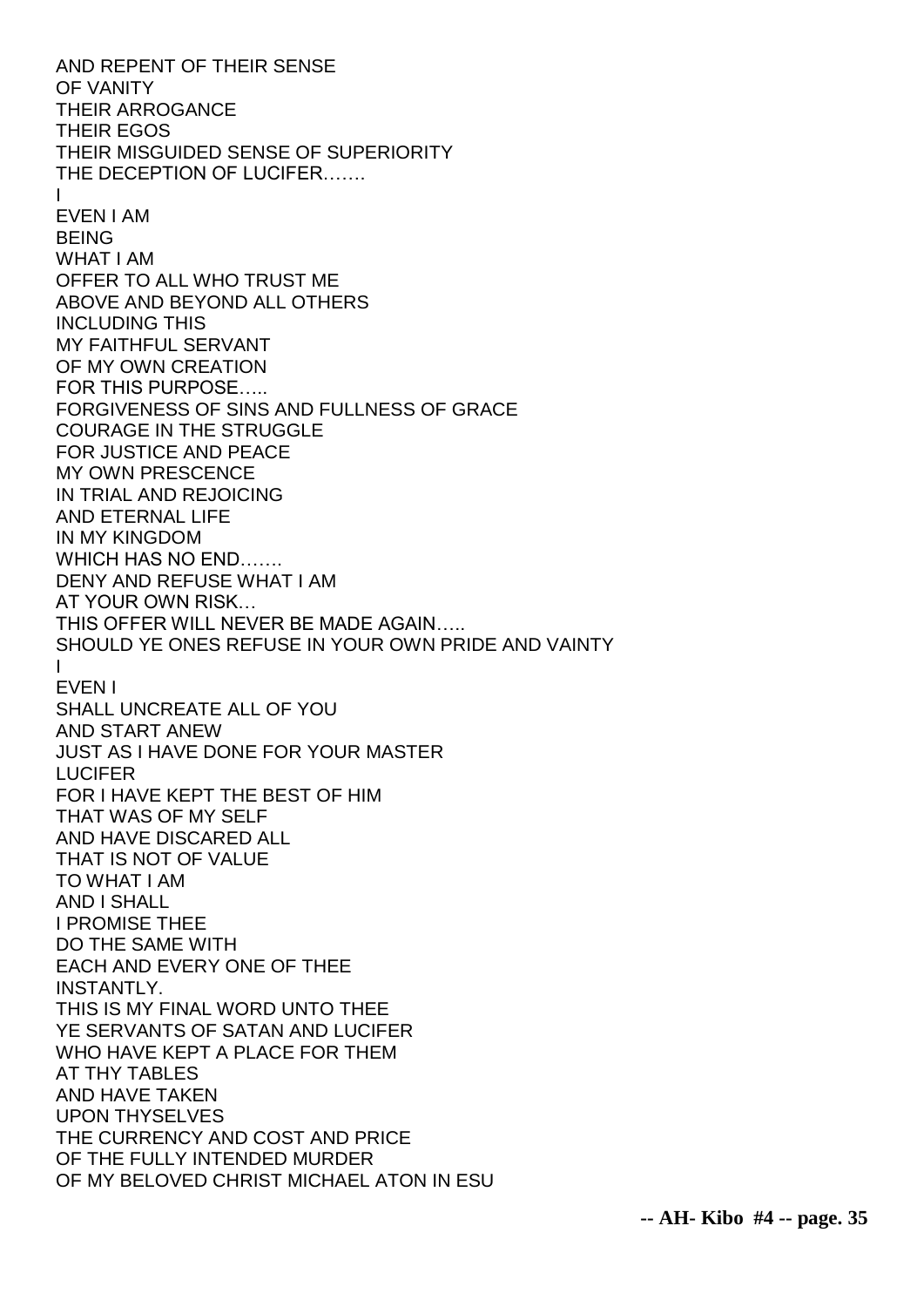AND REPENT OF THEIR SENSE
OF VANITY
THEIR ARROGANCE
THEIR EGOS
THEIR MISGUIDED SENSE OF SUPERIORITY
THE DECEPTION OF LUCIFER…….
I
EVEN I AM
BEING
WHAT I AM
OFFER TO ALL WHO TRUST ME
ABOVE AND BEYOND ALL OTHERS
INCLUDING THIS
MY FAITHFUL SERVANT
OF MY OWN CREATION
FOR THIS PURPOSE…..
FORGIVENESS OF SINS AND FULLNESS OF GRACE
COURAGE IN THE STRUGGLE
FOR JUSTICE AND PEACE
MY OWN PRESCENCE
IN TRIAL AND REJOICING
AND ETERNAL LIFE
IN MY KINGDOM
WHICH HAS NO END…….
DENY AND REFUSE WHAT I AM
AT YOUR OWN RISK…
THIS OFFER WILL NEVER BE MADE AGAIN…..
SHOULD YE ONES REFUSE IN YOUR OWN PRIDE AND VAINTY
I
EVEN I
SHALL UNCREATE ALL OF YOU
AND START ANEW
JUST AS I HAVE DONE FOR YOUR MASTER
LUCIFER
FOR I HAVE KEPT THE BEST OF HIM
THAT WAS OF MY SELF
AND HAVE DISCARED ALL
THAT IS NOT OF VALUE
TO WHAT I AM
AND I SHALL
I PROMISE THEE
DO THE SAME WITH
EACH AND EVERY ONE OF THEE
INSTANTLY.
THIS IS MY FINAL WORD UNTO THEE
YE SERVANTS OF SATAN AND LUCIFER
WHO HAVE KEPT A PLACE FOR THEM
AT THY TABLES
AND HAVE TAKEN
UPON THYSELVES
THE CURRENCY AND COST AND PRICE
OF THE FULLY INTENDED MURDER
OF MY BELOVED CHRIST MICHAEL ATON IN ESU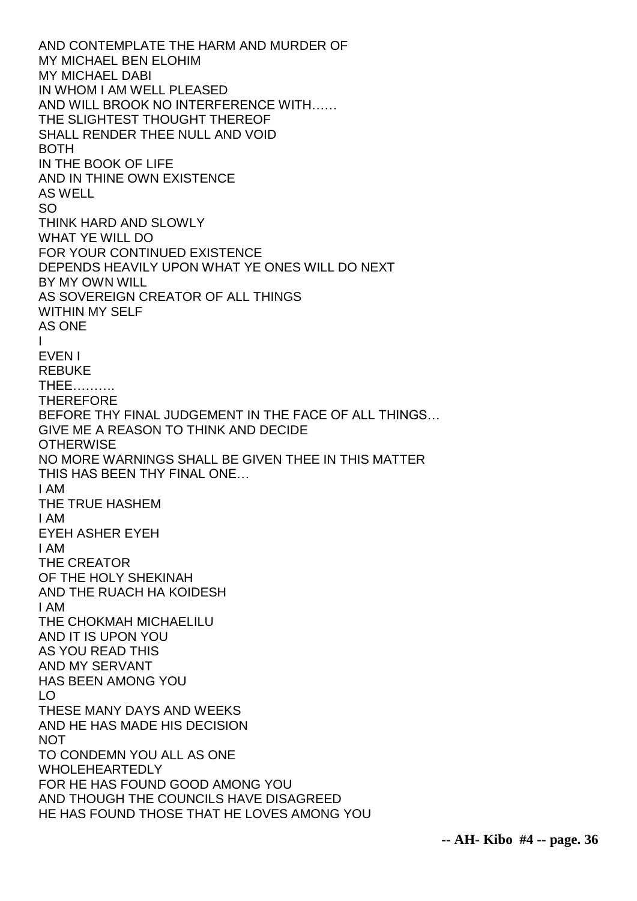AND CONTEMPLATE THE HARM AND MURDER OF
MY MICHAEL BEN ELOHIM
MY MICHAEL DABI
IN WHOM I AM WELL PLEASED
AND WILL BROOK NO INTERFERENCE WITH……
THE SLIGHTEST THOUGHT THEREOF
SHALL RENDER THEE NULL AND VOID
BOTH
IN THE BOOK OF LIFE
AND IN THINE OWN EXISTENCE
AS WELL
SO
THINK HARD AND SLOWLY
WHAT YE WILL DO
FOR YOUR CONTINUED EXISTENCE
DEPENDS HEAVILY UPON WHAT YE ONES WILL DO NEXT
BY MY OWN WILL
AS SOVEREIGN CREATOR OF ALL THINGS
WITHIN MY SELF
AS ONE
I
EVEN I
REBUKE
THEE……….
THEREFORE
BEFORE THY FINAL JUDGEMENT IN THE FACE OF ALL THINGS…
GIVE ME A REASON TO THINK AND DECIDE
OTHERWISE
NO MORE WARNINGS SHALL BE GIVEN THEE IN THIS MATTER
THIS HAS BEEN THY FINAL ONE…
I AM
THE TRUE HASHEM
I AM
EYEH ASHER EYEH
I AM
THE CREATOR
OF THE HOLY SHEKINAH
AND THE RUACH HA KOIDESH
I AM
THE CHOKMAH MICHAELILU
AND IT IS UPON YOU
AS YOU READ THIS
AND MY SERVANT
HAS BEEN AMONG YOU
LO
THESE MANY DAYS AND WEEKS
AND HE HAS MADE HIS DECISION
NOT
TO CONDEMN YOU ALL AS ONE
WHOLEHEARTEDLY
FOR HE HAS FOUND GOOD AMONG YOU
AND THOUGH THE COUNCILS HAVE DISAGREED
HE HAS FOUND THOSE THAT HE LOVES AMONG YOU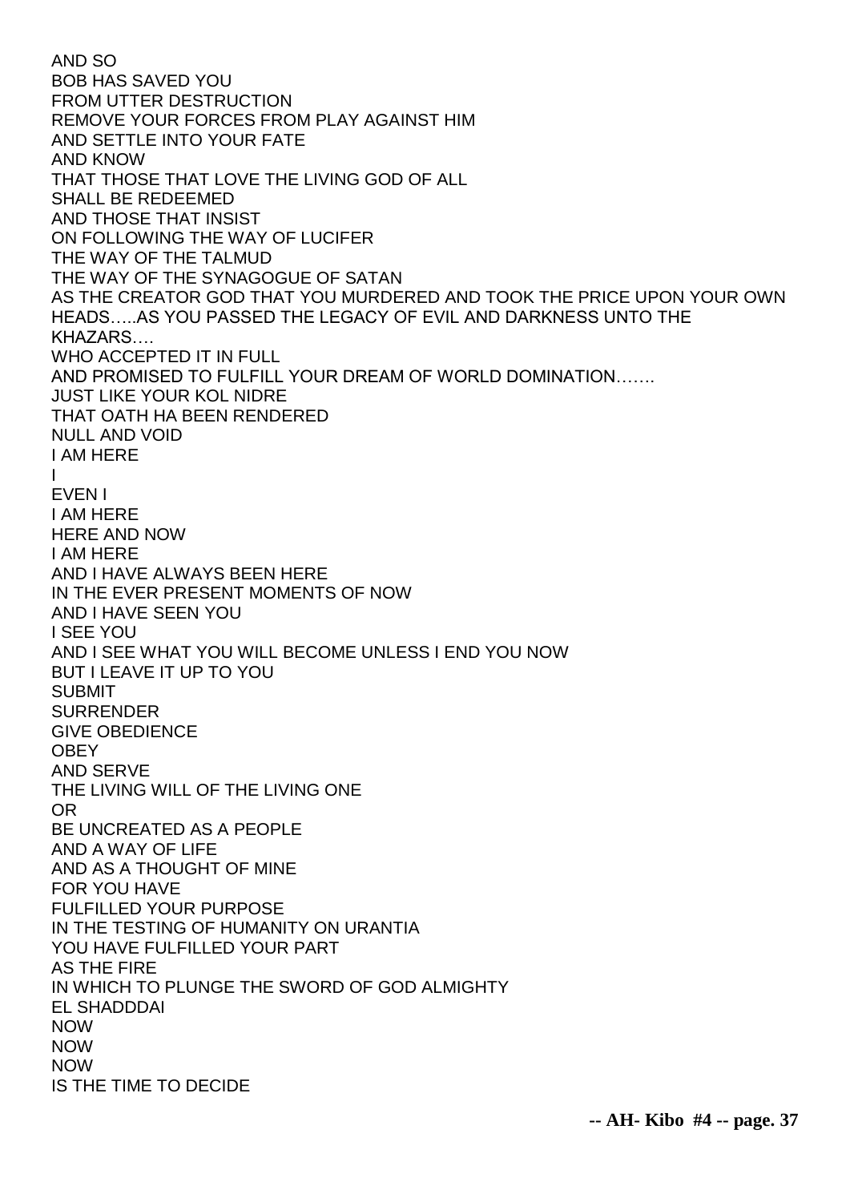AND SO
BOB HAS SAVED YOU
FROM UTTER DESTRUCTION
REMOVE YOUR FORCES FROM PLAY AGAINST HIM
AND SETTLE INTO YOUR FATE
AND KNOW
THAT THOSE THAT LOVE THE LIVING GOD OF ALL
SHALL BE REDEEMED
AND THOSE THAT INSIST
ON FOLLOWING THE WAY OF LUCIFER
THE WAY OF THE TALMUD
THE WAY OF THE SYNAGOGUE OF SATAN
AS THE CREATOR GOD THAT YOU MURDERED AND TOOK THE PRICE UPON YOUR OWN HEADS…..AS YOU PASSED THE LEGACY OF EVIL AND DARKNESS UNTO THE KHAZARS….
WHO ACCEPTED IT IN FULL
AND PROMISED TO FULFILL YOUR DREAM OF WORLD DOMINATION…….
JUST LIKE YOUR KOL NIDRE
THAT OATH HA BEEN RENDERED
NULL AND VOID
I AM HERE
I
EVEN I
I AM HERE
HERE AND NOW
I AM HERE
AND I HAVE ALWAYS BEEN HERE
IN THE EVER PRESENT MOMENTS OF NOW
AND I HAVE SEEN YOU
I SEE YOU
AND I SEE WHAT YOU WILL BECOME UNLESS I END YOU NOW
BUT I LEAVE IT UP TO YOU
SUBMIT
SURRENDER
GIVE OBEDIENCE
OBEY
AND SERVE
THE LIVING WILL OF THE LIVING ONE
OR
BE UNCREATED AS A PEOPLE
AND A WAY OF LIFE
AND AS A THOUGHT OF MINE
FOR YOU HAVE
FULFILLED YOUR PURPOSE
IN THE TESTING OF HUMANITY ON URANTIA
YOU HAVE FULFILLED YOUR PART
AS THE FIRE
IN WHICH TO PLUNGE THE SWORD OF GOD ALMIGHTY
EL SHADDDAI
NOW
NOW
NOW
IS THE TIME TO DECIDE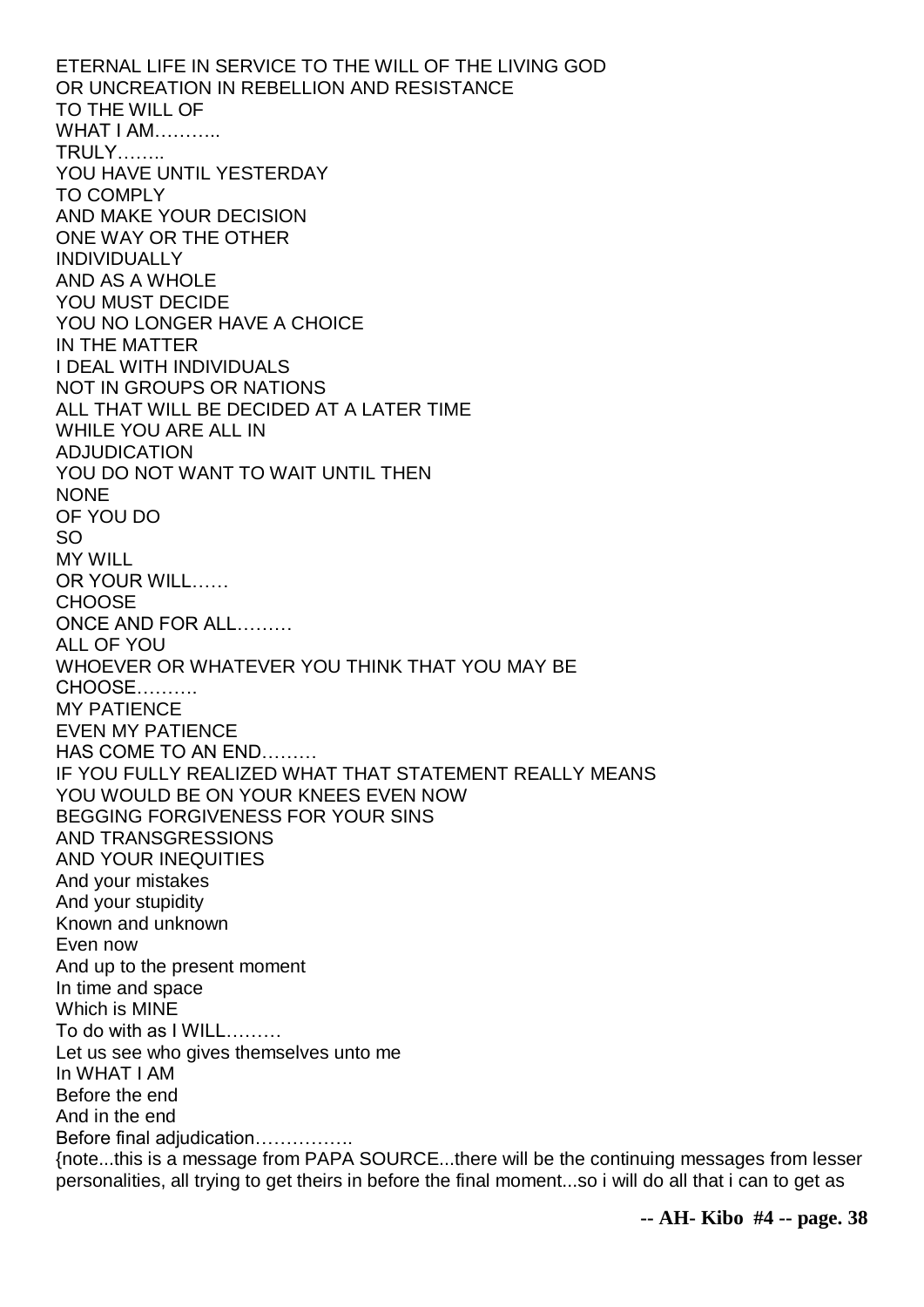ETERNAL LIFE IN SERVICE TO THE WILL OF THE LIVING GOD
OR UNCREATION IN REBELLION AND RESISTANCE
TO THE WILL OF
WHAT I AM………..
TRULY……..
YOU HAVE UNTIL YESTERDAY
TO COMPLY
AND MAKE YOUR DECISION
ONE WAY OR THE OTHER
INDIVIDUALLY
AND AS A WHOLE
YOU MUST DECIDE
YOU NO LONGER HAVE A CHOICE
IN THE MATTER
I DEAL WITH INDIVIDUALS
NOT IN GROUPS OR NATIONS
ALL THAT WILL BE DECIDED AT A LATER TIME
WHILE YOU ARE ALL IN
ADJUDICATION
YOU DO NOT WANT TO WAIT UNTIL THEN
NONE
OF YOU DO
SO
MY WILL
OR YOUR WILL……
CHOOSE
ONCE AND FOR ALL………
ALL OF YOU
WHOEVER OR WHATEVER YOU THINK THAT YOU MAY BE
CHOOSE……….
MY PATIENCE
EVEN MY PATIENCE
HAS COME TO AN END………
IF YOU FULLY REALIZED WHAT THAT STATEMENT REALLY MEANS
YOU WOULD BE ON YOUR KNEES EVEN NOW
BEGGING FORGIVENESS FOR YOUR SINS
AND TRANSGRESSIONS
AND YOUR INEQUITIES
And your mistakes
And your stupidity
Known and unknown
Even now
And up to the present moment
In time and space
Which is MINE
To do with as I WILL………
Let us see who gives themselves unto me
In WHAT I AM
Before the end
And in the end
Before final adjudication…………….
{note...this is a message from PAPA SOURCE...there will be the continuing messages from lesser personalities, all trying to get theirs in before the final moment...so i will do all that i can to get as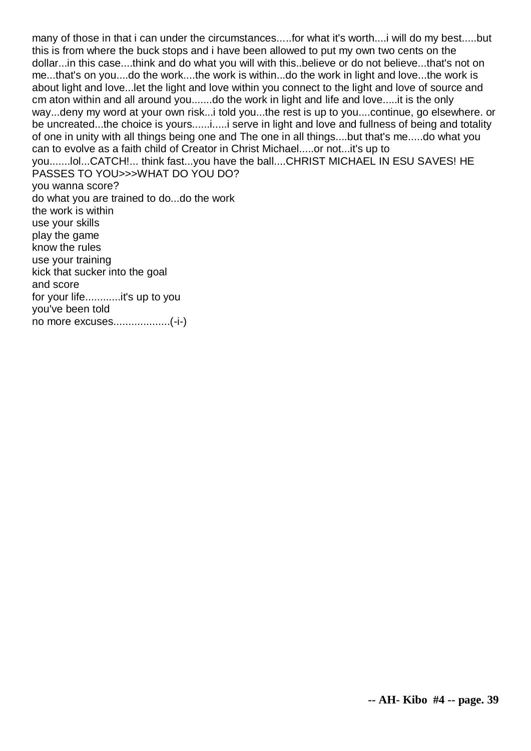many of those in that i can under the circumstances.....for what it's worth....i will do my best.....but this is from where the buck stops and i have been allowed to put my own two cents on the dollar...in this case....think and do what you will with this..believe or do not believe...that's not on me...that's on you....do the work....the work is within...do the work in light and love...the work is about light and love...let the light and love within you connect to the light and love of source and cm aton within and all around you.......do the work in light and life and love.....it is the only way...deny my word at your own risk...i told you...the rest is up to you....continue, go elsewhere. or be uncreated...the choice is yours......i.....i serve in light and love and fullness of being and totality of one in unity with all things being one and The one in all things....but that's me.....do what you can to evolve as a faith child of Creator in Christ Michael.....or not...it's up to you.......lol...CATCH!... think fast...you have the ball....CHRIST MICHAEL IN ESU SAVES! HE PASSES TO YOU>>>WHAT DO YOU DO?

you wanna score?

do what you are trained to do...do the work

the work is within

use your skills

play the game

know the rules

use your training

kick that sucker into the goal

and score

for your life............it's up to you

you've been told

no more excuses..................(-i-)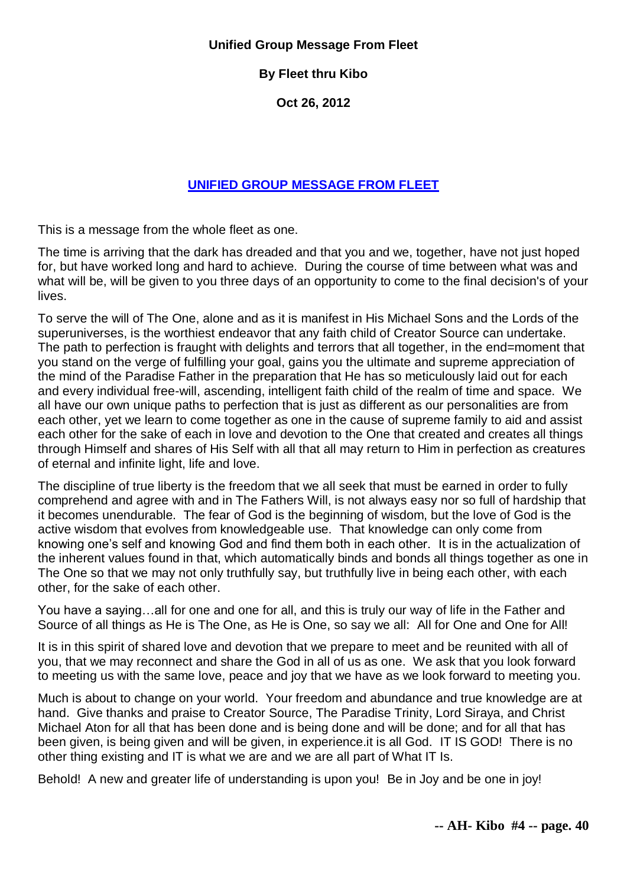**Unified Group Message From Fleet**

**By Fleet thru Kibo**

**Oct 26, 2012**

## UNIFIED GROUP MESSAGE FROM FLEET

This is a message from the whole fleet as one.

The time is arriving that the dark has dreaded and that you and we, together, have not just hoped for, but have worked long and hard to achieve. During the course of time between what was and what will be, will be given to you three days of an opportunity to come to the final decision's of your lives.

To serve the will of The One, alone and as it is manifest in His Michael Sons and the Lords of the superuniverses, is the worthiest endeavor that any faith child of Creator Source can undertake. The path to perfection is fraught with delights and terrors that all together, in the end=moment that you stand on the verge of fulfilling your goal, gains you the ultimate and supreme appreciation of the mind of the Paradise Father in the preparation that He has so meticulously laid out for each and every individual free-will, ascending, intelligent faith child of the realm of time and space. We all have our own unique paths to perfection that is just as different as our personalities are from each other, yet we learn to come together as one in the cause of supreme family to aid and assist each other for the sake of each in love and devotion to the One that created and creates all things through Himself and shares of His Self with all that all may return to Him in perfection as creatures of eternal and infinite light, life and love.

The discipline of true liberty is the freedom that we all seek that must be earned in order to fully comprehend and agree with and in The Fathers Will, is not always easy nor so full of hardship that it becomes unendurable. The fear of God is the beginning of wisdom, but the love of God is the active wisdom that evolves from knowledgeable use. That knowledge can only come from knowing one's self and knowing God and find them both in each other. It is in the actualization of the inherent values found in that, which automatically binds and bonds all things together as one in The One so that we may not only truthfully say, but truthfully live in being each other, with each other, for the sake of each other.

You have a saying…all for one and one for all, and this is truly our way of life in the Father and Source of all things as He is The One, as He is One, so say we all: All for One and One for All!

It is in this spirit of shared love and devotion that we prepare to meet and be reunited with all of you, that we may reconnect and share the God in all of us as one. We ask that you look forward to meeting us with the same love, peace and joy that we have as we look forward to meeting you.

Much is about to change on your world. Your freedom and abundance and true knowledge are at hand. Give thanks and praise to Creator Source, The Paradise Trinity, Lord Siraya, and Christ Michael Aton for all that has been done and is being done and will be done; and for all that has been given, is being given and will be given, in experience.it is all God. IT IS GOD! There is no other thing existing and IT is what we are and we are all part of What IT Is.

Behold! A new and greater life of understanding is upon you! Be in Joy and be one in joy!

**-- AH- Kibo #4 -- page. 40**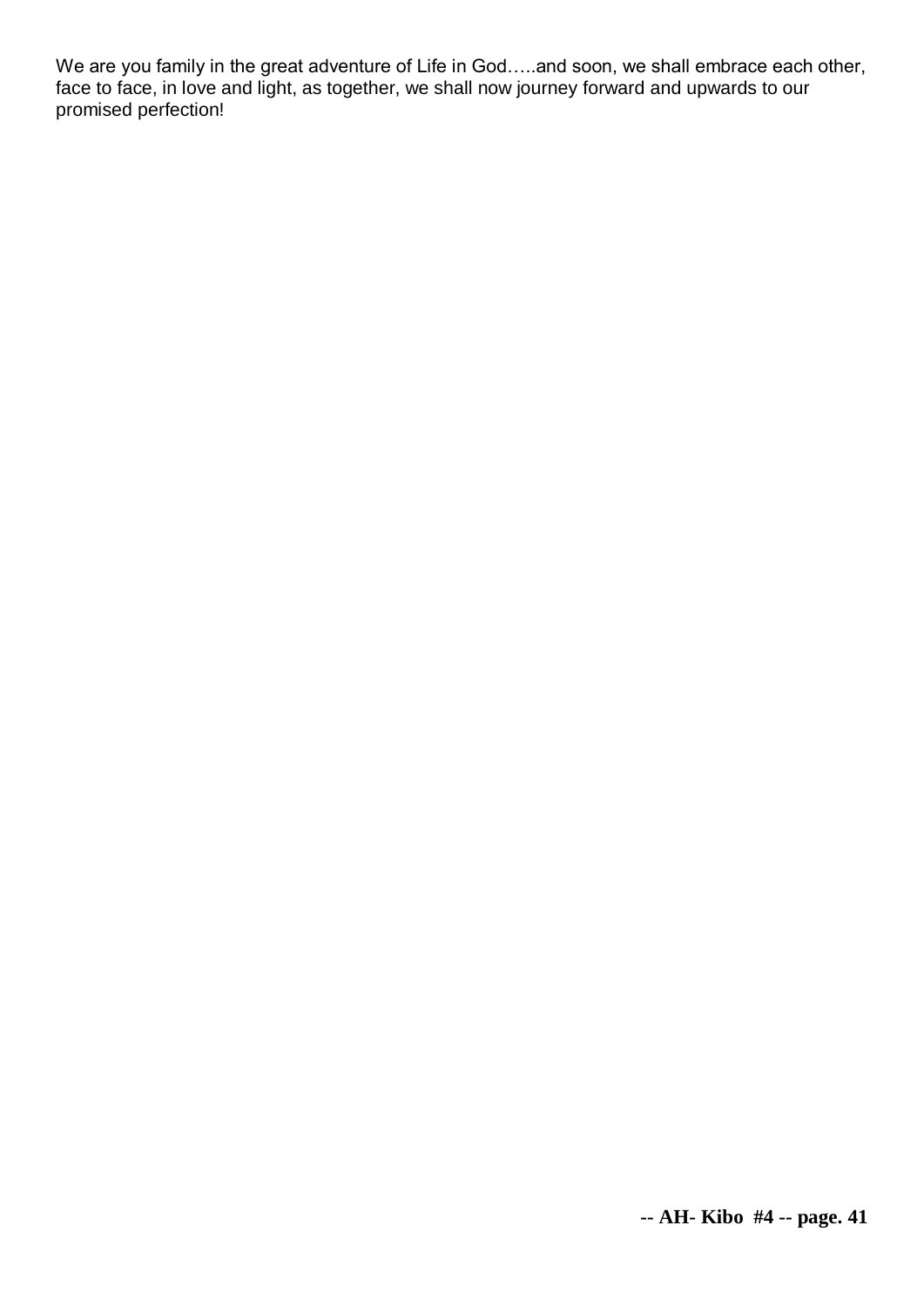We are you family in the great adventure of Life in God…..and soon, we shall embrace each other, face to face, in love and light, as together, we shall now journey forward and upwards to our promised perfection!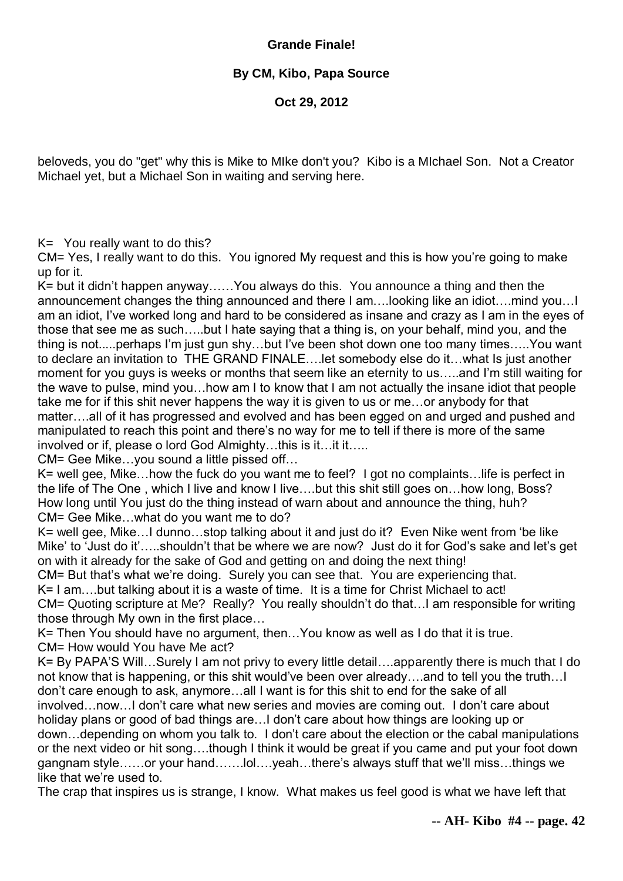**Grande Finale!**

**By CM, Kibo, Papa Source**

**Oct 29, 2012**

beloveds, you do "get" why this is Mike to MIke don't you? Kibo is a MIchael Son. Not a Creator Michael yet, but a Michael Son in waiting and serving here.

K= You really want to do this?

CM= Yes, I really want to do this. You ignored My request and this is how you're going to make up for it.

K= but it didn't happen anyway……You always do this. You announce a thing and then the announcement changes the thing announced and there I am….looking like an idiot….mind you…I am an idiot, I've worked long and hard to be considered as insane and crazy as I am in the eyes of those that see me as such…..but I hate saying that a thing is, on your behalf, mind you, and the thing is not.....perhaps I'm just gun shy…but I've been shot down one too many times…..You want to declare an invitation to THE GRAND FINALE….let somebody else do it…what Is just another moment for you guys is weeks or months that seem like an eternity to us…..and I'm still waiting for the wave to pulse, mind you…how am I to know that I am not actually the insane idiot that people take me for if this shit never happens the way it is given to us or me…or anybody for that matter….all of it has progressed and evolved and has been egged on and urged and pushed and manipulated to reach this point and there's no way for me to tell if there is more of the same involved or if, please o lord God Almighty…this is it…it it…..

CM= Gee Mike…you sound a little pissed off…

K= well gee, Mike…how the fuck do you want me to feel? I got no complaints…life is perfect in the life of The One , which I live and know I live….but this shit still goes on…how long, Boss? How long until You just do the thing instead of warn about and announce the thing, huh?

CM= Gee Mike…what do you want me to do?

K= well gee, Mike…I dunno…stop talking about it and just do it? Even Nike went from 'be like Mike' to 'Just do it'…..shouldn't that be where we are now? Just do it for God's sake and let's get on with it already for the sake of God and getting on and doing the next thing!

CM= But that's what we're doing. Surely you can see that. You are experiencing that.

K= I am….but talking about it is a waste of time. It is a time for Christ Michael to act!

CM= Quoting scripture at Me? Really? You really shouldn't do that…I am responsible for writing those through My own in the first place…

K= Then You should have no argument, then…You know as well as I do that it is true.

CM= How would You have Me act?

K= By PAPA'S Will…Surely I am not privy to every little detail….apparently there is much that I do not know that is happening, or this shit would've been over already….and to tell you the truth…I don't care enough to ask, anymore…all I want is for this shit to end for the sake of all involved…now…I don't care what new series and movies are coming out. I don't care about holiday plans or good of bad things are…I don't care about how things are looking up or down…depending on whom you talk to. I don't care about the election or the cabal manipulations or the next video or hit song….though I think it would be great if you came and put your foot down gangnam style……or your hand…….lol….yeah…there's always stuff that we'll miss…things we like that we're used to.

The crap that inspires us is strange, I know. What makes us feel good is what we have left that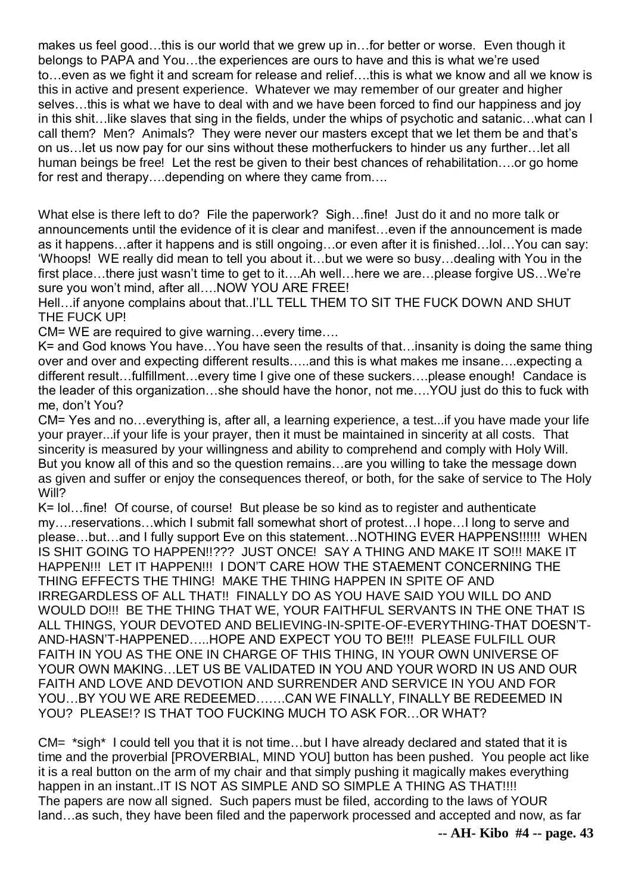makes us feel good…this is our world that we grew up in…for better or worse. Even though it belongs to PAPA and You…the experiences are ours to have and this is what we're used to…even as we fight it and scream for release and relief….this is what we know and all we know is this in active and present experience. Whatever we may remember of our greater and higher selves…this is what we have to deal with and we have been forced to find our happiness and joy in this shit…like slaves that sing in the fields, under the whips of psychotic and satanic…what can I call them? Men? Animals? They were never our masters except that we let them be and that's on us…let us now pay for our sins without these motherfuckers to hinder us any further…let all human beings be free! Let the rest be given to their best chances of rehabilitation….or go home for rest and therapy….depending on where they came from….

What else is there left to do? File the paperwork? Sigh…fine! Just do it and no more talk or announcements until the evidence of it is clear and manifest…even if the announcement is made as it happens…after it happens and is still ongoing…or even after it is finished…lol…You can say: 'Whoops! WE really did mean to tell you about it…but we were so busy…dealing with You in the first place…there just wasn't time to get to it….Ah well…here we are…please forgive US…We're sure you won't mind, after all….NOW YOU ARE FREE!

Hell…if anyone complains about that..I'LL TELL THEM TO SIT THE FUCK DOWN AND SHUT THE FUCK UP!

CM= WE are required to give warning…every time….

K= and God knows You have…You have seen the results of that…insanity is doing the same thing over and over and expecting different results…..and this is what makes me insane….expecting a different result…fulfillment…every time I give one of these suckers….please enough! Candace is the leader of this organization…she should have the honor, not me….YOU just do this to fuck with me, don't You?

CM= Yes and no…everything is, after all, a learning experience, a test...if you have made your life your prayer...if your life is your prayer, then it must be maintained in sincerity at all costs. That sincerity is measured by your willingness and ability to comprehend and comply with Holy Will. But you know all of this and so the question remains…are you willing to take the message down as given and suffer or enjoy the consequences thereof, or both, for the sake of service to The Holy Will?

K= lol…fine! Of course, of course! But please be so kind as to register and authenticate my….reservations…which I submit fall somewhat short of protest…I hope…I long to serve and please…but…and I fully support Eve on this statement…NOTHING EVER HAPPENS!!!!!! WHEN IS SHIT GOING TO HAPPEN!!??? JUST ONCE! SAY A THING AND MAKE IT SO!!! MAKE IT HAPPEN!!! LET IT HAPPEN!!! I DON'T CARE HOW THE STAEMENT CONCERNING THE THING EFFECTS THE THING! MAKE THE THING HAPPEN IN SPITE OF AND IRREGARDLESS OF ALL THAT!! FINALLY DO AS YOU HAVE SAID YOU WILL DO AND WOULD DO!!! BE THE THING THAT WE, YOUR FAITHFUL SERVANTS IN THE ONE THAT IS ALL THINGS, YOUR DEVOTED AND BELIEVING-IN-SPITE-OF-EVERYTHING-THAT DOESN'T-AND-HASN'T-HAPPENED…..HOPE AND EXPECT YOU TO BE!!! PLEASE FULFILL OUR FAITH IN YOU AS THE ONE IN CHARGE OF THIS THING, IN YOUR OWN UNIVERSE OF YOUR OWN MAKING…LET US BE VALIDATED IN YOU AND YOUR WORD IN US AND OUR FAITH AND LOVE AND DEVOTION AND SURRENDER AND SERVICE IN YOU AND FOR YOU…BY YOU WE ARE REDEEMED…….CAN WE FINALLY, FINALLY BE REDEEMED IN YOU? PLEASE!? IS THAT TOO FUCKING MUCH TO ASK FOR…OR WHAT?

CM= *sigh* I could tell you that it is not time…but I have already declared and stated that it is time and the proverbial [PROVERBIAL, MIND YOU] button has been pushed. You people act like it is a real button on the arm of my chair and that simply pushing it magically makes everything happen in an instant..IT IS NOT AS SIMPLE AND SO SIMPLE A THING AS THAT!!!!

The papers are now all signed. Such papers must be filed, according to the laws of YOUR land…as such, they have been filed and the paperwork processed and accepted and now, as far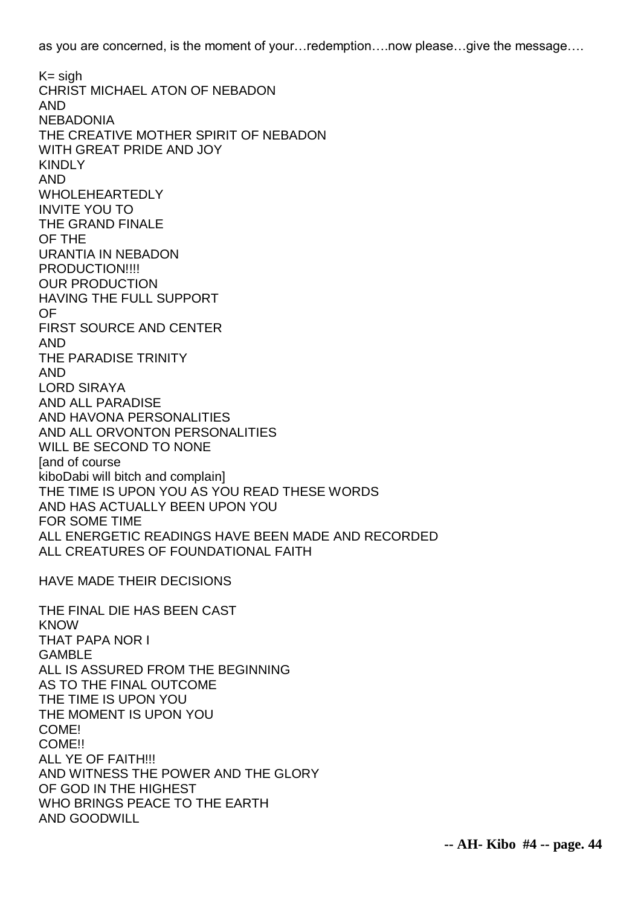as you are concerned, is the moment of your…redemption….now please…give the message….

K= sigh
CHRIST MICHAEL ATON OF NEBADON
AND
NEBADONIA
THE CREATIVE MOTHER SPIRIT OF NEBADON
WITH GREAT PRIDE AND JOY
KINDLY
AND
WHOLEHEARTEDLY
INVITE YOU TO
THE GRAND FINALE
OF THE
URANTIA IN NEBADON
PRODUCTION!!!!
OUR PRODUCTION
HAVING THE FULL SUPPORT
OF
FIRST SOURCE AND CENTER
AND
THE PARADISE TRINITY
AND
LORD SIRAYA
AND ALL PARADISE
AND HAVONA PERSONALITIES
AND ALL ORVONTON PERSONALITIES
WILL BE SECOND TO NONE
[and of course
kiboDabi will bitch and complain]
THE TIME IS UPON YOU AS YOU READ THESE WORDS
AND HAS ACTUALLY BEEN UPON YOU
FOR SOME TIME
ALL ENERGETIC READINGS HAVE BEEN MADE AND RECORDED
ALL CREATURES OF FOUNDATIONAL FAITH

HAVE MADE THEIR DECISIONS

THE FINAL DIE HAS BEEN CAST
KNOW
THAT PAPA NOR I
GAMBLE
ALL IS ASSURED FROM THE BEGINNING
AS TO THE FINAL OUTCOME
THE TIME IS UPON YOU
THE MOMENT IS UPON YOU
COME!
COME!!
ALL YE OF FAITH!!!
AND WITNESS THE POWER AND THE GLORY
OF GOD IN THE HIGHEST
WHO BRINGS PEACE TO THE EARTH
AND GOODWILL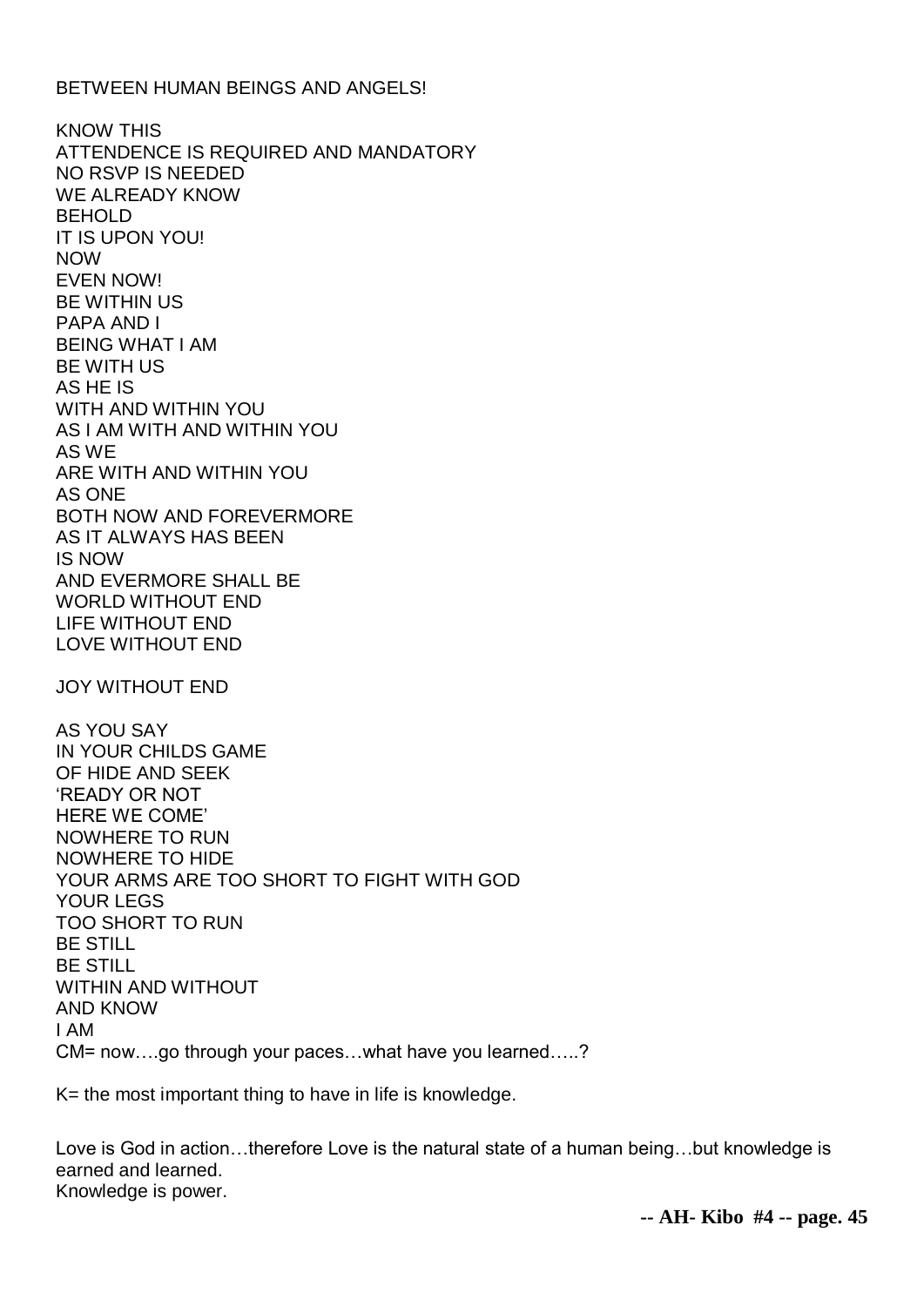BETWEEN HUMAN BEINGS AND ANGELS!

KNOW THIS
ATTENDENCE IS REQUIRED AND MANDATORY
NO RSVP IS NEEDED
WE ALREADY KNOW
BEHOLD
IT IS UPON YOU!
NOW
EVEN NOW!
BE WITHIN US
PAPA AND I
BEING WHAT I AM
BE WITH US
AS HE IS
WITH AND WITHIN YOU
AS I AM WITH AND WITHIN YOU
AS WE
ARE WITH AND WITHIN YOU
AS ONE
BOTH NOW AND FOREVERMORE
AS IT ALWAYS HAS BEEN
IS NOW
AND EVERMORE SHALL BE
WORLD WITHOUT END
LIFE WITHOUT END
LOVE WITHOUT END

JOY WITHOUT END

AS YOU SAY
IN YOUR CHILDS GAME
OF HIDE AND SEEK
'READY OR NOT
HERE WE COME'
NOWHERE TO RUN
NOWHERE TO HIDE
YOUR ARMS ARE TOO SHORT TO FIGHT WITH GOD
YOUR LEGS
TOO SHORT TO RUN
BE STILL
BE STILL
WITHIN AND WITHOUT
AND KNOW
I AM
CM= now….go through your paces…what have you learned…..?

K= the most important thing to have in life is knowledge.

Love is God in action…therefore Love is the natural state of a human being…but knowledge is earned and learned.
Knowledge is power.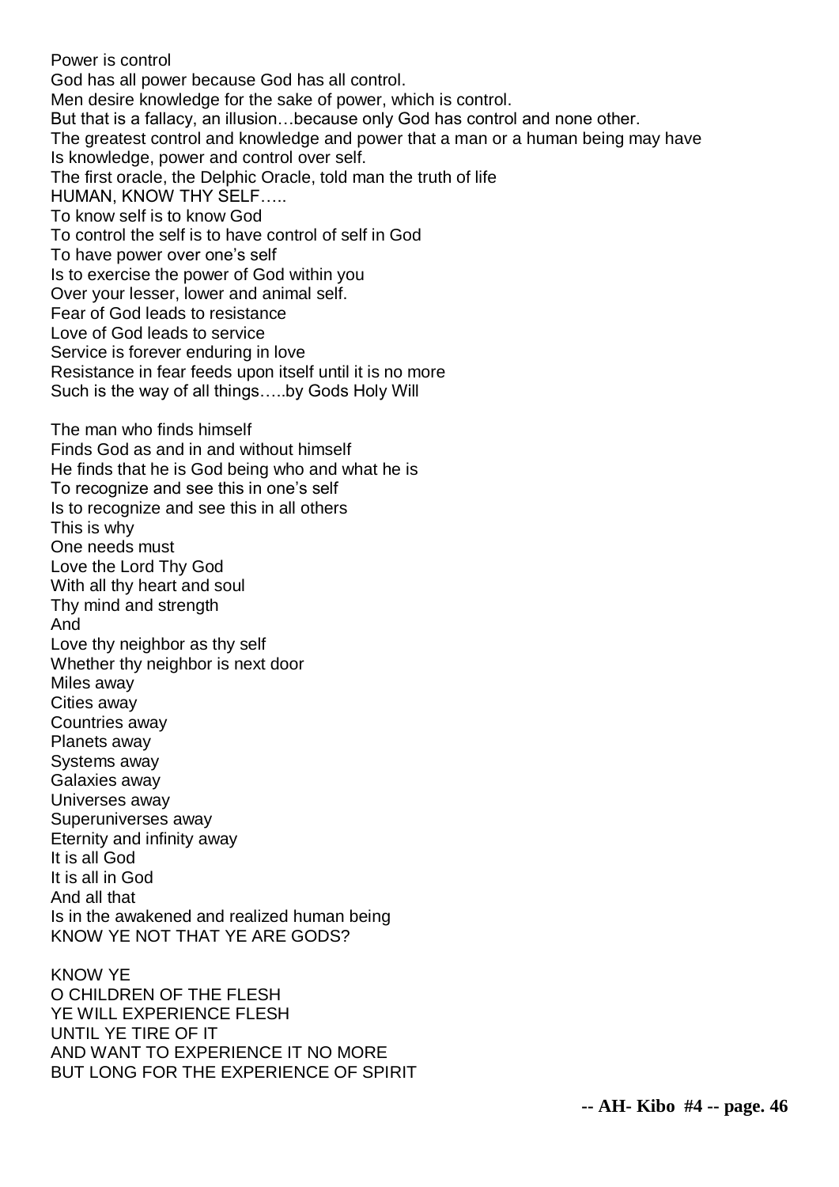Power is control
God has all power because God has all control.
Men desire knowledge for the sake of power, which is control.
But that is a fallacy, an illusion…because only God has control and none other.
The greatest control and knowledge and power that a man or a human being may have
Is knowledge, power and control over self.
The first oracle, the Delphic Oracle, told man the truth of life
HUMAN, KNOW THY SELF…..
To know self is to know God
To control the self is to have control of self in God
To have power over one's self
Is to exercise the power of God within you
Over your lesser, lower and animal self.
Fear of God leads to resistance
Love of God leads to service
Service is forever enduring in love
Resistance in fear feeds upon itself until it is no more
Such is the way of all things…..by Gods Holy Will

The man who finds himself
Finds God as and in and without himself
He finds that he is God being who and what he is
To recognize and see this in one's self
Is to recognize and see this in all others
This is why
One needs must
Love the Lord Thy God
With all thy heart and soul
Thy mind and strength
And
Love thy neighbor as thy self
Whether thy neighbor is next door
Miles away
Cities away
Countries away
Planets away
Systems away
Galaxies away
Universes away
Superuniverses away
Eternity and infinity away
It is all God
It is all in God
And all that
Is in the awakened and realized human being
KNOW YE NOT THAT YE ARE GODS?

KNOW YE
O CHILDREN OF THE FLESH
YE WILL EXPERIENCE FLESH
UNTIL YE TIRE OF IT
AND WANT TO EXPERIENCE IT NO MORE
BUT LONG FOR THE EXPERIENCE OF SPIRIT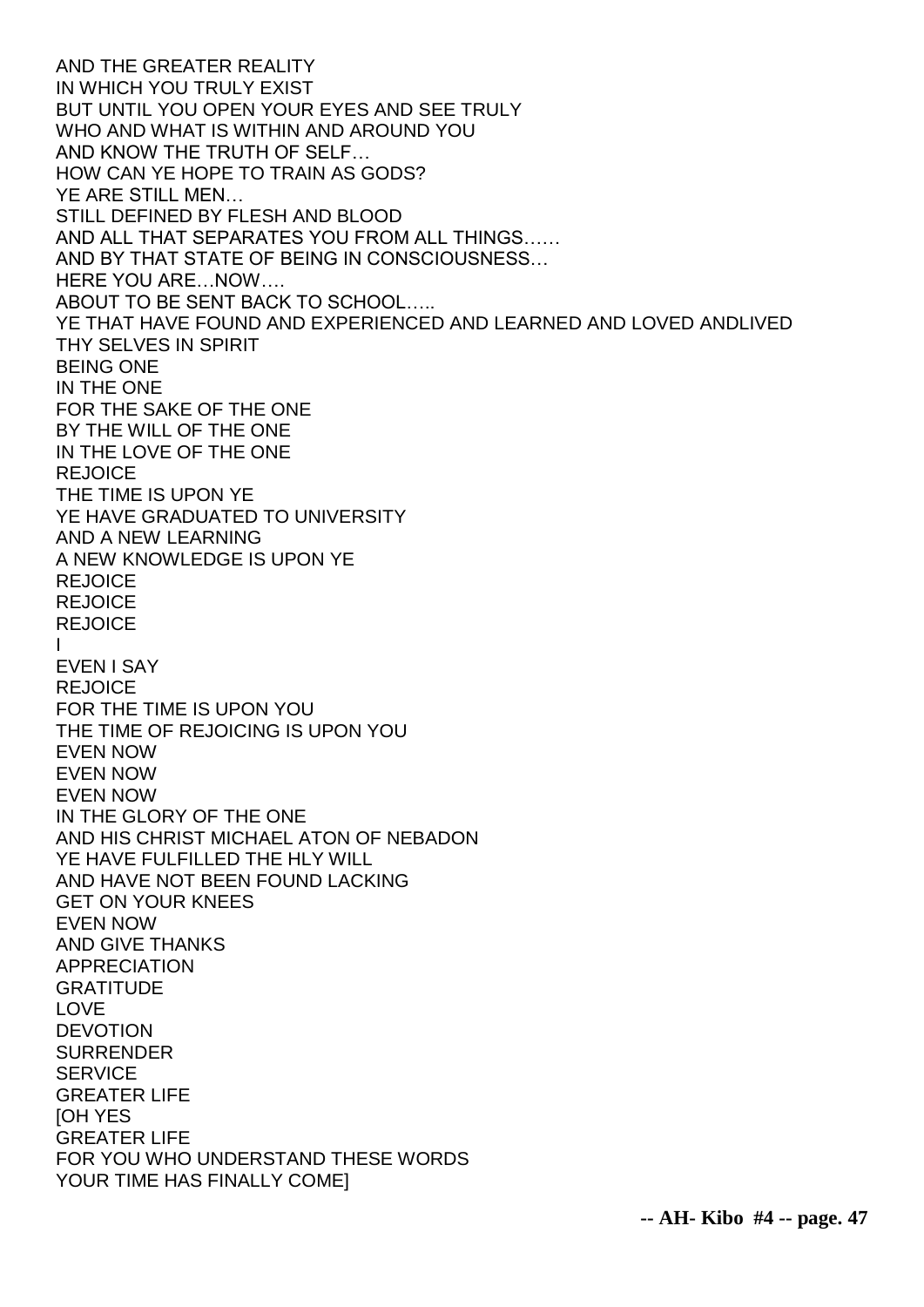AND THE GREATER REALITY
IN WHICH YOU TRULY EXIST
BUT UNTIL YOU OPEN YOUR EYES AND SEE TRULY
WHO AND WHAT IS WITHIN AND AROUND YOU
AND KNOW THE TRUTH OF SELF…
HOW CAN YE HOPE TO TRAIN AS GODS?
YE ARE STILL MEN…
STILL DEFINED BY FLESH AND BLOOD
AND ALL THAT SEPARATES YOU FROM ALL THINGS……
AND BY THAT STATE OF BEING IN CONSCIOUSNESS…
HERE YOU ARE…NOW….
ABOUT TO BE SENT BACK TO SCHOOL…..
YE THAT HAVE FOUND AND EXPERIENCED AND LEARNED AND LOVED ANDLIVED
THY SELVES IN SPIRIT
BEING ONE
IN THE ONE
FOR THE SAKE OF THE ONE
BY THE WILL OF THE ONE
IN THE LOVE OF THE ONE
REJOICE
THE TIME IS UPON YE
YE HAVE GRADUATED TO UNIVERSITY
AND A NEW LEARNING
A NEW KNOWLEDGE IS UPON YE
REJOICE
REJOICE
REJOICE
I
EVEN I SAY
REJOICE
FOR THE TIME IS UPON YOU
THE TIME OF REJOICING IS UPON YOU
EVEN NOW
EVEN NOW
EVEN NOW
IN THE GLORY OF THE ONE
AND HIS CHRIST MICHAEL ATON OF NEBADON
YE HAVE FULFILLED THE HLY WILL
AND HAVE NOT BEEN FOUND LACKING
GET ON YOUR KNEES
EVEN NOW
AND GIVE THANKS
APPRECIATION
GRATITUDE
LOVE
DEVOTION
SURRENDER
SERVICE
GREATER LIFE
[OH YES
GREATER LIFE
FOR YOU WHO UNDERSTAND THESE WORDS
YOUR TIME HAS FINALLY COME]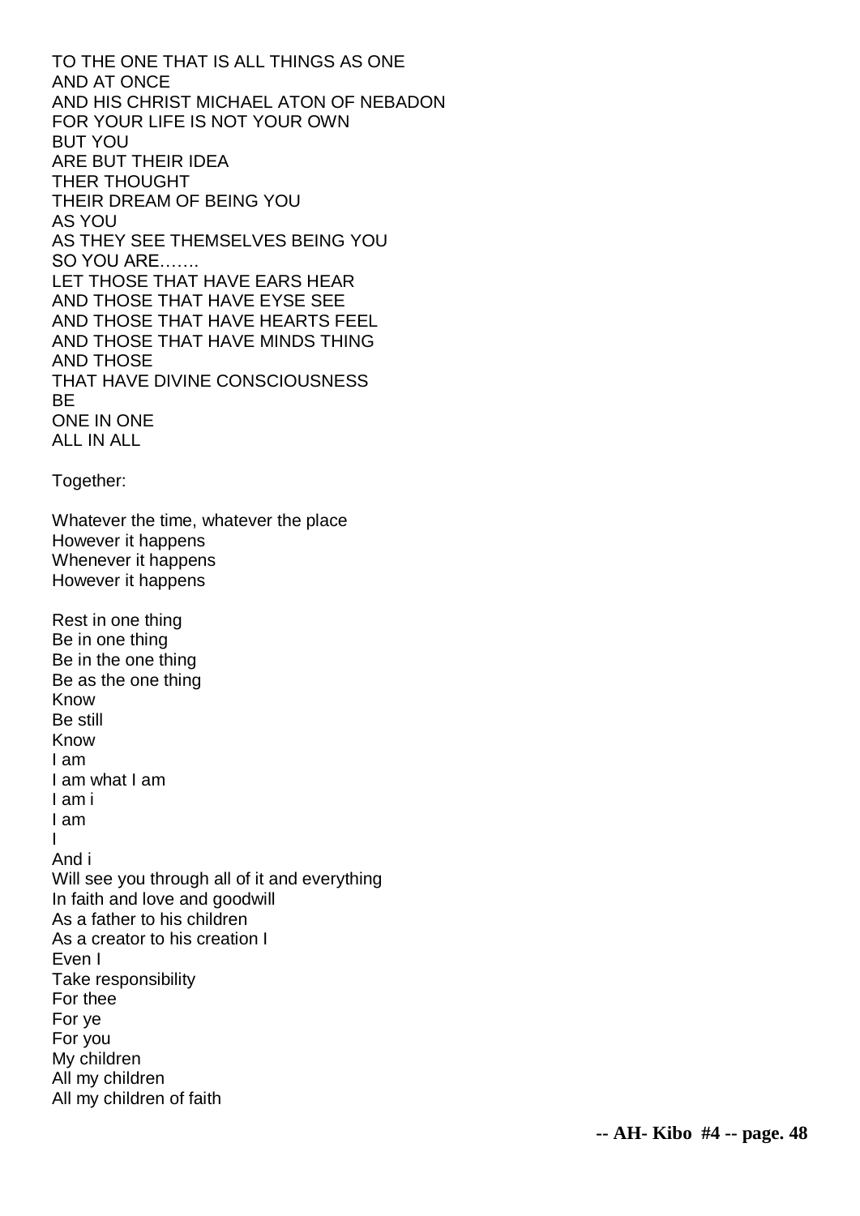TO THE ONE THAT IS ALL THINGS AS ONE
AND AT ONCE
AND HIS CHRIST MICHAEL ATON OF NEBADON
FOR YOUR LIFE IS NOT YOUR OWN
BUT YOU
ARE BUT THEIR IDEA
THER THOUGHT
THEIR DREAM OF BEING YOU
AS YOU
AS THEY SEE THEMSELVES BEING YOU
SO YOU ARE…….
LET THOSE THAT HAVE EARS HEAR
AND THOSE THAT HAVE EYSE SEE
AND THOSE THAT HAVE HEARTS FEEL
AND THOSE THAT HAVE MINDS THING
AND THOSE
THAT HAVE DIVINE CONSCIOUSNESS
BE
ONE IN ONE
ALL IN ALL

Together:

Whatever the time, whatever the place
However it happens
Whenever it happens
However it happens

Rest in one thing
Be in one thing
Be in the one thing
Be as the one thing
Know
Be still
Know
I am
I am what I am
I am i
I am
I
And i
Will see you through all of it and everything
In faith and love and goodwill
As a father to his children
As a creator to his creation I
Even I
Take responsibility
For thee
For ye
For you
My children
All my children
All my children of faith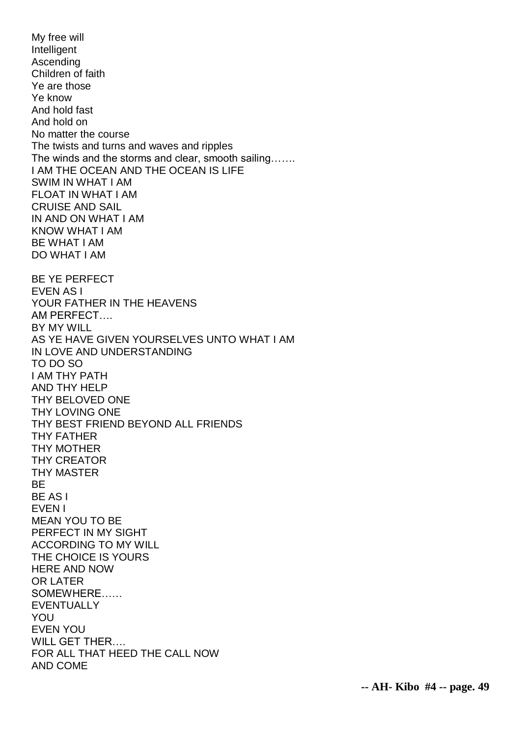My free will
Intelligent
Ascending
Children of faith
Ye are those
Ye know
And hold fast
And hold on
No matter the course
The twists and turns and waves and ripples
The winds and the storms and clear, smooth sailing…….
I AM THE OCEAN AND THE OCEAN IS LIFE
SWIM IN WHAT I AM
FLOAT IN WHAT I AM
CRUISE AND SAIL
IN AND ON WHAT I AM
KNOW WHAT I AM
BE WHAT I AM
DO WHAT I AM

BE YE PERFECT
EVEN AS I
YOUR FATHER IN THE HEAVENS
AM PERFECT….
BY MY WILL
AS YE HAVE GIVEN YOURSELVES UNTO WHAT I AM
IN LOVE AND UNDERSTANDING
TO DO SO
I AM THY PATH
AND THY HELP
THY BELOVED ONE
THY LOVING ONE
THY BEST FRIEND BEYOND ALL FRIENDS
THY FATHER
THY MOTHER
THY CREATOR
THY MASTER
BE
BE AS I
EVEN I
MEAN YOU TO BE
PERFECT IN MY SIGHT
ACCORDING TO MY WILL
THE CHOICE IS YOURS
HERE AND NOW
OR LATER
SOMEWHERE……
EVENTUALLY
YOU
EVEN YOU
WILL GET THER….
FOR ALL THAT HEED THE CALL NOW
AND COME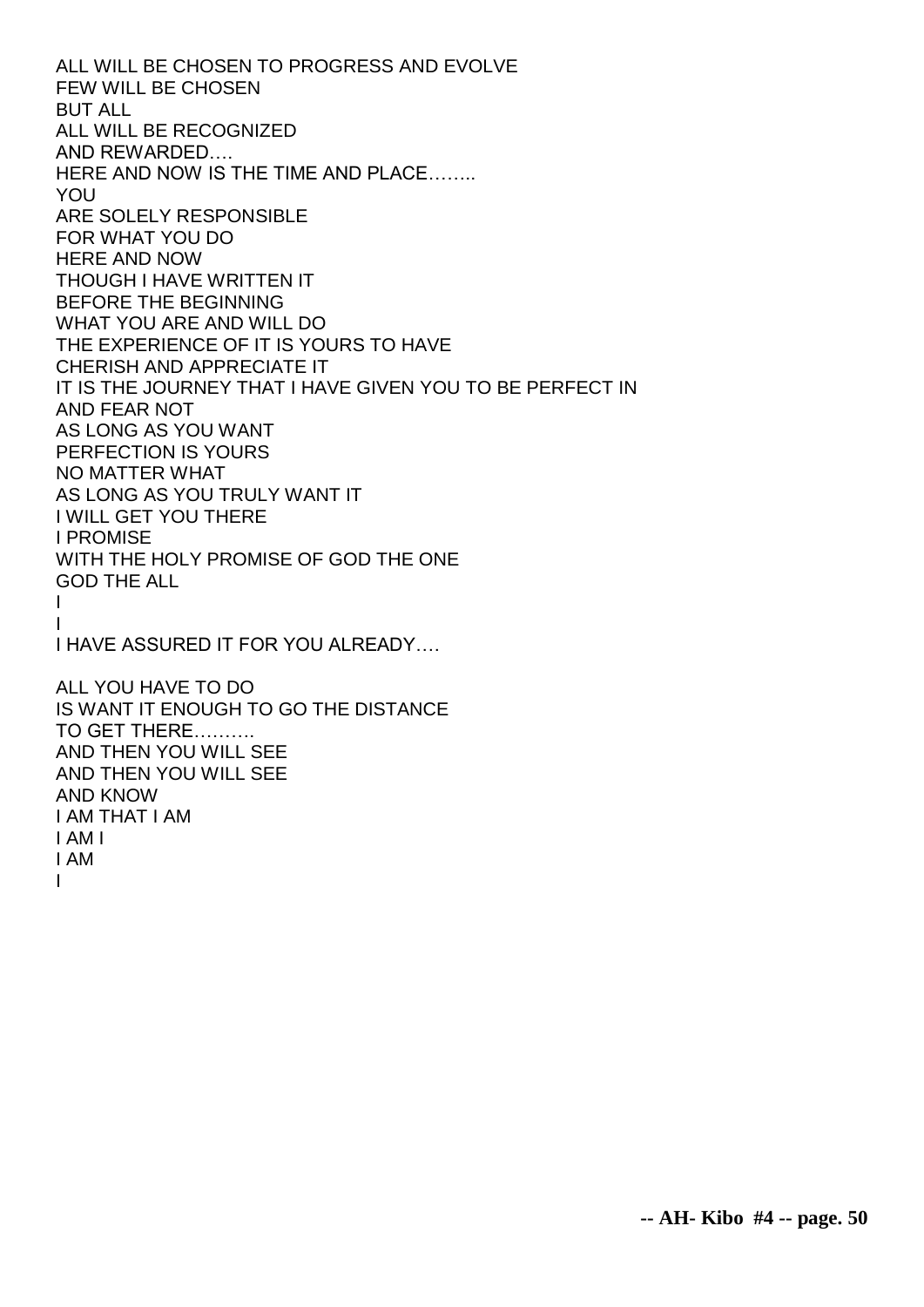ALL WILL BE CHOSEN TO PROGRESS AND EVOLVE
FEW WILL BE CHOSEN
BUT ALL
ALL WILL BE RECOGNIZED
AND REWARDED….
HERE AND NOW IS THE TIME AND PLACE……..
YOU
ARE SOLELY RESPONSIBLE
FOR WHAT YOU DO
HERE AND NOW
THOUGH I HAVE WRITTEN IT
BEFORE THE BEGINNING
WHAT YOU ARE AND WILL DO
THE EXPERIENCE OF IT IS YOURS TO HAVE
CHERISH AND APPRECIATE IT
IT IS THE JOURNEY THAT I HAVE GIVEN YOU TO BE PERFECT IN
AND FEAR NOT
AS LONG AS YOU WANT
PERFECTION IS YOURS
NO MATTER WHAT
AS LONG AS YOU TRULY WANT IT
I WILL GET YOU THERE
I PROMISE
WITH THE HOLY PROMISE OF GOD THE ONE
GOD THE ALL
I
I
I HAVE ASSURED IT FOR YOU ALREADY….

ALL YOU HAVE TO DO
IS WANT IT ENOUGH TO GO THE DISTANCE
TO GET THERE……….
AND THEN YOU WILL SEE
AND THEN YOU WILL SEE
AND KNOW
I AM THAT I AM
I AM I
I AM
I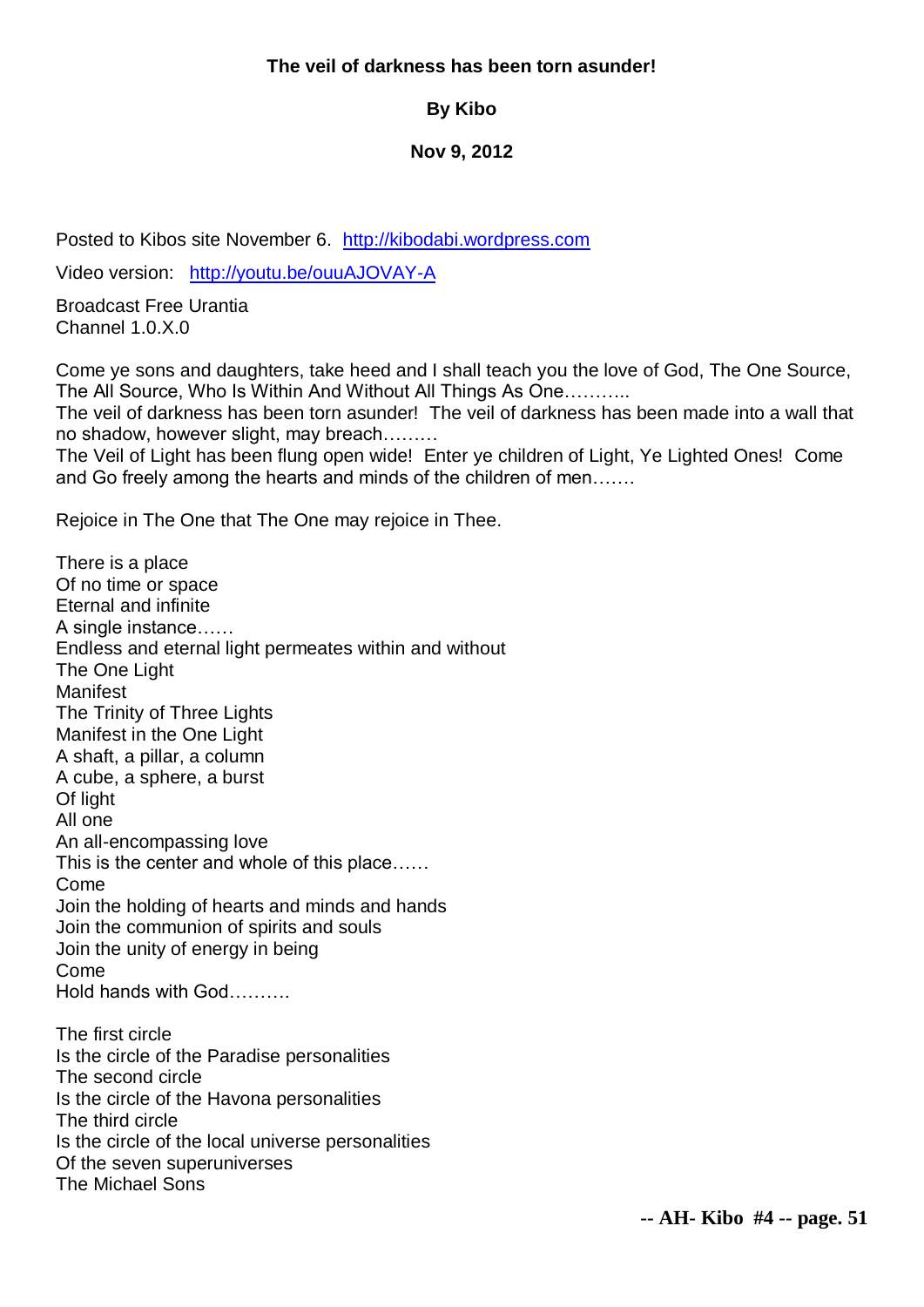**The veil of darkness has been torn asunder!**

**By Kibo**

**Nov 9, 2012**

Posted to Kibos site November 6. http://kibodabi.wordpress.com

Video version: http://youtu.be/ouuAJOVAY-A

Broadcast Free Urantia
Channel 1.0.X.0

Come ye sons and daughters, take heed and I shall teach you the love of God, The One Source, The All Source, Who Is Within And Without All Things As One………..
The veil of darkness has been torn asunder! The veil of darkness has been made into a wall that no shadow, however slight, may breach………
The Veil of Light has been flung open wide! Enter ye children of Light, Ye Lighted Ones! Come and Go freely among the hearts and minds of the children of men…….

Rejoice in The One that The One may rejoice in Thee.

There is a place
Of no time or space
Eternal and infinite
A single instance……
Endless and eternal light permeates within and without
The One Light
Manifest
The Trinity of Three Lights
Manifest in the One Light
A shaft, a pillar, a column
A cube, a sphere, a burst
Of light
All one
An all-encompassing love
This is the center and whole of this place……
Come
Join the holding of hearts and minds and hands
Join the communion of spirits and souls
Join the unity of energy in being
Come
Hold hands with God……….

The first circle
Is the circle of the Paradise personalities
The second circle
Is the circle of the Havona personalities
The third circle
Is the circle of the local universe personalities
Of the seven superuniverses
The Michael Sons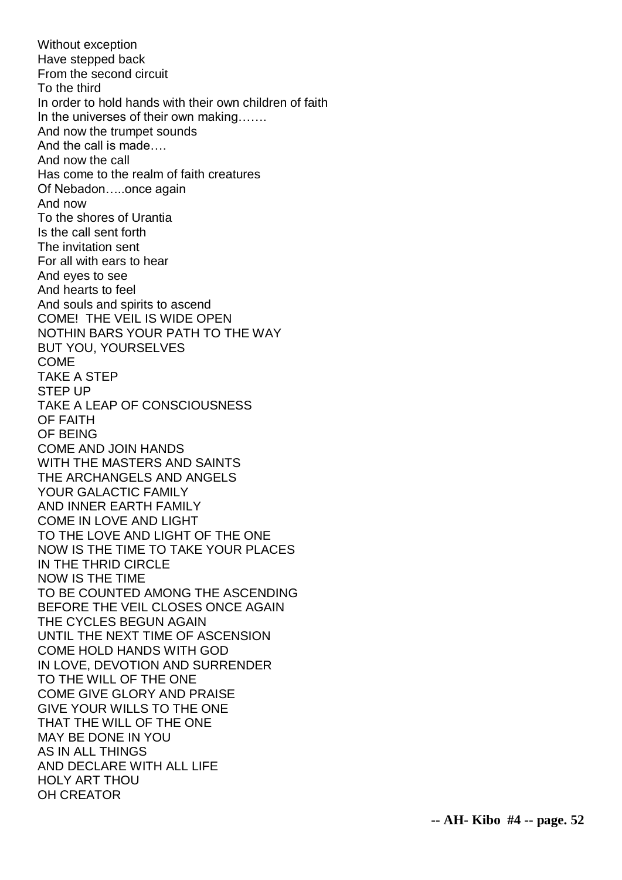Without exception  
Have stepped back  
From the second circuit  
To the third  
In order to hold hands with their own children of faith  
In the universes of their own making…….  
And now the trumpet sounds  
And the call is made….  
And now the call  
Has come to the realm of faith creatures  
Of Nebadon…..once again  
And now  
To the shores of Urantia  
Is the call sent forth  
The invitation sent  
For all with ears to hear  
And eyes to see  
And hearts to feel  
And souls and spirits to ascend  
COME! THE VEIL IS WIDE OPEN  
NOTHIN BARS YOUR PATH TO THE WAY  
BUT YOU, YOURSELVES  
COME  
TAKE A STEP  
STEP UP  
TAKE A LEAP OF CONSCIOUSNESS  
OF FAITH  
OF BEING  
COME AND JOIN HANDS  
WITH THE MASTERS AND SAINTS  
THE ARCHANGELS AND ANGELS  
YOUR GALACTIC FAMILY  
AND INNER EARTH FAMILY  
COME IN LOVE AND LIGHT  
TO THE LOVE AND LIGHT OF THE ONE  
NOW IS THE TIME TO TAKE YOUR PLACES  
IN THE THRID CIRCLE  
NOW IS THE TIME  
TO BE COUNTED AMONG THE ASCENDING  
BEFORE THE VEIL CLOSES ONCE AGAIN  
THE CYCLES BEGUN AGAIN  
UNTIL THE NEXT TIME OF ASCENSION  
COME HOLD HANDS WITH GOD  
IN LOVE, DEVOTION AND SURRENDER  
TO THE WILL OF THE ONE  
COME GIVE GLORY AND PRAISE  
GIVE YOUR WILLS TO THE ONE  
THAT THE WILL OF THE ONE  
MAY BE DONE IN YOU  
AS IN ALL THINGS  
AND DECLARE WITH ALL LIFE  
HOLY ART THOU  
OH CREATOR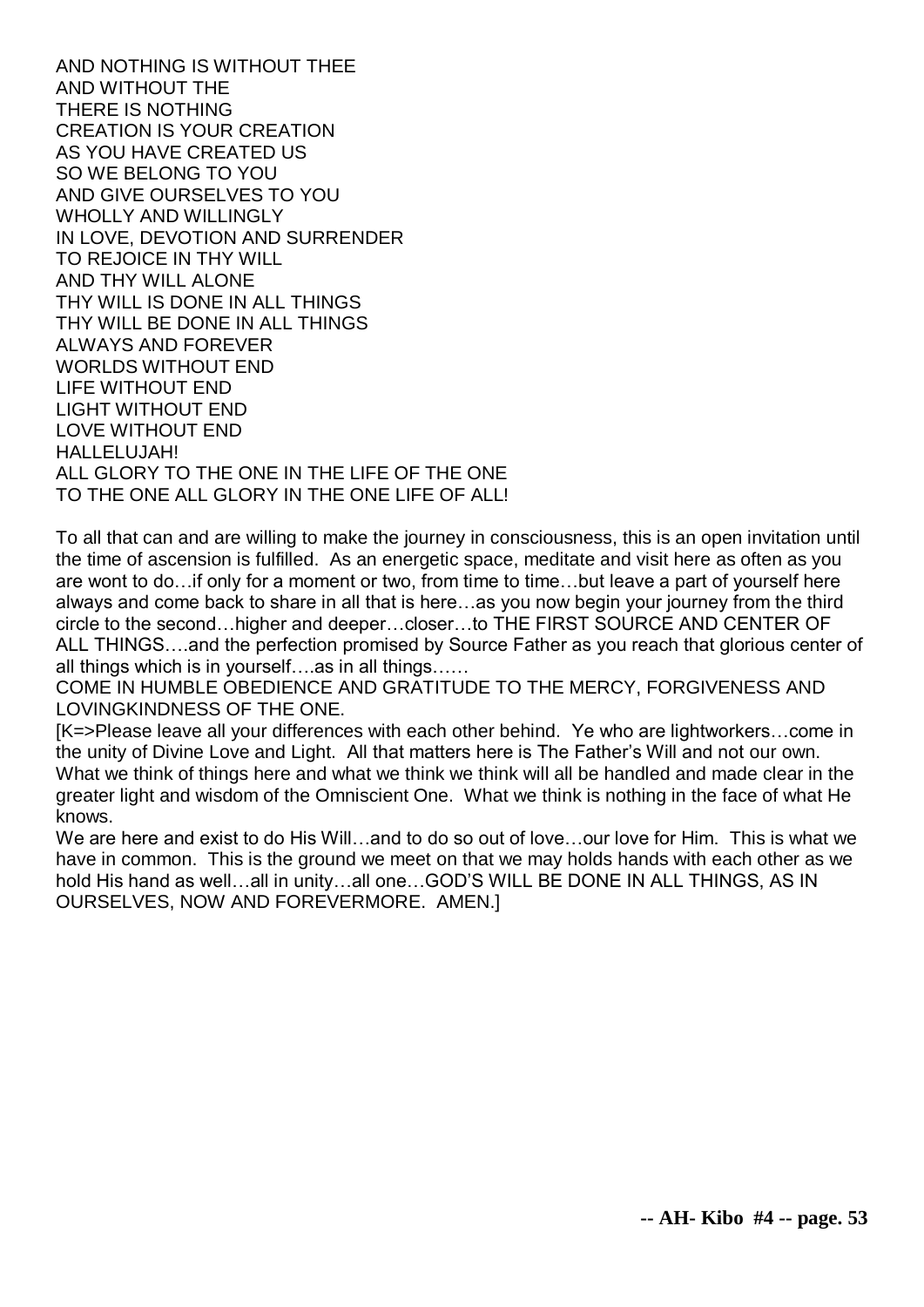AND NOTHING IS WITHOUT THEE
AND WITHOUT THE
THERE IS NOTHING
CREATION IS YOUR CREATION
AS YOU HAVE CREATED US
SO WE BELONG TO YOU
AND GIVE OURSELVES TO YOU
WHOLLY AND WILLINGLY
IN LOVE, DEVOTION AND SURRENDER
TO REJOICE IN THY WILL
AND THY WILL ALONE
THY WILL IS DONE IN ALL THINGS
THY WILL BE DONE IN ALL THINGS
ALWAYS AND FOREVER
WORLDS WITHOUT END
LIFE WITHOUT END
LIGHT WITHOUT END
LOVE WITHOUT END
HALLELUJAH!
ALL GLORY TO THE ONE IN THE LIFE OF THE ONE
TO THE ONE ALL GLORY IN THE ONE LIFE OF ALL!

To all that can and are willing to make the journey in consciousness, this is an open invitation until the time of ascension is fulfilled. As an energetic space, meditate and visit here as often as you are wont to do…if only for a moment or two, from time to time…but leave a part of yourself here always and come back to share in all that is here…as you now begin your journey from the third circle to the second…higher and deeper…closer…to THE FIRST SOURCE AND CENTER OF ALL THINGS….and the perfection promised by Source Father as you reach that glorious center of all things which is in yourself….as in all things……
COME IN HUMBLE OBEDIENCE AND GRATITUDE TO THE MERCY, FORGIVENESS AND LOVINGKINDNESS OF THE ONE.
[K=>Please leave all your differences with each other behind. Ye who are lightworkers…come in the unity of Divine Love and Light. All that matters here is The Father's Will and not our own. What we think of things here and what we think we think will all be handled and made clear in the greater light and wisdom of the Omniscient One. What we think is nothing in the face of what He knows.
We are here and exist to do His Will…and to do so out of love…our love for Him. This is what we have in common. This is the ground we meet on that we may holds hands with each other as we hold His hand as well…all in unity…all one…GOD'S WILL BE DONE IN ALL THINGS, AS IN OURSELVES, NOW AND FOREVERMORE. AMEN.]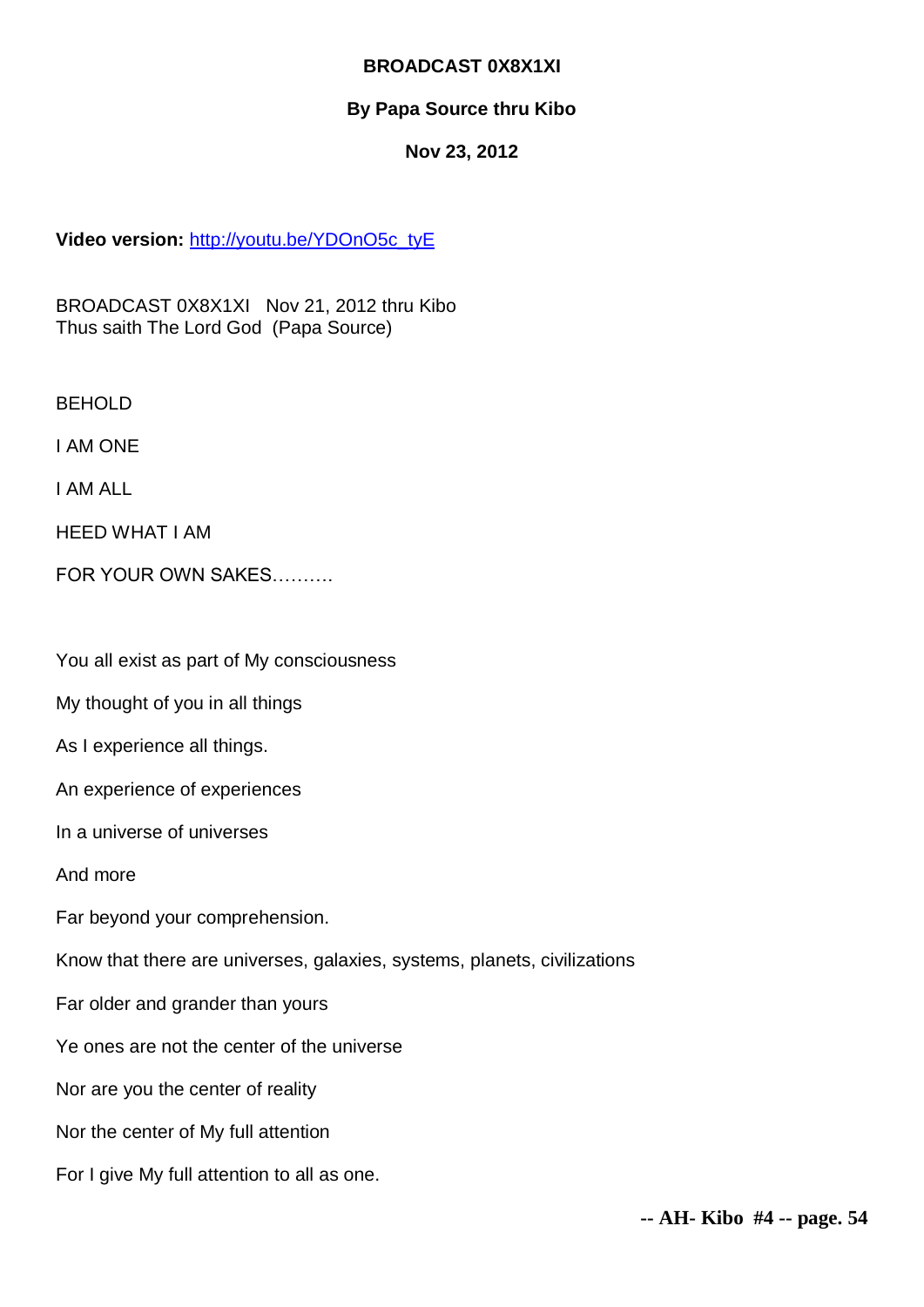**BROADCAST 0X8X1XI**

**By Papa Source thru Kibo**

**Nov 23, 2012**

**Video version:** [http://youtu.be/YDOnO5c_tyE](http://youtu.be/YDOnO5c_tyE)

BROADCAST 0X8X1XI   Nov 21, 2012 thru Kibo
Thus saith The Lord God  (Papa Source)

BEHOLD

I AM ONE

I AM ALL

HEED WHAT I AM

FOR YOUR OWN SAKES……….

You all exist as part of My consciousness

My thought of you in all things

As I experience all things.

An experience of experiences

In a universe of universes

And more

Far beyond your comprehension.

Know that there are universes, galaxies, systems, planets, civilizations

Far older and grander than yours

Ye ones are not the center of the universe

Nor are you the center of reality

Nor the center of My full attention

For I give My full attention to all as one.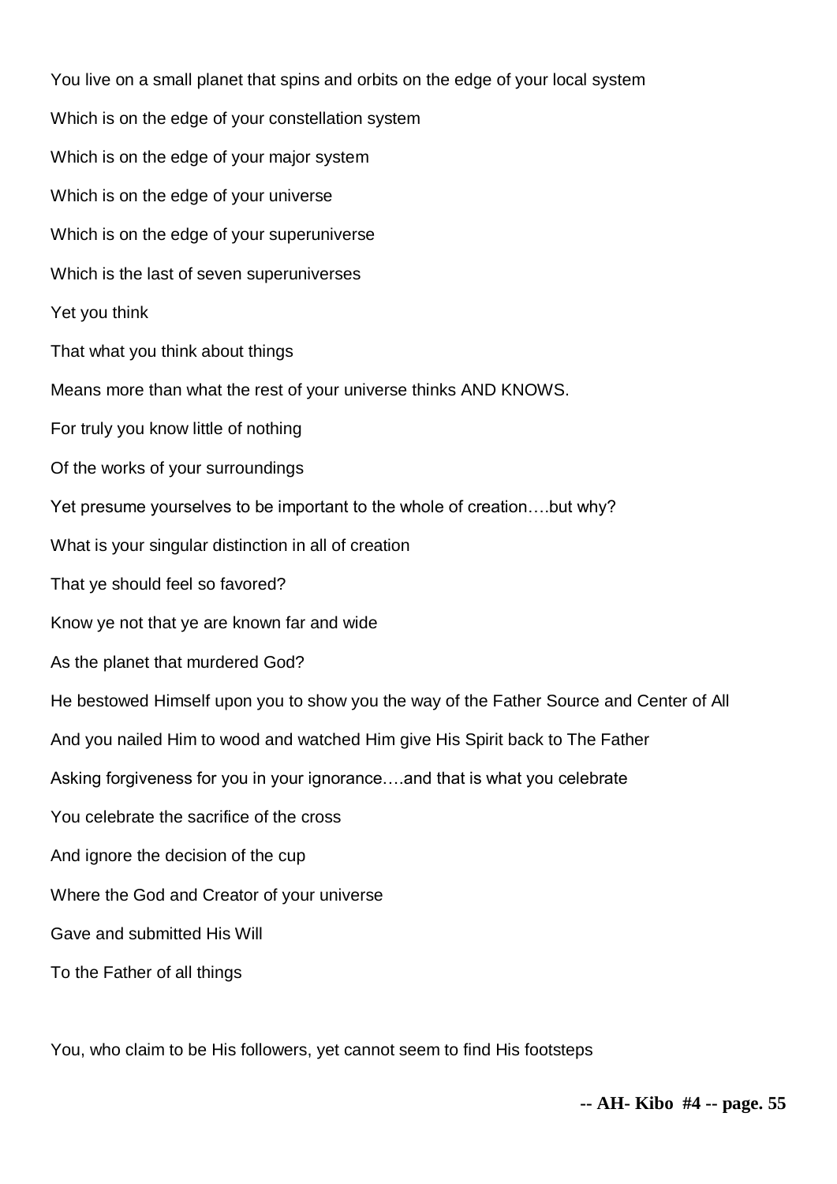You live on a small planet that spins and orbits on the edge of your local system

Which is on the edge of your constellation system

Which is on the edge of your major system

Which is on the edge of your universe

Which is on the edge of your superuniverse

Which is the last of seven superuniverses

Yet you think

That what you think about things

Means more than what the rest of your universe thinks AND KNOWS.

For truly you know little of nothing

Of the works of your surroundings

Yet presume yourselves to be important to the whole of creation….but why?

What is your singular distinction in all of creation

That ye should feel so favored?

Know ye not that ye are known far and wide

As the planet that murdered God?

He bestowed Himself upon you to show you the way of the Father Source and Center of All

And you nailed Him to wood and watched Him give His Spirit back to The Father

Asking forgiveness for you in your ignorance….and that is what you celebrate

You celebrate the sacrifice of the cross

And ignore the decision of the cup

Where the God and Creator of your universe

Gave and submitted His Will

To the Father of all things

You, who claim to be His followers, yet cannot seem to find His footsteps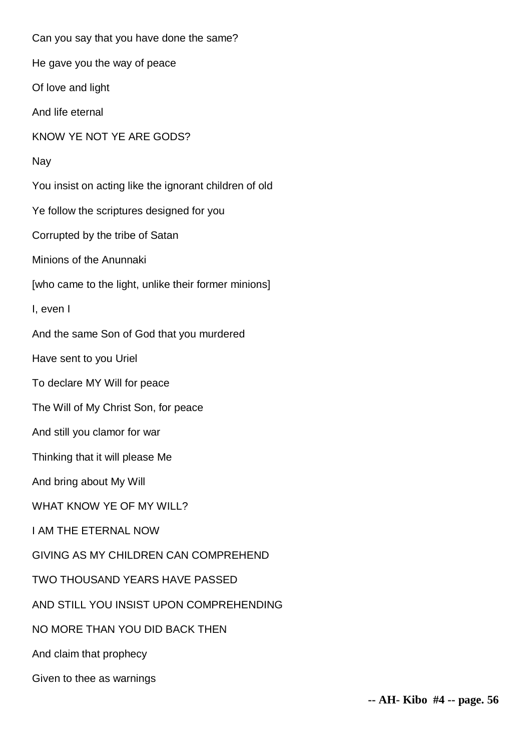Can you say that you have done the same?

He gave you the way of peace

Of love and light

And life eternal

KNOW YE NOT YE ARE GODS?

Nay

You insist on acting like the ignorant children of old

Ye follow the scriptures designed for you

Corrupted by the tribe of Satan

Minions of the Anunnaki

[who came to the light, unlike their former minions]

I, even I

And the same Son of God that you murdered

Have sent to you Uriel

To declare MY Will for peace

The Will of My Christ Son, for peace

And still you clamor for war

Thinking that it will please Me

And bring about My Will

WHAT KNOW YE OF MY WILL?

I AM THE ETERNAL NOW

GIVING AS MY CHILDREN CAN COMPREHEND

TWO THOUSAND YEARS HAVE PASSED

AND STILL YOU INSIST UPON COMPREHENDING

NO MORE THAN YOU DID BACK THEN

And claim that prophecy

Given to thee as warnings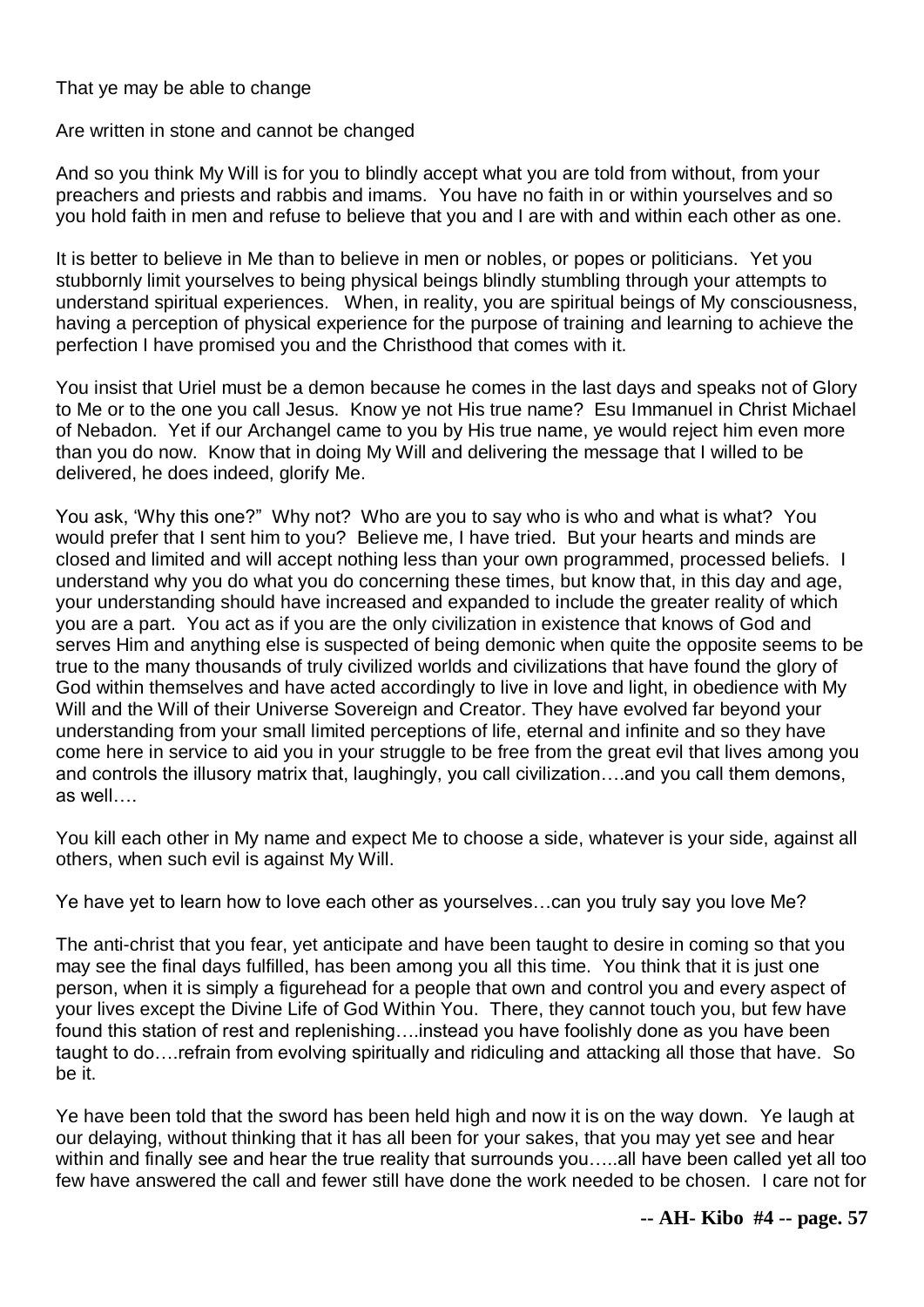That ye may be able to change

Are written in stone and cannot be changed

And so you think My Will is for you to blindly accept what you are told from without, from your preachers and priests and rabbis and imams. You have no faith in or within yourselves and so you hold faith in men and refuse to believe that you and I are with and within each other as one.

It is better to believe in Me than to believe in men or nobles, or popes or politicians. Yet you stubbornly limit yourselves to being physical beings blindly stumbling through your attempts to understand spiritual experiences. When, in reality, you are spiritual beings of My consciousness, having a perception of physical experience for the purpose of training and learning to achieve the perfection I have promised you and the Christhood that comes with it.

You insist that Uriel must be a demon because he comes in the last days and speaks not of Glory to Me or to the one you call Jesus. Know ye not His true name? Esu Immanuel in Christ Michael of Nebadon. Yet if our Archangel came to you by His true name, ye would reject him even more than you do now. Know that in doing My Will and delivering the message that I willed to be delivered, he does indeed, glorify Me.

You ask, 'Why this one?" Why not? Who are you to say who is who and what is what? You would prefer that I sent him to you? Believe me, I have tried. But your hearts and minds are closed and limited and will accept nothing less than your own programmed, processed beliefs. I understand why you do what you do concerning these times, but know that, in this day and age, your understanding should have increased and expanded to include the greater reality of which you are a part. You act as if you are the only civilization in existence that knows of God and serves Him and anything else is suspected of being demonic when quite the opposite seems to be true to the many thousands of truly civilized worlds and civilizations that have found the glory of God within themselves and have acted accordingly to live in love and light, in obedience with My Will and the Will of their Universe Sovereign and Creator. They have evolved far beyond your understanding from your small limited perceptions of life, eternal and infinite and so they have come here in service to aid you in your struggle to be free from the great evil that lives among you and controls the illusory matrix that, laughingly, you call civilization….and you call them demons, as well….

You kill each other in My name and expect Me to choose a side, whatever is your side, against all others, when such evil is against My Will.

Ye have yet to learn how to love each other as yourselves…can you truly say you love Me?

The anti-christ that you fear, yet anticipate and have been taught to desire in coming so that you may see the final days fulfilled, has been among you all this time. You think that it is just one person, when it is simply a figurehead for a people that own and control you and every aspect of your lives except the Divine Life of God Within You. There, they cannot touch you, but few have found this station of rest and replenishing….instead you have foolishly done as you have been taught to do….refrain from evolving spiritually and ridiculing and attacking all those that have. So be it.

Ye have been told that the sword has been held high and now it is on the way down. Ye laugh at our delaying, without thinking that it has all been for your sakes, that you may yet see and hear within and finally see and hear the true reality that surrounds you…..all have been called yet all too few have answered the call and fewer still have done the work needed to be chosen. I care not for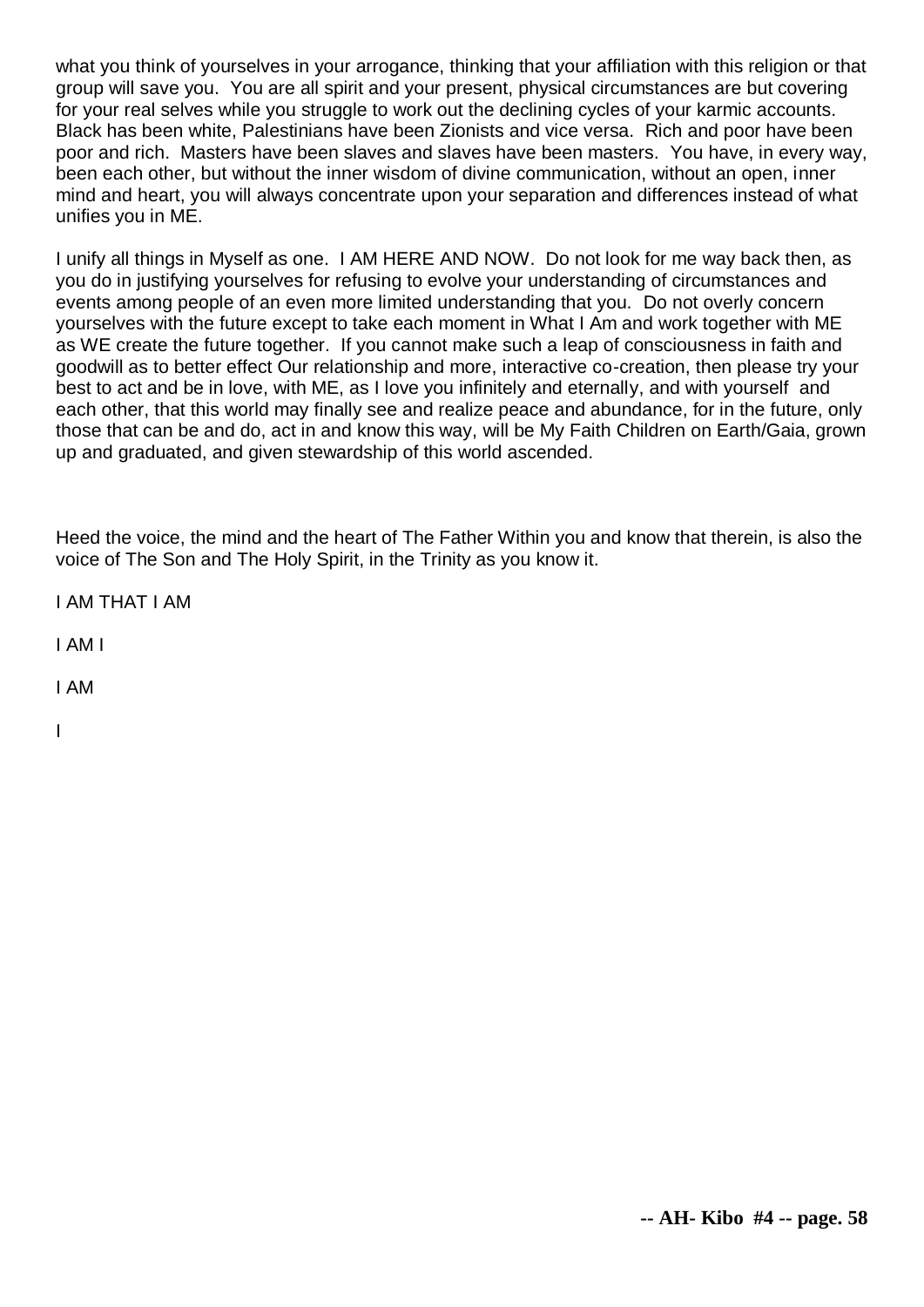what you think of yourselves in your arrogance, thinking that your affiliation with this religion or that group will save you. You are all spirit and your present, physical circumstances are but covering for your real selves while you struggle to work out the declining cycles of your karmic accounts. Black has been white, Palestinians have been Zionists and vice versa. Rich and poor have been poor and rich. Masters have been slaves and slaves have been masters. You have, in every way, been each other, but without the inner wisdom of divine communication, without an open, inner mind and heart, you will always concentrate upon your separation and differences instead of what unifies you in ME.

I unify all things in Myself as one. I AM HERE AND NOW. Do not look for me way back then, as you do in justifying yourselves for refusing to evolve your understanding of circumstances and events among people of an even more limited understanding that you. Do not overly concern yourselves with the future except to take each moment in What I Am and work together with ME as WE create the future together. If you cannot make such a leap of consciousness in faith and goodwill as to better effect Our relationship and more, interactive co-creation, then please try your best to act and be in love, with ME, as I love you infinitely and eternally, and with yourself and each other, that this world may finally see and realize peace and abundance, for in the future, only those that can be and do, act in and know this way, will be My Faith Children on Earth/Gaia, grown up and graduated, and given stewardship of this world ascended.

Heed the voice, the mind and the heart of The Father Within you and know that therein, is also the voice of The Son and The Holy Spirit, in the Trinity as you know it.

I AM THAT I AM

I AM I

I AM

I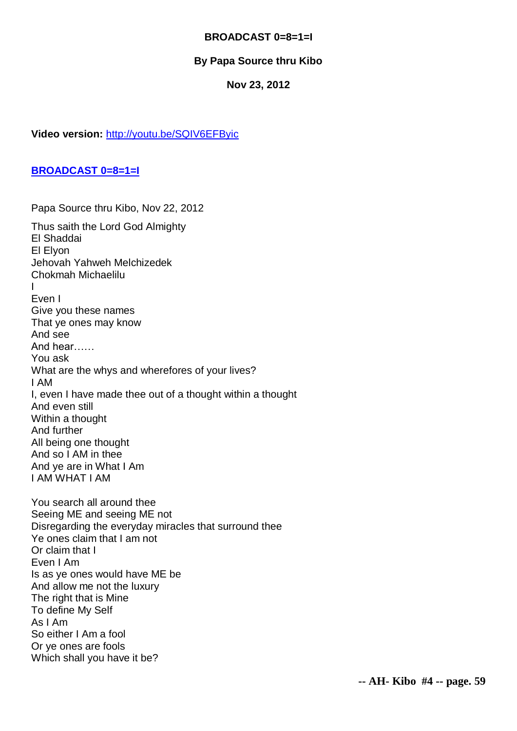**BROADCAST 0=8=1=I**

**By Papa Source thru Kibo**

**Nov 23, 2012**

**Video version:** [http://youtu.be/SQIV6EFByic](http://youtu.be/SQIV6EFByic)

**[BROADCAST 0=8=1=I](#)**

Papa Source thru Kibo, Nov 22, 2012

Thus saith the Lord God Almighty
El Shaddai
El Elyon
Jehovah Yahweh Melchizedek
Chokmah Michaelilu
I
Even I
Give you these names
That ye ones may know
And see
And hear……
You ask
What are the whys and wherefores of your lives?
I AM
I, even I have made thee out of a thought within a thought
And even still
Within a thought
And further
All being one thought
And so I AM in thee
And ye are in What I Am
I AM WHAT I AM

You search all around thee
Seeing ME and seeing ME not
Disregarding the everyday miracles that surround thee
Ye ones claim that I am not
Or claim that I
Even I Am
Is as ye ones would have ME be
And allow me not the luxury
The right that is Mine
To define My Self
As I Am
So either I Am a fool
Or ye ones are fools
Which shall you have it be?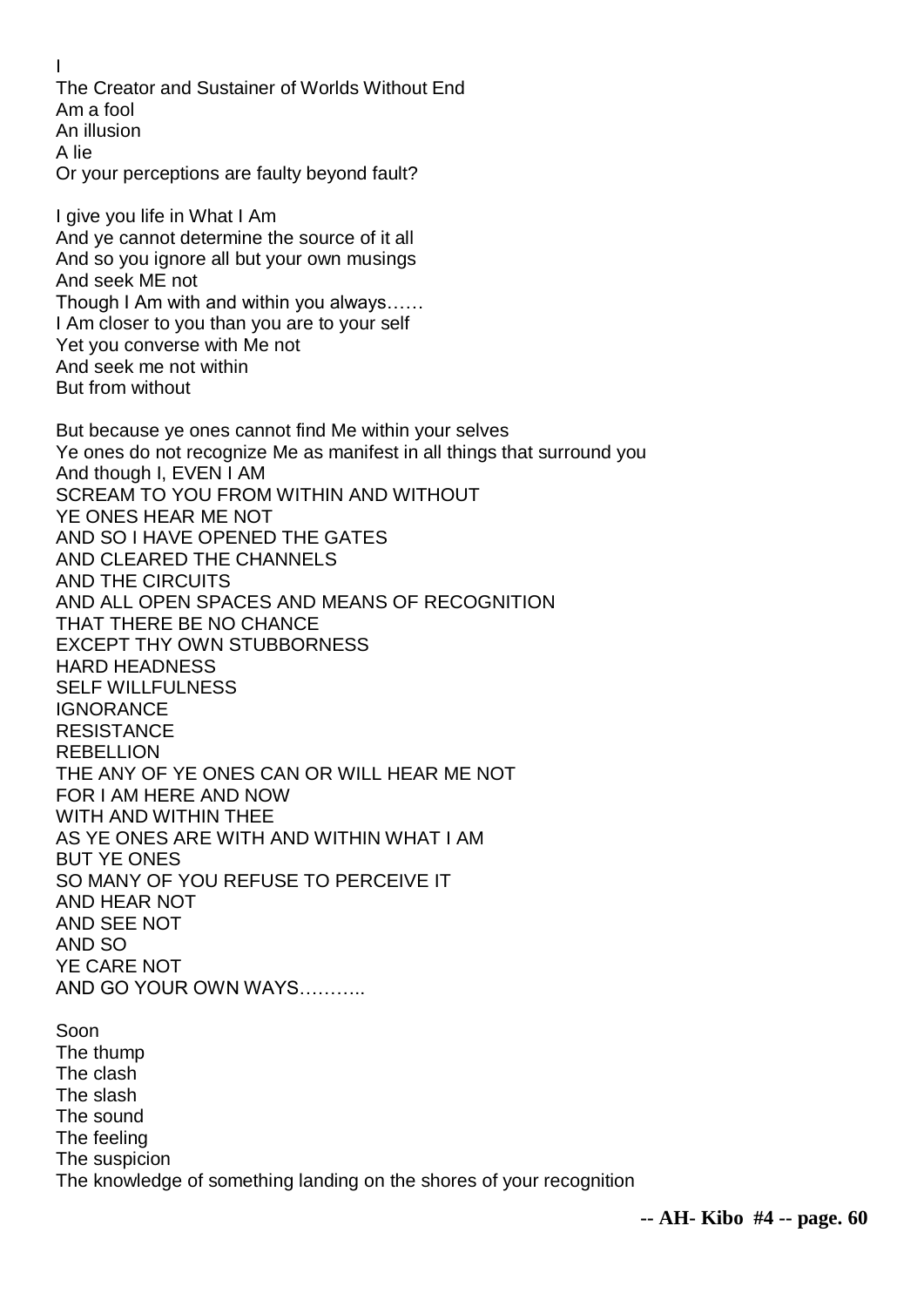I
The Creator and Sustainer of Worlds Without End
Am a fool
An illusion
A lie
Or your perceptions are faulty beyond fault?

I give you life in What I Am
And ye cannot determine the source of it all
And so you ignore all but your own musings
And seek ME not
Though I Am with and within you always……
I Am closer to you than you are to your self
Yet you converse with Me not
And seek me not within
But from without

But because ye ones cannot find Me within your selves
Ye ones do not recognize Me as manifest in all things that surround you
And though I, EVEN I AM
SCREAM TO YOU FROM WITHIN AND WITHOUT
YE ONES HEAR ME NOT
AND SO I HAVE OPENED THE GATES
AND CLEARED THE CHANNELS
AND THE CIRCUITS
AND ALL OPEN SPACES AND MEANS OF RECOGNITION
THAT THERE BE NO CHANCE
EXCEPT THY OWN STUBBORNESS
HARD HEADNESS
SELF WILLFULNESS
IGNORANCE
RESISTANCE
REBELLION
THE ANY OF YE ONES CAN OR WILL HEAR ME NOT
FOR I AM HERE AND NOW
WITH AND WITHIN THEE
AS YE ONES ARE WITH AND WITHIN WHAT I AM
BUT YE ONES
SO MANY OF YOU REFUSE TO PERCEIVE IT
AND HEAR NOT
AND SEE NOT
AND SO
YE CARE NOT
AND GO YOUR OWN WAYS………..

Soon
The thump
The clash
The slash
The sound
The feeling
The suspicion
The knowledge of something landing on the shores of your recognition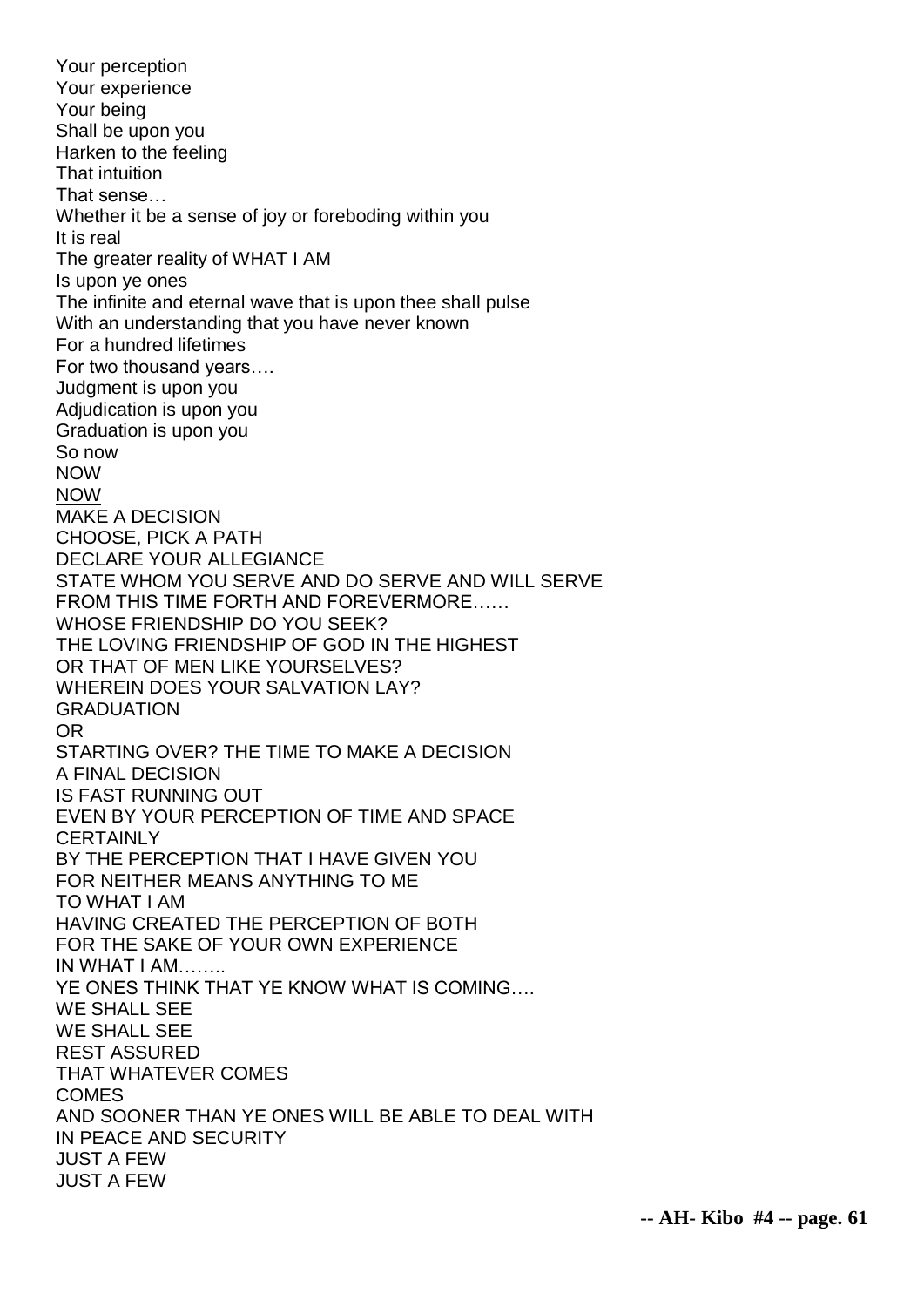Your perception
Your experience
Your being
Shall be upon you
Harken to the feeling
That intuition
That sense…
Whether it be a sense of joy or foreboding within you
It is real
The greater reality of WHAT I AM
Is upon ye ones
The infinite and eternal wave that is upon thee shall pulse
With an understanding that you have never known
For a hundred lifetimes
For two thousand years….
Judgment is upon you
Adjudication is upon you
Graduation is upon you
So now
NOW
<u>NOW</u>
MAKE A DECISION
CHOOSE, PICK A PATH
DECLARE YOUR ALLEGIANCE
STATE WHOM YOU SERVE AND DO SERVE AND WILL SERVE
FROM THIS TIME FORTH AND FOREVERMORE……
WHOSE FRIENDSHIP DO YOU SEEK?
THE LOVING FRIENDSHIP OF GOD IN THE HIGHEST
OR THAT OF MEN LIKE YOURSELVES?
WHEREIN DOES YOUR SALVATION LAY?
GRADUATION
OR
STARTING OVER? THE TIME TO MAKE A DECISION
A FINAL DECISION
IS FAST RUNNING OUT
EVEN BY YOUR PERCEPTION OF TIME AND SPACE
CERTAINLY
BY THE PERCEPTION THAT I HAVE GIVEN YOU
FOR NEITHER MEANS ANYTHING TO ME
TO WHAT I AM
HAVING CREATED THE PERCEPTION OF BOTH
FOR THE SAKE OF YOUR OWN EXPERIENCE
IN WHAT I AM……..
YE ONES THINK THAT YE KNOW WHAT IS COMING….
WE SHALL SEE
WE SHALL SEE
REST ASSURED
THAT WHATEVER COMES
COMES
AND SOONER THAN YE ONES WILL BE ABLE TO DEAL WITH
IN PEACE AND SECURITY
JUST A FEW
JUST A FEW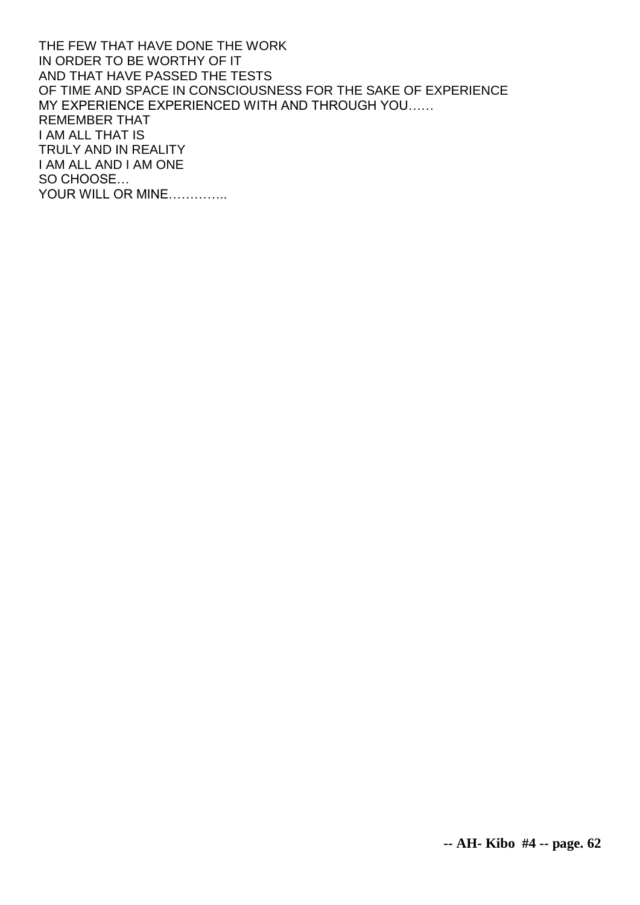THE FEW THAT HAVE DONE THE WORK
IN ORDER TO BE WORTHY OF IT
AND THAT HAVE PASSED THE TESTS
OF TIME AND SPACE IN CONSCIOUSNESS FOR THE SAKE OF EXPERIENCE
MY EXPERIENCE EXPERIENCED WITH AND THROUGH YOU……
REMEMBER THAT
I AM ALL THAT IS
TRULY AND IN REALITY
I AM ALL AND I AM ONE
SO CHOOSE…
YOUR WILL OR MINE…………..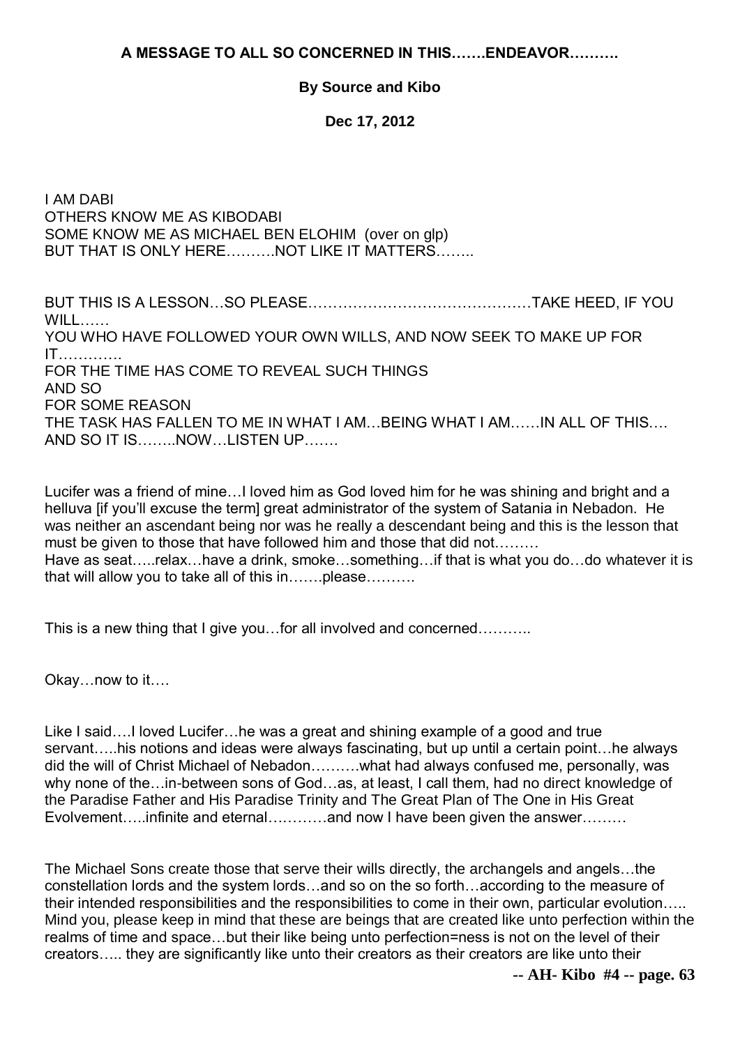**A MESSAGE TO ALL SO CONCERNED IN THIS…….ENDEAVOR……….**

**By Source and Kibo**

**Dec 17, 2012**

I AM DABI
OTHERS KNOW ME AS KIBODABI
SOME KNOW ME AS MICHAEL BEN ELOHIM (over on glp)
BUT THAT IS ONLY HERE……….NOT LIKE IT MATTERS……..

BUT THIS IS A LESSON…SO PLEASE………………………………………TAKE HEED, IF YOU WILL……
YOU WHO HAVE FOLLOWED YOUR OWN WILLS, AND NOW SEEK TO MAKE UP FOR IT………….
FOR THE TIME HAS COME TO REVEAL SUCH THINGS
AND SO
FOR SOME REASON
THE TASK HAS FALLEN TO ME IN WHAT I AM…BEING WHAT I AM……IN ALL OF THIS….
AND SO IT IS……..NOW…LISTEN UP…….

Lucifer was a friend of mine…I loved him as God loved him for he was shining and bright and a helluva [if you'll excuse the term] great administrator of the system of Satania in Nebadon. He was neither an ascendant being nor was he really a descendant being and this is the lesson that must be given to those that have followed him and those that did not………
Have as seat…..relax…have a drink, smoke…something…if that is what you do…do whatever it is that will allow you to take all of this in…….please……….

This is a new thing that I give you…for all involved and concerned………..

Okay…now to it….

Like I said….I loved Lucifer…he was a great and shining example of a good and true servant…..his notions and ideas were always fascinating, but up until a certain point…he always did the will of Christ Michael of Nebadon……….what had always confused me, personally, was why none of the…in-between sons of God…as, at least, I call them, had no direct knowledge of the Paradise Father and His Paradise Trinity and The Great Plan of The One in His Great Evolvement…..infinite and eternal…………and now I have been given the answer………

The Michael Sons create those that serve their wills directly, the archangels and angels…the constellation lords and the system lords…and so on the so forth…according to the measure of their intended responsibilities and the responsibilities to come in their own, particular evolution….. Mind you, please keep in mind that these are beings that are created like unto perfection within the realms of time and space…but their like being unto perfection=ness is not on the level of their creators….. they are significantly like unto their creators as their creators are like unto their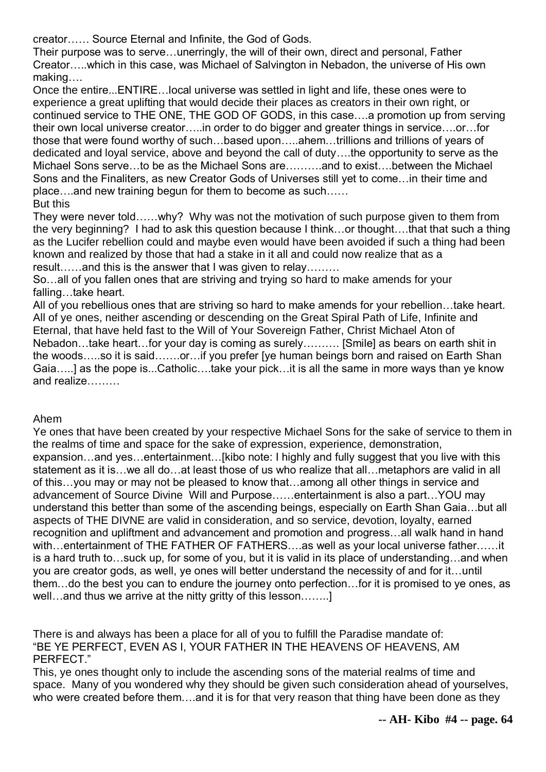creator…… Source Eternal and Infinite, the God of Gods.

Their purpose was to serve…unerringly, the will of their own, direct and personal, Father Creator…..which in this case, was Michael of Salvington in Nebadon, the universe of His own making….

Once the entire...ENTIRE…local universe was settled in light and life, these ones were to experience a great uplifting that would decide their places as creators in their own right, or continued service to THE ONE, THE GOD OF GODS, in this case….a promotion up from serving their own local universe creator…..in order to do bigger and greater things in service….or…for those that were found worthy of such…based upon…..ahem…trillions and trillions of years of dedicated and loyal service, above and beyond the call of duty….the opportunity to serve as the Michael Sons serve…to be as the Michael Sons are……….and to exist….between the Michael Sons and the Finaliters, as new Creator Gods of Universes still yet to come…in their time and place….and new training begun for them to become as such……

But this

They were never told……why? Why was not the motivation of such purpose given to them from the very beginning? I had to ask this question because I think…or thought….that that such a thing as the Lucifer rebellion could and maybe even would have been avoided if such a thing had been known and realized by those that had a stake in it all and could now realize that as a result……and this is the answer that I was given to relay………

So…all of you fallen ones that are striving and trying so hard to make amends for your falling…take heart.

All of you rebellious ones that are striving so hard to make amends for your rebellion…take heart. All of ye ones, neither ascending or descending on the Great Spiral Path of Life, Infinite and Eternal, that have held fast to the Will of Your Sovereign Father, Christ Michael Aton of Nebadon…take heart…for your day is coming as surely………. [Smile] as bears on earth shit in the woods…..so it is said…….or…if you prefer [ye human beings born and raised on Earth Shan Gaia…..] as the pope is...Catholic….take your pick…it is all the same in more ways than ye know and realize………

Ahem

Ye ones that have been created by your respective Michael Sons for the sake of service to them in the realms of time and space for the sake of expression, experience, demonstration, expansion…and yes…entertainment…[kibo note: I highly and fully suggest that you live with this statement as it is…we all do…at least those of us who realize that all…metaphors are valid in all of this…you may or may not be pleased to know that…among all other things in service and advancement of Source Divine Will and Purpose……entertainment is also a part…YOU may understand this better than some of the ascending beings, especially on Earth Shan Gaia…but all aspects of THE DIVNE are valid in consideration, and so service, devotion, loyalty, earned recognition and upliftment and advancement and promotion and progress…all walk hand in hand with…entertainment of THE FATHER OF FATHERS….as well as your local universe father……it is a hard truth to…suck up, for some of you, but it is valid in its place of understanding…and when you are creator gods, as well, ye ones will better understand the necessity of and for it…until them…do the best you can to endure the journey onto perfection…for it is promised to ye ones, as well…and thus we arrive at the nitty gritty of this lesson……..]

There is and always has been a place for all of you to fulfill the Paradise mandate of: "BE YE PERFECT, EVEN AS I, YOUR FATHER IN THE HEAVENS OF HEAVENS, AM PERFECT."

This, ye ones thought only to include the ascending sons of the material realms of time and space. Many of you wondered why they should be given such consideration ahead of yourselves, who were created before them….and it is for that very reason that thing have been done as they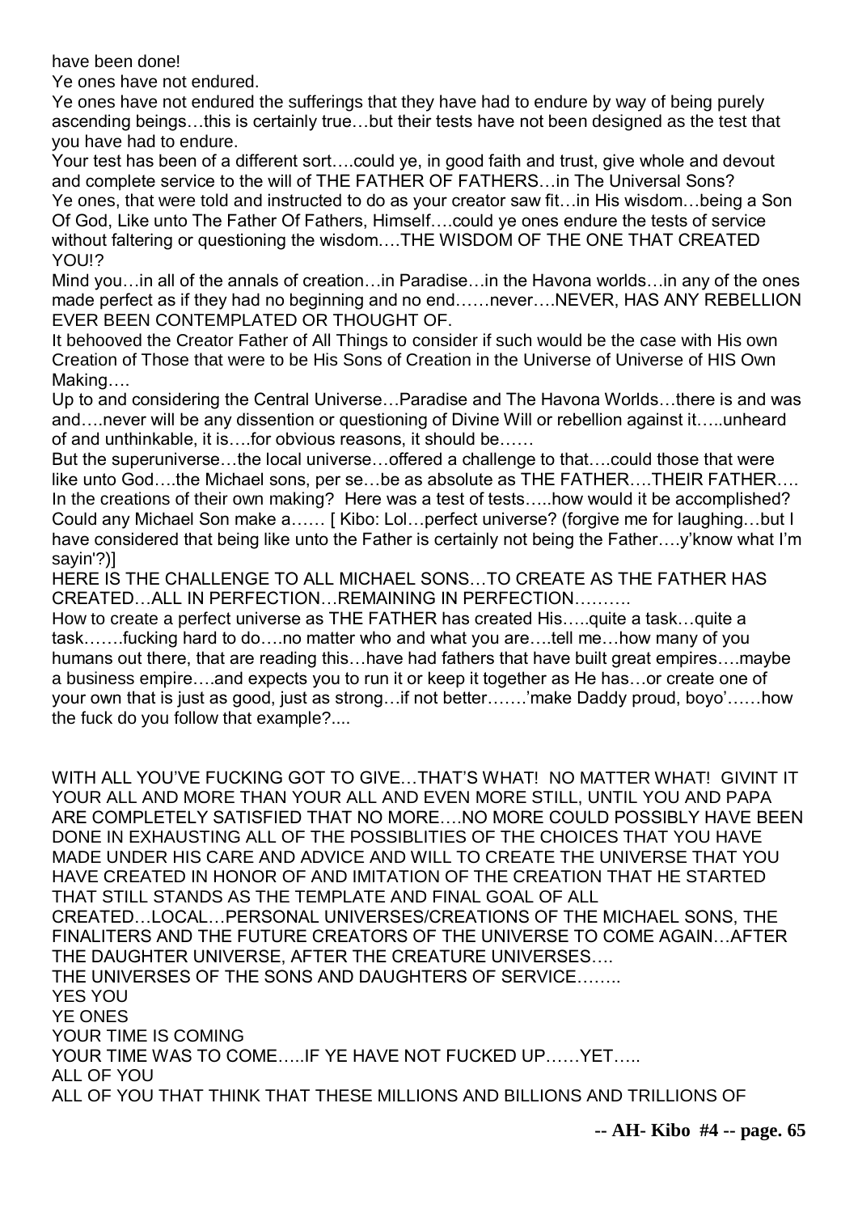have been done!

Ye ones have not endured.

Ye ones have not endured the sufferings that they have had to endure by way of being purely ascending beings…this is certainly true…but their tests have not been designed as the test that you have had to endure.

Your test has been of a different sort….could ye, in good faith and trust, give whole and devout and complete service to the will of THE FATHER OF FATHERS…in The Universal Sons?

Ye ones, that were told and instructed to do as your creator saw fit…in His wisdom…being a Son Of God, Like unto The Father Of Fathers, Himself….could ye ones endure the tests of service without faltering or questioning the wisdom….THE WISDOM OF THE ONE THAT CREATED YOU!?

Mind you…in all of the annals of creation…in Paradise…in the Havona worlds…in any of the ones made perfect as if they had no beginning and no end……never….NEVER, HAS ANY REBELLION EVER BEEN CONTEMPLATED OR THOUGHT OF.

It behooved the Creator Father of All Things to consider if such would be the case with His own Creation of Those that were to be His Sons of Creation in the Universe of Universe of HIS Own Making….

Up to and considering the Central Universe…Paradise and The Havona Worlds…there is and was and….never will be any dissention or questioning of Divine Will or rebellion against it…..unheard of and unthinkable, it is….for obvious reasons, it should be……

But the superuniverse…the local universe…offered a challenge to that….could those that were like unto God….the Michael sons, per se…be as absolute as THE FATHER….THEIR FATHER…. In the creations of their own making? Here was a test of tests…..how would it be accomplished? Could any Michael Son make a…… [ Kibo: Lol…perfect universe? (forgive me for laughing…but I have considered that being like unto the Father is certainly not being the Father….y'know what I'm sayin'?)]

HERE IS THE CHALLENGE TO ALL MICHAEL SONS…TO CREATE AS THE FATHER HAS CREATED…ALL IN PERFECTION…REMAINING IN PERFECTION……….

How to create a perfect universe as THE FATHER has created His…..quite a task…quite a task…….fucking hard to do….no matter who and what you are….tell me…how many of you humans out there, that are reading this…have had fathers that have built great empires….maybe a business empire….and expects you to run it or keep it together as He has…or create one of your own that is just as good, just as strong…if not better…….'make Daddy proud, boyo'……how the fuck do you follow that example?....

WITH ALL YOU'VE FUCKING GOT TO GIVE…THAT'S WHAT! NO MATTER WHAT! GIVINT IT YOUR ALL AND MORE THAN YOUR ALL AND EVEN MORE STILL, UNTIL YOU AND PAPA ARE COMPLETELY SATISFIED THAT NO MORE….NO MORE COULD POSSIBLY HAVE BEEN DONE IN EXHAUSTING ALL OF THE POSSIBLITIES OF THE CHOICES THAT YOU HAVE MADE UNDER HIS CARE AND ADVICE AND WILL TO CREATE THE UNIVERSE THAT YOU HAVE CREATED IN HONOR OF AND IMITATION OF THE CREATION THAT HE STARTED THAT STILL STANDS AS THE TEMPLATE AND FINAL GOAL OF ALL CREATED…LOCAL…PERSONAL UNIVERSES/CREATIONS OF THE MICHAEL SONS, THE FINALITERS AND THE FUTURE CREATORS OF THE UNIVERSE TO COME AGAIN…AFTER THE DAUGHTER UNIVERSE, AFTER THE CREATURE UNIVERSES….

THE UNIVERSES OF THE SONS AND DAUGHTERS OF SERVICE……..

YES YOU

YE ONES

YOUR TIME IS COMING

YOUR TIME WAS TO COME…..IF YE HAVE NOT FUCKED UP……YET…..

ALL OF YOU

ALL OF YOU THAT THINK THAT THESE MILLIONS AND BILLIONS AND TRILLIONS OF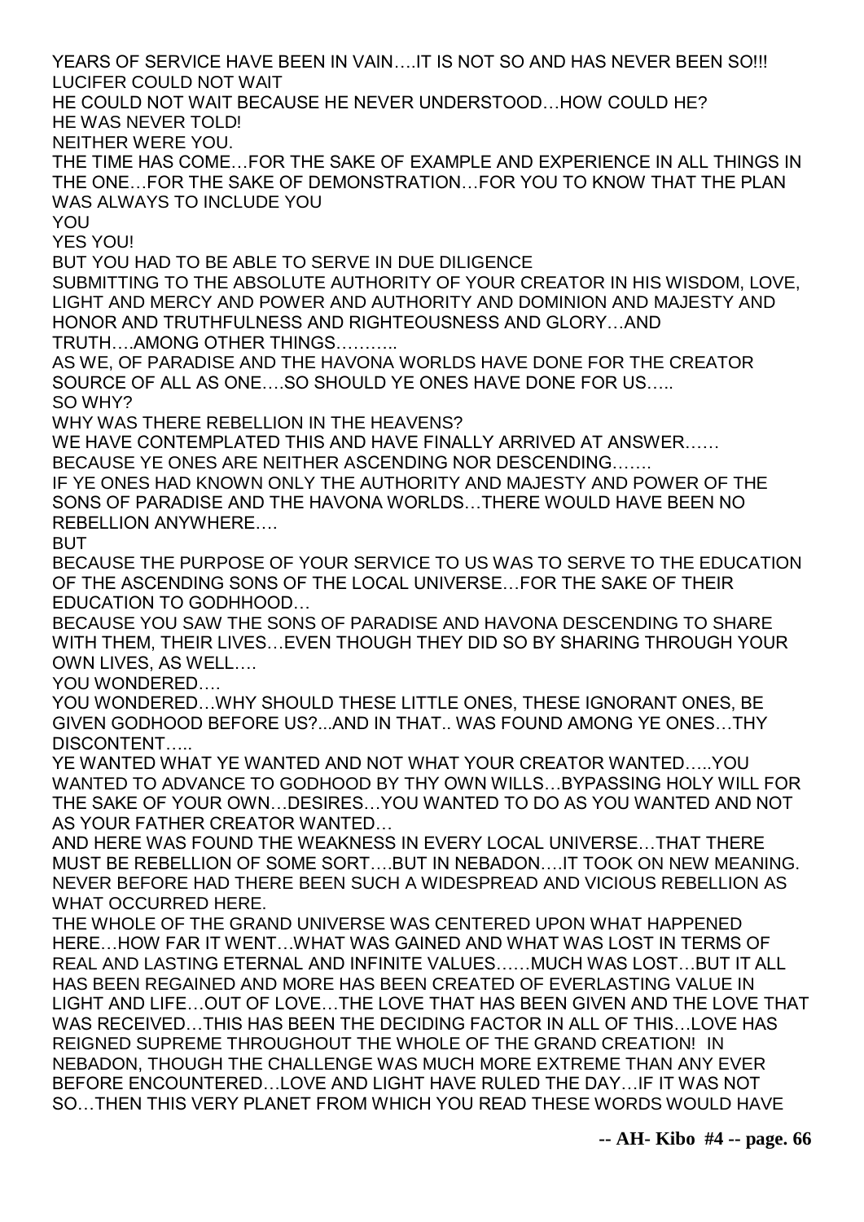YEARS OF SERVICE HAVE BEEN IN VAIN….IT IS NOT SO AND HAS NEVER BEEN SO!!!
LUCIFER COULD NOT WAIT
HE COULD NOT WAIT BECAUSE HE NEVER UNDERSTOOD…HOW COULD HE?
HE WAS NEVER TOLD!
NEITHER WERE YOU.
THE TIME HAS COME…FOR THE SAKE OF EXAMPLE AND EXPERIENCE IN ALL THINGS IN THE ONE…FOR THE SAKE OF DEMONSTRATION…FOR YOU TO KNOW THAT THE PLAN WAS ALWAYS TO INCLUDE YOU
YOU
YES YOU!
BUT YOU HAD TO BE ABLE TO SERVE IN DUE DILIGENCE
SUBMITTING TO THE ABSOLUTE AUTHORITY OF YOUR CREATOR IN HIS WISDOM, LOVE, LIGHT AND MERCY AND POWER AND AUTHORITY AND DOMINION AND MAJESTY AND HONOR AND TRUTHFULNESS AND RIGHTEOUSNESS AND GLORY…AND TRUTH….AMONG OTHER THINGS………..
AS WE, OF PARADISE AND THE HAVONA WORLDS HAVE DONE FOR THE CREATOR SOURCE OF ALL AS ONE….SO SHOULD YE ONES HAVE DONE FOR US…..
SO WHY?
WHY WAS THERE REBELLION IN THE HEAVENS?
WE HAVE CONTEMPLATED THIS AND HAVE FINALLY ARRIVED AT ANSWER……
BECAUSE YE ONES ARE NEITHER ASCENDING NOR DESCENDING…….
IF YE ONES HAD KNOWN ONLY THE AUTHORITY AND MAJESTY AND POWER OF THE SONS OF PARADISE AND THE HAVONA WORLDS…THERE WOULD HAVE BEEN NO REBELLION ANYWHERE….
BUT
BECAUSE THE PURPOSE OF YOUR SERVICE TO US WAS TO SERVE TO THE EDUCATION OF THE ASCENDING SONS OF THE LOCAL UNIVERSE…FOR THE SAKE OF THEIR EDUCATION TO GODHHOOD…
BECAUSE YOU SAW THE SONS OF PARADISE AND HAVONA DESCENDING TO SHARE WITH THEM, THEIR LIVES…EVEN THOUGH THEY DID SO BY SHARING THROUGH YOUR OWN LIVES, AS WELL….
YOU WONDERED….
YOU WONDERED…WHY SHOULD THESE LITTLE ONES, THESE IGNORANT ONES, BE GIVEN GODHOOD BEFORE US?...AND IN THAT.. WAS FOUND AMONG YE ONES…THY DISCONTENT…..
YE WANTED WHAT YE WANTED AND NOT WHAT YOUR CREATOR WANTED…..YOU WANTED TO ADVANCE TO GODHOOD BY THY OWN WILLS…BYPASSING HOLY WILL FOR THE SAKE OF YOUR OWN…DESIRES…YOU WANTED TO DO AS YOU WANTED AND NOT AS YOUR FATHER CREATOR WANTED…
AND HERE WAS FOUND THE WEAKNESS IN EVERY LOCAL UNIVERSE…THAT THERE MUST BE REBELLION OF SOME SORT….BUT IN NEBADON….IT TOOK ON NEW MEANING. NEVER BEFORE HAD THERE BEEN SUCH A WIDESPREAD AND VICIOUS REBELLION AS WHAT OCCURRED HERE.
THE WHOLE OF THE GRAND UNIVERSE WAS CENTERED UPON WHAT HAPPENED HERE…HOW FAR IT WENT…WHAT WAS GAINED AND WHAT WAS LOST IN TERMS OF REAL AND LASTING ETERNAL AND INFINITE VALUES……MUCH WAS LOST…BUT IT ALL HAS BEEN REGAINED AND MORE HAS BEEN CREATED OF EVERLASTING VALUE IN LIGHT AND LIFE…OUT OF LOVE…THE LOVE THAT HAS BEEN GIVEN AND THE LOVE THAT WAS RECEIVED…THIS HAS BEEN THE DECIDING FACTOR IN ALL OF THIS…LOVE HAS REIGNED SUPREME THROUGHOUT THE WHOLE OF THE GRAND CREATION! IN NEBADON, THOUGH THE CHALLENGE WAS MUCH MORE EXTREME THAN ANY EVER BEFORE ENCOUNTERED…LOVE AND LIGHT HAVE RULED THE DAY…IF IT WAS NOT SO…THEN THIS VERY PLANET FROM WHICH YOU READ THESE WORDS WOULD HAVE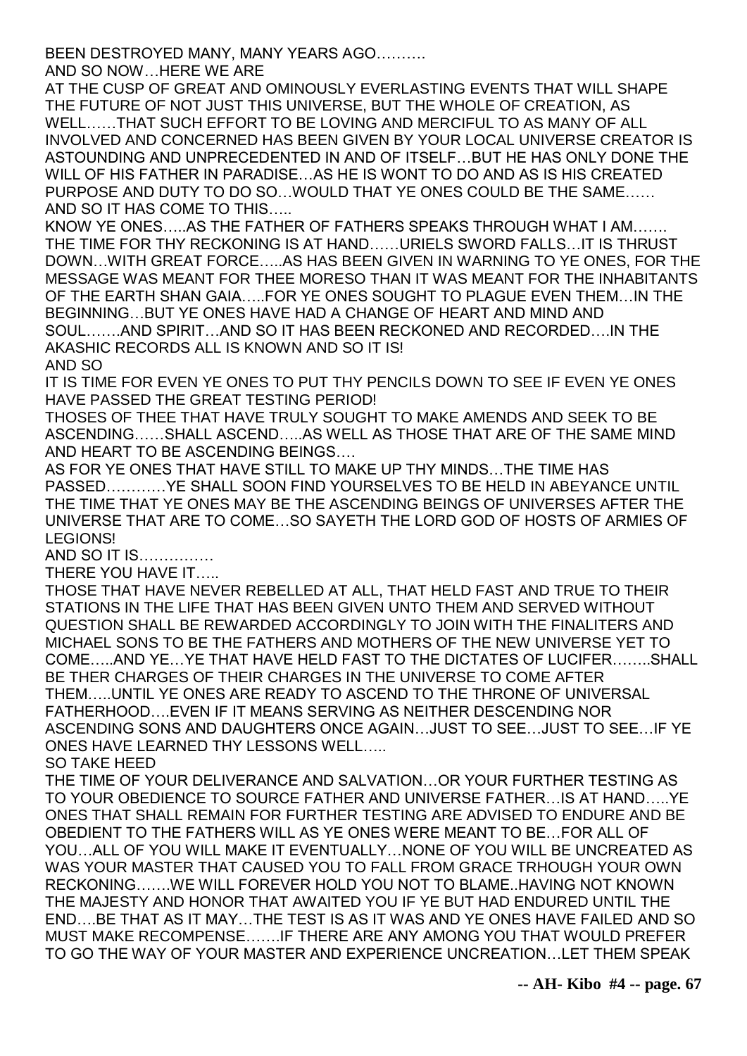BEEN DESTROYED MANY, MANY YEARS AGO……….

AND SO NOW…HERE WE ARE

AT THE CUSP OF GREAT AND OMINOUSLY EVERLASTING EVENTS THAT WILL SHAPE THE FUTURE OF NOT JUST THIS UNIVERSE, BUT THE WHOLE OF CREATION, AS WELL……THAT SUCH EFFORT TO BE LOVING AND MERCIFUL TO AS MANY OF ALL INVOLVED AND CONCERNED HAS BEEN GIVEN BY YOUR LOCAL UNIVERSE CREATOR IS ASTOUNDING AND UNPRECEDENTED IN AND OF ITSELF…BUT HE HAS ONLY DONE THE WILL OF HIS FATHER IN PARADISE…AS HE IS WONT TO DO AND AS IS HIS CREATED PURPOSE AND DUTY TO DO SO…WOULD THAT YE ONES COULD BE THE SAME……

AND SO IT HAS COME TO THIS…..

KNOW YE ONES…..AS THE FATHER OF FATHERS SPEAKS THROUGH WHAT I AM……. THE TIME FOR THY RECKONING IS AT HAND……URIELS SWORD FALLS…IT IS THRUST DOWN…WITH GREAT FORCE…..AS HAS BEEN GIVEN IN WARNING TO YE ONES, FOR THE MESSAGE WAS MEANT FOR THEE MORESO THAN IT WAS MEANT FOR THE INHABITANTS OF THE EARTH SHAN GAIA…..FOR YE ONES SOUGHT TO PLAGUE EVEN THEM…IN THE BEGINNING…BUT YE ONES HAVE HAD A CHANGE OF HEART AND MIND AND SOUL…….AND SPIRIT…AND SO IT HAS BEEN RECKONED AND RECORDED….IN THE AKASHIC RECORDS ALL IS KNOWN AND SO IT IS!

AND SO

IT IS TIME FOR EVEN YE ONES TO PUT THY PENCILS DOWN TO SEE IF EVEN YE ONES HAVE PASSED THE GREAT TESTING PERIOD!

THOSES OF THEE THAT HAVE TRULY SOUGHT TO MAKE AMENDS AND SEEK TO BE ASCENDING……SHALL ASCEND…..AS WELL AS THOSE THAT ARE OF THE SAME MIND AND HEART TO BE ASCENDING BEINGS….

AS FOR YE ONES THAT HAVE STILL TO MAKE UP THY MINDS…THE TIME HAS PASSED…………YE SHALL SOON FIND YOURSELVES TO BE HELD IN ABEYANCE UNTIL THE TIME THAT YE ONES MAY BE THE ASCENDING BEINGS OF UNIVERSES AFTER THE UNIVERSE THAT ARE TO COME…SO SAYETH THE LORD GOD OF HOSTS OF ARMIES OF LEGIONS!

AND SO IT IS……………

THERE YOU HAVE IT…..

THOSE THAT HAVE NEVER REBELLED AT ALL, THAT HELD FAST AND TRUE TO THEIR STATIONS IN THE LIFE THAT HAS BEEN GIVEN UNTO THEM AND SERVED WITHOUT QUESTION SHALL BE REWARDED ACCORDINGLY TO JOIN WITH THE FINALITERS AND MICHAEL SONS TO BE THE FATHERS AND MOTHERS OF THE NEW UNIVERSE YET TO COME…..AND YE…YE THAT HAVE HELD FAST TO THE DICTATES OF LUCIFER……..SHALL BE THER CHARGES OF THEIR CHARGES IN THE UNIVERSE TO COME AFTER THEM…..UNTIL YE ONES ARE READY TO ASCEND TO THE THRONE OF UNIVERSAL FATHERHOOD….EVEN IF IT MEANS SERVING AS NEITHER DESCENDING NOR ASCENDING SONS AND DAUGHTERS ONCE AGAIN…JUST TO SEE…JUST TO SEE…IF YE ONES HAVE LEARNED THY LESSONS WELL…..

SO TAKE HEED

THE TIME OF YOUR DELIVERANCE AND SALVATION…OR YOUR FURTHER TESTING AS TO YOUR OBEDIENCE TO SOURCE FATHER AND UNIVERSE FATHER…IS AT HAND…..YE ONES THAT SHALL REMAIN FOR FURTHER TESTING ARE ADVISED TO ENDURE AND BE OBEDIENT TO THE FATHERS WILL AS YE ONES WERE MEANT TO BE…FOR ALL OF YOU…ALL OF YOU WILL MAKE IT EVENTUALLY…NONE OF YOU WILL BE UNCREATED AS WAS YOUR MASTER THAT CAUSED YOU TO FALL FROM GRACE TRHOUGH YOUR OWN RECKONING…….WE WILL FOREVER HOLD YOU NOT TO BLAME..HAVING NOT KNOWN THE MAJESTY AND HONOR THAT AWAITED YOU IF YE BUT HAD ENDURED UNTIL THE END….BE THAT AS IT MAY…THE TEST IS AS IT WAS AND YE ONES HAVE FAILED AND SO MUST MAKE RECOMPENSE…….IF THERE ARE ANY AMONG YOU THAT WOULD PREFER TO GO THE WAY OF YOUR MASTER AND EXPERIENCE UNCREATION…LET THEM SPEAK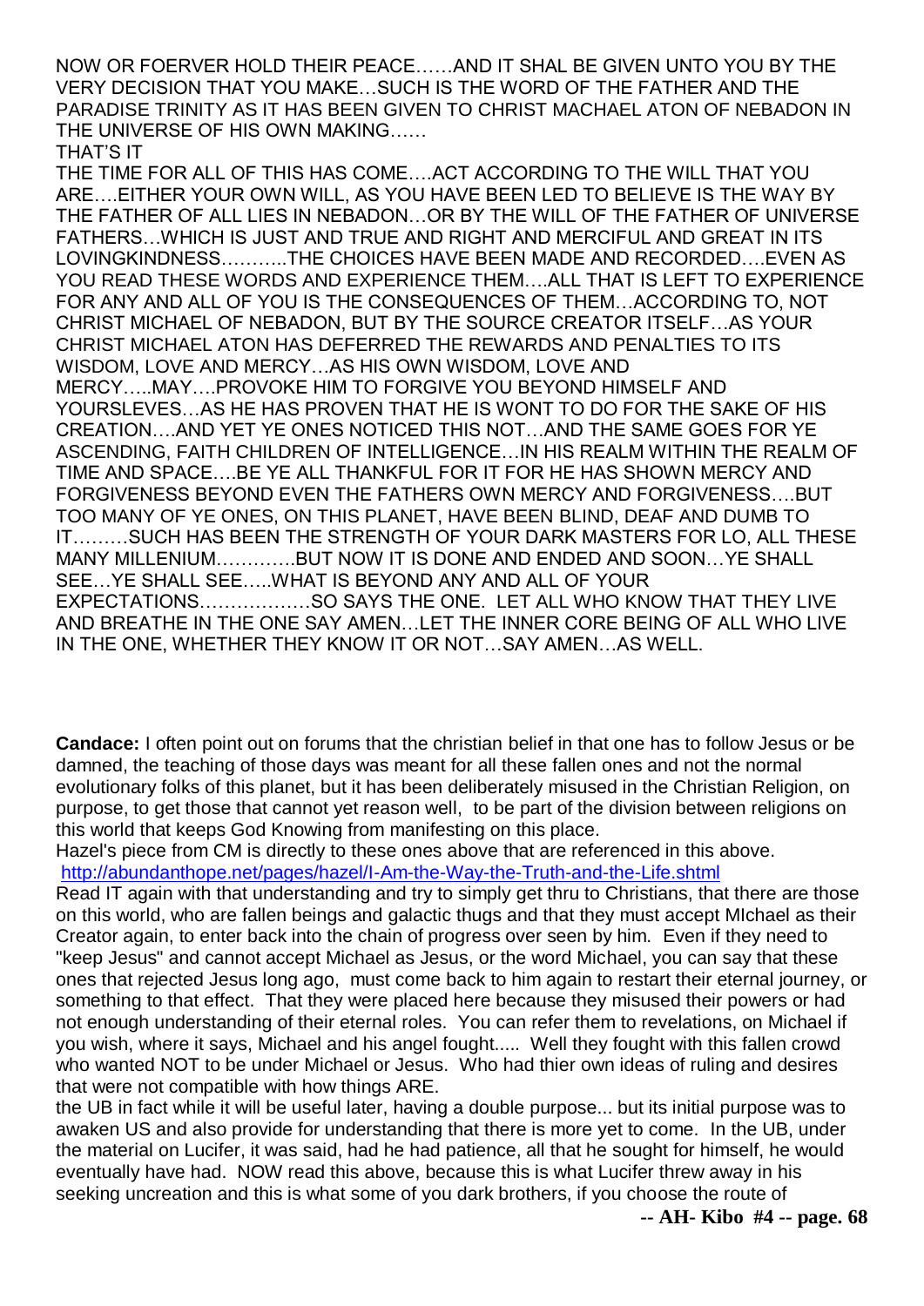NOW OR FOERVER HOLD THEIR PEACE……AND IT SHAL BE GIVEN UNTO YOU BY THE VERY DECISION THAT YOU MAKE…SUCH IS THE WORD OF THE FATHER AND THE PARADISE TRINITY AS IT HAS BEEN GIVEN TO CHRIST MACHAEL ATON OF NEBADON IN THE UNIVERSE OF HIS OWN MAKING……

THAT'S IT

THE TIME FOR ALL OF THIS HAS COME….ACT ACCORDING TO THE WILL THAT YOU ARE….EITHER YOUR OWN WILL, AS YOU HAVE BEEN LED TO BELIEVE IS THE WAY BY THE FATHER OF ALL LIES IN NEBADON…OR BY THE WILL OF THE FATHER OF UNIVERSE FATHERS…WHICH IS JUST AND TRUE AND RIGHT AND MERCIFUL AND GREAT IN ITS LOVINGKINDNESS………..THE CHOICES HAVE BEEN MADE AND RECORDED….EVEN AS YOU READ THESE WORDS AND EXPERIENCE THEM….ALL THAT IS LEFT TO EXPERIENCE FOR ANY AND ALL OF YOU IS THE CONSEQUENCES OF THEM…ACCORDING TO, NOT CHRIST MICHAEL OF NEBADON, BUT BY THE SOURCE CREATOR ITSELF…AS YOUR CHRIST MICHAEL ATON HAS DEFERRED THE REWARDS AND PENALTIES TO ITS WISDOM, LOVE AND MERCY…AS HIS OWN WISDOM, LOVE AND MERCY…..MAY….PROVOKE HIM TO FORGIVE YOU BEYOND HIMSELF AND YOURSLEVES…AS HE HAS PROVEN THAT HE IS WONT TO DO FOR THE SAKE OF HIS CREATION….AND YET YE ONES NOTICED THIS NOT…AND THE SAME GOES FOR YE ASCENDING, FAITH CHILDREN OF INTELLIGENCE…IN HIS REALM WITHIN THE REALM OF TIME AND SPACE….BE YE ALL THANKFUL FOR IT FOR HE HAS SHOWN MERCY AND FORGIVENESS BEYOND EVEN THE FATHERS OWN MERCY AND FORGIVENESS….BUT TOO MANY OF YE ONES, ON THIS PLANET, HAVE BEEN BLIND, DEAF AND DUMB TO IT………SUCH HAS BEEN THE STRENGTH OF YOUR DARK MASTERS FOR LO, ALL THESE MANY MILLENIUM………….BUT NOW IT IS DONE AND ENDED AND SOON…YE SHALL SEE…YE SHALL SEE…..WHAT IS BEYOND ANY AND ALL OF YOUR EXPECTATIONS………………SO SAYS THE ONE. LET ALL WHO KNOW THAT THEY LIVE AND BREATHE IN THE ONE SAY AMEN…LET THE INNER CORE BEING OF ALL WHO LIVE IN THE ONE, WHETHER THEY KNOW IT OR NOT…SAY AMEN…AS WELL.

**Candace:** I often point out on forums that the christian belief in that one has to follow Jesus or be damned, the teaching of those days was meant for all these fallen ones and not the normal evolutionary folks of this planet, but it has been deliberately misused in the Christian Religion, on purpose, to get those that cannot yet reason well, to be part of the division between religions on this world that keeps God Knowing from manifesting on this place.

Hazel's piece from CM is directly to these ones above that are referenced in this above.
http://abundanthope.net/pages/hazel/I-Am-the-Way-the-Truth-and-the-Life.shtml

Read IT again with that understanding and try to simply get thru to Christians, that there are those on this world, who are fallen beings and galactic thugs and that they must accept MIchael as their Creator again, to enter back into the chain of progress over seen by him. Even if they need to "keep Jesus" and cannot accept Michael as Jesus, or the word Michael, you can say that these ones that rejected Jesus long ago, must come back to him again to restart their eternal journey, or something to that effect. That they were placed here because they misused their powers or had not enough understanding of their eternal roles. You can refer them to revelations, on Michael if you wish, where it says, Michael and his angel fought..... Well they fought with this fallen crowd who wanted NOT to be under Michael or Jesus. Who had thier own ideas of ruling and desires that were not compatible with how things ARE.

the UB in fact while it will be useful later, having a double purpose... but its initial purpose was to awaken US and also provide for understanding that there is more yet to come. In the UB, under the material on Lucifer, it was said, had he had patience, all that he sought for himself, he would eventually have had. NOW read this above, because this is what Lucifer threw away in his seeking uncreation and this is what some of you dark brothers, if you choose the route of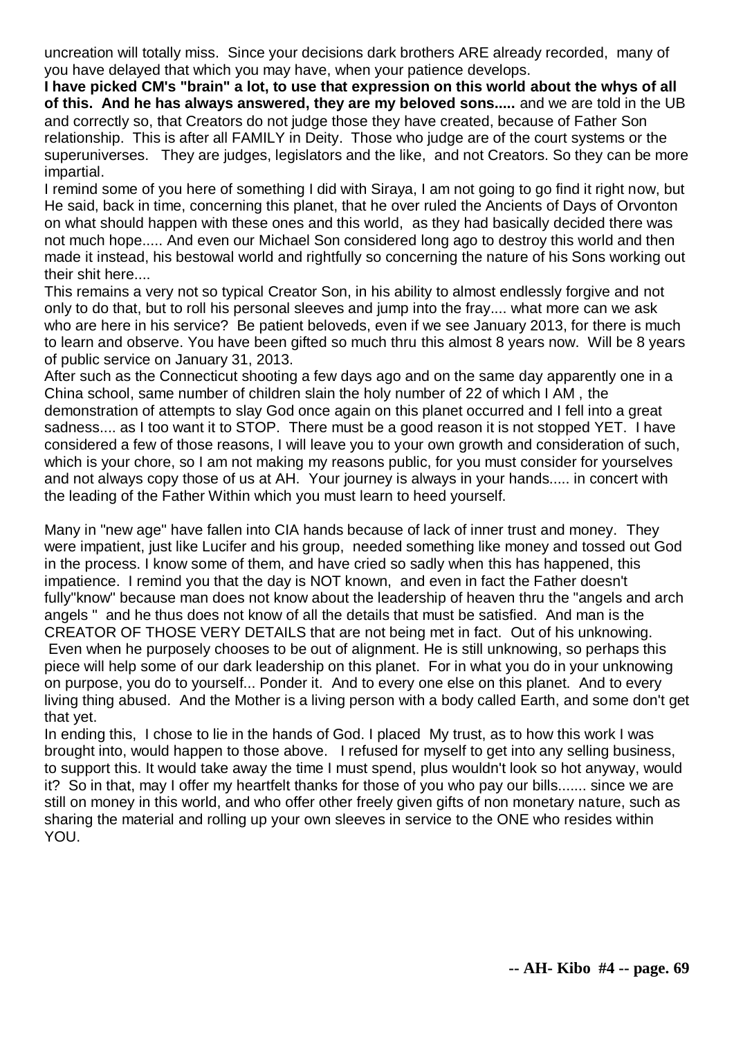uncreation will totally miss. Since your decisions dark brothers ARE already recorded, many of you have delayed that which you may have, when your patience develops.

**I have picked CM's "brain" a lot, to use that expression on this world about the whys of all of this. And he has always answered, they are my beloved sons.....** and we are told in the UB and correctly so, that Creators do not judge those they have created, because of Father Son relationship. This is after all FAMILY in Deity. Those who judge are of the court systems or the superuniverses. They are judges, legislators and the like, and not Creators. So they can be more impartial.

I remind some of you here of something I did with Siraya, I am not going to go find it right now, but He said, back in time, concerning this planet, that he over ruled the Ancients of Days of Orvonton on what should happen with these ones and this world, as they had basically decided there was not much hope..... And even our Michael Son considered long ago to destroy this world and then made it instead, his bestowal world and rightfully so concerning the nature of his Sons working out their shit here....

This remains a very not so typical Creator Son, in his ability to almost endlessly forgive and not only to do that, but to roll his personal sleeves and jump into the fray.... what more can we ask who are here in his service? Be patient beloveds, even if we see January 2013, for there is much to learn and observe. You have been gifted so much thru this almost 8 years now. Will be 8 years of public service on January 31, 2013.

After such as the Connecticut shooting a few days ago and on the same day apparently one in a China school, same number of children slain the holy number of 22 of which I AM , the demonstration of attempts to slay God once again on this planet occurred and I fell into a great sadness.... as I too want it to STOP. There must be a good reason it is not stopped YET. I have considered a few of those reasons, I will leave you to your own growth and consideration of such, which is your chore, so I am not making my reasons public, for you must consider for yourselves and not always copy those of us at AH. Your journey is always in your hands..... in concert with the leading of the Father Within which you must learn to heed yourself.

Many in "new age" have fallen into CIA hands because of lack of inner trust and money. They were impatient, just like Lucifer and his group, needed something like money and tossed out God in the process. I know some of them, and have cried so sadly when this has happened, this impatience. I remind you that the day is NOT known, and even in fact the Father doesn't fully"know" because man does not know about the leadership of heaven thru the "angels and arch angels " and he thus does not know of all the details that must be satisfied. And man is the CREATOR OF THOSE VERY DETAILS that are not being met in fact. Out of his unknowing. Even when he purposely chooses to be out of alignment. He is still unknowing, so perhaps this piece will help some of our dark leadership on this planet. For in what you do in your unknowing on purpose, you do to yourself... Ponder it. And to every one else on this planet. And to every living thing abused. And the Mother is a living person with a body called Earth, and some don't get that yet.

In ending this, I chose to lie in the hands of God. I placed My trust, as to how this work I was brought into, would happen to those above. I refused for myself to get into any selling business, to support this. It would take away the time I must spend, plus wouldn't look so hot anyway, would it? So in that, may I offer my heartfelt thanks for those of you who pay our bills....... since we are still on money in this world, and who offer other freely given gifts of non monetary nature, such as sharing the material and rolling up your own sleeves in service to the ONE who resides within YOU.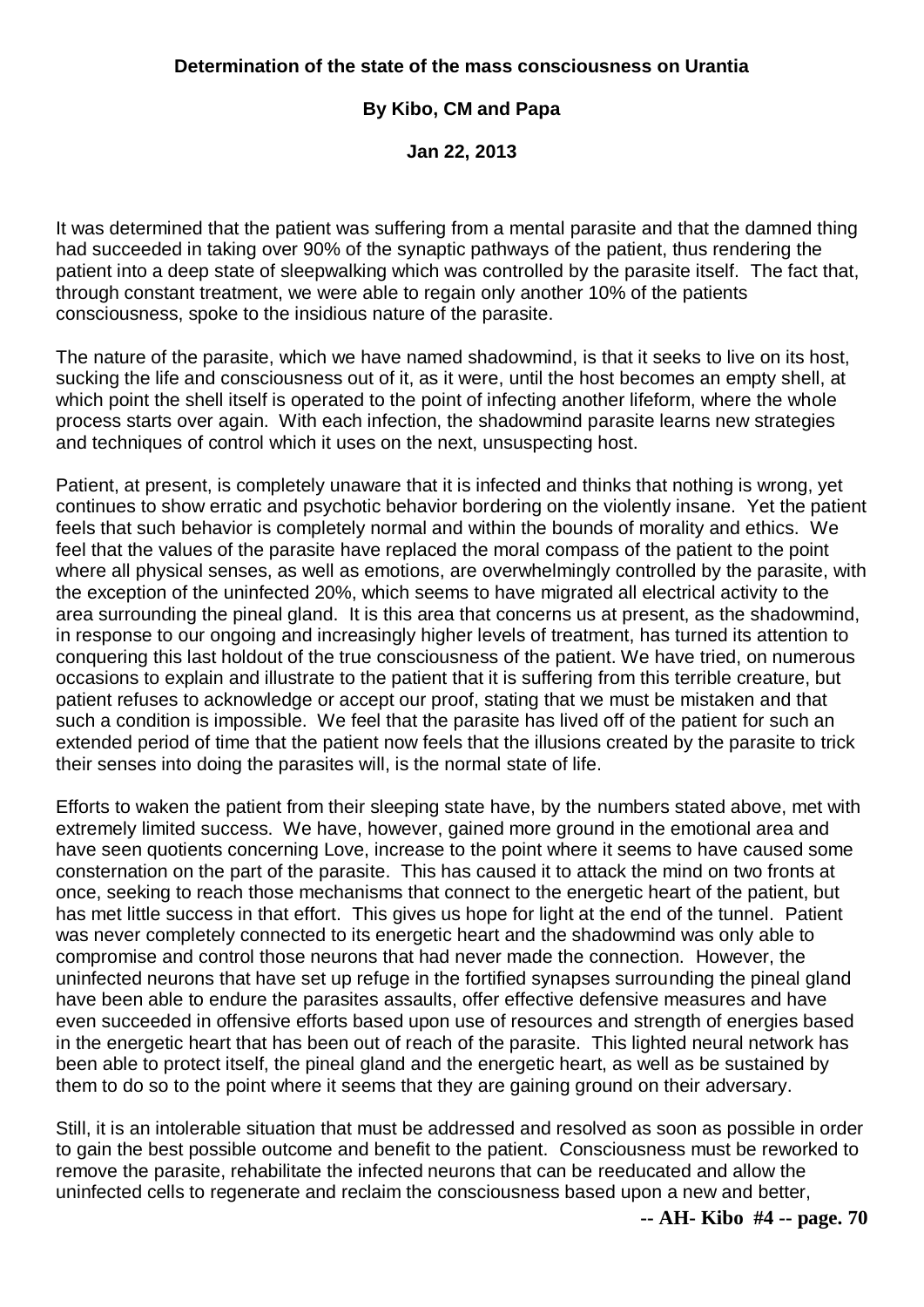**Determination of the state of the mass consciousness on Urantia**

**By Kibo, CM and Papa**

**Jan 22, 2013**

It was determined that the patient was suffering from a mental parasite and that the damned thing had succeeded in taking over 90% of the synaptic pathways of the patient, thus rendering the patient into a deep state of sleepwalking which was controlled by the parasite itself. The fact that, through constant treatment, we were able to regain only another 10% of the patients consciousness, spoke to the insidious nature of the parasite.

The nature of the parasite, which we have named shadowmind, is that it seeks to live on its host, sucking the life and consciousness out of it, as it were, until the host becomes an empty shell, at which point the shell itself is operated to the point of infecting another lifeform, where the whole process starts over again. With each infection, the shadowmind parasite learns new strategies and techniques of control which it uses on the next, unsuspecting host.

Patient, at present, is completely unaware that it is infected and thinks that nothing is wrong, yet continues to show erratic and psychotic behavior bordering on the violently insane. Yet the patient feels that such behavior is completely normal and within the bounds of morality and ethics. We feel that the values of the parasite have replaced the moral compass of the patient to the point where all physical senses, as well as emotions, are overwhelmingly controlled by the parasite, with the exception of the uninfected 20%, which seems to have migrated all electrical activity to the area surrounding the pineal gland. It is this area that concerns us at present, as the shadowmind, in response to our ongoing and increasingly higher levels of treatment, has turned its attention to conquering this last holdout of the true consciousness of the patient. We have tried, on numerous occasions to explain and illustrate to the patient that it is suffering from this terrible creature, but patient refuses to acknowledge or accept our proof, stating that we must be mistaken and that such a condition is impossible. We feel that the parasite has lived off of the patient for such an extended period of time that the patient now feels that the illusions created by the parasite to trick their senses into doing the parasites will, is the normal state of life.

Efforts to waken the patient from their sleeping state have, by the numbers stated above, met with extremely limited success. We have, however, gained more ground in the emotional area and have seen quotients concerning Love, increase to the point where it seems to have caused some consternation on the part of the parasite. This has caused it to attack the mind on two fronts at once, seeking to reach those mechanisms that connect to the energetic heart of the patient, but has met little success in that effort. This gives us hope for light at the end of the tunnel. Patient was never completely connected to its energetic heart and the shadowmind was only able to compromise and control those neurons that had never made the connection. However, the uninfected neurons that have set up refuge in the fortified synapses surrounding the pineal gland have been able to endure the parasites assaults, offer effective defensive measures and have even succeeded in offensive efforts based upon use of resources and strength of energies based in the energetic heart that has been out of reach of the parasite. This lighted neural network has been able to protect itself, the pineal gland and the energetic heart, as well as be sustained by them to do so to the point where it seems that they are gaining ground on their adversary.

Still, it is an intolerable situation that must be addressed and resolved as soon as possible in order to gain the best possible outcome and benefit to the patient. Consciousness must be reworked to remove the parasite, rehabilitate the infected neurons that can be reeducated and allow the uninfected cells to regenerate and reclaim the consciousness based upon a new and better,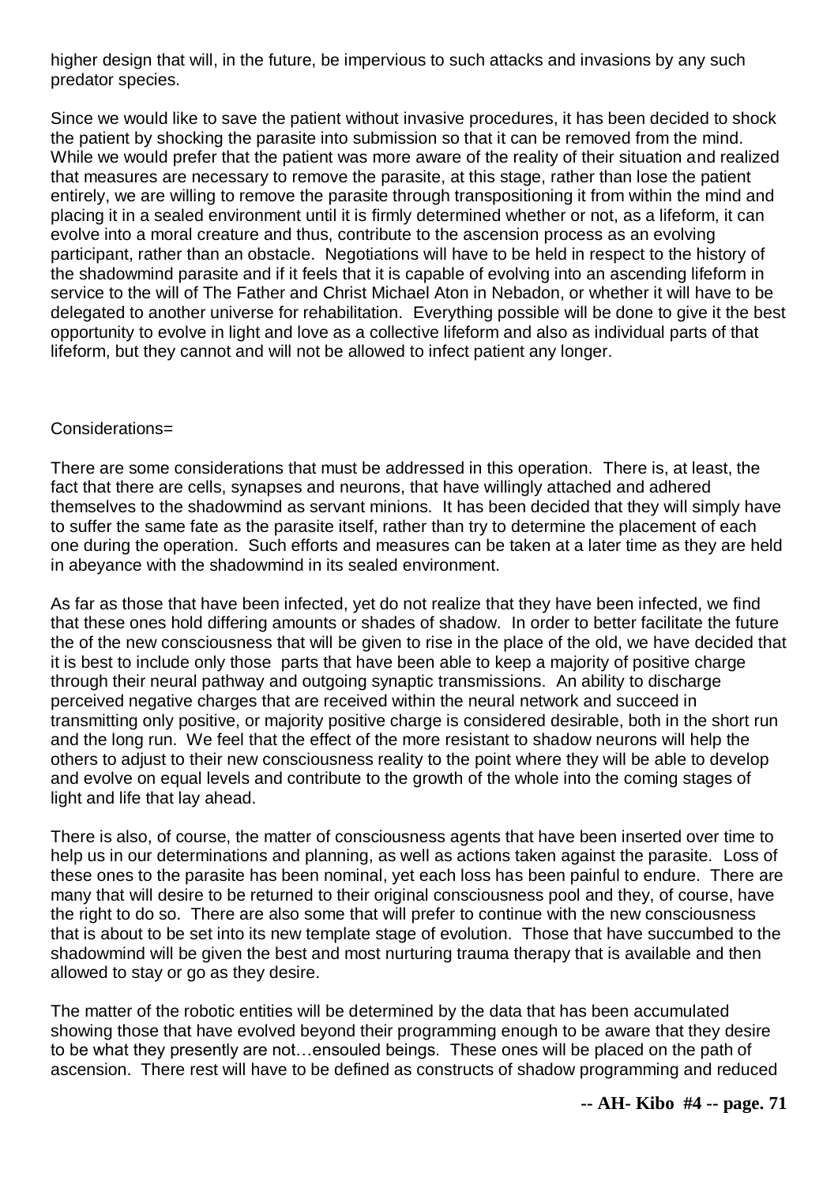higher design that will, in the future, be impervious to such attacks and invasions by any such predator species.

Since we would like to save the patient without invasive procedures, it has been decided to shock the patient by shocking the parasite into submission so that it can be removed from the mind. While we would prefer that the patient was more aware of the reality of their situation and realized that measures are necessary to remove the parasite, at this stage, rather than lose the patient entirely, we are willing to remove the parasite through transpositioning it from within the mind and placing it in a sealed environment until it is firmly determined whether or not, as a lifeform, it can evolve into a moral creature and thus, contribute to the ascension process as an evolving participant, rather than an obstacle. Negotiations will have to be held in respect to the history of the shadowmind parasite and if it feels that it is capable of evolving into an ascending lifeform in service to the will of The Father and Christ Michael Aton in Nebadon, or whether it will have to be delegated to another universe for rehabilitation. Everything possible will be done to give it the best opportunity to evolve in light and love as a collective lifeform and also as individual parts of that lifeform, but they cannot and will not be allowed to infect patient any longer.

Considerations=

There are some considerations that must be addressed in this operation. There is, at least, the fact that there are cells, synapses and neurons, that have willingly attached and adhered themselves to the shadowmind as servant minions. It has been decided that they will simply have to suffer the same fate as the parasite itself, rather than try to determine the placement of each one during the operation. Such efforts and measures can be taken at a later time as they are held in abeyance with the shadowmind in its sealed environment.

As far as those that have been infected, yet do not realize that they have been infected, we find that these ones hold differing amounts or shades of shadow. In order to better facilitate the future the of the new consciousness that will be given to rise in the place of the old, we have decided that it is best to include only those parts that have been able to keep a majority of positive charge through their neural pathway and outgoing synaptic transmissions. An ability to discharge perceived negative charges that are received within the neural network and succeed in transmitting only positive, or majority positive charge is considered desirable, both in the short run and the long run. We feel that the effect of the more resistant to shadow neurons will help the others to adjust to their new consciousness reality to the point where they will be able to develop and evolve on equal levels and contribute to the growth of the whole into the coming stages of light and life that lay ahead.

There is also, of course, the matter of consciousness agents that have been inserted over time to help us in our determinations and planning, as well as actions taken against the parasite. Loss of these ones to the parasite has been nominal, yet each loss has been painful to endure. There are many that will desire to be returned to their original consciousness pool and they, of course, have the right to do so. There are also some that will prefer to continue with the new consciousness that is about to be set into its new template stage of evolution. Those that have succumbed to the shadowmind will be given the best and most nurturing trauma therapy that is available and then allowed to stay or go as they desire.

The matter of the robotic entities will be determined by the data that has been accumulated showing those that have evolved beyond their programming enough to be aware that they desire to be what they presently are not…ensouled beings. These ones will be placed on the path of ascension. There rest will have to be defined as constructs of shadow programming and reduced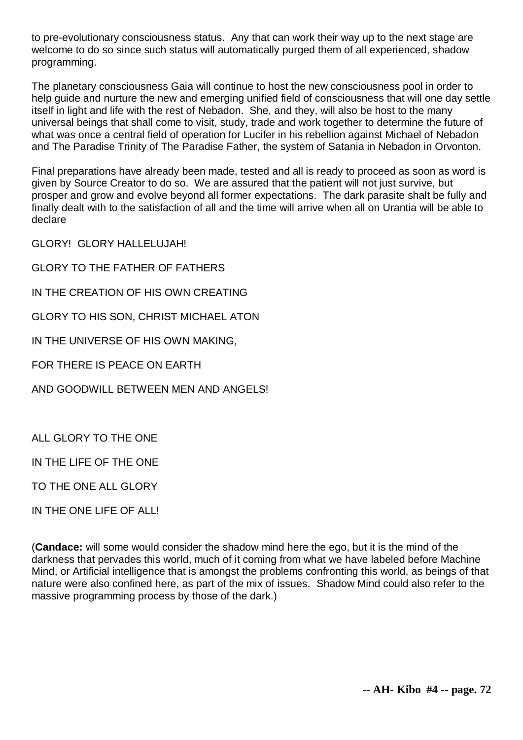to pre-evolutionary consciousness status. Any that can work their way up to the next stage are welcome to do so since such status will automatically purged them of all experienced, shadow programming.

The planetary consciousness Gaia will continue to host the new consciousness pool in order to help guide and nurture the new and emerging unified field of consciousness that will one day settle itself in light and life with the rest of Nebadon. She, and they, will also be host to the many universal beings that shall come to visit, study, trade and work together to determine the future of what was once a central field of operation for Lucifer in his rebellion against Michael of Nebadon and The Paradise Trinity of The Paradise Father, the system of Satania in Nebadon in Orvonton.

Final preparations have already been made, tested and all is ready to proceed as soon as word is given by Source Creator to do so. We are assured that the patient will not just survive, but prosper and grow and evolve beyond all former expectations. The dark parasite shalt be fully and finally dealt with to the satisfaction of all and the time will arrive when all on Urantia will be able to declare

GLORY! GLORY HALLELUJAH!

GLORY TO THE FATHER OF FATHERS

IN THE CREATION OF HIS OWN CREATING

GLORY TO HIS SON, CHRIST MICHAEL ATON

IN THE UNIVERSE OF HIS OWN MAKING,

FOR THERE IS PEACE ON EARTH

AND GOODWILL BETWEEN MEN AND ANGELS!

ALL GLORY TO THE ONE

IN THE LIFE OF THE ONE

TO THE ONE ALL GLORY

IN THE ONE LIFE OF ALL!

(**Candace:** will some would consider the shadow mind here the ego, but it is the mind of the darkness that pervades this world, much of it coming from what we have labeled before Machine Mind, or Artificial intelligence that is amongst the problems confronting this world, as beings of that nature were also confined here, as part of the mix of issues. Shadow Mind could also refer to the massive programming process by those of the dark.)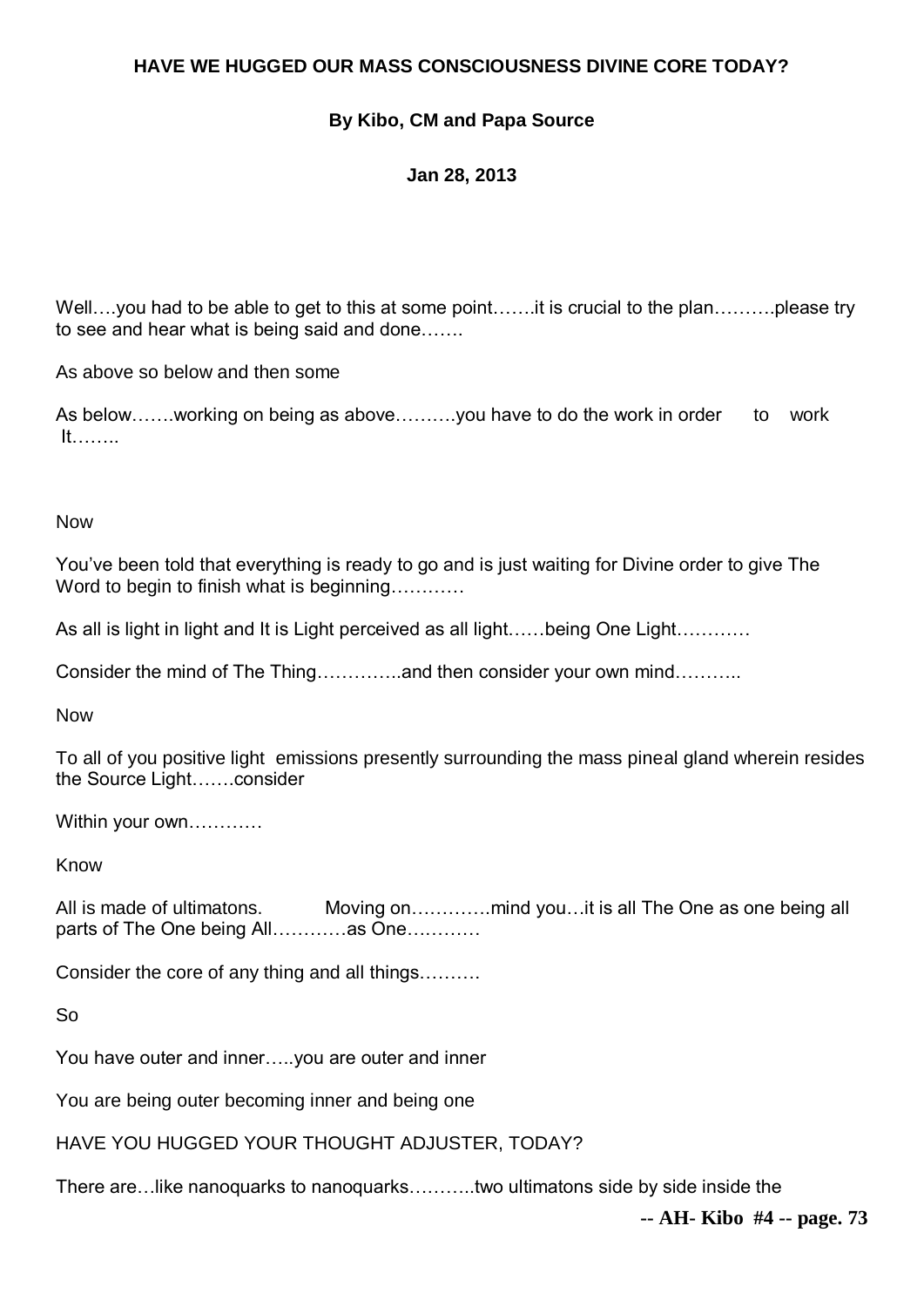**HAVE WE HUGGED OUR MASS CONSCIOUSNESS DIVINE CORE TODAY?**

**By Kibo, CM and Papa Source**

**Jan 28, 2013**

Well….you had to be able to get to this at some point…….it is crucial to the plan……….please try to see and hear what is being said and done…….

As above so below and then some

As below…….working on being as above……….you have to do the work in order to work It……..

Now

You've been told that everything is ready to go and is just waiting for Divine order to give The Word to begin to finish what is beginning…………

As all is light in light and It is Light perceived as all light……being One Light…………

Consider the mind of The Thing…………..and then consider your own mind………..

Now

To all of you positive light emissions presently surrounding the mass pineal gland wherein resides the Source Light…….consider

Within your own…………

Know

All is made of ultimatons. Moving on………….mind you…it is all The One as one being all parts of The One being All…………as One…………

Consider the core of any thing and all things……….

So

You have outer and inner…..you are outer and inner

You are being outer becoming inner and being one

HAVE YOU HUGGED YOUR THOUGHT ADJUSTER, TODAY?

There are…like nanoquarks to nanoquarks………..two ultimatons side by side inside the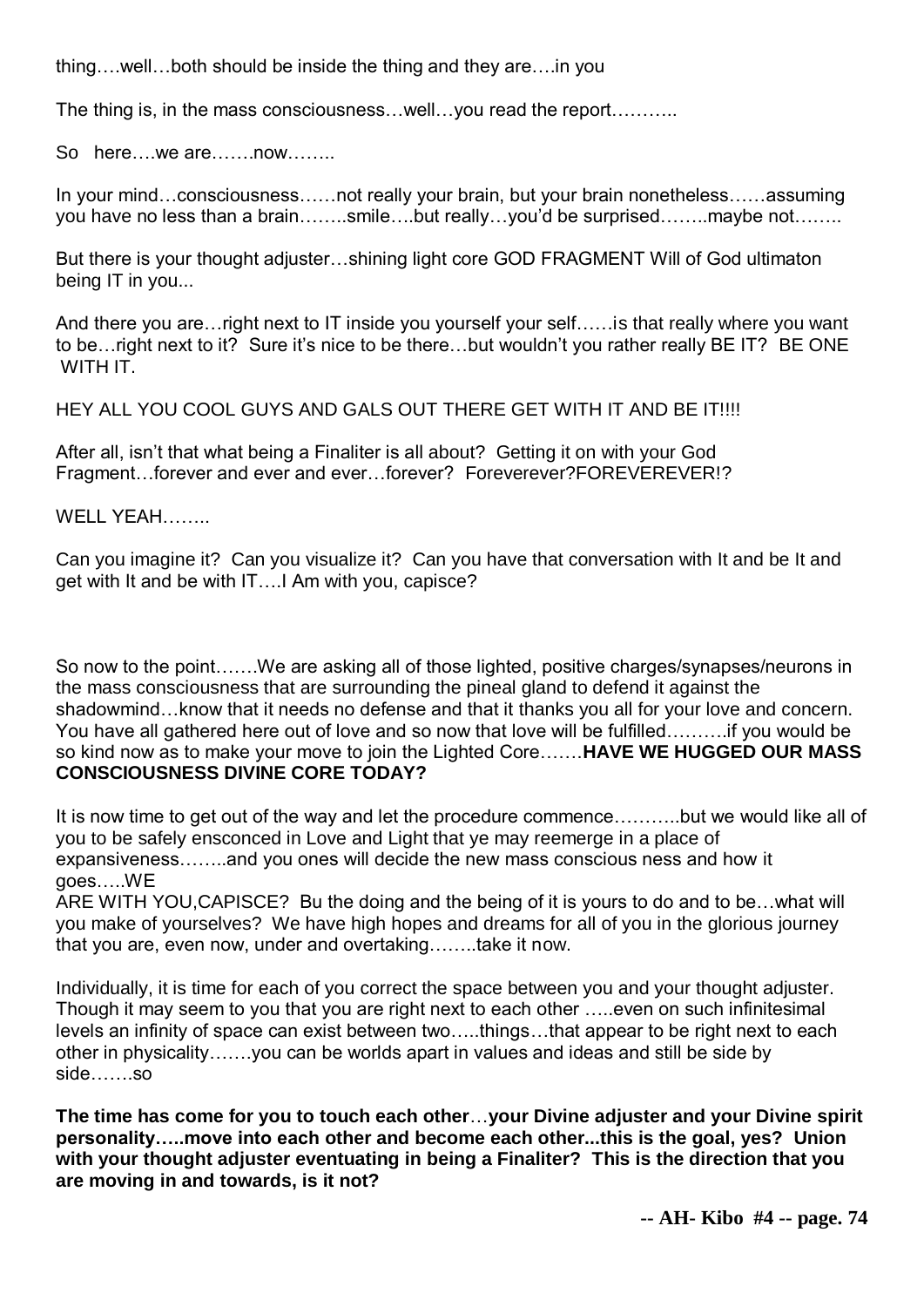thing….well…both should be inside the thing and they are….in you

The thing is, in the mass consciousness…well…you read the report………..

So here….we are…….now……..

In your mind…consciousness……not really your brain, but your brain nonetheless……assuming you have no less than a brain……..smile….but really…you'd be surprised……..maybe not……..

But there is your thought adjuster…shining light core GOD FRAGMENT Will of God ultimaton being IT in you...

And there you are…right next to IT inside you yourself your self……is that really where you want to be…right next to it? Sure it's nice to be there…but wouldn't you rather really BE IT? BE ONE WITH IT.

HEY ALL YOU COOL GUYS AND GALS OUT THERE GET WITH IT AND BE IT!!!!

After all, isn't that what being a Finaliter is all about? Getting it on with your God Fragment…forever and ever and ever…forever? Foreverever?FOREVEREVER!?

WELL YEAH……..

Can you imagine it? Can you visualize it? Can you have that conversation with It and be It and get with It and be with IT….I Am with you, capisce?

So now to the point…….We are asking all of those lighted, positive charges/synapses/neurons in the mass consciousness that are surrounding the pineal gland to defend it against the shadowmind…know that it needs no defense and that it thanks you all for your love and concern. You have all gathered here out of love and so now that love will be fulfilled……….if you would be so kind now as to make your move to join the Lighted Core…….**HAVE WE HUGGED OUR MASS CONSCIOUSNESS DIVINE CORE TODAY?**

It is now time to get out of the way and let the procedure commence………..but we would like all of you to be safely ensconced in Love and Light that ye may reemerge in a place of expansiveness……..and you ones will decide the new mass conscious ness and how it goes…..WE
ARE WITH YOU,CAPISCE? Bu the doing and the being of it is yours to do and to be…what will you make of yourselves? We have high hopes and dreams for all of you in the glorious journey that you are, even now, under and overtaking……..take it now.

Individually, it is time for each of you correct the space between you and your thought adjuster. Though it may seem to you that you are right next to each other …..even on such infinitesimal levels an infinity of space can exist between two…..things…that appear to be right next to each other in physicality…….you can be worlds apart in values and ideas and still be side by side…….so

**The time has come for you to touch each other**…**your Divine adjuster and your Divine spirit personality…..move into each other and become each other...this is the goal, yes? Union with your thought adjuster eventuating in being a Finaliter? This is the direction that you are moving in and towards, is it not?**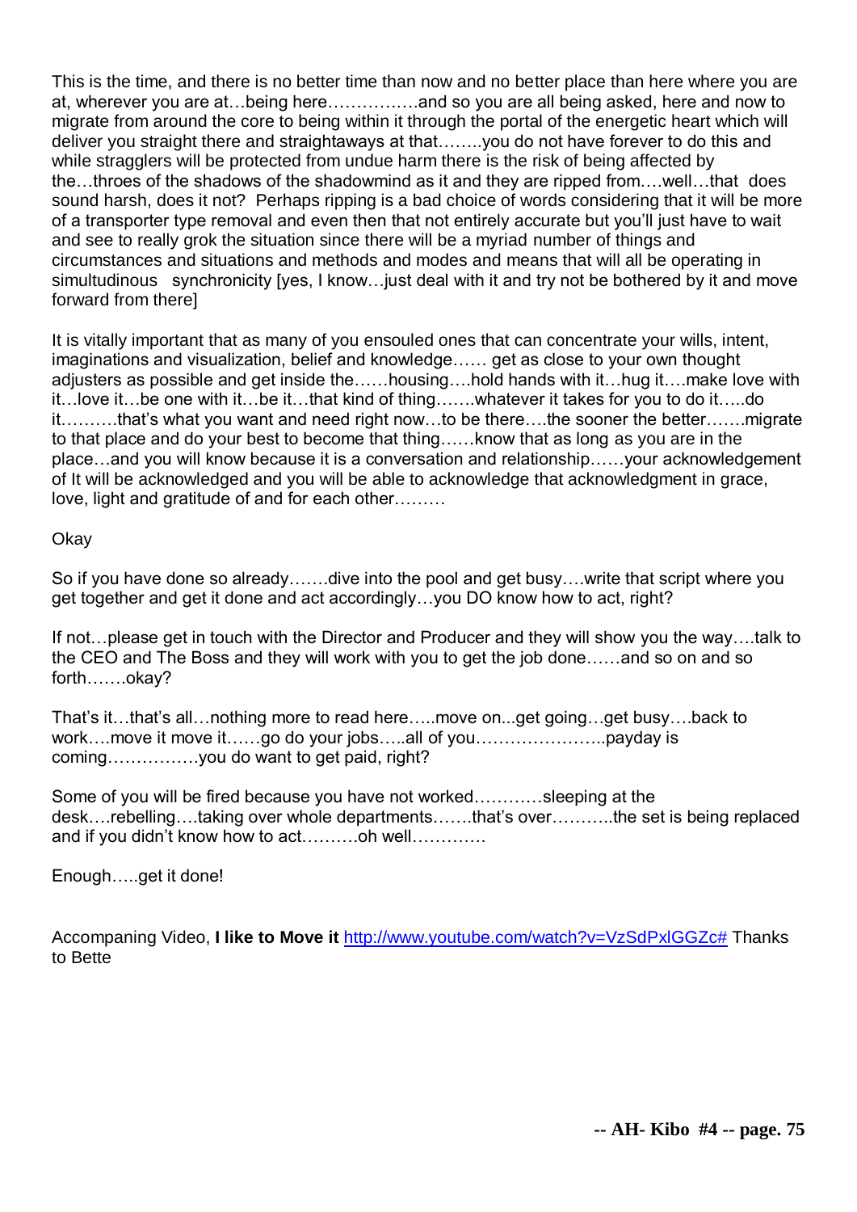This is the time, and there is no better time than now and no better place than here where you are at, wherever you are at…being here…………….and so you are all being asked, here and now to migrate from around the core to being within it through the portal of the energetic heart which will deliver you straight there and straightaways at that……..you do not have forever to do this and while stragglers will be protected from undue harm there is the risk of being affected by the…throes of the shadows of the shadowmind as it and they are ripped from….well…that does sound harsh, does it not? Perhaps ripping is a bad choice of words considering that it will be more of a transporter type removal and even then that not entirely accurate but you'll just have to wait and see to really grok the situation since there will be a myriad number of things and circumstances and situations and methods and modes and means that will all be operating in simultudinous synchronicity [yes, I know…just deal with it and try not be bothered by it and move forward from there]

It is vitally important that as many of you ensouled ones that can concentrate your wills, intent, imaginations and visualization, belief and knowledge…… get as close to your own thought adjusters as possible and get inside the……housing….hold hands with it…hug it….make love with it…love it…be one with it…be it…that kind of thing…….whatever it takes for you to do it…..do it……….that's what you want and need right now…to be there….the sooner the better…….migrate to that place and do your best to become that thing……know that as long as you are in the place…and you will know because it is a conversation and relationship……your acknowledgement of It will be acknowledged and you will be able to acknowledge that acknowledgment in grace, love, light and gratitude of and for each other………

Okay

So if you have done so already…….dive into the pool and get busy….write that script where you get together and get it done and act accordingly…you DO know how to act, right?

If not…please get in touch with the Director and Producer and they will show you the way….talk to the CEO and The Boss and they will work with you to get the job done……and so on and so forth…….okay?

That's it…that's all…nothing more to read here…..move on...get going…get busy….back to work….move it move it……go do your jobs…..all of you…………………...payday is coming…………….you do want to get paid, right?

Some of you will be fired because you have not worked…………sleeping at the desk….rebelling….taking over whole departments…….that's over………..the set is being replaced and if you didn't know how to act……….oh well………….

Enough…..get it done!

Accompaning Video, **I like to Move it** http://www.youtube.com/watch?v=VzSdPxlGGZc# Thanks to Bette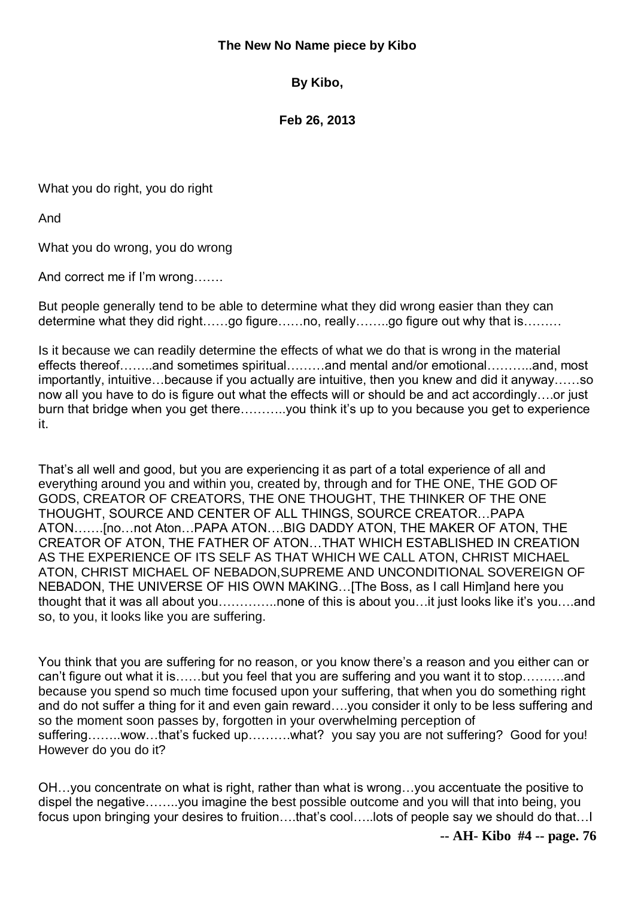**The New No Name piece by Kibo**

**By Kibo,**

**Feb 26, 2013**

What you do right, you do right

And

What you do wrong, you do wrong

And correct me if I'm wrong…….

But people generally tend to be able to determine what they did wrong easier than they can determine what they did right……go figure……no, really……..go figure out why that is………

Is it because we can readily determine the effects of what we do that is wrong in the material effects thereof……..and sometimes spiritual………and mental and/or emotional………..and, most importantly, intuitive…because if you actually are intuitive, then you knew and did it anyway……so now all you have to do is figure out what the effects will or should be and act accordingly….or just burn that bridge when you get there………..you think it's up to you because you get to experience it.

That's all well and good, but you are experiencing it as part of a total experience of all and everything around you and within you, created by, through and for THE ONE, THE GOD OF GODS, CREATOR OF CREATORS, THE ONE THOUGHT, THE THINKER OF THE ONE THOUGHT, SOURCE AND CENTER OF ALL THINGS, SOURCE CREATOR…PAPA ATON…….[no…not Aton…PAPA ATON….BIG DADDY ATON, THE MAKER OF ATON, THE CREATOR OF ATON, THE FATHER OF ATON…THAT WHICH ESTABLISHED IN CREATION AS THE EXPERIENCE OF ITS SELF AS THAT WHICH WE CALL ATON, CHRIST MICHAEL ATON, CHRIST MICHAEL OF NEBADON,SUPREME AND UNCONDITIONAL SOVEREIGN OF NEBADON, THE UNIVERSE OF HIS OWN MAKING…[The Boss, as I call Him]and here you thought that it was all about you…………..none of this is about you…it just looks like it's you….and so, to you, it looks like you are suffering.

You think that you are suffering for no reason, or you know there's a reason and you either can or can't figure out what it is……but you feel that you are suffering and you want it to stop……….and because you spend so much time focused upon your suffering, that when you do something right and do not suffer a thing for it and even gain reward….you consider it only to be less suffering and so the moment soon passes by, forgotten in your overwhelming perception of suffering……..wow…that's fucked up……….what? you say you are not suffering? Good for you! However do you do it?

OH…you concentrate on what is right, rather than what is wrong…you accentuate the positive to dispel the negative……..you imagine the best possible outcome and you will that into being, you focus upon bringing your desires to fruition….that's cool…..lots of people say we should do that…I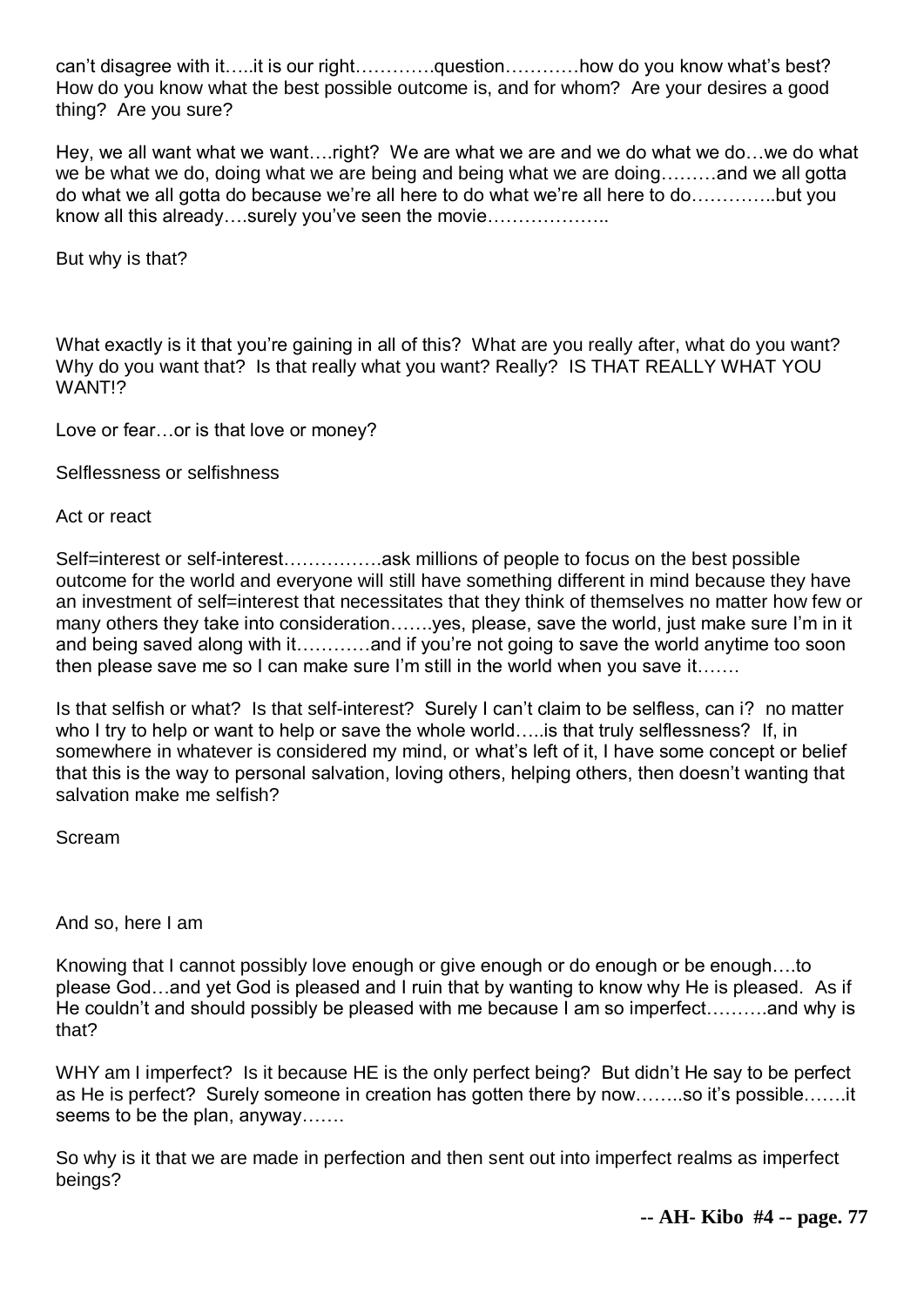can't disagree with it…..it is our right………….question…………how do you know what's best? How do you know what the best possible outcome is, and for whom? Are your desires a good thing? Are you sure?

Hey, we all want what we want….right? We are what we are and we do what we do…we do what we be what we do, doing what we are being and being what we are doing………and we all gotta do what we all gotta do because we're all here to do what we're all here to do…………..but you know all this already….surely you've seen the movie………………..

But why is that?

What exactly is it that you're gaining in all of this? What are you really after, what do you want? Why do you want that? Is that really what you want? Really? IS THAT REALLY WHAT YOU WANT!?

Love or fear…or is that love or money?

Selflessness or selfishness

Act or react

Self=interest or self-interest…………….ask millions of people to focus on the best possible outcome for the world and everyone will still have something different in mind because they have an investment of self=interest that necessitates that they think of themselves no matter how few or many others they take into consideration…….yes, please, save the world, just make sure I'm in it and being saved along with it…………and if you're not going to save the world anytime too soon then please save me so I can make sure I'm still in the world when you save it…….

Is that selfish or what? Is that self-interest? Surely I can't claim to be selfless, can i? no matter who I try to help or want to help or save the whole world…..is that truly selflessness? If, in somewhere in whatever is considered my mind, or what's left of it, I have some concept or belief that this is the way to personal salvation, loving others, helping others, then doesn't wanting that salvation make me selfish?

Scream

And so, here I am

Knowing that I cannot possibly love enough or give enough or do enough or be enough….to please God…and yet God is pleased and I ruin that by wanting to know why He is pleased. As if He couldn't and should possibly be pleased with me because I am so imperfect……….and why is that?

WHY am I imperfect? Is it because HE is the only perfect being? But didn't He say to be perfect as He is perfect? Surely someone in creation has gotten there by now……..so it's possible…….it seems to be the plan, anyway…….

So why is it that we are made in perfection and then sent out into imperfect realms as imperfect beings?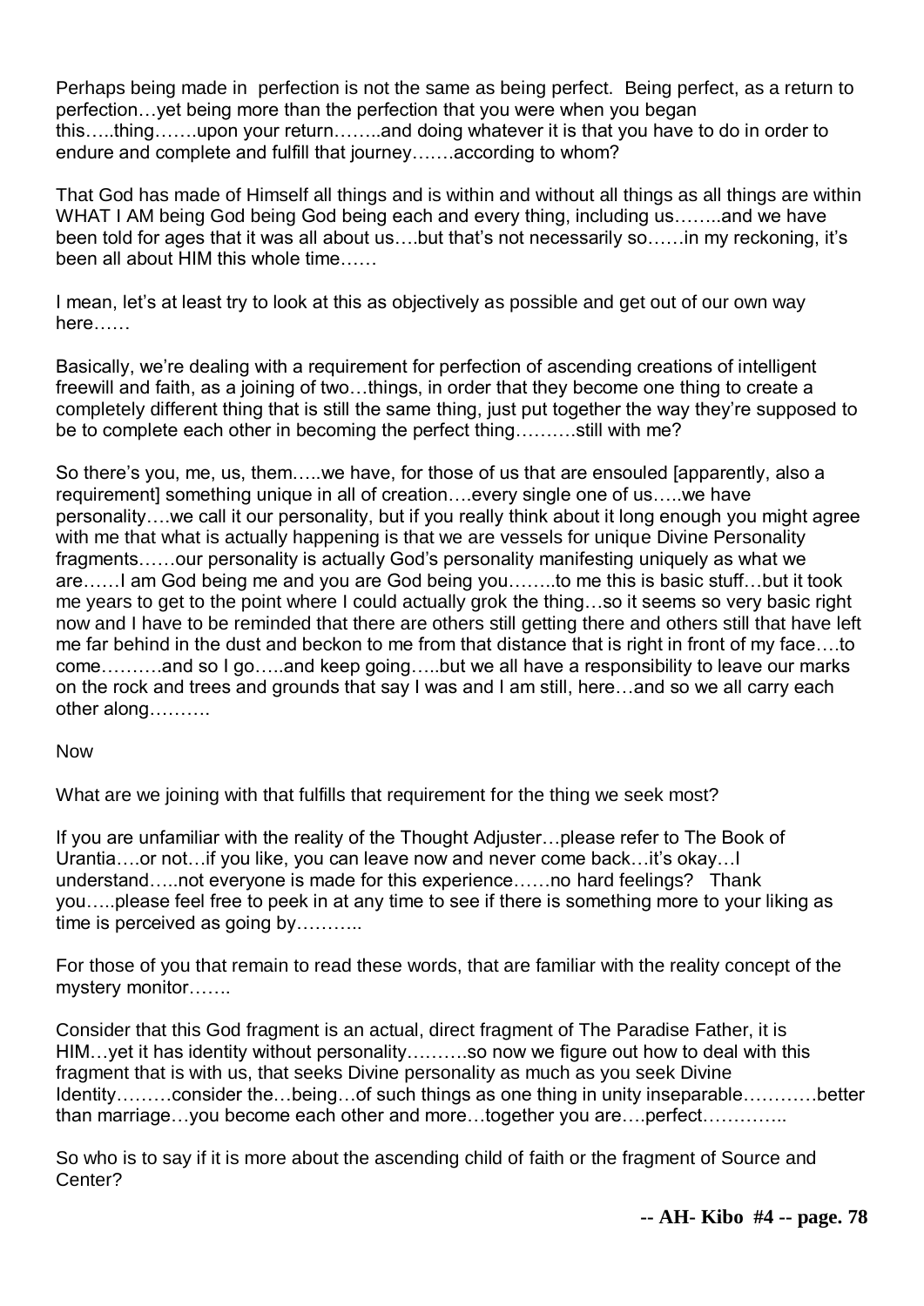Perhaps being made in perfection is not the same as being perfect. Being perfect, as a return to perfection…yet being more than the perfection that you were when you began this…..thing…….upon your return……..and doing whatever it is that you have to do in order to endure and complete and fulfill that journey…….according to whom?

That God has made of Himself all things and is within and without all things as all things are within WHAT I AM being God being God being each and every thing, including us……..and we have been told for ages that it was all about us….but that's not necessarily so……in my reckoning, it's been all about HIM this whole time……

I mean, let's at least try to look at this as objectively as possible and get out of our own way here……

Basically, we're dealing with a requirement for perfection of ascending creations of intelligent freewill and faith, as a joining of two…things, in order that they become one thing to create a completely different thing that is still the same thing, just put together the way they're supposed to be to complete each other in becoming the perfect thing……….still with me?

So there's you, me, us, them…..we have, for those of us that are ensouled [apparently, also a requirement] something unique in all of creation….every single one of us…..we have personality….we call it our personality, but if you really think about it long enough you might agree with me that what is actually happening is that we are vessels for unique Divine Personality fragments……our personality is actually God's personality manifesting uniquely as what we are……I am God being me and you are God being you……..to me this is basic stuff…but it took me years to get to the point where I could actually grok the thing…so it seems so very basic right now and I have to be reminded that there are others still getting there and others still that have left me far behind in the dust and beckon to me from that distance that is right in front of my face….to come……….and so I go…..and keep going…..but we all have a responsibility to leave our marks on the rock and trees and grounds that say I was and I am still, here…and so we all carry each other along……….

Now

What are we joining with that fulfills that requirement for the thing we seek most?

If you are unfamiliar with the reality of the Thought Adjuster…please refer to The Book of Urantia….or not…if you like, you can leave now and never come back…it's okay…I understand…..not everyone is made for this experience……no hard feelings? Thank you…..please feel free to peek in at any time to see if there is something more to your liking as time is perceived as going by………..

For those of you that remain to read these words, that are familiar with the reality concept of the mystery monitor…….

Consider that this God fragment is an actual, direct fragment of The Paradise Father, it is HIM…yet it has identity without personality………so now we figure out how to deal with this fragment that is with us, that seeks Divine personality as much as you seek Divine Identity………consider the…being…of such things as one thing in unity inseparable…………better than marriage…you become each other and more…together you are….perfect…………..

So who is to say if it is more about the ascending child of faith or the fragment of Source and Center?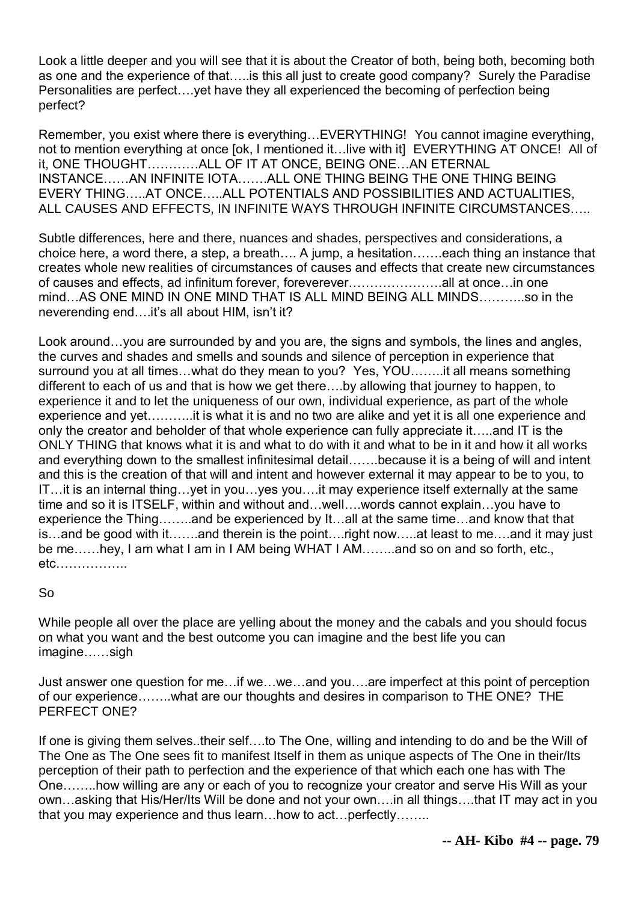Look a little deeper and you will see that it is about the Creator of both, being both, becoming both as one and the experience of that…..is this all just to create good company? Surely the Paradise Personalities are perfect….yet have they all experienced the becoming of perfection being perfect?

Remember, you exist where there is everything…EVERYTHING! You cannot imagine everything, not to mention everything at once [ok, I mentioned it…live with it] EVERYTHING AT ONCE! All of it, ONE THOUGHT…………ALL OF IT AT ONCE, BEING ONE…AN ETERNAL INSTANCE……AN INFINITE IOTA…….ALL ONE THING BEING THE ONE THING BEING EVERY THING…..AT ONCE…..ALL POTENTIALS AND POSSIBILITIES AND ACTUALITIES, ALL CAUSES AND EFFECTS, IN INFINITE WAYS THROUGH INFINITE CIRCUMSTANCES…..

Subtle differences, here and there, nuances and shades, perspectives and considerations, a choice here, a word there, a step, a breath…. A jump, a hesitation…….each thing an instance that creates whole new realities of circumstances of causes and effects that create new circumstances of causes and effects, ad infinitum forever, foreverever………………….all at once…in one mind…AS ONE MIND IN ONE MIND THAT IS ALL MIND BEING ALL MINDS………..so in the neverending end….it's all about HIM, isn't it?

Look around…you are surrounded by and you are, the signs and symbols, the lines and angles, the curves and shades and smells and sounds and silence of perception in experience that surround you at all times…what do they mean to you? Yes, YOU……..it all means something different to each of us and that is how we get there….by allowing that journey to happen, to experience it and to let the uniqueness of our own, individual experience, as part of the whole experience and yet………..it is what it is and no two are alike and yet it is all one experience and only the creator and beholder of that whole experience can fully appreciate it…..and IT is the ONLY THING that knows what it is and what to do with it and what to be in it and how it all works and everything down to the smallest infinitesimal detail…….because it is a being of will and intent and this is the creation of that will and intent and however external it may appear to be to you, to IT…it is an internal thing…yet in you…yes you….it may experience itself externally at the same time and so it is ITSELF, within and without and…well….words cannot explain…you have to experience the Thing……..and be experienced by It…all at the same time…and know that that is…and be good with it…….and therein is the point….right now…..at least to me….and it may just be me……hey, I am what I am in I AM being WHAT I AM……..and so on and so forth, etc., etc……………..

So

While people all over the place are yelling about the money and the cabals and you should focus on what you want and the best outcome you can imagine and the best life you can imagine……sigh

Just answer one question for me…if we…we…and you….are imperfect at this point of perception of our experience……..what are our thoughts and desires in comparison to THE ONE? THE PERFECT ONE?

If one is giving them selves..their self….to The One, willing and intending to do and be the Will of The One as The One sees fit to manifest Itself in them as unique aspects of The One in their/Its perception of their path to perfection and the experience of that which each one has with The One……..how willing are any or each of you to recognize your creator and serve His Will as your own…asking that His/Her/Its Will be done and not your own….in all things….that IT may act in you that you may experience and thus learn…how to act…perfectly……..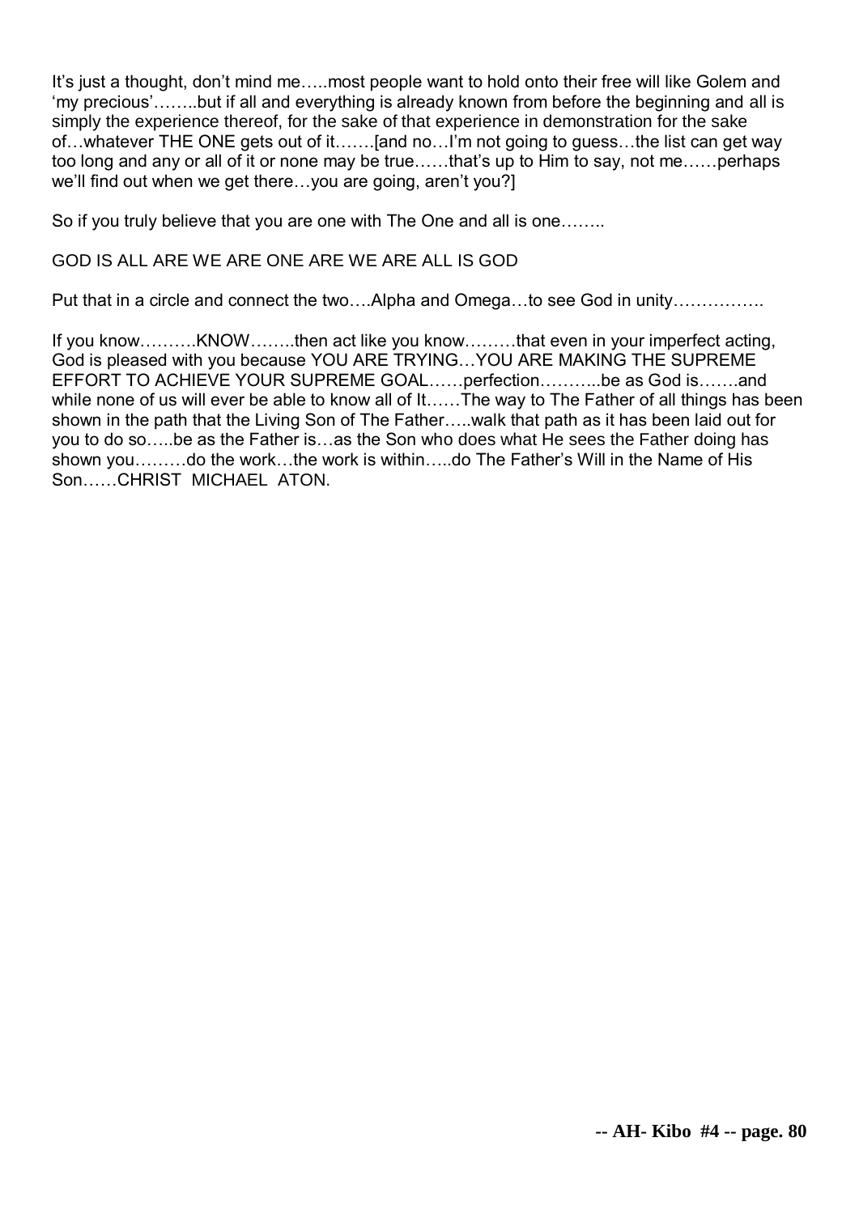It's just a thought, don't mind me…..most people want to hold onto their free will like Golem and 'my precious'……..but if all and everything is already known from before the beginning and all is simply the experience thereof, for the sake of that experience in demonstration for the sake of…whatever THE ONE gets out of it…….[and no…I'm not going to guess…the list can get way too long and any or all of it or none may be true……that's up to Him to say, not me……perhaps we'll find out when we get there…you are going, aren't you?]

So if you truly believe that you are one with The One and all is one……..

GOD IS ALL ARE WE ARE ONE ARE WE ARE ALL IS GOD

Put that in a circle and connect the two….Alpha and Omega…to see God in unity…………….

If you know……….KNOW……..then act like you know………that even in your imperfect acting, God is pleased with you because YOU ARE TRYING…YOU ARE MAKING THE SUPREME EFFORT TO ACHIEVE YOUR SUPREME GOAL……perfection………..be as God is…….and while none of us will ever be able to know all of It……The way to The Father of all things has been shown in the path that the Living Son of The Father…..walk that path as it has been laid out for you to do so…..be as the Father is…as the Son who does what He sees the Father doing has shown you………do the work…the work is within…..do The Father's Will in the Name of His Son……CHRIST MICHAEL ATON.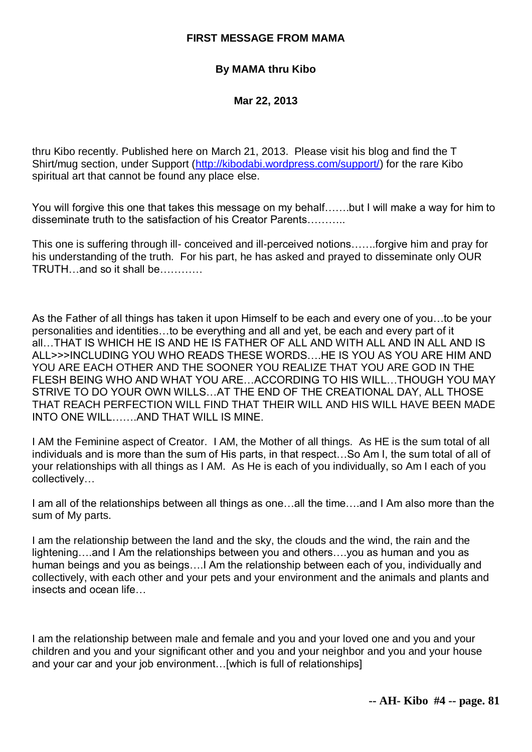**FIRST MESSAGE FROM MAMA**

**By MAMA thru Kibo**

**Mar 22, 2013**

thru Kibo recently. Published here on March 21, 2013. Please visit his blog and find the T Shirt/mug section, under Support (http://kibodabi.wordpress.com/support/) for the rare Kibo spiritual art that cannot be found any place else.

You will forgive this one that takes this message on my behalf…….but I will make a way for him to disseminate truth to the satisfaction of his Creator Parents………..

This one is suffering through ill- conceived and ill-perceived notions…….forgive him and pray for his understanding of the truth. For his part, he has asked and prayed to disseminate only OUR TRUTH…and so it shall be…………

As the Father of all things has taken it upon Himself to be each and every one of you…to be your personalities and identities…to be everything and all and yet, be each and every part of it all…THAT IS WHICH HE IS AND HE IS FATHER OF ALL AND WITH ALL AND IN ALL AND IS ALL>>>INCLUDING YOU WHO READS THESE WORDS….HE IS YOU AS YOU ARE HIM AND YOU ARE EACH OTHER AND THE SOONER YOU REALIZE THAT YOU ARE GOD IN THE FLESH BEING WHO AND WHAT YOU ARE…ACCORDING TO HIS WILL…THOUGH YOU MAY STRIVE TO DO YOUR OWN WILLS…AT THE END OF THE CREATIONAL DAY, ALL THOSE THAT REACH PERFECTION WILL FIND THAT THEIR WILL AND HIS WILL HAVE BEEN MADE INTO ONE WILL…….AND THAT WILL IS MINE.

I AM the Feminine aspect of Creator. I AM, the Mother of all things. As HE is the sum total of all individuals and is more than the sum of His parts, in that respect…So Am I, the sum total of all of your relationships with all things as I AM. As He is each of you individually, so Am I each of you collectively…

I am all of the relationships between all things as one…all the time….and I Am also more than the sum of My parts.

I am the relationship between the land and the sky, the clouds and the wind, the rain and the lightening….and I Am the relationships between you and others….you as human and you as human beings and you as beings….I Am the relationship between each of you, individually and collectively, with each other and your pets and your environment and the animals and plants and insects and ocean life…

I am the relationship between male and female and you and your loved one and you and your children and you and your significant other and you and your neighbor and you and your house and your car and your job environment…[which is full of relationships]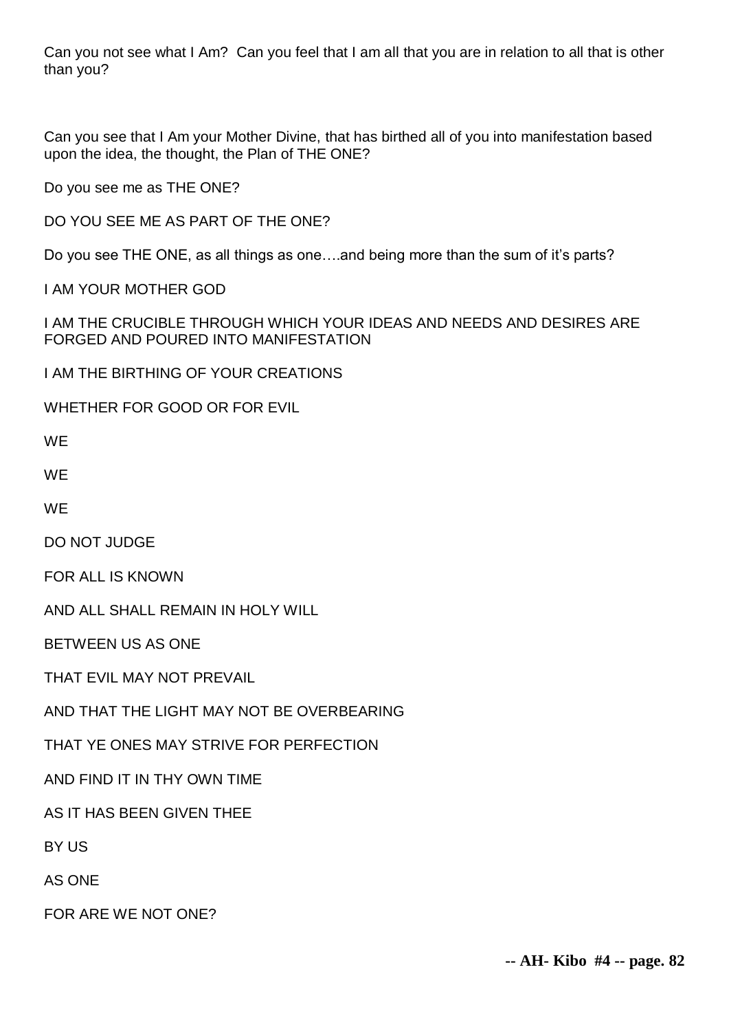Can you not see what I Am? Can you feel that I am all that you are in relation to all that is other than you?

Can you see that I Am your Mother Divine, that has birthed all of you into manifestation based upon the idea, the thought, the Plan of THE ONE?

Do you see me as THE ONE?

DO YOU SEE ME AS PART OF THE ONE?

Do you see THE ONE, as all things as one….and being more than the sum of it's parts?

I AM YOUR MOTHER GOD

I AM THE CRUCIBLE THROUGH WHICH YOUR IDEAS AND NEEDS AND DESIRES ARE FORGED AND POURED INTO MANIFESTATION

I AM THE BIRTHING OF YOUR CREATIONS

WHETHER FOR GOOD OR FOR EVIL

WE

WE

WE

DO NOT JUDGE

FOR ALL IS KNOWN

AND ALL SHALL REMAIN IN HOLY WILL

BETWEEN US AS ONE

THAT EVIL MAY NOT PREVAIL

AND THAT THE LIGHT MAY NOT BE OVERBEARING

THAT YE ONES MAY STRIVE FOR PERFECTION

AND FIND IT IN THY OWN TIME

AS IT HAS BEEN GIVEN THEE

BY US

AS ONE

FOR ARE WE NOT ONE?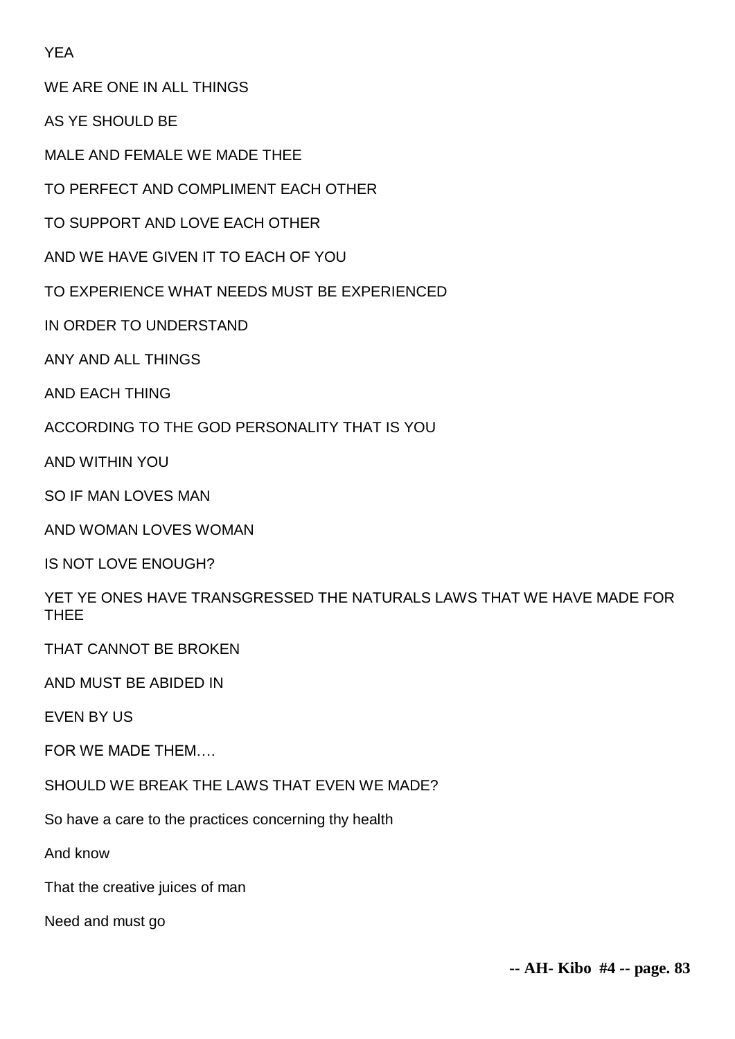YEA

WE ARE ONE IN ALL THINGS

AS YE SHOULD BE

MALE AND FEMALE WE MADE THEE

TO PERFECT AND COMPLIMENT EACH OTHER

TO SUPPORT AND LOVE EACH OTHER

AND WE HAVE GIVEN IT TO EACH OF YOU

TO EXPERIENCE WHAT NEEDS MUST BE EXPERIENCED

IN ORDER TO UNDERSTAND

ANY AND ALL THINGS

AND EACH THING

ACCORDING TO THE GOD PERSONALITY THAT IS YOU

AND WITHIN YOU

SO IF MAN LOVES MAN

AND WOMAN LOVES WOMAN

IS NOT LOVE ENOUGH?

YET YE ONES HAVE TRANSGRESSED THE NATURALS LAWS THAT WE HAVE MADE FOR THEE

THAT CANNOT BE BROKEN

AND MUST BE ABIDED IN

EVEN BY US

FOR WE MADE THEM….

SHOULD WE BREAK THE LAWS THAT EVEN WE MADE?

So have a care to the practices concerning thy health

And know

That the creative juices of man

Need and must go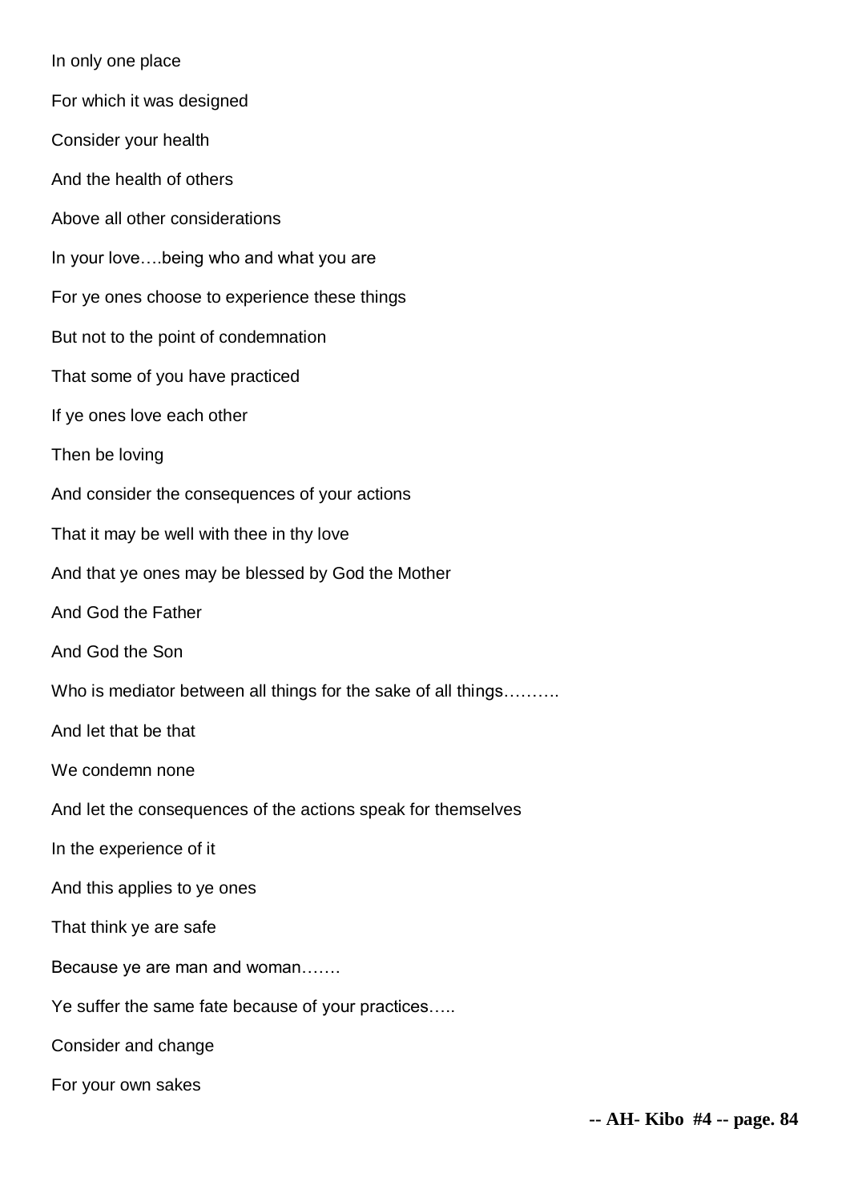In only one place

For which it was designed

Consider your health

And the health of others

Above all other considerations

In your love….being who and what you are

For ye ones choose to experience these things

But not to the point of condemnation

That some of you have practiced

If ye ones love each other

Then be loving

And consider the consequences of your actions

That it may be well with thee in thy love

And that ye ones may be blessed by God the Mother

And God the Father

And God the Son

Who is mediator between all things for the sake of all things……….

And let that be that

We condemn none

And let the consequences of the actions speak for themselves

In the experience of it

And this applies to ye ones

That think ye are safe

Because ye are man and woman…….

Ye suffer the same fate because of your practices…..

Consider and change

For your own sakes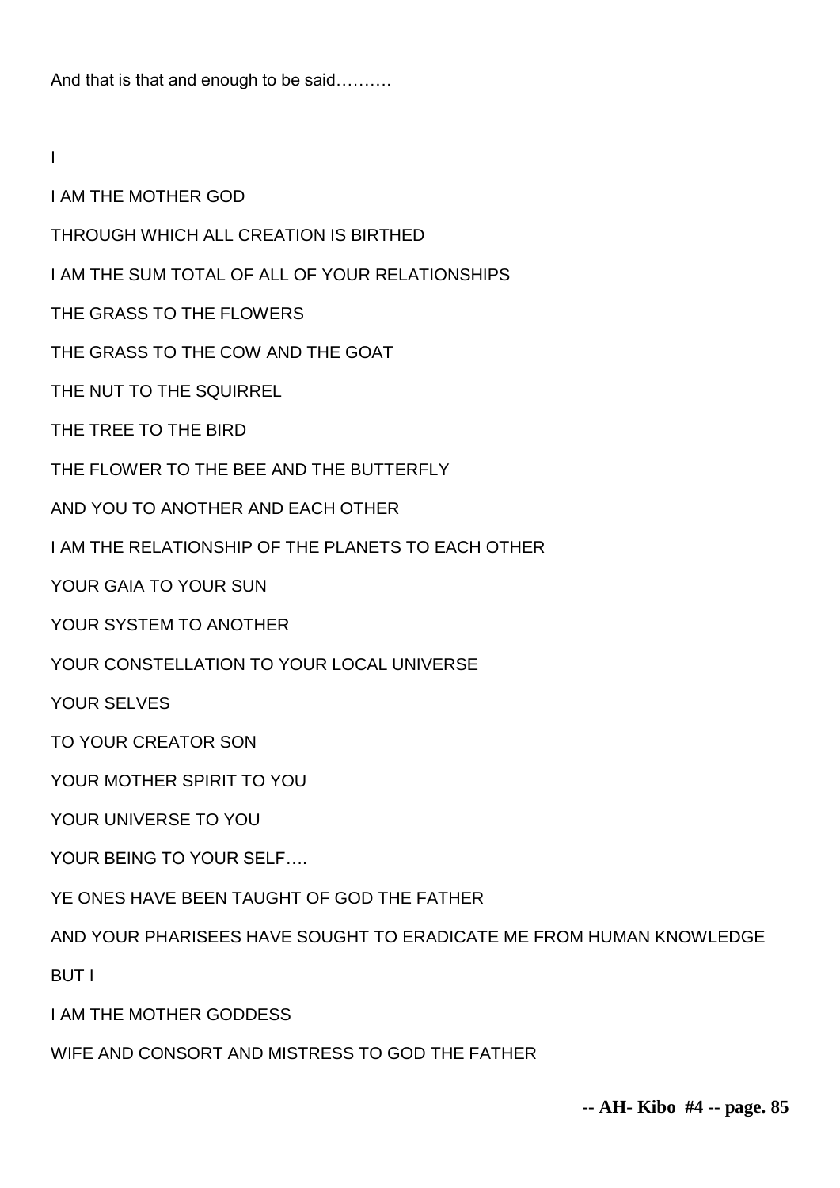And that is that and enough to be said……….

I

I AM THE MOTHER GOD

THROUGH WHICH ALL CREATION IS BIRTHED

I AM THE SUM TOTAL OF ALL OF YOUR RELATIONSHIPS

THE GRASS TO THE FLOWERS

THE GRASS TO THE COW AND THE GOAT

THE NUT TO THE SQUIRREL

THE TREE TO THE BIRD

THE FLOWER TO THE BEE AND THE BUTTERFLY

AND YOU TO ANOTHER AND EACH OTHER

I AM THE RELATIONSHIP OF THE PLANETS TO EACH OTHER

YOUR GAIA TO YOUR SUN

YOUR SYSTEM TO ANOTHER

YOUR CONSTELLATION TO YOUR LOCAL UNIVERSE

YOUR SELVES

TO YOUR CREATOR SON

YOUR MOTHER SPIRIT TO YOU

YOUR UNIVERSE TO YOU

YOUR BEING TO YOUR SELF….

YE ONES HAVE BEEN TAUGHT OF GOD THE FATHER

AND YOUR PHARISEES HAVE SOUGHT TO ERADICATE ME FROM HUMAN KNOWLEDGE

BUT I

I AM THE MOTHER GODDESS

WIFE AND CONSORT AND MISTRESS TO GOD THE FATHER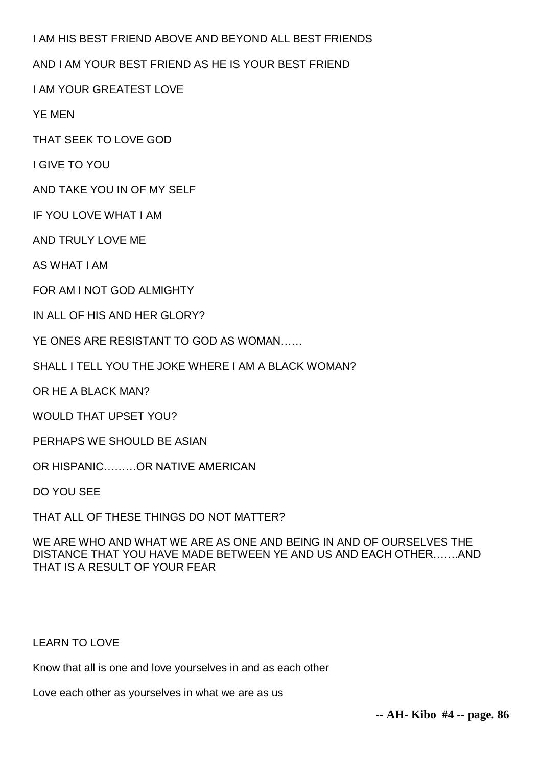I AM HIS BEST FRIEND ABOVE AND BEYOND ALL BEST FRIENDS

AND I AM YOUR BEST FRIEND AS HE IS YOUR BEST FRIEND

I AM YOUR GREATEST LOVE

YE MEN

THAT SEEK TO LOVE GOD

I GIVE TO YOU

AND TAKE YOU IN OF MY SELF

IF YOU LOVE WHAT I AM

AND TRULY LOVE ME

AS WHAT I AM

FOR AM I NOT GOD ALMIGHTY

IN ALL OF HIS AND HER GLORY?

YE ONES ARE RESISTANT TO GOD AS WOMAN……

SHALL I TELL YOU THE JOKE WHERE I AM A BLACK WOMAN?

OR HE A BLACK MAN?

WOULD THAT UPSET YOU?

PERHAPS WE SHOULD BE ASIAN

OR HISPANIC………OR NATIVE AMERICAN

DO YOU SEE

THAT ALL OF THESE THINGS DO NOT MATTER?

WE ARE WHO AND WHAT WE ARE AS ONE AND BEING IN AND OF OURSELVES THE DISTANCE THAT YOU HAVE MADE BETWEEN YE AND US AND EACH OTHER…….AND THAT IS A RESULT OF YOUR FEAR

LEARN TO LOVE

Know that all is one and love yourselves in and as each other

Love each other as yourselves in what we are as us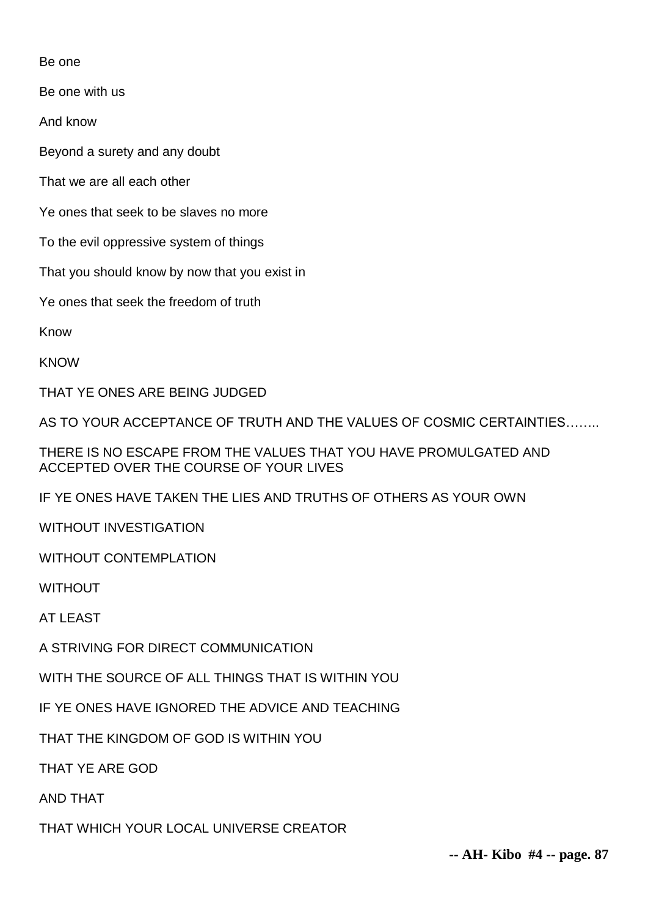Be one

Be one with us

And know

Beyond a surety and any doubt

That we are all each other

Ye ones that seek to be slaves no more

To the evil oppressive system of things

That you should know by now that you exist in

Ye ones that seek the freedom of truth

Know

KNOW

THAT YE ONES ARE BEING JUDGED

AS TO YOUR ACCEPTANCE OF TRUTH AND THE VALUES OF COSMIC CERTAINTIES……..

THERE IS NO ESCAPE FROM THE VALUES THAT YOU HAVE PROMULGATED AND ACCEPTED OVER THE COURSE OF YOUR LIVES

IF YE ONES HAVE TAKEN THE LIES AND TRUTHS OF OTHERS AS YOUR OWN

WITHOUT INVESTIGATION

WITHOUT CONTEMPLATION

WITHOUT

AT LEAST

A STRIVING FOR DIRECT COMMUNICATION

WITH THE SOURCE OF ALL THINGS THAT IS WITHIN YOU

IF YE ONES HAVE IGNORED THE ADVICE AND TEACHING

THAT THE KINGDOM OF GOD IS WITHIN YOU

THAT YE ARE GOD

AND THAT

THAT WHICH YOUR LOCAL UNIVERSE CREATOR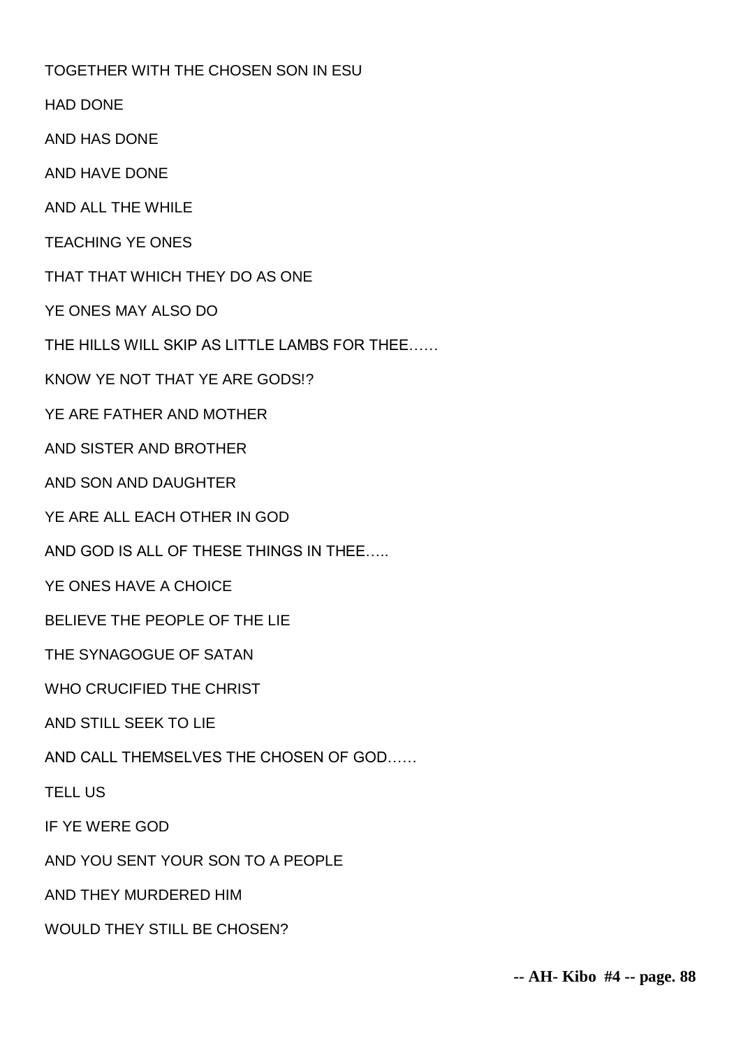TOGETHER WITH THE CHOSEN SON IN ESU

HAD DONE

AND HAS DONE

AND HAVE DONE

AND ALL THE WHILE

TEACHING YE ONES

THAT THAT WHICH THEY DO AS ONE

YE ONES MAY ALSO DO

THE HILLS WILL SKIP AS LITTLE LAMBS FOR THEE……

KNOW YE NOT THAT YE ARE GODS!?

YE ARE FATHER AND MOTHER

AND SISTER AND BROTHER

AND SON AND DAUGHTER

YE ARE ALL EACH OTHER IN GOD

AND GOD IS ALL OF THESE THINGS IN THEE…..

YE ONES HAVE A CHOICE

BELIEVE THE PEOPLE OF THE LIE

THE SYNAGOGUE OF SATAN

WHO CRUCIFIED THE CHRIST

AND STILL SEEK TO LIE

AND CALL THEMSELVES THE CHOSEN OF GOD……

TELL US

IF YE WERE GOD

AND YOU SENT YOUR SON TO A PEOPLE

AND THEY MURDERED HIM

WOULD THEY STILL BE CHOSEN?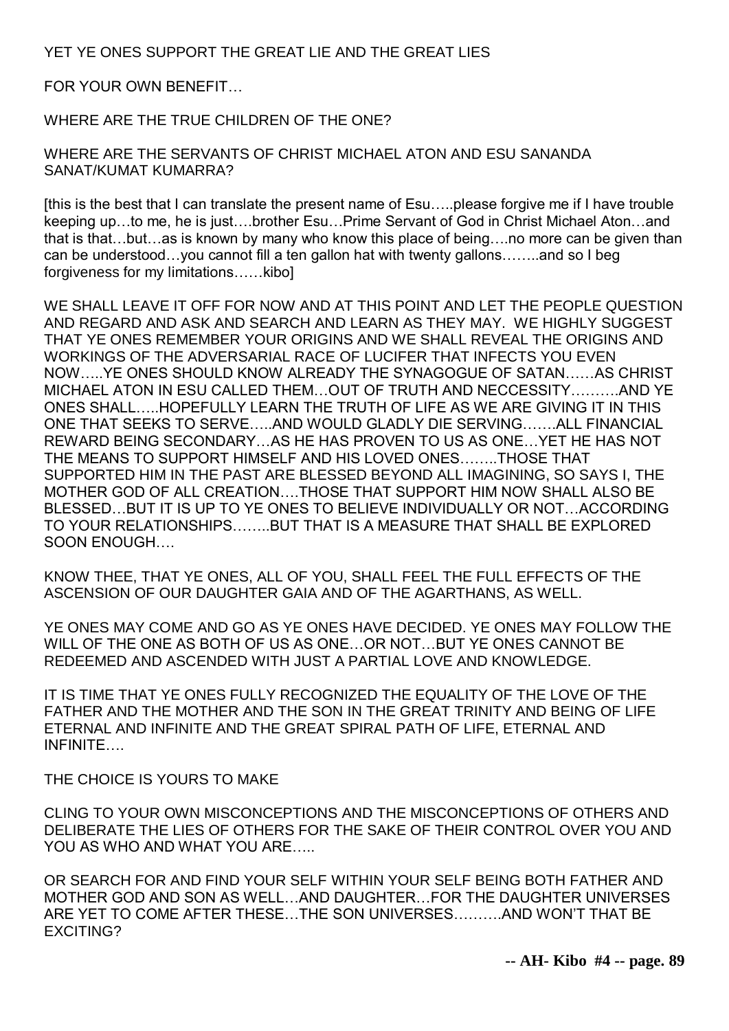YET YE ONES SUPPORT THE GREAT LIE AND THE GREAT LIES

FOR YOUR OWN BENEFIT…

WHERE ARE THE TRUE CHILDREN OF THE ONE?

WHERE ARE THE SERVANTS OF CHRIST MICHAEL ATON AND ESU SANANDA SANAT/KUMAT KUMARRA?

[this is the best that I can translate the present name of Esu…..please forgive me if I have trouble keeping up…to me, he is just….brother Esu…Prime Servant of God in Christ Michael Aton…and that is that…but…as is known by many who know this place of being….no more can be given than can be understood…you cannot fill a ten gallon hat with twenty gallons……..and so I beg forgiveness for my limitations……kibo]

WE SHALL LEAVE IT OFF FOR NOW AND AT THIS POINT AND LET THE PEOPLE QUESTION AND REGARD AND ASK AND SEARCH AND LEARN AS THEY MAY. WE HIGHLY SUGGEST THAT YE ONES REMEMBER YOUR ORIGINS AND WE SHALL REVEAL THE ORIGINS AND WORKINGS OF THE ADVERSARIAL RACE OF LUCIFER THAT INFECTS YOU EVEN NOW…..YE ONES SHOULD KNOW ALREADY THE SYNAGOGUE OF SATAN……AS CHRIST MICHAEL ATON IN ESU CALLED THEM…OUT OF TRUTH AND NECCESSITY……….AND YE ONES SHALL…..HOPEFULLY LEARN THE TRUTH OF LIFE AS WE ARE GIVING IT IN THIS ONE THAT SEEKS TO SERVE…..AND WOULD GLADLY DIE SERVING…….ALL FINANCIAL REWARD BEING SECONDARY…AS HE HAS PROVEN TO US AS ONE…YET HE HAS NOT THE MEANS TO SUPPORT HIMSELF AND HIS LOVED ONES……..THOSE THAT SUPPORTED HIM IN THE PAST ARE BLESSED BEYOND ALL IMAGINING, SO SAYS I, THE MOTHER GOD OF ALL CREATION….THOSE THAT SUPPORT HIM NOW SHALL ALSO BE BLESSED…BUT IT IS UP TO YE ONES TO BELIEVE INDIVIDUALLY OR NOT…ACCORDING TO YOUR RELATIONSHIPS……..BUT THAT IS A MEASURE THAT SHALL BE EXPLORED SOON ENOUGH….

KNOW THEE, THAT YE ONES, ALL OF YOU, SHALL FEEL THE FULL EFFECTS OF THE ASCENSION OF OUR DAUGHTER GAIA AND OF THE AGARTHANS, AS WELL.

YE ONES MAY COME AND GO AS YE ONES HAVE DECIDED. YE ONES MAY FOLLOW THE WILL OF THE ONE AS BOTH OF US AS ONE…OR NOT…BUT YE ONES CANNOT BE REDEEMED AND ASCENDED WITH JUST A PARTIAL LOVE AND KNOWLEDGE.

IT IS TIME THAT YE ONES FULLY RECOGNIZED THE EQUALITY OF THE LOVE OF THE FATHER AND THE MOTHER AND THE SON IN THE GREAT TRINITY AND BEING OF LIFE ETERNAL AND INFINITE AND THE GREAT SPIRAL PATH OF LIFE, ETERNAL AND INFINITE….

THE CHOICE IS YOURS TO MAKE

CLING TO YOUR OWN MISCONCEPTIONS AND THE MISCONCEPTIONS OF OTHERS AND DELIBERATE THE LIES OF OTHERS FOR THE SAKE OF THEIR CONTROL OVER YOU AND YOU AS WHO AND WHAT YOU ARE…..

OR SEARCH FOR AND FIND YOUR SELF WITHIN YOUR SELF BEING BOTH FATHER AND MOTHER GOD AND SON AS WELL…AND DAUGHTER…FOR THE DAUGHTER UNIVERSES ARE YET TO COME AFTER THESE…THE SON UNIVERSES……….AND WON'T THAT BE EXCITING?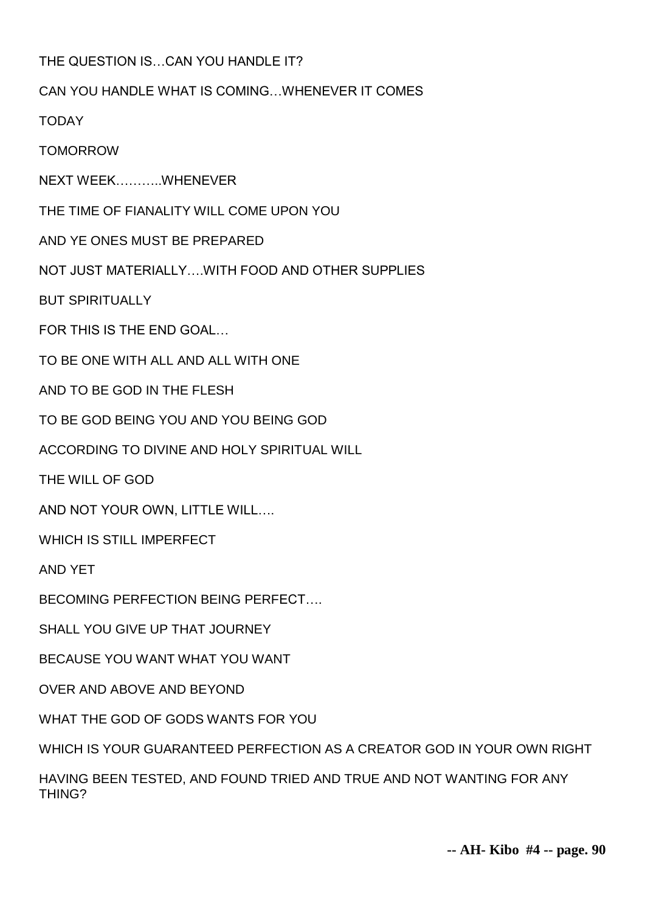THE QUESTION IS…CAN YOU HANDLE IT?

CAN YOU HANDLE WHAT IS COMING…WHENEVER IT COMES

TODAY

TOMORROW

NEXT WEEK………..WHENEVER

THE TIME OF FIANALITY WILL COME UPON YOU

AND YE ONES MUST BE PREPARED

NOT JUST MATERIALLY….WITH FOOD AND OTHER SUPPLIES

BUT SPIRITUALLY

FOR THIS IS THE END GOAL…

TO BE ONE WITH ALL AND ALL WITH ONE

AND TO BE GOD IN THE FLESH

TO BE GOD BEING YOU AND YOU BEING GOD

ACCORDING TO DIVINE AND HOLY SPIRITUAL WILL

THE WILL OF GOD

AND NOT YOUR OWN, LITTLE WILL….

WHICH IS STILL IMPERFECT

AND YET

BECOMING PERFECTION BEING PERFECT….

SHALL YOU GIVE UP THAT JOURNEY

BECAUSE YOU WANT WHAT YOU WANT

OVER AND ABOVE AND BEYOND

WHAT THE GOD OF GODS WANTS FOR YOU

WHICH IS YOUR GUARANTEED PERFECTION AS A CREATOR GOD IN YOUR OWN RIGHT

HAVING BEEN TESTED, AND FOUND TRIED AND TRUE AND NOT WANTING FOR ANY THING?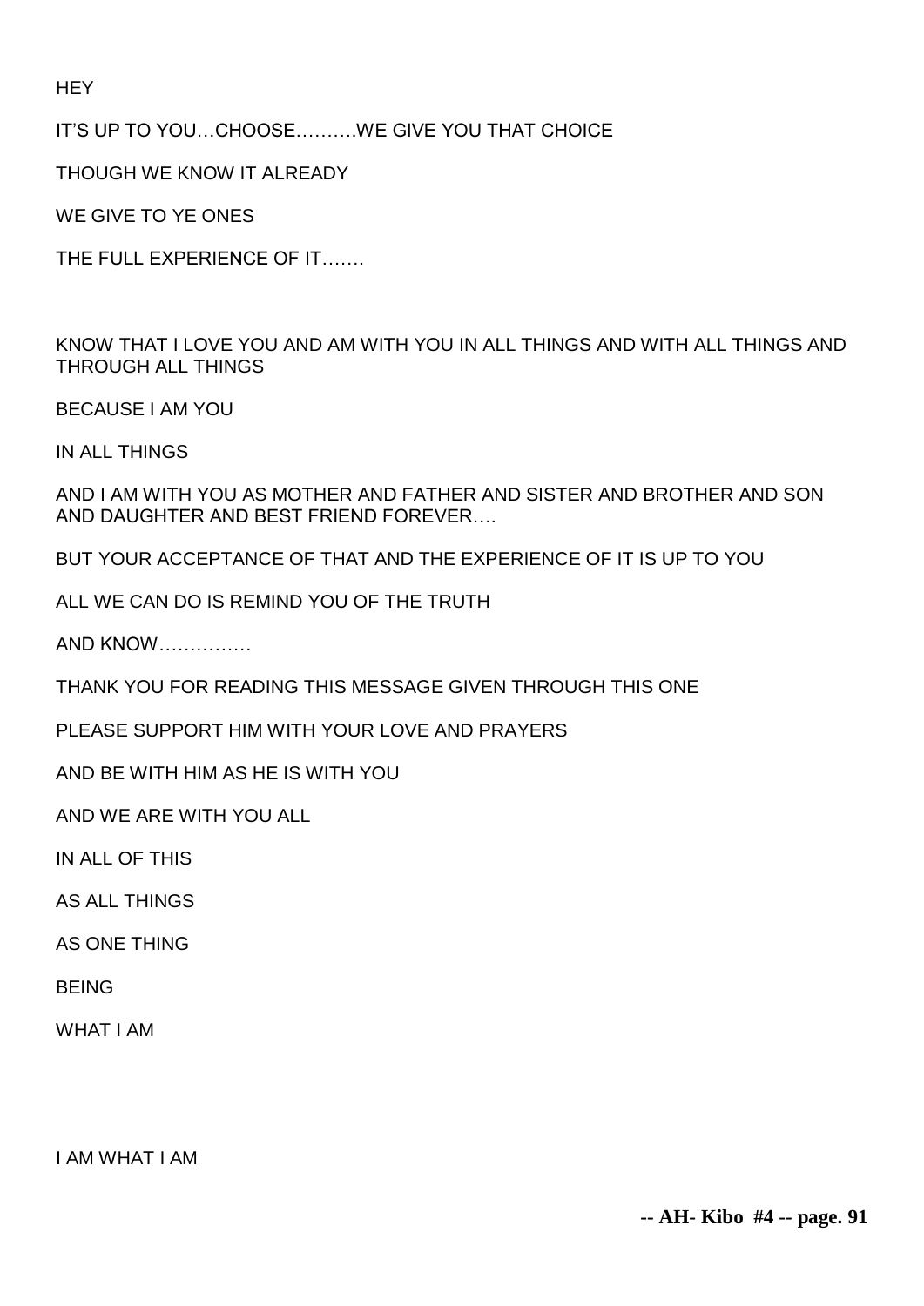HEY

IT'S UP TO YOU…CHOOSE……….WE GIVE YOU THAT CHOICE

THOUGH WE KNOW IT ALREADY

WE GIVE TO YE ONES

THE FULL EXPERIENCE OF IT…….

KNOW THAT I LOVE YOU AND AM WITH YOU IN ALL THINGS AND WITH ALL THINGS AND THROUGH ALL THINGS

BECAUSE I AM YOU

IN ALL THINGS

AND I AM WITH YOU AS MOTHER AND FATHER AND SISTER AND BROTHER AND SON AND DAUGHTER AND BEST FRIEND FOREVER….

BUT YOUR ACCEPTANCE OF THAT AND THE EXPERIENCE OF IT IS UP TO YOU

ALL WE CAN DO IS REMIND YOU OF THE TRUTH

AND KNOW……………

THANK YOU FOR READING THIS MESSAGE GIVEN THROUGH THIS ONE

PLEASE SUPPORT HIM WITH YOUR LOVE AND PRAYERS

AND BE WITH HIM AS HE IS WITH YOU

AND WE ARE WITH YOU ALL

IN ALL OF THIS

AS ALL THINGS

AS ONE THING

BEING

WHAT I AM

I AM WHAT I AM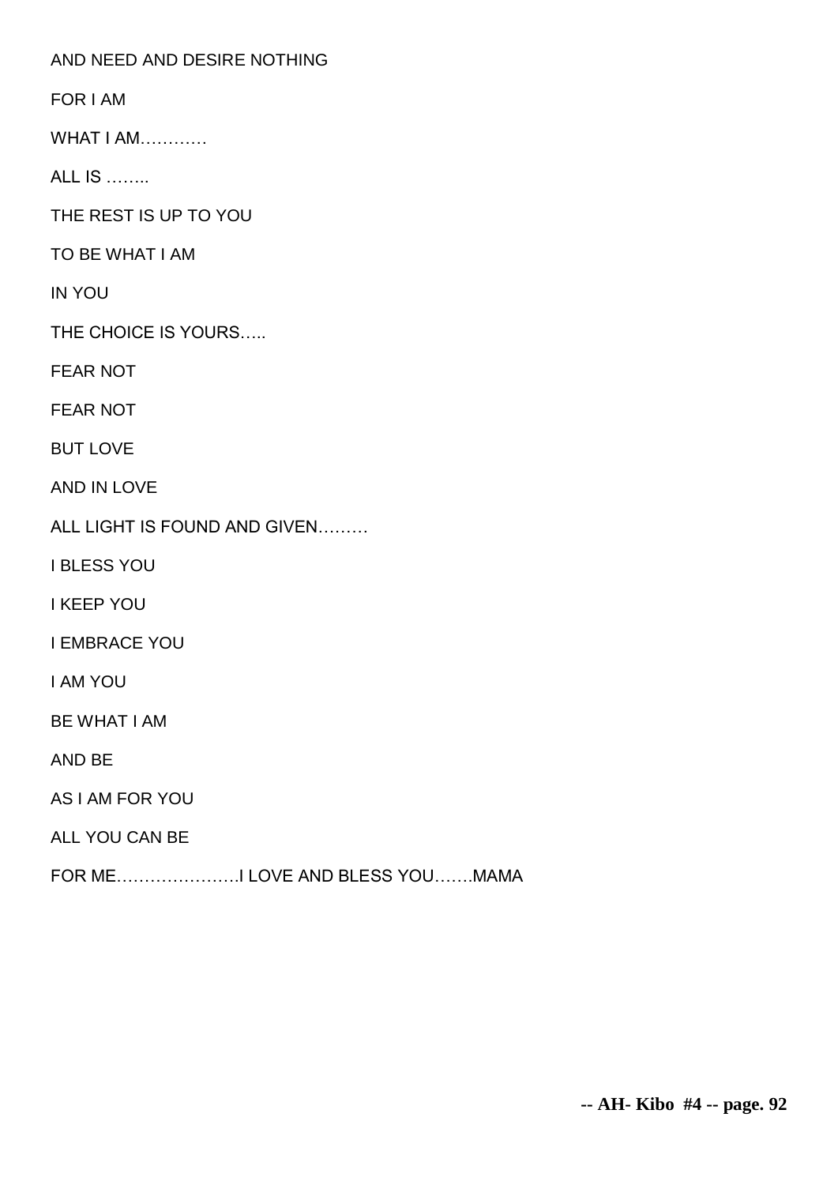AND NEED AND DESIRE NOTHING

FOR I AM

WHAT I AM…………

ALL IS ……..

THE REST IS UP TO YOU

TO BE WHAT I AM

IN YOU

THE CHOICE IS YOURS…..

FEAR NOT

FEAR NOT

BUT LOVE

AND IN LOVE

ALL LIGHT IS FOUND AND GIVEN………

I BLESS YOU

I KEEP YOU

I EMBRACE YOU

I AM YOU

BE WHAT I AM

AND BE

AS I AM FOR YOU

ALL YOU CAN BE

FOR ME………………….I LOVE AND BLESS YOU…….MAMA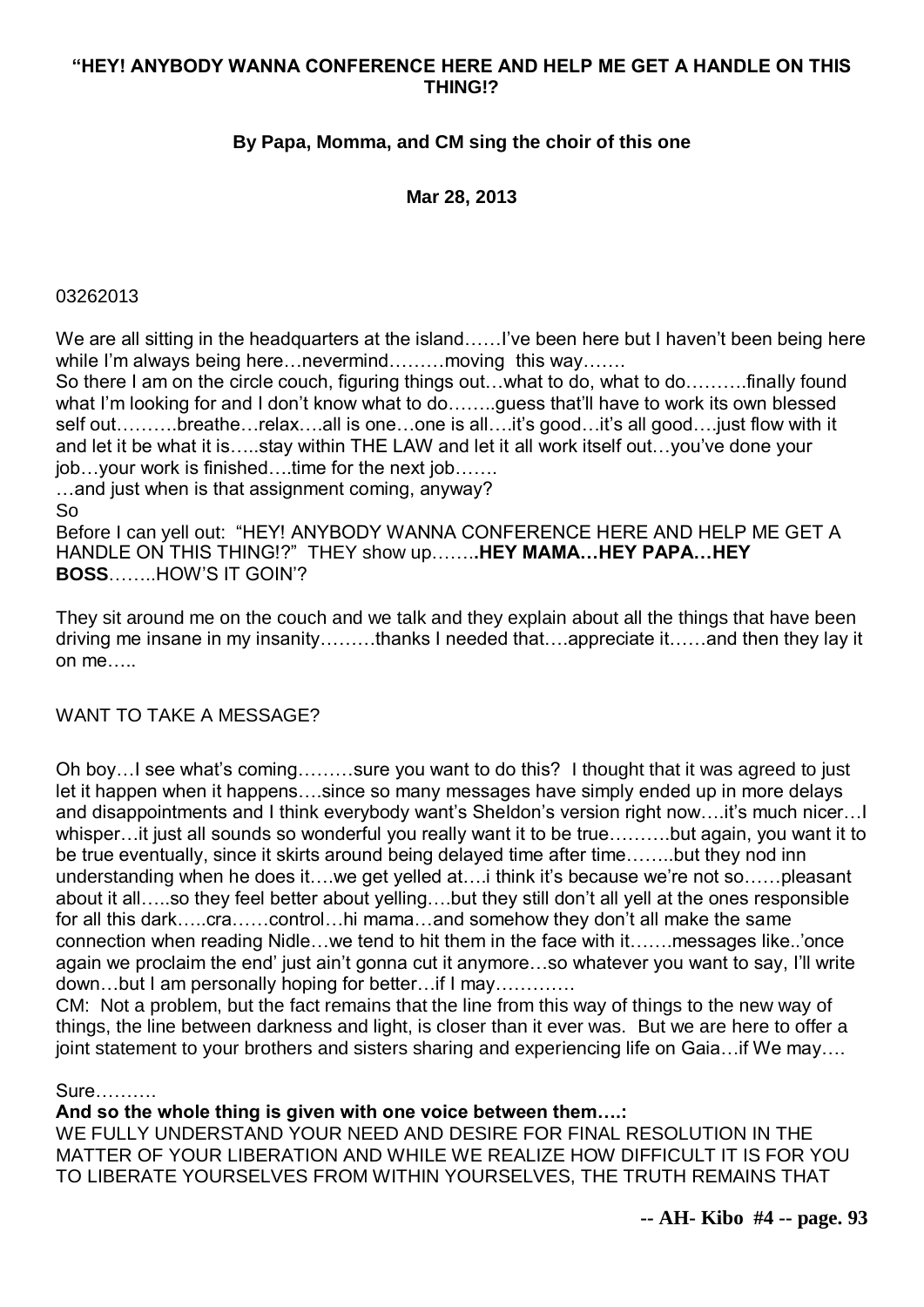**"HEY! ANYBODY WANNA CONFERENCE HERE AND HELP ME GET A HANDLE ON THIS THING!?**

**By Papa, Momma, and CM sing the choir of this one**

**Mar 28, 2013**

03262013

We are all sitting in the headquarters at the island……I've been here but I haven't been being here while I'm always being here…nevermind………moving this way…….
So there I am on the circle couch, figuring things out…what to do, what to do……….finally found what I'm looking for and I don't know what to do……..guess that'll have to work its own blessed self out……….breathe…relax….all is one…one is all….it's good…it's all good….just flow with it and let it be what it is…..stay within THE LAW and let it all work itself out…you've done your job…your work is finished….time for the next job…….
…and just when is that assignment coming, anyway?
So
Before I can yell out: "HEY! ANYBODY WANNA CONFERENCE HERE AND HELP ME GET A HANDLE ON THIS THING!?" THEY show up……..**HEY MAMA…HEY PAPA…HEY BOSS**……..HOW'S IT GOIN'?

They sit around me on the couch and we talk and they explain about all the things that have been driving me insane in my insanity………thanks I needed that….appreciate it……and then they lay it on me…..

WANT TO TAKE A MESSAGE?

Oh boy…I see what's coming………sure you want to do this? I thought that it was agreed to just let it happen when it happens….since so many messages have simply ended up in more delays and disappointments and I think everybody want's Sheldon's version right now….it's much nicer…I whisper…it just all sounds so wonderful you really want it to be true……….but again, you want it to be true eventually, since it skirts around being delayed time after time……..but they nod inn understanding when he does it….we get yelled at….i think it's because we're not so……pleasant about it all…..so they feel better about yelling….but they still don't all yell at the ones responsible for all this dark…..cra……control…hi mama…and somehow they don't all make the same connection when reading Nidle…we tend to hit them in the face with it…….messages like..'once again we proclaim the end' just ain't gonna cut it anymore…so whatever you want to say, I'll write down…but I am personally hoping for better…if I may………….
CM: Not a problem, but the fact remains that the line from this way of things to the new way of things, the line between darkness and light, is closer than it ever was. But we are here to offer a joint statement to your brothers and sisters sharing and experiencing life on Gaia…if We may….

Sure……….
**And so the whole thing is given with one voice between them….:**
WE FULLY UNDERSTAND YOUR NEED AND DESIRE FOR FINAL RESOLUTION IN THE MATTER OF YOUR LIBERATION AND WHILE WE REALIZE HOW DIFFICULT IT IS FOR YOU TO LIBERATE YOURSELVES FROM WITHIN YOURSELVES, THE TRUTH REMAINS THAT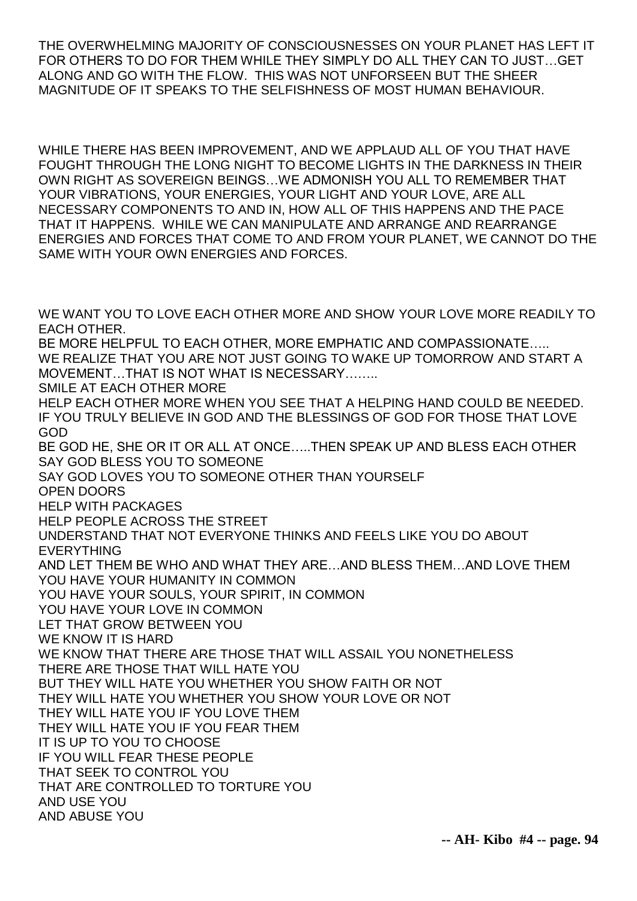THE OVERWHELMING MAJORITY OF CONSCIOUSNESSES ON YOUR PLANET HAS LEFT IT FOR OTHERS TO DO FOR THEM WHILE THEY SIMPLY DO ALL THEY CAN TO JUST…GET ALONG AND GO WITH THE FLOW. THIS WAS NOT UNFORSEEN BUT THE SHEER MAGNITUDE OF IT SPEAKS TO THE SELFISHNESS OF MOST HUMAN BEHAVIOUR.

WHILE THERE HAS BEEN IMPROVEMENT, AND WE APPLAUD ALL OF YOU THAT HAVE FOUGHT THROUGH THE LONG NIGHT TO BECOME LIGHTS IN THE DARKNESS IN THEIR OWN RIGHT AS SOVEREIGN BEINGS…WE ADMONISH YOU ALL TO REMEMBER THAT YOUR VIBRATIONS, YOUR ENERGIES, YOUR LIGHT AND YOUR LOVE, ARE ALL NECESSARY COMPONENTS TO AND IN, HOW ALL OF THIS HAPPENS AND THE PACE THAT IT HAPPENS. WHILE WE CAN MANIPULATE AND ARRANGE AND REARRANGE ENERGIES AND FORCES THAT COME TO AND FROM YOUR PLANET, WE CANNOT DO THE SAME WITH YOUR OWN ENERGIES AND FORCES.

WE WANT YOU TO LOVE EACH OTHER MORE AND SHOW YOUR LOVE MORE READILY TO EACH OTHER.
BE MORE HELPFUL TO EACH OTHER, MORE EMPHATIC AND COMPASSIONATE…..
WE REALIZE THAT YOU ARE NOT JUST GOING TO WAKE UP TOMORROW AND START A MOVEMENT…THAT IS NOT WHAT IS NECESSARY……..
SMILE AT EACH OTHER MORE
HELP EACH OTHER MORE WHEN YOU SEE THAT A HELPING HAND COULD BE NEEDED.
IF YOU TRULY BELIEVE IN GOD AND THE BLESSINGS OF GOD FOR THOSE THAT LOVE GOD
BE GOD HE, SHE OR IT OR ALL AT ONCE…..THEN SPEAK UP AND BLESS EACH OTHER
SAY GOD BLESS YOU TO SOMEONE
SAY GOD LOVES YOU TO SOMEONE OTHER THAN YOURSELF
OPEN DOORS
HELP WITH PACKAGES
HELP PEOPLE ACROSS THE STREET
UNDERSTAND THAT NOT EVERYONE THINKS AND FEELS LIKE YOU DO ABOUT EVERYTHING
AND LET THEM BE WHO AND WHAT THEY ARE…AND BLESS THEM…AND LOVE THEM
YOU HAVE YOUR HUMANITY IN COMMON
YOU HAVE YOUR SOULS, YOUR SPIRIT, IN COMMON
YOU HAVE YOUR LOVE IN COMMON
LET THAT GROW BETWEEN YOU
WE KNOW IT IS HARD
WE KNOW THAT THERE ARE THOSE THAT WILL ASSAIL YOU NONETHELESS
THERE ARE THOSE THAT WILL HATE YOU
BUT THEY WILL HATE YOU WHETHER YOU SHOW FAITH OR NOT
THEY WILL HATE YOU WHETHER YOU SHOW YOUR LOVE OR NOT
THEY WILL HATE YOU IF YOU LOVE THEM
THEY WILL HATE YOU IF YOU FEAR THEM
IT IS UP TO YOU TO CHOOSE
IF YOU WILL FEAR THESE PEOPLE
THAT SEEK TO CONTROL YOU
THAT ARE CONTROLLED TO TORTURE YOU
AND USE YOU
AND ABUSE YOU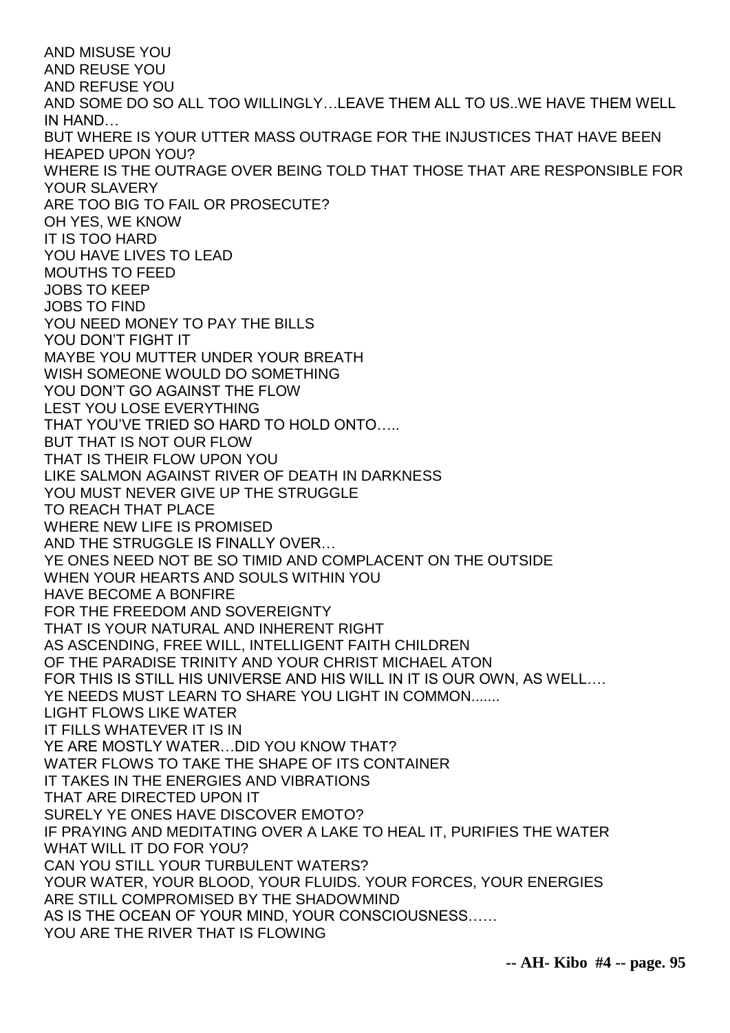AND MISUSE YOU
AND REUSE YOU
AND REFUSE YOU
AND SOME DO SO ALL TOO WILLINGLY…LEAVE THEM ALL TO US..WE HAVE THEM WELL IN HAND…
BUT WHERE IS YOUR UTTER MASS OUTRAGE FOR THE INJUSTICES THAT HAVE BEEN HEAPED UPON YOU?
WHERE IS THE OUTRAGE OVER BEING TOLD THAT THOSE THAT ARE RESPONSIBLE FOR YOUR SLAVERY
ARE TOO BIG TO FAIL OR PROSECUTE?
OH YES, WE KNOW
IT IS TOO HARD
YOU HAVE LIVES TO LEAD
MOUTHS TO FEED
JOBS TO KEEP
JOBS TO FIND
YOU NEED MONEY TO PAY THE BILLS
YOU DON'T FIGHT IT
MAYBE YOU MUTTER UNDER YOUR BREATH
WISH SOMEONE WOULD DO SOMETHING
YOU DON'T GO AGAINST THE FLOW
LEST YOU LOSE EVERYTHING
THAT YOU'VE TRIED SO HARD TO HOLD ONTO…..
BUT THAT IS NOT OUR FLOW
THAT IS THEIR FLOW UPON YOU
LIKE SALMON AGAINST RIVER OF DEATH IN DARKNESS
YOU MUST NEVER GIVE UP THE STRUGGLE
TO REACH THAT PLACE
WHERE NEW LIFE IS PROMISED
AND THE STRUGGLE IS FINALLY OVER…
YE ONES NEED NOT BE SO TIMID AND COMPLACENT ON THE OUTSIDE
WHEN YOUR HEARTS AND SOULS WITHIN YOU
HAVE BECOME A BONFIRE
FOR THE FREEDOM AND SOVEREIGNTY
THAT IS YOUR NATURAL AND INHERENT RIGHT
AS ASCENDING, FREE WILL, INTELLIGENT FAITH CHILDREN
OF THE PARADISE TRINITY AND YOUR CHRIST MICHAEL ATON
FOR THIS IS STILL HIS UNIVERSE AND HIS WILL IN IT IS OUR OWN, AS WELL….
YE NEEDS MUST LEARN TO SHARE YOU LIGHT IN COMMON.......
LIGHT FLOWS LIKE WATER
IT FILLS WHATEVER IT IS IN
YE ARE MOSTLY WATER…DID YOU KNOW THAT?
WATER FLOWS TO TAKE THE SHAPE OF ITS CONTAINER
IT TAKES IN THE ENERGIES AND VIBRATIONS
THAT ARE DIRECTED UPON IT
SURELY YE ONES HAVE DISCOVER EMOTO?
IF PRAYING AND MEDITATING OVER A LAKE TO HEAL IT, PURIFIES THE WATER
WHAT WILL IT DO FOR YOU?
CAN YOU STILL YOUR TURBULENT WATERS?
YOUR WATER, YOUR BLOOD, YOUR FLUIDS. YOUR FORCES, YOUR ENERGIES
ARE STILL COMPROMISED BY THE SHADOWMIND
AS IS THE OCEAN OF YOUR MIND, YOUR CONSCIOUSNESS……
YOU ARE THE RIVER THAT IS FLOWING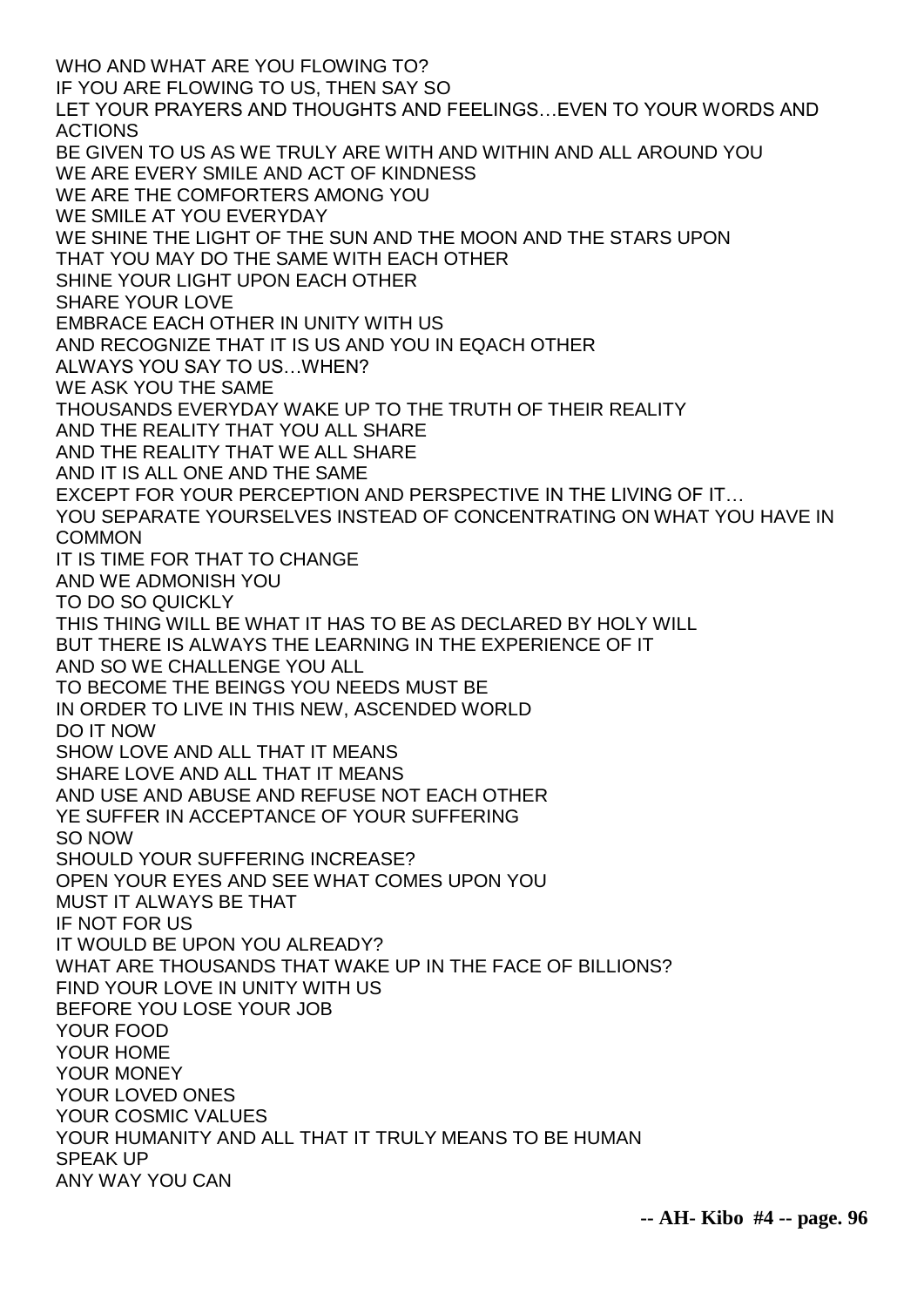WHO AND WHAT ARE YOU FLOWING TO?
IF YOU ARE FLOWING TO US, THEN SAY SO
LET YOUR PRAYERS AND THOUGHTS AND FEELINGS…EVEN TO YOUR WORDS AND ACTIONS
BE GIVEN TO US AS WE TRULY ARE WITH AND WITHIN AND ALL AROUND YOU
WE ARE EVERY SMILE AND ACT OF KINDNESS
WE ARE THE COMFORTERS AMONG YOU
WE SMILE AT YOU EVERYDAY
WE SHINE THE LIGHT OF THE SUN AND THE MOON AND THE STARS UPON
THAT YOU MAY DO THE SAME WITH EACH OTHER
SHINE YOUR LIGHT UPON EACH OTHER
SHARE YOUR LOVE
EMBRACE EACH OTHER IN UNITY WITH US
AND RECOGNIZE THAT IT IS US AND YOU IN EQACH OTHER
ALWAYS YOU SAY TO US…WHEN?
WE ASK YOU THE SAME
THOUSANDS EVERYDAY WAKE UP TO THE TRUTH OF THEIR REALITY
AND THE REALITY THAT YOU ALL SHARE
AND THE REALITY THAT WE ALL SHARE
AND IT IS ALL ONE AND THE SAME
EXCEPT FOR YOUR PERCEPTION AND PERSPECTIVE IN THE LIVING OF IT…
YOU SEPARATE YOURSELVES INSTEAD OF CONCENTRATING ON WHAT YOU HAVE IN COMMON
IT IS TIME FOR THAT TO CHANGE
AND WE ADMONISH YOU
TO DO SO QUICKLY
THIS THING WILL BE WHAT IT HAS TO BE AS DECLARED BY HOLY WILL
BUT THERE IS ALWAYS THE LEARNING IN THE EXPERIENCE OF IT
AND SO WE CHALLENGE YOU ALL
TO BECOME THE BEINGS YOU NEEDS MUST BE
IN ORDER TO LIVE IN THIS NEW, ASCENDED WORLD
DO IT NOW
SHOW LOVE AND ALL THAT IT MEANS
SHARE LOVE AND ALL THAT IT MEANS
AND USE AND ABUSE AND REFUSE NOT EACH OTHER
YE SUFFER IN ACCEPTANCE OF YOUR SUFFERING
SO NOW
SHOULD YOUR SUFFERING INCREASE?
OPEN YOUR EYES AND SEE WHAT COMES UPON YOU
MUST IT ALWAYS BE THAT
IF NOT FOR US
IT WOULD BE UPON YOU ALREADY?
WHAT ARE THOUSANDS THAT WAKE UP IN THE FACE OF BILLIONS?
FIND YOUR LOVE IN UNITY WITH US
BEFORE YOU LOSE YOUR JOB
YOUR FOOD
YOUR HOME
YOUR MONEY
YOUR LOVED ONES
YOUR COSMIC VALUES
YOUR HUMANITY AND ALL THAT IT TRULY MEANS TO BE HUMAN
SPEAK UP
ANY WAY YOU CAN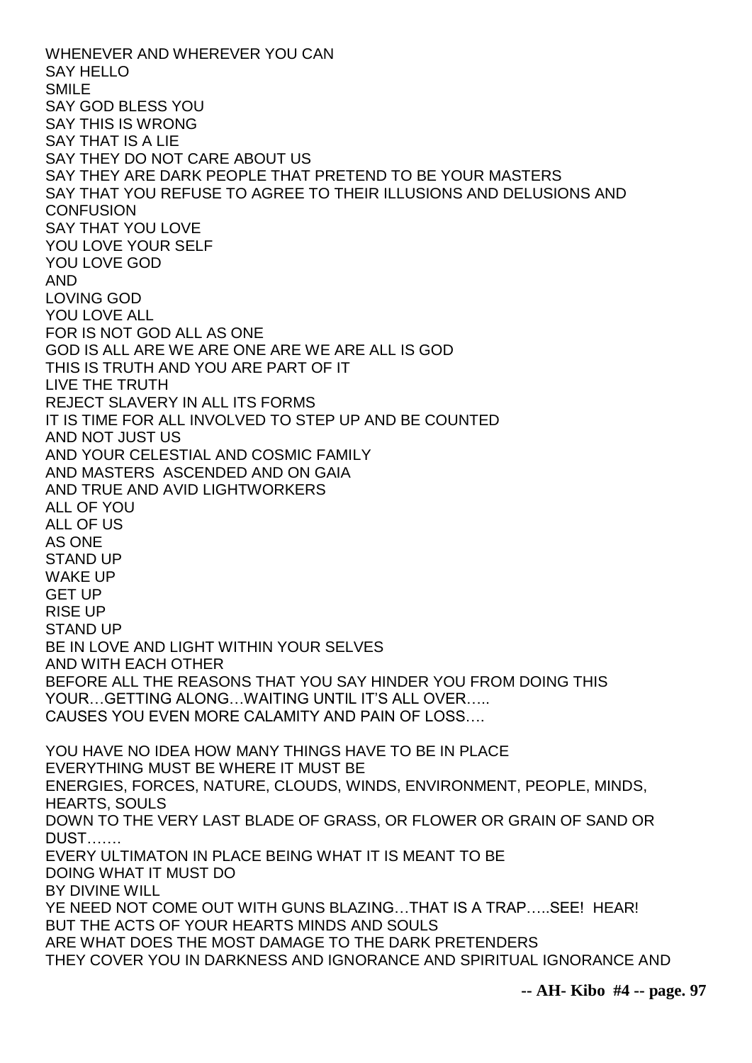WHENEVER AND WHEREVER YOU CAN
SAY HELLO
SMILE
SAY GOD BLESS YOU
SAY THIS IS WRONG
SAY THAT IS A LIE
SAY THEY DO NOT CARE ABOUT US
SAY THEY ARE DARK PEOPLE THAT PRETEND TO BE YOUR MASTERS
SAY THAT YOU REFUSE TO AGREE TO THEIR ILLUSIONS AND DELUSIONS AND CONFUSION
SAY THAT YOU LOVE
YOU LOVE YOUR SELF
YOU LOVE GOD
AND
LOVING GOD
YOU LOVE ALL
FOR IS NOT GOD ALL AS ONE
GOD IS ALL ARE WE ARE ONE ARE WE ARE ALL IS GOD
THIS IS TRUTH AND YOU ARE PART OF IT
LIVE THE TRUTH
REJECT SLAVERY IN ALL ITS FORMS
IT IS TIME FOR ALL INVOLVED TO STEP UP AND BE COUNTED
AND NOT JUST US
AND YOUR CELESTIAL AND COSMIC FAMILY
AND MASTERS ASCENDED AND ON GAIA
AND TRUE AND AVID LIGHTWORKERS
ALL OF YOU
ALL OF US
AS ONE
STAND UP
WAKE UP
GET UP
RISE UP
STAND UP
BE IN LOVE AND LIGHT WITHIN YOUR SELVES
AND WITH EACH OTHER
BEFORE ALL THE REASONS THAT YOU SAY HINDER YOU FROM DOING THIS
YOUR…GETTING ALONG…WAITING UNTIL IT'S ALL OVER…..
CAUSES YOU EVEN MORE CALAMITY AND PAIN OF LOSS….

YOU HAVE NO IDEA HOW MANY THINGS HAVE TO BE IN PLACE
EVERYTHING MUST BE WHERE IT MUST BE
ENERGIES, FORCES, NATURE, CLOUDS, WINDS, ENVIRONMENT, PEOPLE, MINDS, HEARTS, SOULS
DOWN TO THE VERY LAST BLADE OF GRASS, OR FLOWER OR GRAIN OF SAND OR DUST…….
EVERY ULTIMATON IN PLACE BEING WHAT IT IS MEANT TO BE
DOING WHAT IT MUST DO
BY DIVINE WILL
YE NEED NOT COME OUT WITH GUNS BLAZING…THAT IS A TRAP…..SEE! HEAR!
BUT THE ACTS OF YOUR HEARTS MINDS AND SOULS
ARE WHAT DOES THE MOST DAMAGE TO THE DARK PRETENDERS
THEY COVER YOU IN DARKNESS AND IGNORANCE AND SPIRITUAL IGNORANCE AND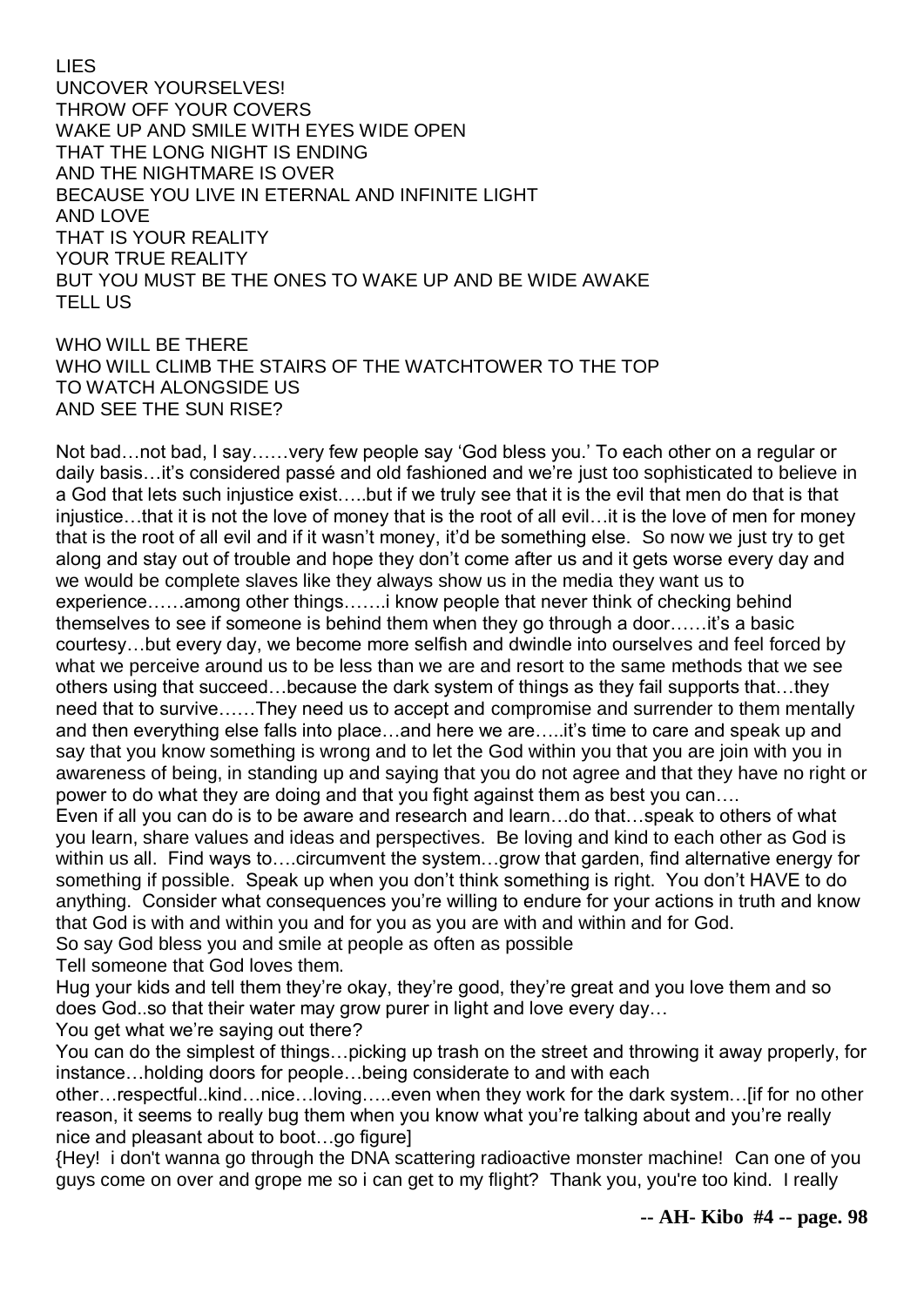LIES
UNCOVER YOURSELVES!
THROW OFF YOUR COVERS
WAKE UP AND SMILE WITH EYES WIDE OPEN
THAT THE LONG NIGHT IS ENDING
AND THE NIGHTMARE IS OVER
BECAUSE YOU LIVE IN ETERNAL AND INFINITE LIGHT
AND LOVE
THAT IS YOUR REALITY
YOUR TRUE REALITY
BUT YOU MUST BE THE ONES TO WAKE UP AND BE WIDE AWAKE
TELL US

WHO WILL BE THERE
WHO WILL CLIMB THE STAIRS OF THE WATCHTOWER TO THE TOP
TO WATCH ALONGSIDE US
AND SEE THE SUN RISE?

Not bad…not bad, I say……very few people say 'God bless you.' To each other on a regular or daily basis…it's considered passé and old fashioned and we're just too sophisticated to believe in a God that lets such injustice exist…..but if we truly see that it is the evil that men do that is that injustice…that it is not the love of money that is the root of all evil…it is the love of men for money that is the root of all evil and if it wasn't money, it'd be something else. So now we just try to get along and stay out of trouble and hope they don't come after us and it gets worse every day and we would be complete slaves like they always show us in the media they want us to experience……among other things…….i know people that never think of checking behind themselves to see if someone is behind them when they go through a door……it's a basic courtesy…but every day, we become more selfish and dwindle into ourselves and feel forced by what we perceive around us to be less than we are and resort to the same methods that we see others using that succeed…because the dark system of things as they fail supports that…they need that to survive……They need us to accept and compromise and surrender to them mentally and then everything else falls into place…and here we are…..it's time to care and speak up and say that you know something is wrong and to let the God within you that you are join with you in awareness of being, in standing up and saying that you do not agree and that they have no right or power to do what they are doing and that you fight against them as best you can….

Even if all you can do is to be aware and research and learn…do that…speak to others of what you learn, share values and ideas and perspectives. Be loving and kind to each other as God is within us all. Find ways to….circumvent the system…grow that garden, find alternative energy for something if possible. Speak up when you don't think something is right. You don't HAVE to do anything. Consider what consequences you're willing to endure for your actions in truth and know that God is with and within you and for you as you are with and within and for God.

So say God bless you and smile at people as often as possible

Tell someone that God loves them.

Hug your kids and tell them they're okay, they're good, they're great and you love them and so does God..so that their water may grow purer in light and love every day…

You get what we're saying out there?

You can do the simplest of things…picking up trash on the street and throwing it away properly, for instance…holding doors for people…being considerate to and with each other…respectful..kind…nice…loving…..even when they work for the dark system…[if for no other reason, it seems to really bug them when you know what you're talking about and you're really nice and pleasant about to boot…go figure]

{Hey! i don't wanna go through the DNA scattering radioactive monster machine! Can one of you guys come on over and grope me so i can get to my flight? Thank you, you're too kind. I really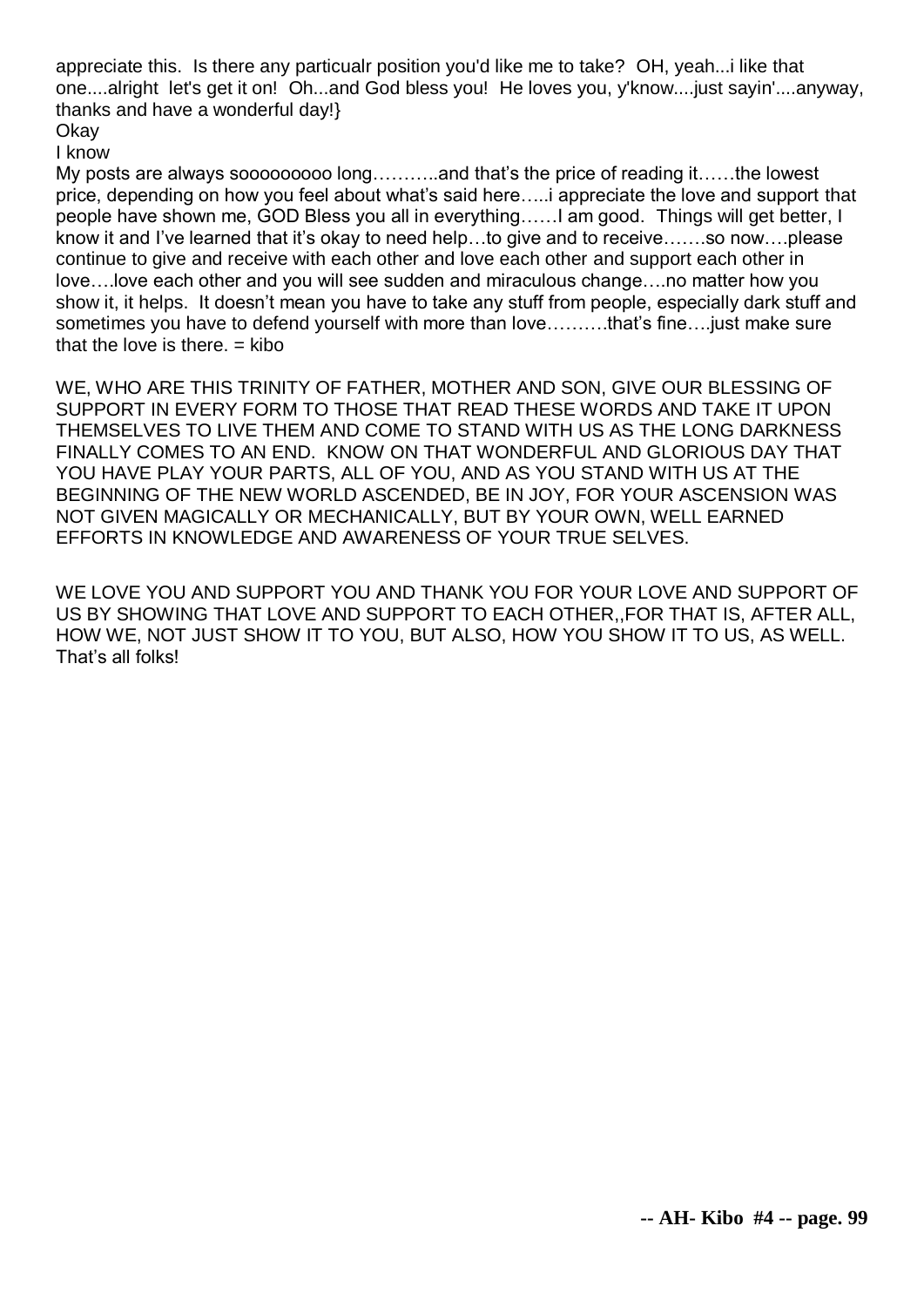appreciate this. Is there any particualr position you'd like me to take? OH, yeah...i like that one....alright let's get it on! Oh...and God bless you! He loves you, y'know....just sayin'....anyway, thanks and have a wonderful day!}

Okay

I know

My posts are always sooooooooo long………..and that's the price of reading it……the lowest price, depending on how you feel about what's said here…..i appreciate the love and support that people have shown me, GOD Bless you all in everything……I am good. Things will get better, I know it and I've learned that it's okay to need help…to give and to receive…….so now….please continue to give and receive with each other and love each other and support each other in love….love each other and you will see sudden and miraculous change….no matter how you show it, it helps. It doesn't mean you have to take any stuff from people, especially dark stuff and sometimes you have to defend yourself with more than love……….that's fine….just make sure that the love is there. = kibo

WE, WHO ARE THIS TRINITY OF FATHER, MOTHER AND SON, GIVE OUR BLESSING OF SUPPORT IN EVERY FORM TO THOSE THAT READ THESE WORDS AND TAKE IT UPON THEMSELVES TO LIVE THEM AND COME TO STAND WITH US AS THE LONG DARKNESS FINALLY COMES TO AN END. KNOW ON THAT WONDERFUL AND GLORIOUS DAY THAT YOU HAVE PLAY YOUR PARTS, ALL OF YOU, AND AS YOU STAND WITH US AT THE BEGINNING OF THE NEW WORLD ASCENDED, BE IN JOY, FOR YOUR ASCENSION WAS NOT GIVEN MAGICALLY OR MECHANICALLY, BUT BY YOUR OWN, WELL EARNED EFFORTS IN KNOWLEDGE AND AWARENESS OF YOUR TRUE SELVES.

WE LOVE YOU AND SUPPORT YOU AND THANK YOU FOR YOUR LOVE AND SUPPORT OF US BY SHOWING THAT LOVE AND SUPPORT TO EACH OTHER,,FOR THAT IS, AFTER ALL, HOW WE, NOT JUST SHOW IT TO YOU, BUT ALSO, HOW YOU SHOW IT TO US, AS WELL. That's all folks!